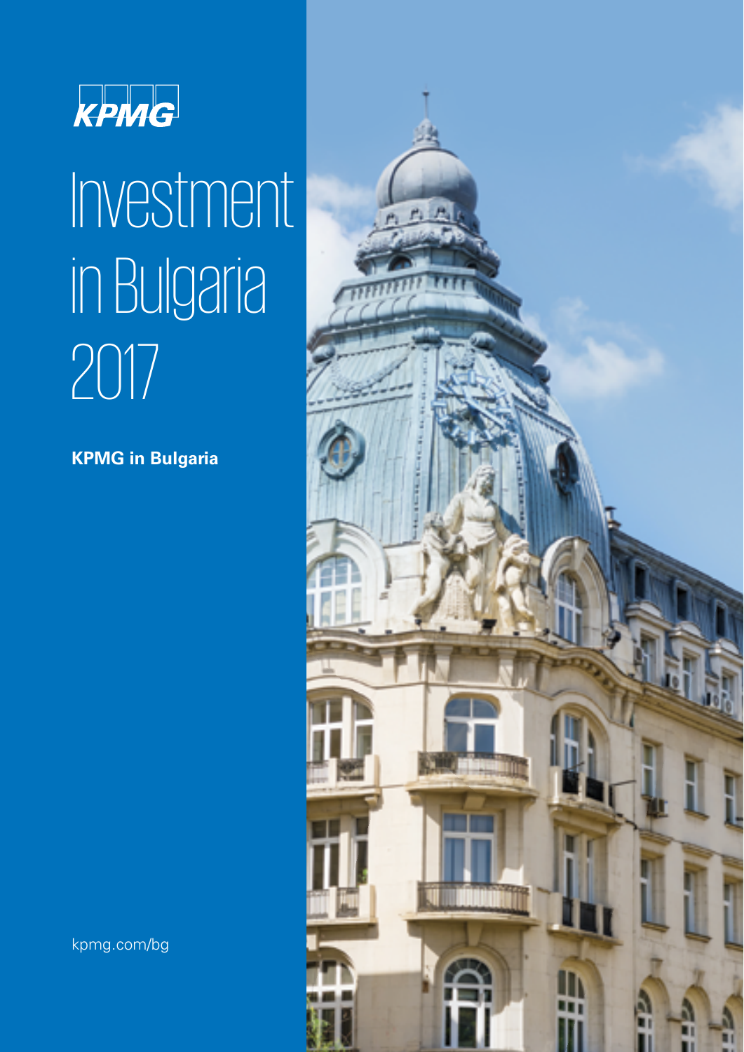KPMG

# Investment in Bulgaria 2017

**KPMG in Bulgaria**

kpmg.com/bg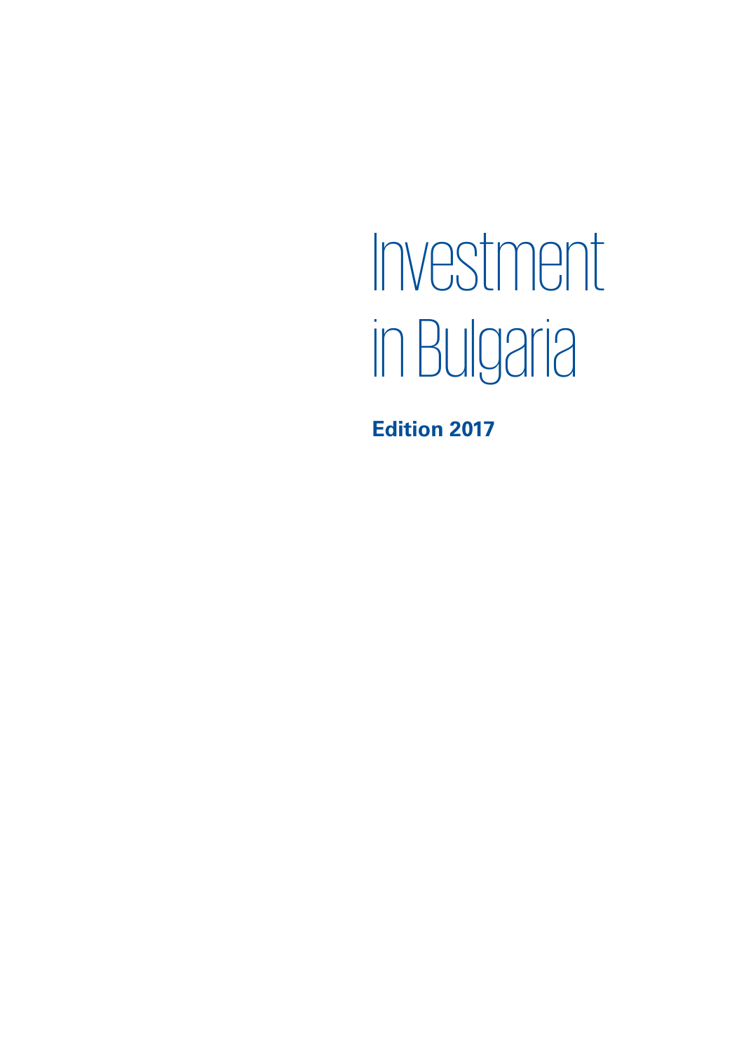# Investment in Bulgaria

**Edition 2017**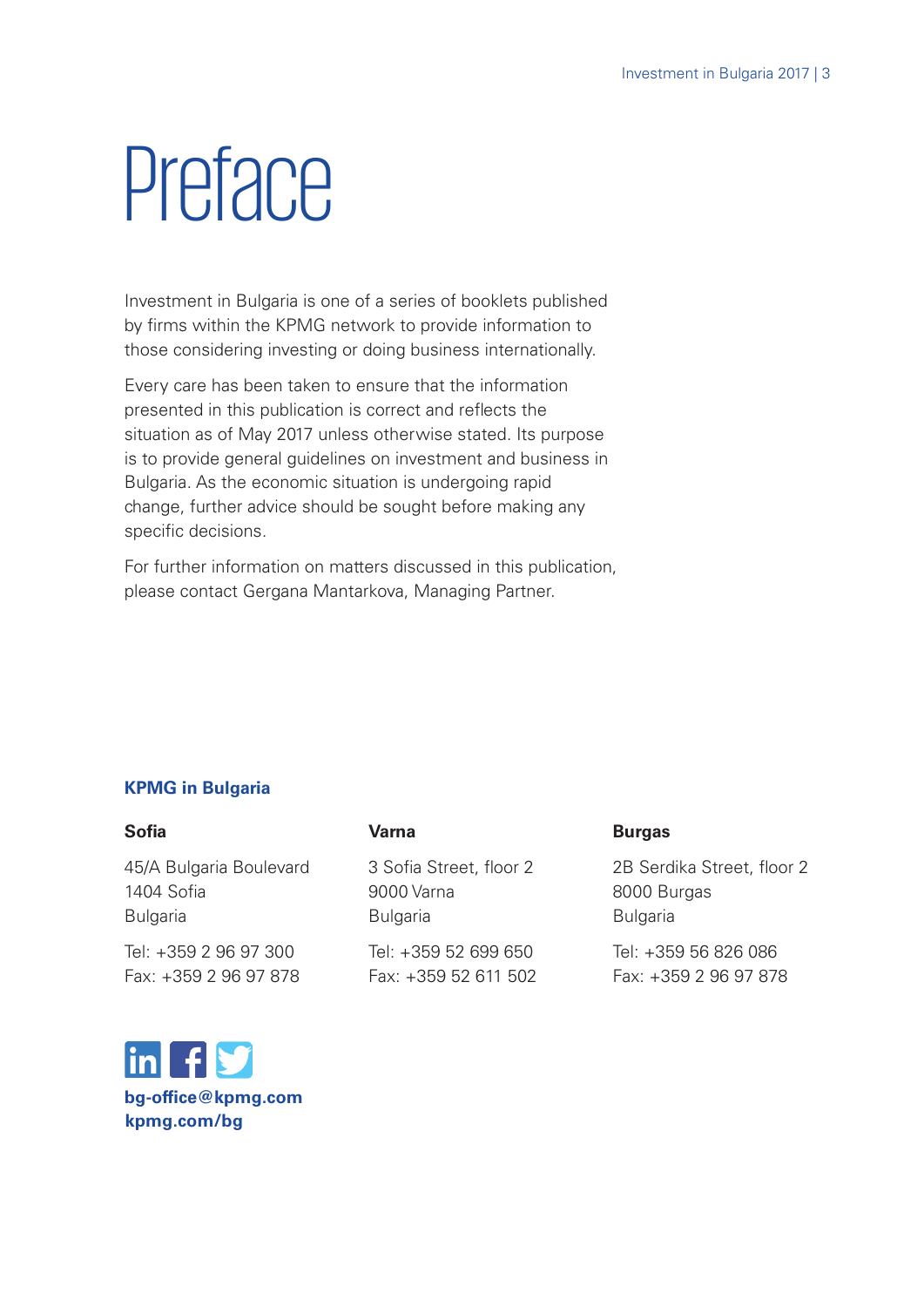# Preface

Investment in Bulgaria is one of a series of booklets published by firms within the KPMG network to provide information to those considering investing or doing business internationally.

Every care has been taken to ensure that the information presented in this publication is correct and reflects the situation as of May 2017 unless otherwise stated. Its purpose is to provide general guidelines on investment and business in Bulgaria. As the economic situation is undergoing rapid change, further advice should be sought before making any specific decisions.

For further information on matters discussed in this publication, please contact Gergana Mantarkova, Managing Partner.

**KPMG in Bulgaria**

**Sofia**

45/A Bulgaria Boulevard
1404 Sofia
Bulgaria

Tel: +359 2 96 97 300
Fax: +359 2 96 97 878

**Varna**

3 Sofia Street, floor 2
9000 Varna
Bulgaria

Tel: +359 52 699 650
Fax: +359 52 611 502

**Burgas**

2B Serdika Street, floor 2
8000 Burgas
Bulgaria

Tel: +359 56 826 086
Fax: +359 2 96 97 878

**bg-office@kpmg.com**
**kpmg.com/bg**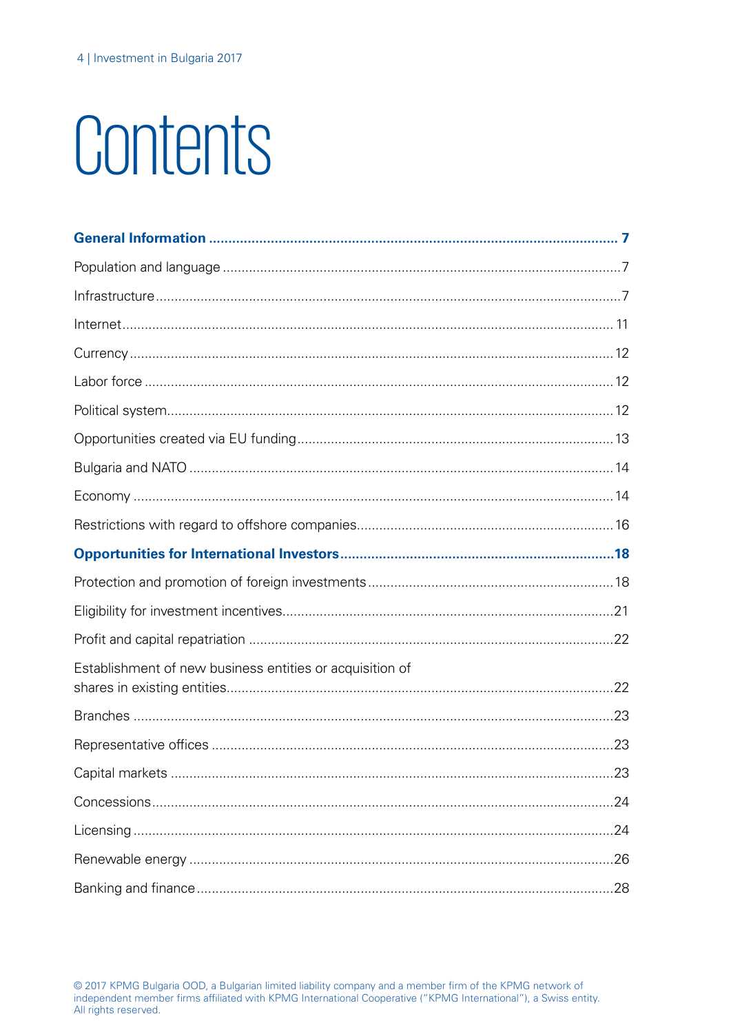# Contents

**General Information .......... 7**

Population and language .......... 7

Infrastructure .......... 7

Internet .......... 11

Currency .......... 12

Labor force .......... 12

Political system .......... 12

Opportunities created via EU funding .......... 13

Bulgaria and NATO .......... 14

Economy .......... 14

Restrictions with regard to offshore companies .......... 16

**Opportunities for International Investors .......... 18**

Protection and promotion of foreign investments .......... 18

Eligibility for investment incentives .......... 21

Profit and capital repatriation .......... 22

Establishment of new business entities or acquisition of shares in existing entities .......... 22

Branches .......... 23

Representative offices .......... 23

Capital markets .......... 23

Concessions .......... 24

Licensing .......... 24

Renewable energy .......... 26

Banking and finance .......... 28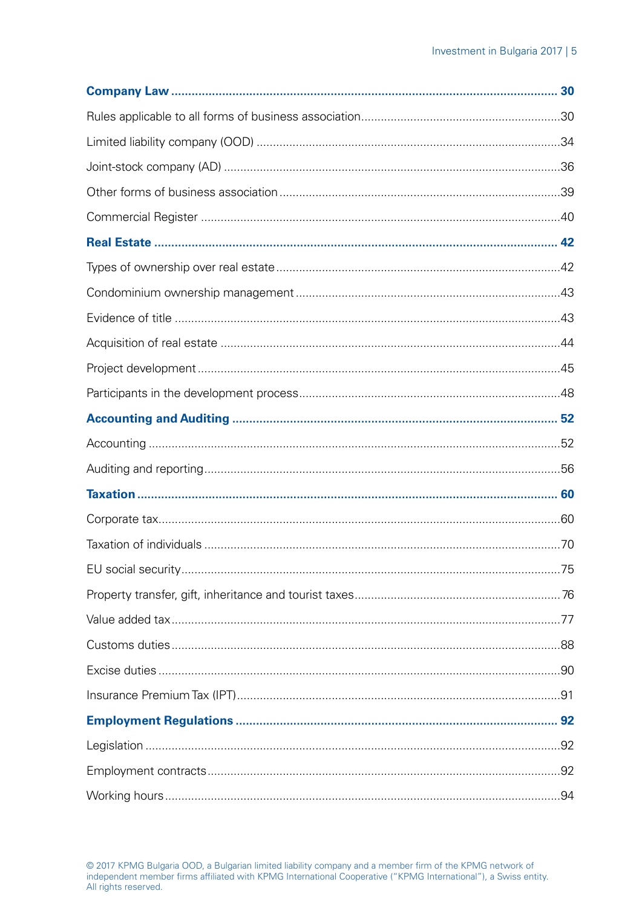**Company Law .................................................................................................................... 30**

Rules applicable to all forms of business association ............................................................30

Limited liability company (OOD) ............................................................................................34

Joint-stock company (AD) .......................................................................................................36

Other forms of business association .....................................................................................39

Commercial Register ...............................................................................................................40

**Real Estate ....................................................................................................................... 42**

Types of ownership over real estate ......................................................................................42

Condominium ownership management ................................................................................43

Evidence of title .......................................................................................................................43

Acquisition of real estate ........................................................................................................44

Project development ...............................................................................................................45

Participants in the development process ...............................................................................48

**Accounting and Auditing ................................................................................................ 52**

Accounting ..............................................................................................................................52

Auditing and reporting .............................................................................................................56

**Taxation ........................................................................................................................... 60**

Corporate tax ...........................................................................................................................60

Taxation of individuals .............................................................................................................70

EU social security ....................................................................................................................75

Property transfer, gift, inheritance and tourist taxes ...............................................................76

Value added tax .......................................................................................................................77

Customs duties ........................................................................................................................88

Excise duties ............................................................................................................................90

Insurance Premium Tax (IPT) ..................................................................................................91

**Employment Regulations ............................................................................................... 92**

Legislation ...............................................................................................................................92

Employment contracts .............................................................................................................92

Working hours ..........................................................................................................................94

© 2017 KPMG Bulgaria OOD, a Bulgarian limited liability company and a member firm of the KPMG network of independent member firms affiliated with KPMG International Cooperative ("KPMG International"), a Swiss entity. All rights reserved.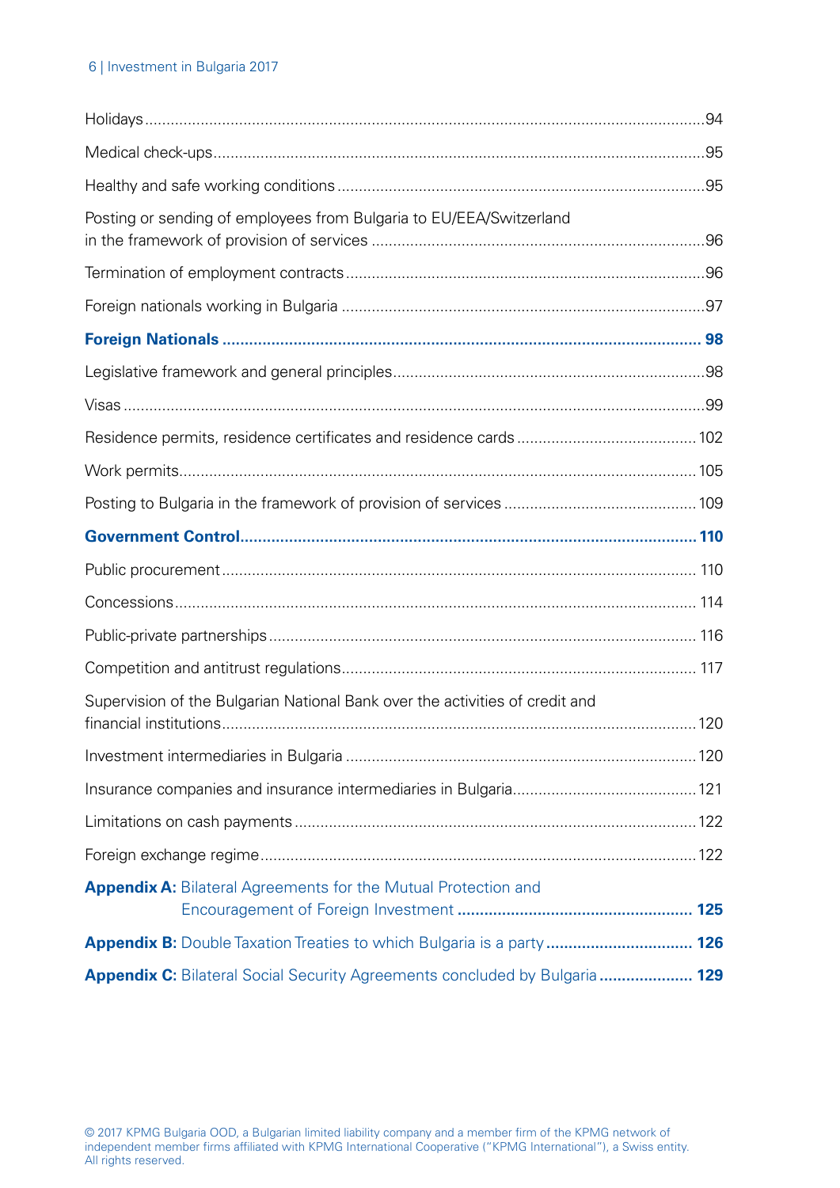Holidays ........................................................................................................................94

Medical check-ups ........................................................................................................95

Healthy and safe working conditions ...........................................................................95

Posting or sending of employees from Bulgaria to EU/EEA/Switzerland in the framework of provision of services ...................................................................96

Termination of employment contracts ..........................................................................96

Foreign nationals working in Bulgaria ...........................................................................97

**Foreign Nationals .......................................................................................................... 98**

Legislative framework and general principles ..............................................................98

Visas ..............................................................................................................................99

Residence permits, residence certificates and residence cards ..................................102

Work permits ...............................................................................................................105

Posting to Bulgaria in the framework of provision of services ....................................109

**Government Control ..................................................................................................... 110**

Public procurement .....................................................................................................110

Concessions ................................................................................................................114

Public-private partnerships ..........................................................................................116

Competition and antitrust regulations .........................................................................117

Supervision of the Bulgarian National Bank over the activities of credit and financial institutions .....................................................................................................120

Investment intermediaries in Bulgaria .........................................................................120

Insurance companies and insurance intermediaries in Bulgaria ..................................121

Limitations on cash payments .....................................................................................122

Foreign exchange regime ............................................................................................122

**Appendix A:** Bilateral Agreements for the Mutual Protection and Encouragement of Foreign Investment ..................................................... **125**

**Appendix B:** Double Taxation Treaties to which Bulgaria is a party ................................. **126**

**Appendix C:** Bilateral Social Security Agreements concluded by Bulgaria ..................... **129**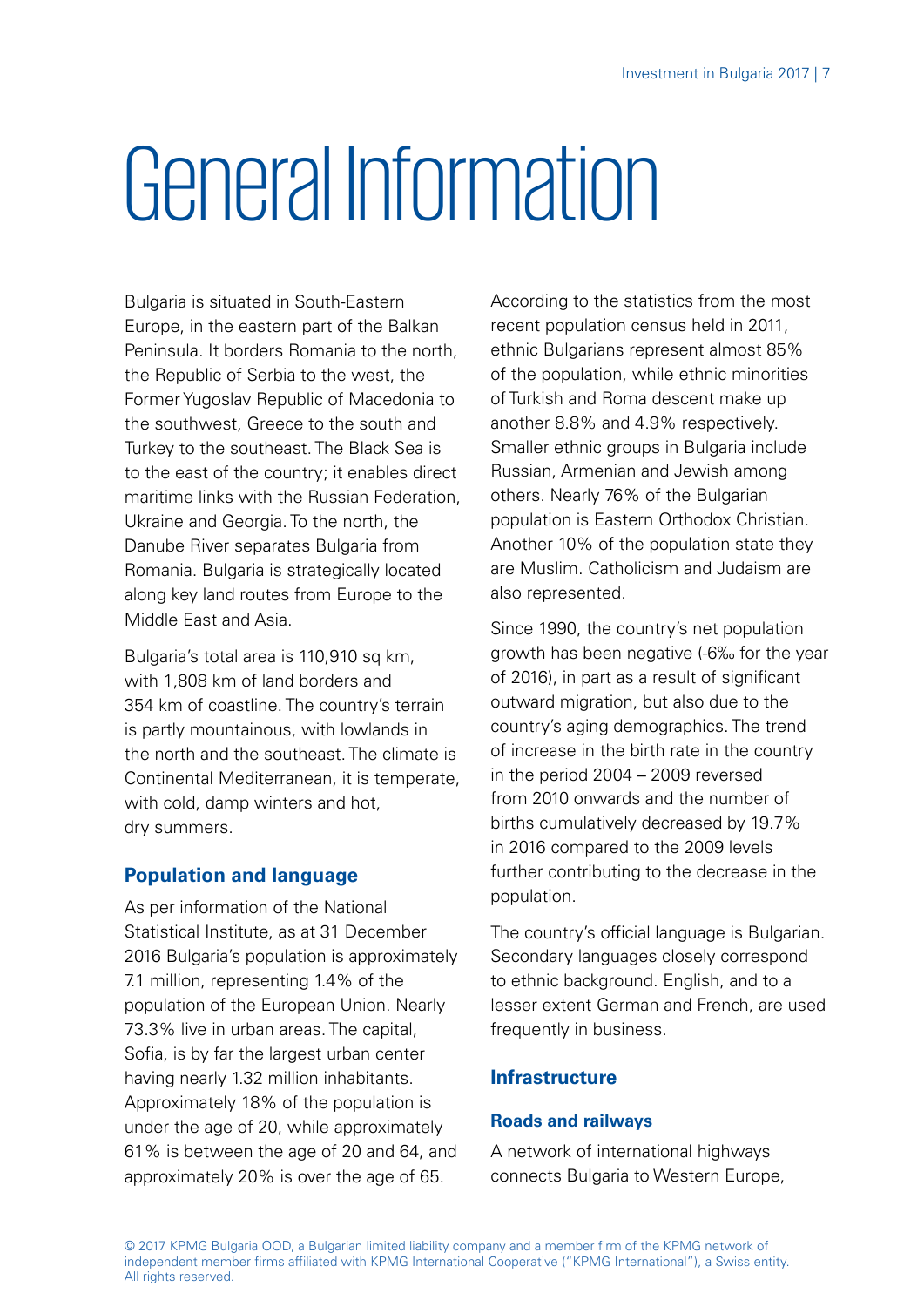# General Information

Bulgaria is situated in South-Eastern Europe, in the eastern part of the Balkan Peninsula. It borders Romania to the north, the Republic of Serbia to the west, the Former Yugoslav Republic of Macedonia to the southwest, Greece to the south and Turkey to the southeast. The Black Sea is to the east of the country; it enables direct maritime links with the Russian Federation, Ukraine and Georgia. To the north, the Danube River separates Bulgaria from Romania. Bulgaria is strategically located along key land routes from Europe to the Middle East and Asia.

Bulgaria's total area is 110,910 sq km, with 1,808 km of land borders and 354 km of coastline. The country's terrain is partly mountainous, with lowlands in the north and the southeast. The climate is Continental Mediterranean, it is temperate, with cold, damp winters and hot, dry summers.

## Population and language

As per information of the National Statistical Institute, as at 31 December 2016 Bulgaria's population is approximately 7.1 million, representing 1.4% of the population of the European Union. Nearly 73.3% live in urban areas. The capital, Sofia, is by far the largest urban center having nearly 1.32 million inhabitants. Approximately 18% of the population is under the age of 20, while approximately 61% is between the age of 20 and 64, and approximately 20% is over the age of 65.

According to the statistics from the most recent population census held in 2011, ethnic Bulgarians represent almost 85% of the population, while ethnic minorities of Turkish and Roma descent make up another 8.8% and 4.9% respectively. Smaller ethnic groups in Bulgaria include Russian, Armenian and Jewish among others. Nearly 76% of the Bulgarian population is Eastern Orthodox Christian. Another 10% of the population state they are Muslim. Catholicism and Judaism are also represented.

Since 1990, the country's net population growth has been negative (-6‰ for the year of 2016), in part as a result of significant outward migration, but also due to the country's aging demographics. The trend of increase in the birth rate in the country in the period 2004 – 2009 reversed from 2010 onwards and the number of births cumulatively decreased by 19.7% in 2016 compared to the 2009 levels further contributing to the decrease in the population.

The country's official language is Bulgarian. Secondary languages closely correspond to ethnic background. English, and to a lesser extent German and French, are used frequently in business.

## Infrastructure

### Roads and railways

A network of international highways connects Bulgaria to Western Europe,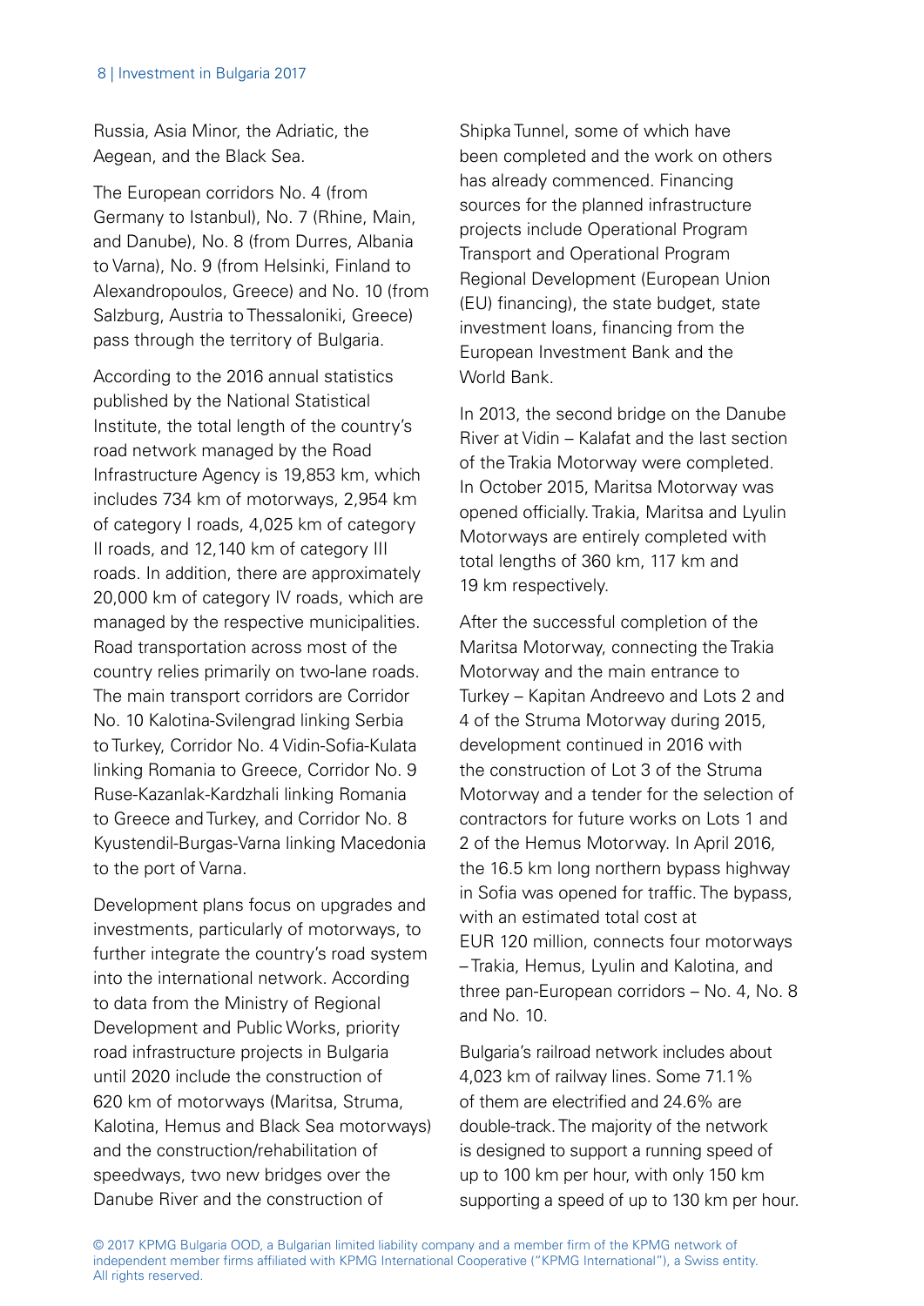Russia, Asia Minor, the Adriatic, the Aegean, and the Black Sea.

The European corridors No. 4 (from Germany to Istanbul), No. 7 (Rhine, Main, and Danube), No. 8 (from Durres, Albania to Varna), No. 9 (from Helsinki, Finland to Alexandropoulos, Greece) and No. 10 (from Salzburg, Austria to Thessaloniki, Greece) pass through the territory of Bulgaria.

According to the 2016 annual statistics published by the National Statistical Institute, the total length of the country's road network managed by the Road Infrastructure Agency is 19,853 km, which includes 734 km of motorways, 2,954 km of category I roads, 4,025 km of category II roads, and 12,140 km of category III roads. In addition, there are approximately 20,000 km of category IV roads, which are managed by the respective municipalities. Road transportation across most of the country relies primarily on two-lane roads. The main transport corridors are Corridor No. 10 Kalotina-Svilengrad linking Serbia to Turkey, Corridor No. 4 Vidin-Sofia-Kulata linking Romania to Greece, Corridor No. 9 Ruse-Kazanlak-Kardzhali linking Romania to Greece and Turkey, and Corridor No. 8 Kyustendil-Burgas-Varna linking Macedonia to the port of Varna.

Development plans focus on upgrades and investments, particularly of motorways, to further integrate the country's road system into the international network. According to data from the Ministry of Regional Development and Public Works, priority road infrastructure projects in Bulgaria until 2020 include the construction of 620 km of motorways (Maritsa, Struma, Kalotina, Hemus and Black Sea motorways) and the construction/rehabilitation of speedways, two new bridges over the Danube River and the construction of Shipka Tunnel, some of which have been completed and the work on others has already commenced. Financing sources for the planned infrastructure projects include Operational Program Transport and Operational Program Regional Development (European Union (EU) financing), the state budget, state investment loans, financing from the European Investment Bank and the World Bank.

In 2013, the second bridge on the Danube River at Vidin – Kalafat and the last section of the Trakia Motorway were completed. In October 2015, Maritsa Motorway was opened officially. Trakia, Maritsa and Lyulin Motorways are entirely completed with total lengths of 360 km, 117 km and 19 km respectively.

After the successful completion of the Maritsa Motorway, connecting the Trakia Motorway and the main entrance to Turkey – Kapitan Andreevo and Lots 2 and 4 of the Struma Motorway during 2015, development continued in 2016 with the construction of Lot 3 of the Struma Motorway and a tender for the selection of contractors for future works on Lots 1 and 2 of the Hemus Motorway. In April 2016, the 16.5 km long northern bypass highway in Sofia was opened for traffic. The bypass, with an estimated total cost at EUR 120 million, connects four motorways – Trakia, Hemus, Lyulin and Kalotina, and three pan-European corridors – No. 4, No. 8 and No. 10.

Bulgaria's railroad network includes about 4,023 km of railway lines. Some 71.1% of them are electrified and 24.6% are double-track. The majority of the network is designed to support a running speed of up to 100 km per hour, with only 150 km supporting a speed of up to 130 km per hour.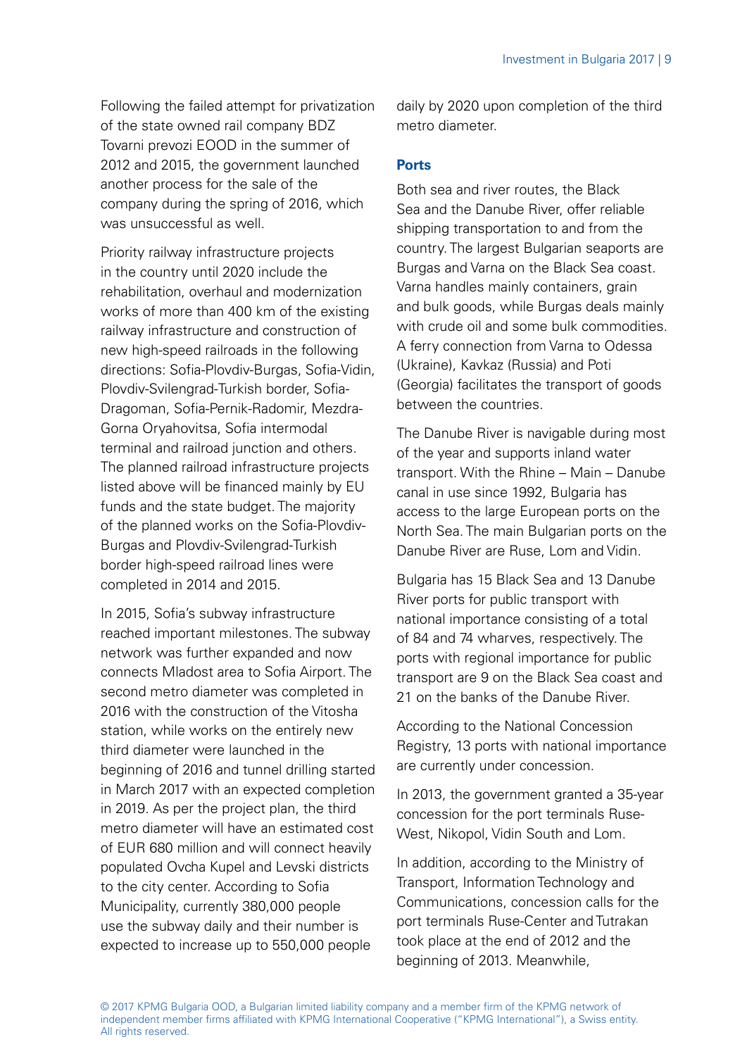Following the failed attempt for privatization of the state owned rail company BDZ Tovarni prevozi EOOD in the summer of 2012 and 2015, the government launched another process for the sale of the company during the spring of 2016, which was unsuccessful as well.

Priority railway infrastructure projects in the country until 2020 include the rehabilitation, overhaul and modernization works of more than 400 km of the existing railway infrastructure and construction of new high-speed railroads in the following directions: Sofia-Plovdiv-Burgas, Sofia-Vidin, Plovdiv-Svilengrad-Turkish border, Sofia-Dragoman, Sofia-Pernik-Radomir, Mezdra-Gorna Oryahovitsa, Sofia intermodal terminal and railroad junction and others. The planned railroad infrastructure projects listed above will be financed mainly by EU funds and the state budget. The majority of the planned works on the Sofia-Plovdiv-Burgas and Plovdiv-Svilengrad-Turkish border high-speed railroad lines were completed in 2014 and 2015.

In 2015, Sofia's subway infrastructure reached important milestones. The subway network was further expanded and now connects Mladost area to Sofia Airport. The second metro diameter was completed in 2016 with the construction of the Vitosha station, while works on the entirely new third diameter were launched in the beginning of 2016 and tunnel drilling started in March 2017 with an expected completion in 2019. As per the project plan, the third metro diameter will have an estimated cost of EUR 680 million and will connect heavily populated Ovcha Kupel and Levski districts to the city center. According to Sofia Municipality, currently 380,000 people use the subway daily and their number is expected to increase up to 550,000 people daily by 2020 upon completion of the third metro diameter.

### Ports

Both sea and river routes, the Black Sea and the Danube River, offer reliable shipping transportation to and from the country. The largest Bulgarian seaports are Burgas and Varna on the Black Sea coast. Varna handles mainly containers, grain and bulk goods, while Burgas deals mainly with crude oil and some bulk commodities. A ferry connection from Varna to Odessa (Ukraine), Kavkaz (Russia) and Poti (Georgia) facilitates the transport of goods between the countries.

The Danube River is navigable during most of the year and supports inland water transport. With the Rhine – Main – Danube canal in use since 1992, Bulgaria has access to the large European ports on the North Sea. The main Bulgarian ports on the Danube River are Ruse, Lom and Vidin.

Bulgaria has 15 Black Sea and 13 Danube River ports for public transport with national importance consisting of a total of 84 and 74 wharves, respectively. The ports with regional importance for public transport are 9 on the Black Sea coast and 21 on the banks of the Danube River.

According to the National Concession Registry, 13 ports with national importance are currently under concession.

In 2013, the government granted a 35-year concession for the port terminals Ruse-West, Nikopol, Vidin South and Lom.

In addition, according to the Ministry of Transport, Information Technology and Communications, concession calls for the port terminals Ruse-Center and Tutrakan took place at the end of 2012 and the beginning of 2013. Meanwhile,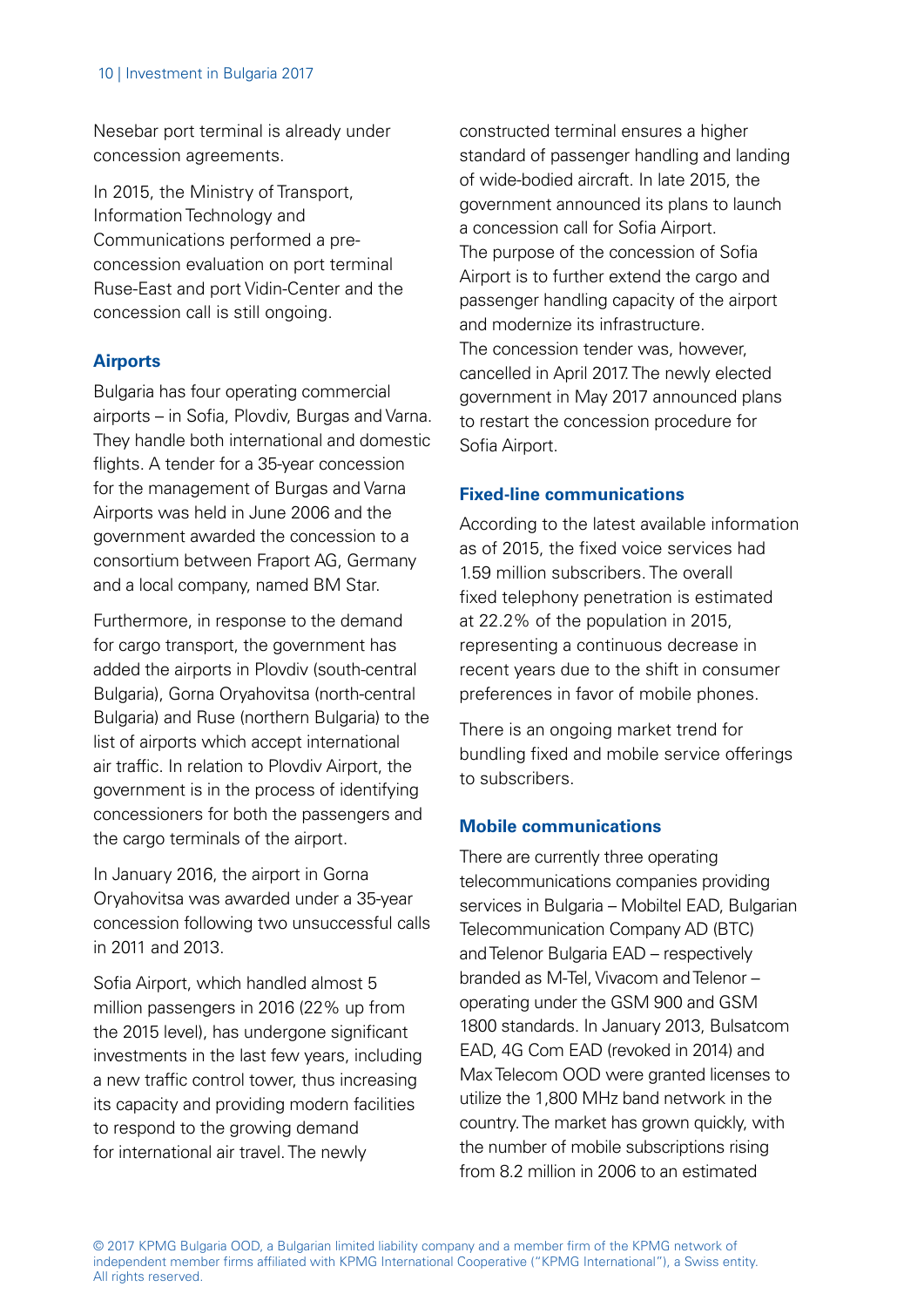Nesebar port terminal is already under concession agreements.

In 2015, the Ministry of Transport, Information Technology and Communications performed a pre-concession evaluation on port terminal Ruse-East and port Vidin-Center and the concession call is still ongoing.

### Airports

Bulgaria has four operating commercial airports – in Sofia, Plovdiv, Burgas and Varna. They handle both international and domestic flights. A tender for a 35-year concession for the management of Burgas and Varna Airports was held in June 2006 and the government awarded the concession to a consortium between Fraport AG, Germany and a local company, named BM Star.

Furthermore, in response to the demand for cargo transport, the government has added the airports in Plovdiv (south-central Bulgaria), Gorna Oryahovitsa (north-central Bulgaria) and Ruse (northern Bulgaria) to the list of airports which accept international air traffic. In relation to Plovdiv Airport, the government is in the process of identifying concessioners for both the passengers and the cargo terminals of the airport.

In January 2016, the airport in Gorna Oryahovitsa was awarded under a 35-year concession following two unsuccessful calls in 2011 and 2013.

Sofia Airport, which handled almost 5 million passengers in 2016 (22% up from the 2015 level), has undergone significant investments in the last few years, including a new traffic control tower, thus increasing its capacity and providing modern facilities to respond to the growing demand for international air travel. The newly constructed terminal ensures a higher standard of passenger handling and landing of wide-bodied aircraft. In late 2015, the government announced its plans to launch a concession call for Sofia Airport. The purpose of the concession of Sofia Airport is to further extend the cargo and passenger handling capacity of the airport and modernize its infrastructure. The concession tender was, however, cancelled in April 2017. The newly elected government in May 2017 announced plans to restart the concession procedure for Sofia Airport.

### Fixed-line communications

According to the latest available information as of 2015, the fixed voice services had 1.59 million subscribers. The overall fixed telephony penetration is estimated at 22.2% of the population in 2015, representing a continuous decrease in recent years due to the shift in consumer preferences in favor of mobile phones.

There is an ongoing market trend for bundling fixed and mobile service offerings to subscribers.

### Mobile communications

There are currently three operating telecommunications companies providing services in Bulgaria – Mobiltel EAD, Bulgarian Telecommunication Company AD (BTC) and Telenor Bulgaria EAD – respectively branded as M-Tel, Vivacom and Telenor – operating under the GSM 900 and GSM 1800 standards. In January 2013, Bulsatcom EAD, 4G Com EAD (revoked in 2014) and Max Telecom OOD were granted licenses to utilize the 1,800 MHz band network in the country. The market has grown quickly, with the number of mobile subscriptions rising from 8.2 million in 2006 to an estimated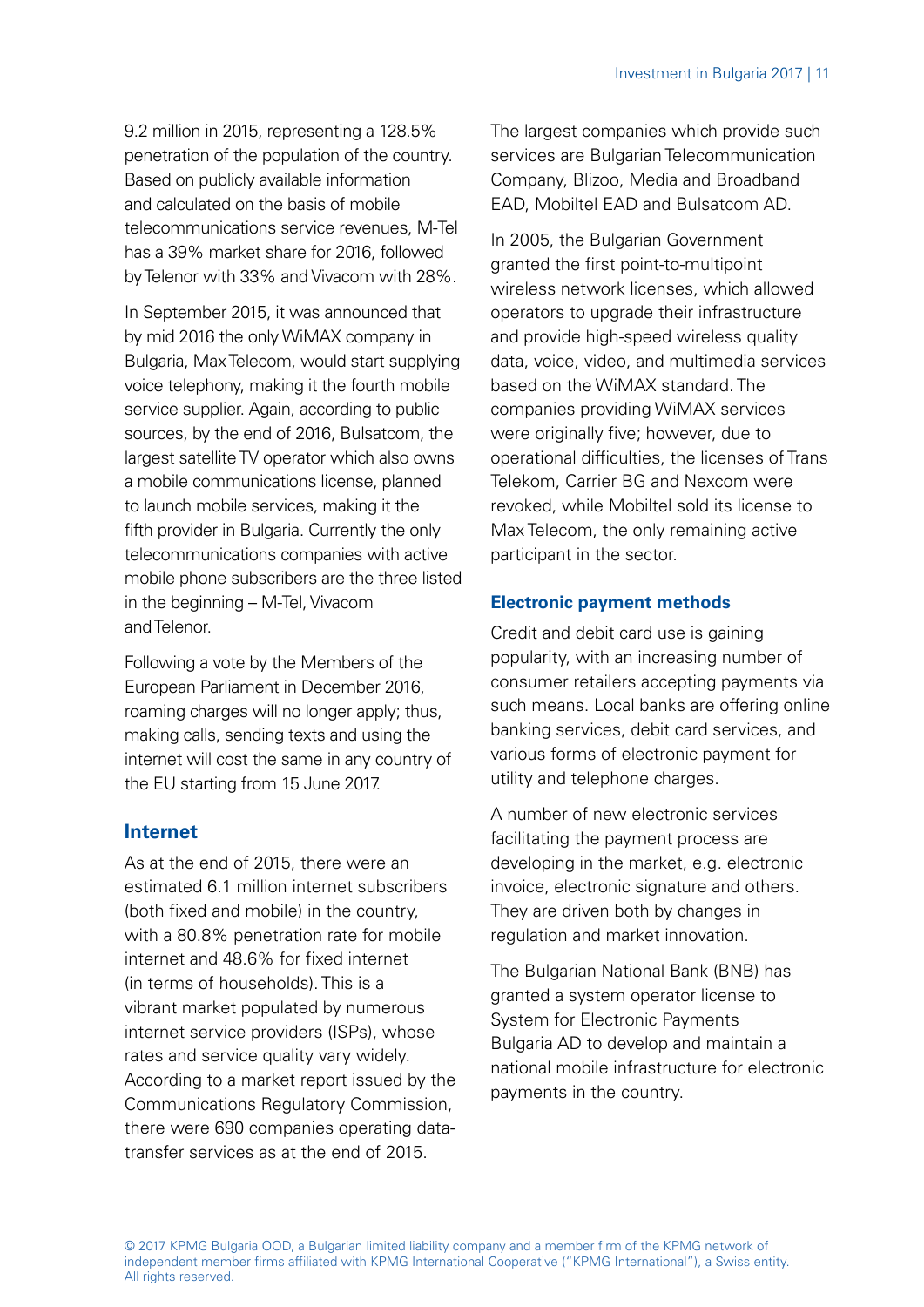9.2 million in 2015, representing a 128.5% penetration of the population of the country. Based on publicly available information and calculated on the basis of mobile telecommunications service revenues, M-Tel has a 39% market share for 2016, followed by Telenor with 33% and Vivacom with 28%.

In September 2015, it was announced that by mid 2016 the only WiMAX company in Bulgaria, Max Telecom, would start supplying voice telephony, making it the fourth mobile service supplier. Again, according to public sources, by the end of 2016, Bulsatcom, the largest satellite TV operator which also owns a mobile communications license, planned to launch mobile services, making it the fifth provider in Bulgaria. Currently the only telecommunications companies with active mobile phone subscribers are the three listed in the beginning – M-Tel, Vivacom and Telenor.

Following a vote by the Members of the European Parliament in December 2016, roaming charges will no longer apply; thus, making calls, sending texts and using the internet will cost the same in any country of the EU starting from 15 June 2017.

## Internet

As at the end of 2015, there were an estimated 6.1 million internet subscribers (both fixed and mobile) in the country, with a 80.8% penetration rate for mobile internet and 48.6% for fixed internet (in terms of households). This is a vibrant market populated by numerous internet service providers (ISPs), whose rates and service quality vary widely. According to a market report issued by the Communications Regulatory Commission, there were 690 companies operating data-transfer services as at the end of 2015.

The largest companies which provide such services are Bulgarian Telecommunication Company, Blizoo, Media and Broadband EAD, Mobiltel EAD and Bulsatcom AD.

In 2005, the Bulgarian Government granted the first point-to-multipoint wireless network licenses, which allowed operators to upgrade their infrastructure and provide high-speed wireless quality data, voice, video, and multimedia services based on the WiMAX standard. The companies providing WiMAX services were originally five; however, due to operational difficulties, the licenses of Trans Telekom, Carrier BG and Nexcom were revoked, while Mobiltel sold its license to Max Telecom, the only remaining active participant in the sector.

### Electronic payment methods

Credit and debit card use is gaining popularity, with an increasing number of consumer retailers accepting payments via such means. Local banks are offering online banking services, debit card services, and various forms of electronic payment for utility and telephone charges.

A number of new electronic services facilitating the payment process are developing in the market, e.g. electronic invoice, electronic signature and others. They are driven both by changes in regulation and market innovation.

The Bulgarian National Bank (BNB) has granted a system operator license to System for Electronic Payments Bulgaria AD to develop and maintain a national mobile infrastructure for electronic payments in the country.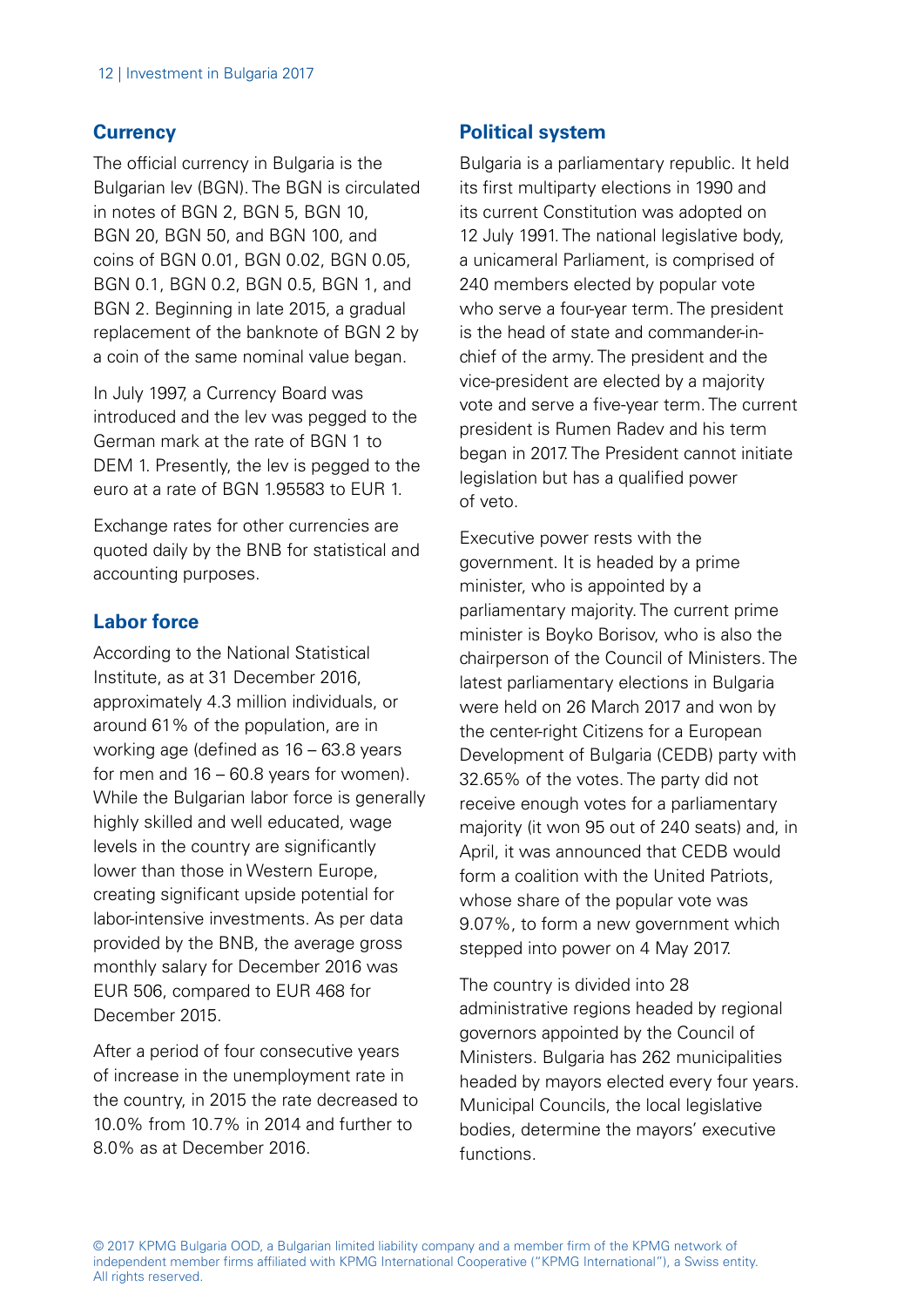## Currency

The official currency in Bulgaria is the Bulgarian lev (BGN). The BGN is circulated in notes of BGN 2, BGN 5, BGN 10, BGN 20, BGN 50, and BGN 100, and coins of BGN 0.01, BGN 0.02, BGN 0.05, BGN 0.1, BGN 0.2, BGN 0.5, BGN 1, and BGN 2. Beginning in late 2015, a gradual replacement of the banknote of BGN 2 by a coin of the same nominal value began.

In July 1997, a Currency Board was introduced and the lev was pegged to the German mark at the rate of BGN 1 to DEM 1. Presently, the lev is pegged to the euro at a rate of BGN 1.95583 to EUR 1.

Exchange rates for other currencies are quoted daily by the BNB for statistical and accounting purposes.

## Labor force

According to the National Statistical Institute, as at 31 December 2016, approximately 4.3 million individuals, or around 61% of the population, are in working age (defined as 16 – 63.8 years for men and 16 – 60.8 years for women). While the Bulgarian labor force is generally highly skilled and well educated, wage levels in the country are significantly lower than those in Western Europe, creating significant upside potential for labor-intensive investments. As per data provided by the BNB, the average gross monthly salary for December 2016 was EUR 506, compared to EUR 468 for December 2015.

After a period of four consecutive years of increase in the unemployment rate in the country, in 2015 the rate decreased to 10.0% from 10.7% in 2014 and further to 8.0% as at December 2016.

## Political system

Bulgaria is a parliamentary republic. It held its first multiparty elections in 1990 and its current Constitution was adopted on 12 July 1991. The national legislative body, a unicameral Parliament, is comprised of 240 members elected by popular vote who serve a four-year term. The president is the head of state and commander-in-chief of the army. The president and the vice-president are elected by a majority vote and serve a five-year term. The current president is Rumen Radev and his term began in 2017. The President cannot initiate legislation but has a qualified power of veto.

Executive power rests with the government. It is headed by a prime minister, who is appointed by a parliamentary majority. The current prime minister is Boyko Borisov, who is also the chairperson of the Council of Ministers. The latest parliamentary elections in Bulgaria were held on 26 March 2017 and won by the center-right Citizens for a European Development of Bulgaria (CEDB) party with 32.65% of the votes. The party did not receive enough votes for a parliamentary majority (it won 95 out of 240 seats) and, in April, it was announced that CEDB would form a coalition with the United Patriots, whose share of the popular vote was 9.07%, to form a new government which stepped into power on 4 May 2017.

The country is divided into 28 administrative regions headed by regional governors appointed by the Council of Ministers. Bulgaria has 262 municipalities headed by mayors elected every four years. Municipal Councils, the local legislative bodies, determine the mayors' executive functions.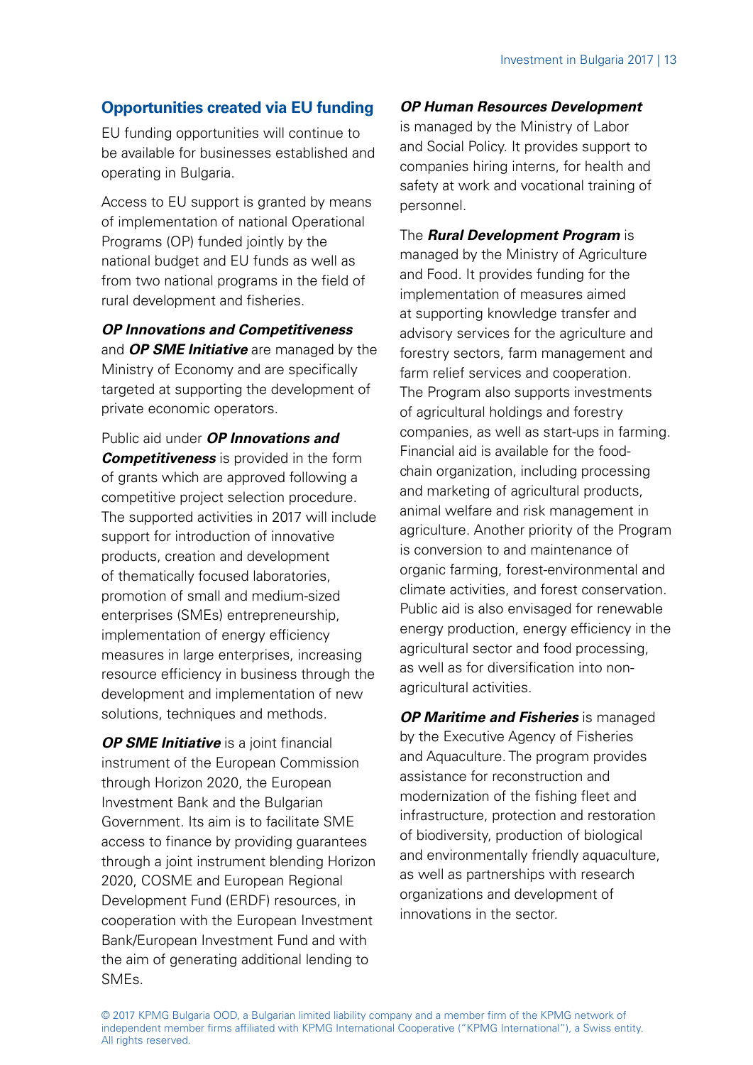## Opportunities created via EU funding

EU funding opportunities will continue to be available for businesses established and operating in Bulgaria.

Access to EU support is granted by means of implementation of national Operational Programs (OP) funded jointly by the national budget and EU funds as well as from two national programs in the field of rural development and fisheries.

***OP Innovations and Competitiveness*** and ***OP SME Initiative*** are managed by the Ministry of Economy and are specifically targeted at supporting the development of private economic operators.

Public aid under ***OP Innovations and Competitiveness*** is provided in the form of grants which are approved following a competitive project selection procedure. The supported activities in 2017 will include support for introduction of innovative products, creation and development of thematically focused laboratories, promotion of small and medium-sized enterprises (SMEs) entrepreneurship, implementation of energy efficiency measures in large enterprises, increasing resource efficiency in business through the development and implementation of new solutions, techniques and methods.

***OP SME Initiative*** is a joint financial instrument of the European Commission through Horizon 2020, the European Investment Bank and the Bulgarian Government. Its aim is to facilitate SME access to finance by providing guarantees through a joint instrument blending Horizon 2020, COSME and European Regional Development Fund (ERDF) resources, in cooperation with the European Investment Bank/European Investment Fund and with the aim of generating additional lending to SMEs.

***OP Human Resources Development*** is managed by the Ministry of Labor and Social Policy. It provides support to companies hiring interns, for health and safety at work and vocational training of personnel.

The ***Rural Development Program*** is managed by the Ministry of Agriculture and Food. It provides funding for the implementation of measures aimed at supporting knowledge transfer and advisory services for the agriculture and forestry sectors, farm management and farm relief services and cooperation. The Program also supports investments of agricultural holdings and forestry companies, as well as start-ups in farming. Financial aid is available for the food-chain organization, including processing and marketing of agricultural products, animal welfare and risk management in agriculture. Another priority of the Program is conversion to and maintenance of organic farming, forest-environmental and climate activities, and forest conservation. Public aid is also envisaged for renewable energy production, energy efficiency in the agricultural sector and food processing, as well as for diversification into non-agricultural activities.

***OP Maritime and Fisheries*** is managed by the Executive Agency of Fisheries and Aquaculture. The program provides assistance for reconstruction and modernization of the fishing fleet and infrastructure, protection and restoration of biodiversity, production of biological and environmentally friendly aquaculture, as well as partnerships with research organizations and development of innovations in the sector.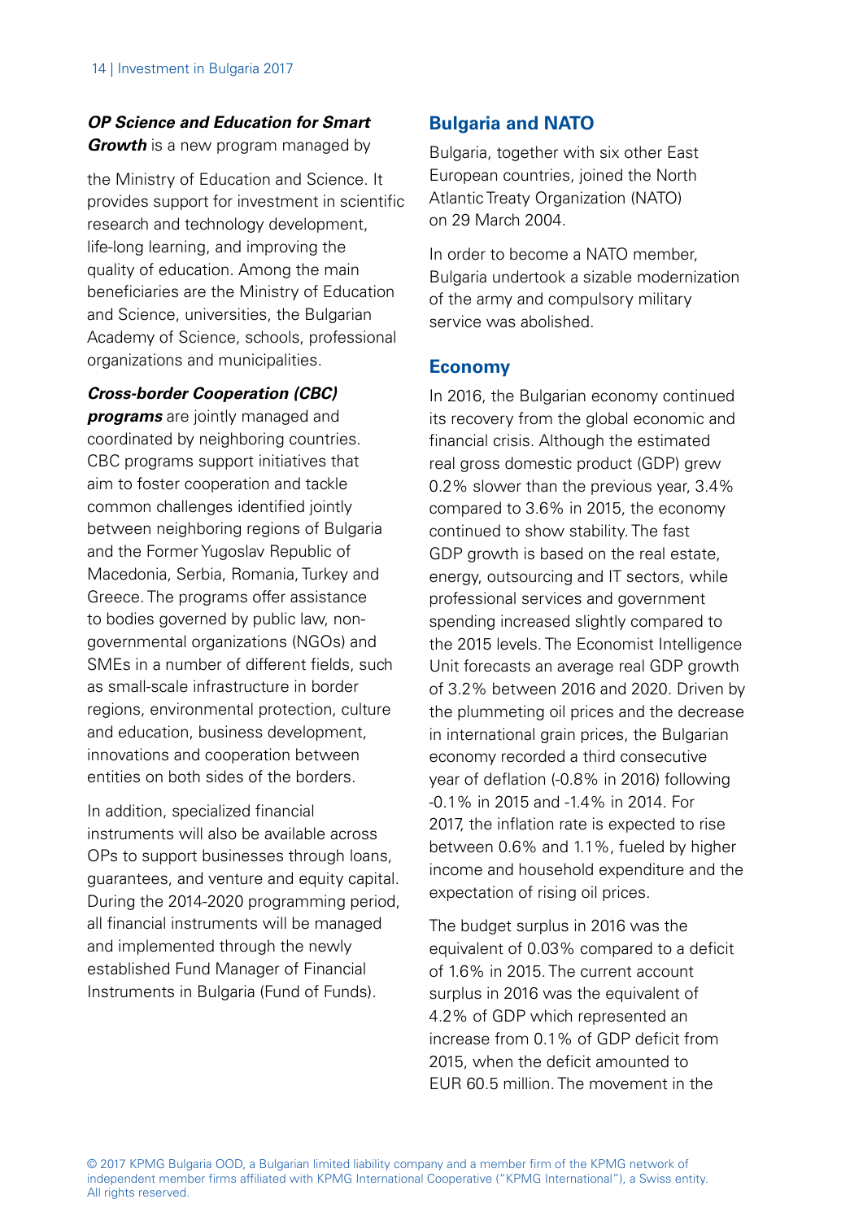***OP Science and Education for Smart Growth*** is a new program managed by the Ministry of Education and Science. It provides support for investment in scientific research and technology development, life-long learning, and improving the quality of education. Among the main beneficiaries are the Ministry of Education and Science, universities, the Bulgarian Academy of Science, schools, professional organizations and municipalities.

***Cross-border Cooperation (CBC) programs*** are jointly managed and coordinated by neighboring countries. CBC programs support initiatives that aim to foster cooperation and tackle common challenges identified jointly between neighboring regions of Bulgaria and the Former Yugoslav Republic of Macedonia, Serbia, Romania, Turkey and Greece. The programs offer assistance to bodies governed by public law, non-governmental organizations (NGOs) and SMEs in a number of different fields, such as small-scale infrastructure in border regions, environmental protection, culture and education, business development, innovations and cooperation between entities on both sides of the borders.

In addition, specialized financial instruments will also be available across OPs to support businesses through loans, guarantees, and venture and equity capital. During the 2014-2020 programming period, all financial instruments will be managed and implemented through the newly established Fund Manager of Financial Instruments in Bulgaria (Fund of Funds).

## Bulgaria and NATO

Bulgaria, together with six other East European countries, joined the North Atlantic Treaty Organization (NATO) on 29 March 2004.

In order to become a NATO member, Bulgaria undertook a sizable modernization of the army and compulsory military service was abolished.

## Economy

In 2016, the Bulgarian economy continued its recovery from the global economic and financial crisis. Although the estimated real gross domestic product (GDP) grew 0.2% slower than the previous year, 3.4% compared to 3.6% in 2015, the economy continued to show stability. The fast GDP growth is based on the real estate, energy, outsourcing and IT sectors, while professional services and government spending increased slightly compared to the 2015 levels. The Economist Intelligence Unit forecasts an average real GDP growth of 3.2% between 2016 and 2020. Driven by the plummeting oil prices and the decrease in international grain prices, the Bulgarian economy recorded a third consecutive year of deflation (-0.8% in 2016) following -0.1% in 2015 and -1.4% in 2014. For 2017, the inflation rate is expected to rise between 0.6% and 1.1%, fueled by higher income and household expenditure and the expectation of rising oil prices.

The budget surplus in 2016 was the equivalent of 0.03% compared to a deficit of 1.6% in 2015. The current account surplus in 2016 was the equivalent of 4.2% of GDP which represented an increase from 0.1% of GDP deficit from 2015, when the deficit amounted to EUR 60.5 million. The movement in the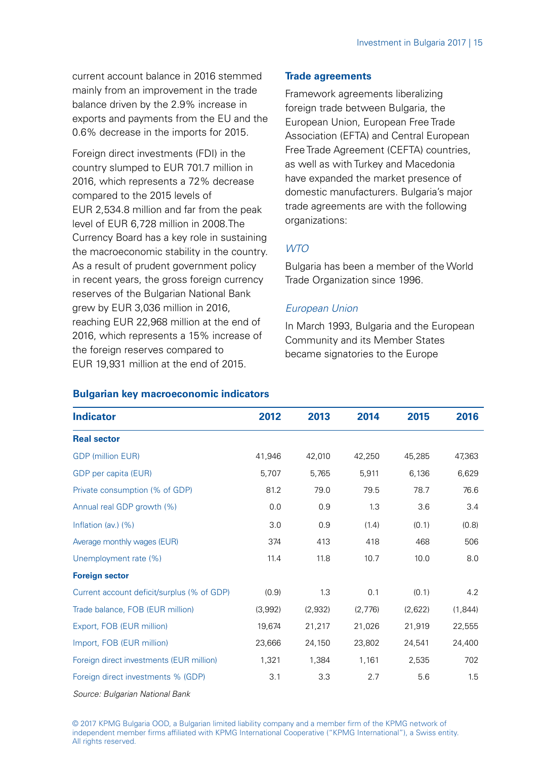current account balance in 2016 stemmed mainly from an improvement in the trade balance driven by the 2.9% increase in exports and payments from the EU and the 0.6% decrease in the imports for 2015.

Foreign direct investments (FDI) in the country slumped to EUR 701.7 million in 2016, which represents a 72% decrease compared to the 2015 levels of EUR 2,534.8 million and far from the peak level of EUR 6,728 million in 2008.The Currency Board has a key role in sustaining the macroeconomic stability in the country. As a result of prudent government policy in recent years, the gross foreign currency reserves of the Bulgarian National Bank grew by EUR 3,036 million in 2016, reaching EUR 22,968 million at the end of 2016, which represents a 15% increase of the foreign reserves compared to EUR 19,931 million at the end of 2015.

### Trade agreements

Framework agreements liberalizing foreign trade between Bulgaria, the European Union, European Free Trade Association (EFTA) and Central European Free Trade Agreement (CEFTA) countries, as well as with Turkey and Macedonia have expanded the market presence of domestic manufacturers. Bulgaria's major trade agreements are with the following organizations:

*WTO*

Bulgaria has been a member of the World Trade Organization since 1996.

*European Union*

In March 1993, Bulgaria and the European Community and its Member States became signatories to the Europe

**Bulgarian key macroeconomic indicators**

| Indicator | 2012 | 2013 | 2014 | 2015 | 2016 |
|---|---|---|---|---|---|
| **Real sector** | | | | | |
| GDP (million EUR) | 41,946 | 42,010 | 42,250 | 45,285 | 47,363 |
| GDP per capita (EUR) | 5,707 | 5,765 | 5,911 | 6,136 | 6,629 |
| Private consumption (% of GDP) | 81.2 | 79.0 | 79.5 | 78.7 | 76.6 |
| Annual real GDP growth (%) | 0.0 | 0.9 | 1.3 | 3.6 | 3.4 |
| Inflation (av.) (%) | 3.0 | 0.9 | (1.4) | (0.1) | (0.8) |
| Average monthly wages (EUR) | 374 | 413 | 418 | 468 | 506 |
| Unemployment rate (%) | 11.4 | 11.8 | 10.7 | 10.0 | 8.0 |
| **Foreign sector** | | | | | |
| Current account deficit/surplus (% of GDP) | (0.9) | 1.3 | 0.1 | (0.1) | 4.2 |
| Trade balance, FOB (EUR million) | (3,992) | (2,932) | (2,776) | (2,622) | (1,844) |
| Export, FOB (EUR million) | 19,674 | 21,217 | 21,026 | 21,919 | 22,555 |
| Import, FOB (EUR million) | 23,666 | 24,150 | 23,802 | 24,541 | 24,400 |
| Foreign direct investments (EUR million) | 1,321 | 1,384 | 1,161 | 2,535 | 702 |
| Foreign direct investments % (GDP) | 3.1 | 3.3 | 2.7 | 5.6 | 1.5 |

*Source: Bulgarian National Bank*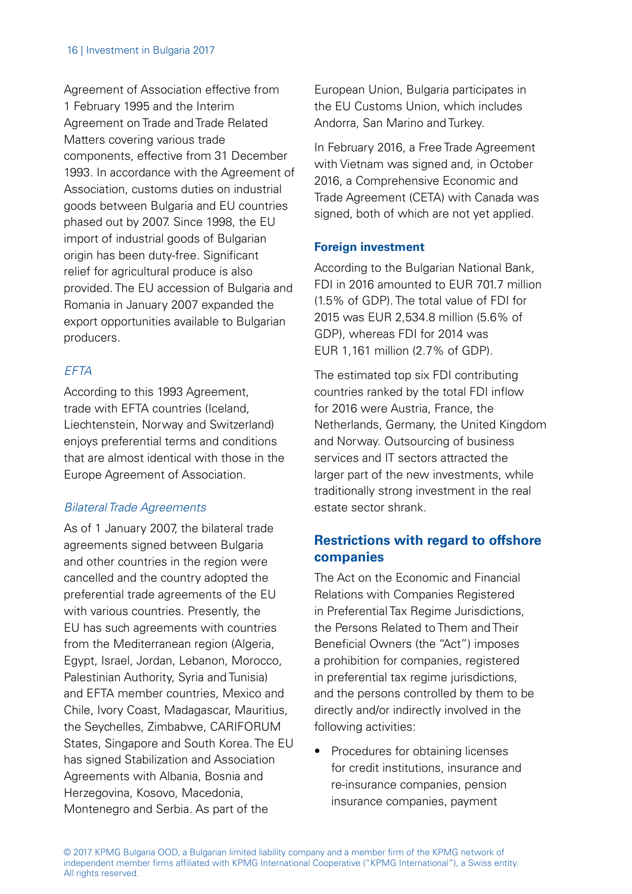Agreement of Association effective from 1 February 1995 and the Interim Agreement on Trade and Trade Related Matters covering various trade components, effective from 31 December 1993. In accordance with the Agreement of Association, customs duties on industrial goods between Bulgaria and EU countries phased out by 2007. Since 1998, the EU import of industrial goods of Bulgarian origin has been duty-free. Significant relief for agricultural produce is also provided. The EU accession of Bulgaria and Romania in January 2007 expanded the export opportunities available to Bulgarian producers.

*EFTA*

According to this 1993 Agreement, trade with EFTA countries (Iceland, Liechtenstein, Norway and Switzerland) enjoys preferential terms and conditions that are almost identical with those in the Europe Agreement of Association.

*Bilateral Trade Agreements*

As of 1 January 2007, the bilateral trade agreements signed between Bulgaria and other countries in the region were cancelled and the country adopted the preferential trade agreements of the EU with various countries. Presently, the EU has such agreements with countries from the Mediterranean region (Algeria, Egypt, Israel, Jordan, Lebanon, Morocco, Palestinian Authority, Syria and Tunisia) and EFTA member countries, Mexico and Chile, Ivory Coast, Madagascar, Mauritius, the Seychelles, Zimbabwe, CARIFORUM States, Singapore and South Korea. The EU has signed Stabilization and Association Agreements with Albania, Bosnia and Herzegovina, Kosovo, Macedonia, Montenegro and Serbia. As part of the European Union, Bulgaria participates in the EU Customs Union, which includes Andorra, San Marino and Turkey.

In February 2016, a Free Trade Agreement with Vietnam was signed and, in October 2016, a Comprehensive Economic and Trade Agreement (CETA) with Canada was signed, both of which are not yet applied.

### Foreign investment

According to the Bulgarian National Bank, FDI in 2016 amounted to EUR 701.7 million (1.5% of GDP). The total value of FDI for 2015 was EUR 2,534.8 million (5.6% of GDP), whereas FDI for 2014 was EUR 1,161 million (2.7% of GDP).

The estimated top six FDI contributing countries ranked by the total FDI inflow for 2016 were Austria, France, the Netherlands, Germany, the United Kingdom and Norway. Outsourcing of business services and IT sectors attracted the larger part of the new investments, while traditionally strong investment in the real estate sector shrank.

## Restrictions with regard to offshore companies

The Act on the Economic and Financial Relations with Companies Registered in Preferential Tax Regime Jurisdictions, the Persons Related to Them and Their Beneficial Owners (the "Act") imposes a prohibition for companies, registered in preferential tax regime jurisdictions, and the persons controlled by them to be directly and/or indirectly involved in the following activities:

- Procedures for obtaining licenses for credit institutions, insurance and re-insurance companies, pension insurance companies, payment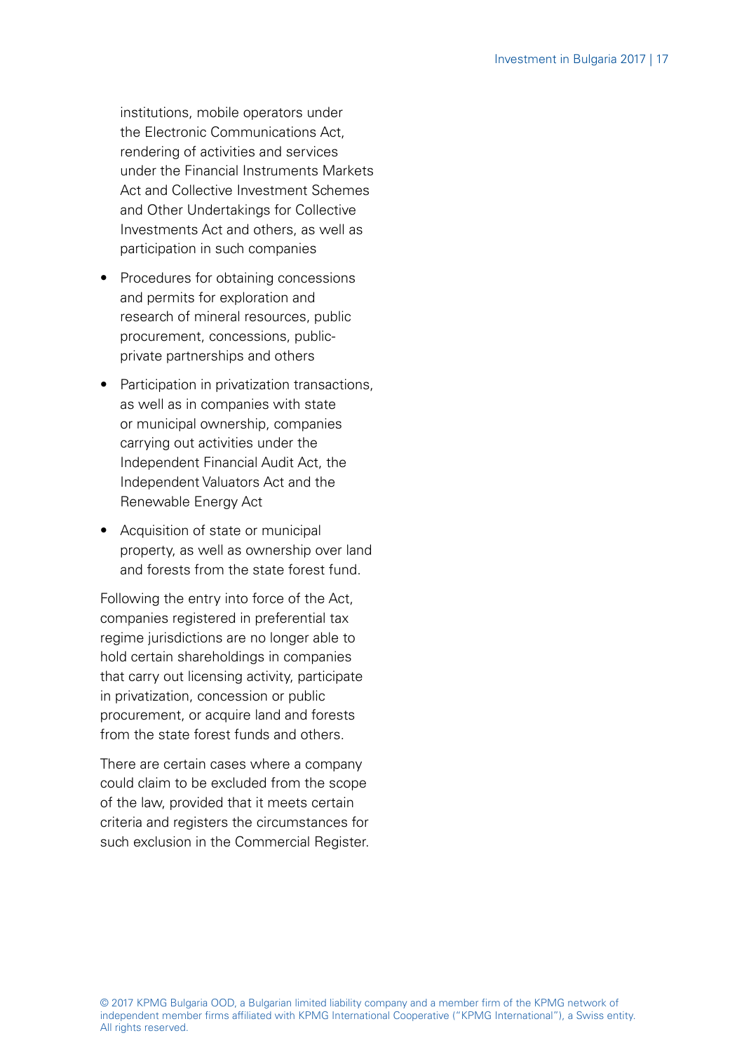institutions, mobile operators under the Electronic Communications Act, rendering of activities and services under the Financial Instruments Markets Act and Collective Investment Schemes and Other Undertakings for Collective Investments Act and others, as well as participation in such companies

- Procedures for obtaining concessions and permits for exploration and research of mineral resources, public procurement, concessions, public-private partnerships and others
- Participation in privatization transactions, as well as in companies with state or municipal ownership, companies carrying out activities under the Independent Financial Audit Act, the Independent Valuators Act and the Renewable Energy Act
- Acquisition of state or municipal property, as well as ownership over land and forests from the state forest fund.

Following the entry into force of the Act, companies registered in preferential tax regime jurisdictions are no longer able to hold certain shareholdings in companies that carry out licensing activity, participate in privatization, concession or public procurement, or acquire land and forests from the state forest funds and others.

There are certain cases where a company could claim to be excluded from the scope of the law, provided that it meets certain criteria and registers the circumstances for such exclusion in the Commercial Register.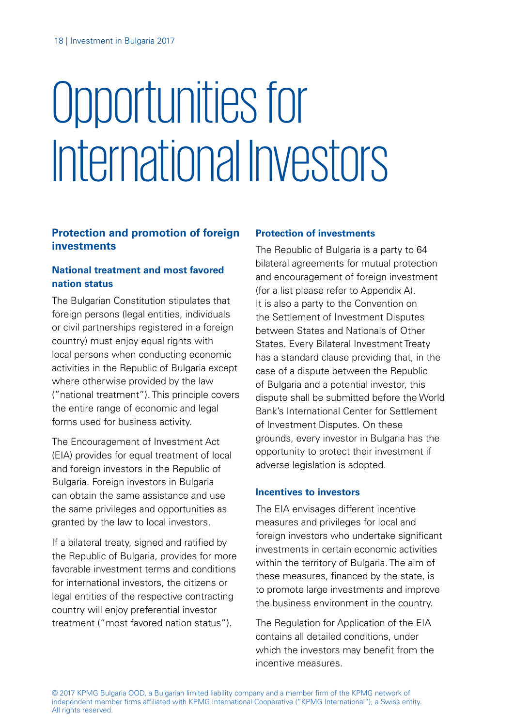# Opportunities for International Investors

## Protection and promotion of foreign investments

### National treatment and most favored nation status

The Bulgarian Constitution stipulates that foreign persons (legal entities, individuals or civil partnerships registered in a foreign country) must enjoy equal rights with local persons when conducting economic activities in the Republic of Bulgaria except where otherwise provided by the law ("national treatment"). This principle covers the entire range of economic and legal forms used for business activity.

The Encouragement of Investment Act (EIA) provides for equal treatment of local and foreign investors in the Republic of Bulgaria. Foreign investors in Bulgaria can obtain the same assistance and use the same privileges and opportunities as granted by the law to local investors.

If a bilateral treaty, signed and ratified by the Republic of Bulgaria, provides for more favorable investment terms and conditions for international investors, the citizens or legal entities of the respective contracting country will enjoy preferential investor treatment ("most favored nation status").

### Protection of investments

The Republic of Bulgaria is a party to 64 bilateral agreements for mutual protection and encouragement of foreign investment (for a list please refer to Appendix A). It is also a party to the Convention on the Settlement of Investment Disputes between States and Nationals of Other States. Every Bilateral Investment Treaty has a standard clause providing that, in the case of a dispute between the Republic of Bulgaria and a potential investor, this dispute shall be submitted before the World Bank's International Center for Settlement of Investment Disputes. On these grounds, every investor in Bulgaria has the opportunity to protect their investment if adverse legislation is adopted.

### Incentives to investors

The EIA envisages different incentive measures and privileges for local and foreign investors who undertake significant investments in certain economic activities within the territory of Bulgaria. The aim of these measures, financed by the state, is to promote large investments and improve the business environment in the country.

The Regulation for Application of the EIA contains all detailed conditions, under which the investors may benefit from the incentive measures.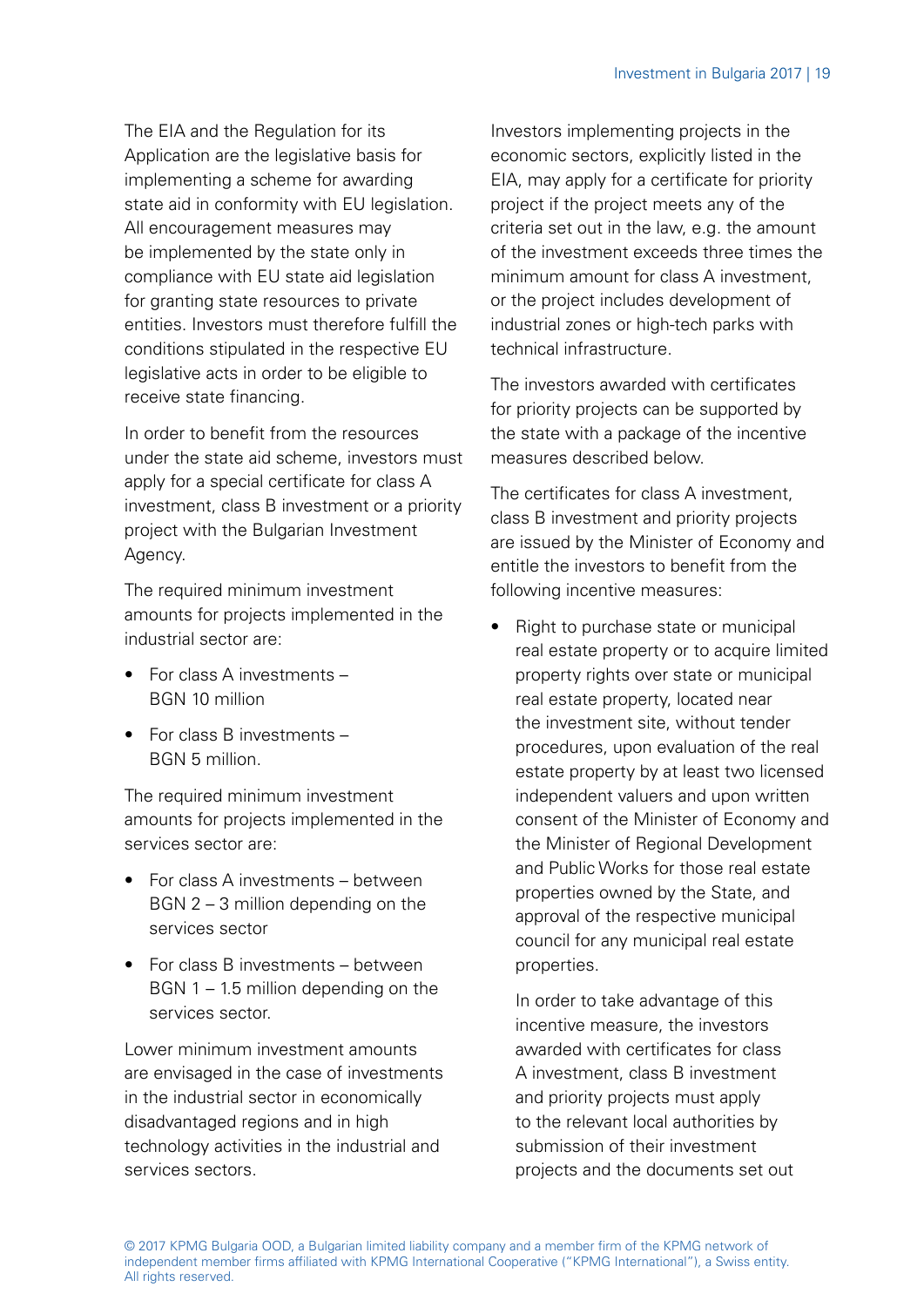The EIA and the Regulation for its Application are the legislative basis for implementing a scheme for awarding state aid in conformity with EU legislation. All encouragement measures may be implemented by the state only in compliance with EU state aid legislation for granting state resources to private entities. Investors must therefore fulfill the conditions stipulated in the respective EU legislative acts in order to be eligible to receive state financing.

In order to benefit from the resources under the state aid scheme, investors must apply for a special certificate for class A investment, class B investment or a priority project with the Bulgarian Investment Agency.

The required minimum investment amounts for projects implemented in the industrial sector are:

- For class A investments – BGN 10 million
- For class B investments – BGN 5 million.

The required minimum investment amounts for projects implemented in the services sector are:

- For class A investments – between BGN 2 – 3 million depending on the services sector
- For class B investments – between BGN 1 – 1.5 million depending on the services sector.

Lower minimum investment amounts are envisaged in the case of investments in the industrial sector in economically disadvantaged regions and in high technology activities in the industrial and services sectors.

Investors implementing projects in the economic sectors, explicitly listed in the EIA, may apply for a certificate for priority project if the project meets any of the criteria set out in the law, e.g. the amount of the investment exceeds three times the minimum amount for class A investment, or the project includes development of industrial zones or high-tech parks with technical infrastructure.

The investors awarded with certificates for priority projects can be supported by the state with a package of the incentive measures described below.

The certificates for class A investment, class B investment and priority projects are issued by the Minister of Economy and entitle the investors to benefit from the following incentive measures:

- Right to purchase state or municipal real estate property or to acquire limited property rights over state or municipal real estate property, located near the investment site, without tender procedures, upon evaluation of the real estate property by at least two licensed independent valuers and upon written consent of the Minister of Economy and the Minister of Regional Development and Public Works for those real estate properties owned by the State, and approval of the respective municipal council for any municipal real estate properties.

  In order to take advantage of this incentive measure, the investors awarded with certificates for class A investment, class B investment and priority projects must apply to the relevant local authorities by submission of their investment projects and the documents set out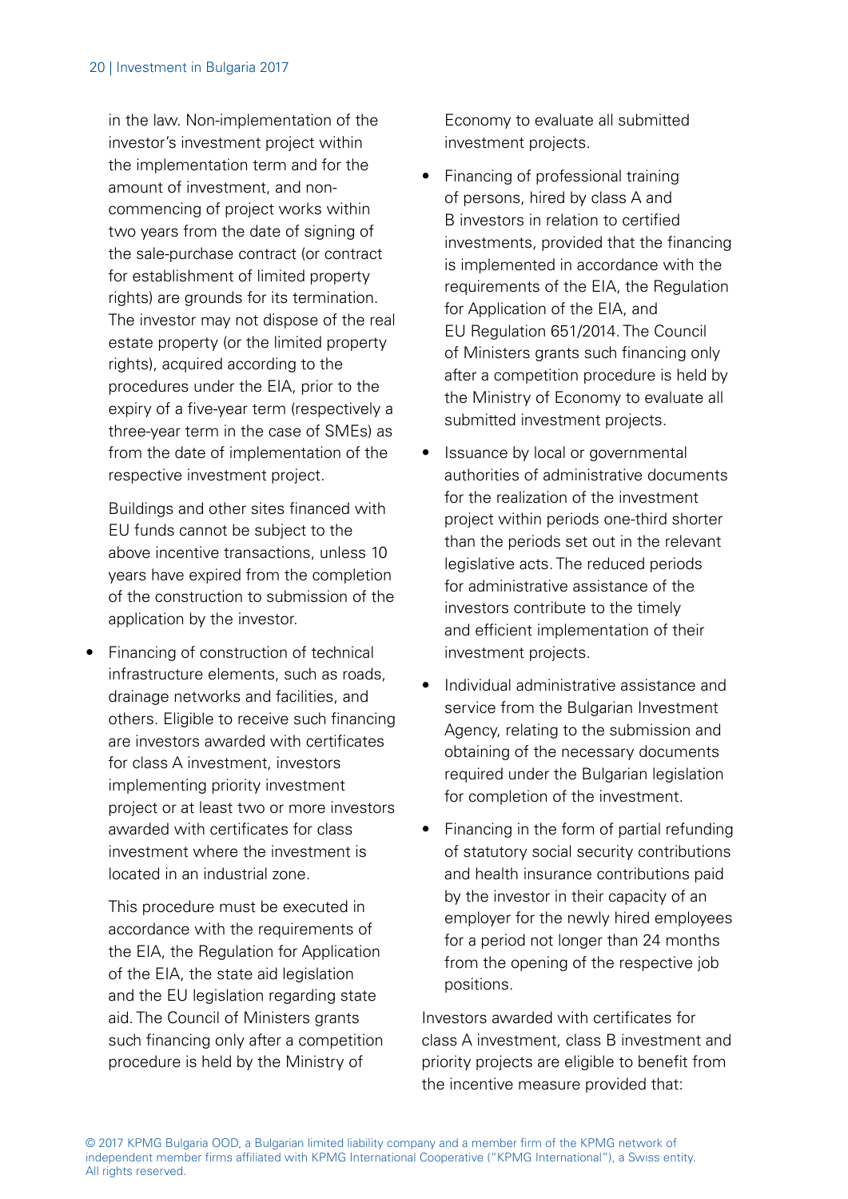in the law. Non-implementation of the investor's investment project within the implementation term and for the amount of investment, and non-commencing of project works within two years from the date of signing of the sale-purchase contract (or contract for establishment of limited property rights) are grounds for its termination. The investor may not dispose of the real estate property (or the limited property rights), acquired according to the procedures under the EIA, prior to the expiry of a five-year term (respectively a three-year term in the case of SMEs) as from the date of implementation of the respective investment project.

Buildings and other sites financed with EU funds cannot be subject to the above incentive transactions, unless 10 years have expired from the completion of the construction to submission of the application by the investor.

- Financing of construction of technical infrastructure elements, such as roads, drainage networks and facilities, and others. Eligible to receive such financing are investors awarded with certificates for class A investment, investors implementing priority investment project or at least two or more investors awarded with certificates for class investment where the investment is located in an industrial zone.

  This procedure must be executed in accordance with the requirements of the EIA, the Regulation for Application of the EIA, the state aid legislation and the EU legislation regarding state aid. The Council of Ministers grants such financing only after a competition procedure is held by the Ministry of Economy to evaluate all submitted investment projects.

- Financing of professional training of persons, hired by class A and B investors in relation to certified investments, provided that the financing is implemented in accordance with the requirements of the EIA, the Regulation for Application of the EIA, and EU Regulation 651/2014. The Council of Ministers grants such financing only after a competition procedure is held by the Ministry of Economy to evaluate all submitted investment projects.

- Issuance by local or governmental authorities of administrative documents for the realization of the investment project within periods one-third shorter than the periods set out in the relevant legislative acts. The reduced periods for administrative assistance of the investors contribute to the timely and efficient implementation of their investment projects.

- Individual administrative assistance and service from the Bulgarian Investment Agency, relating to the submission and obtaining of the necessary documents required under the Bulgarian legislation for completion of the investment.

- Financing in the form of partial refunding of statutory social security contributions and health insurance contributions paid by the investor in their capacity of an employer for the newly hired employees for a period not longer than 24 months from the opening of the respective job positions.

Investors awarded with certificates for class A investment, class B investment and priority projects are eligible to benefit from the incentive measure provided that: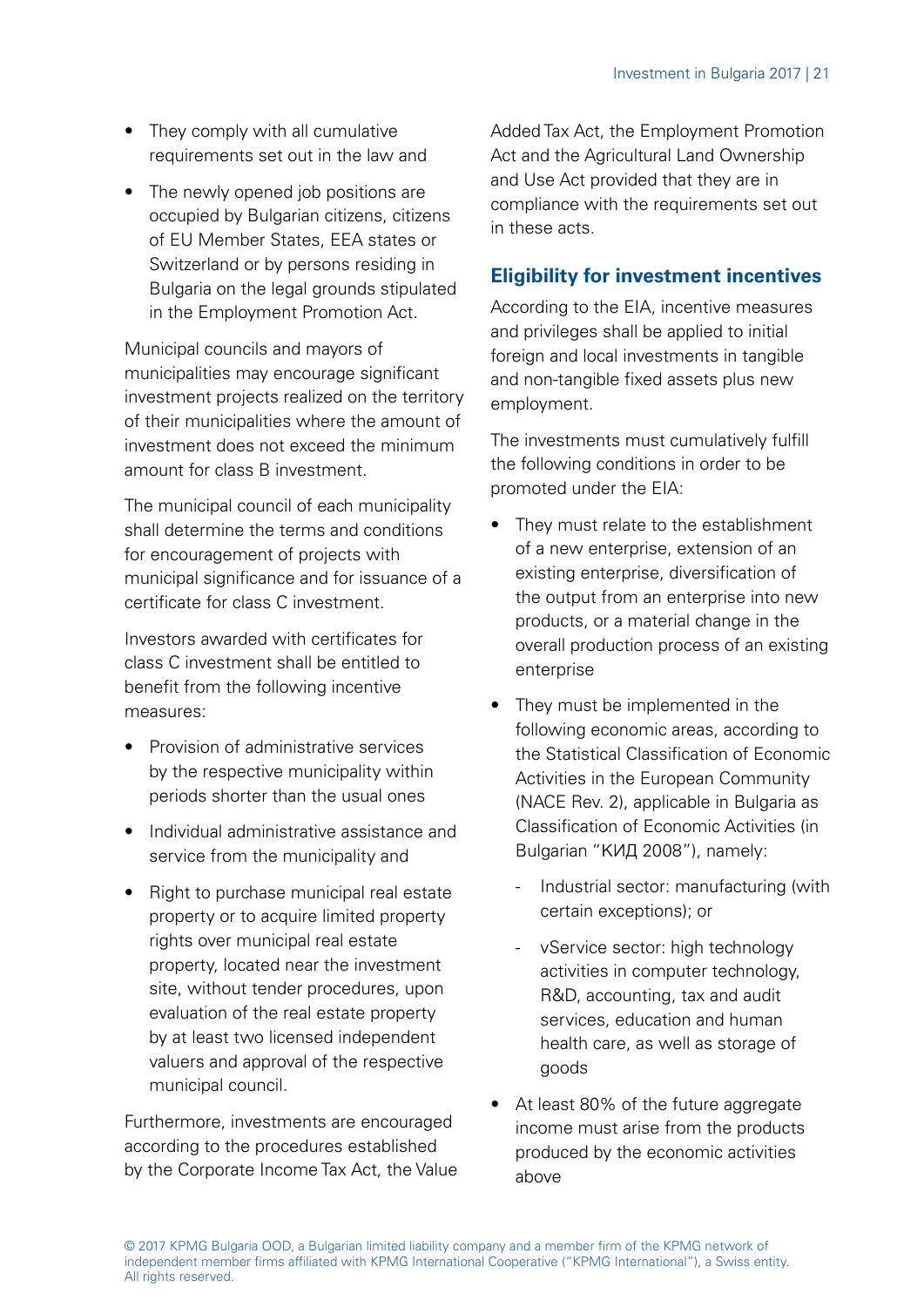- They comply with all cumulative requirements set out in the law and
- The newly opened job positions are occupied by Bulgarian citizens, citizens of EU Member States, EEA states or Switzerland or by persons residing in Bulgaria on the legal grounds stipulated in the Employment Promotion Act.

Municipal councils and mayors of municipalities may encourage significant investment projects realized on the territory of their municipalities where the amount of investment does not exceed the minimum amount for class B investment.

The municipal council of each municipality shall determine the terms and conditions for encouragement of projects with municipal significance and for issuance of a certificate for class C investment.

Investors awarded with certificates for class C investment shall be entitled to benefit from the following incentive measures:

- Provision of administrative services by the respective municipality within periods shorter than the usual ones
- Individual administrative assistance and service from the municipality and
- Right to purchase municipal real estate property or to acquire limited property rights over municipal real estate property, located near the investment site, without tender procedures, upon evaluation of the real estate property by at least two licensed independent valuers and approval of the respective municipal council.

Furthermore, investments are encouraged according to the procedures established by the Corporate Income Tax Act, the Value Added Tax Act, the Employment Promotion Act and the Agricultural Land Ownership and Use Act provided that they are in compliance with the requirements set out in these acts.

## Eligibility for investment incentives

According to the EIA, incentive measures and privileges shall be applied to initial foreign and local investments in tangible and non-tangible fixed assets plus new employment.

The investments must cumulatively fulfill the following conditions in order to be promoted under the EIA:

- They must relate to the establishment of a new enterprise, extension of an existing enterprise, diversification of the output from an enterprise into new products, or a material change in the overall production process of an existing enterprise
- They must be implemented in the following economic areas, according to the Statistical Classification of Economic Activities in the European Community (NACE Rev. 2), applicable in Bulgaria as Classification of Economic Activities (in Bulgarian "КИД 2008"), namely:
  - Industrial sector: manufacturing (with certain exceptions); or
  - vService sector: high technology activities in computer technology, R&D, accounting, tax and audit services, education and human health care, as well as storage of goods
- At least 80% of the future aggregate income must arise from the products produced by the economic activities above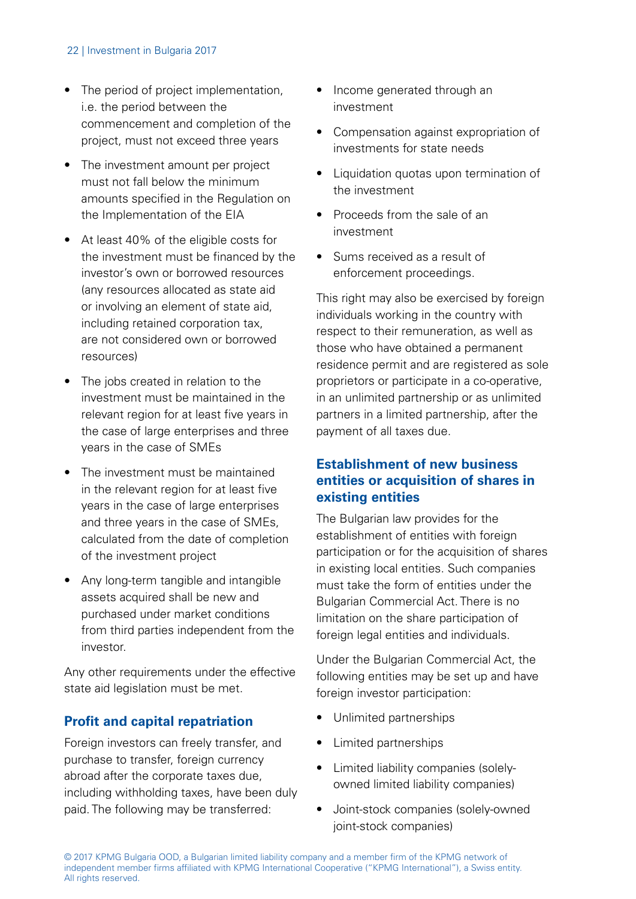- The period of project implementation, i.e. the period between the commencement and completion of the project, must not exceed three years
- The investment amount per project must not fall below the minimum amounts specified in the Regulation on the Implementation of the EIA
- At least 40% of the eligible costs for the investment must be financed by the investor's own or borrowed resources (any resources allocated as state aid or involving an element of state aid, including retained corporation tax, are not considered own or borrowed resources)
- The jobs created in relation to the investment must be maintained in the relevant region for at least five years in the case of large enterprises and three years in the case of SMEs
- The investment must be maintained in the relevant region for at least five years in the case of large enterprises and three years in the case of SMEs, calculated from the date of completion of the investment project
- Any long-term tangible and intangible assets acquired shall be new and purchased under market conditions from third parties independent from the investor.

Any other requirements under the effective state aid legislation must be met.

## Profit and capital repatriation

Foreign investors can freely transfer, and purchase to transfer, foreign currency abroad after the corporate taxes due, including withholding taxes, have been duly paid. The following may be transferred:

- Income generated through an investment
- Compensation against expropriation of investments for state needs
- Liquidation quotas upon termination of the investment
- Proceeds from the sale of an investment
- Sums received as a result of enforcement proceedings.

This right may also be exercised by foreign individuals working in the country with respect to their remuneration, as well as those who have obtained a permanent residence permit and are registered as sole proprietors or participate in a co-operative, in an unlimited partnership or as unlimited partners in a limited partnership, after the payment of all taxes due.

## Establishment of new business entities or acquisition of shares in existing entities

The Bulgarian law provides for the establishment of entities with foreign participation or for the acquisition of shares in existing local entities. Such companies must take the form of entities under the Bulgarian Commercial Act. There is no limitation on the share participation of foreign legal entities and individuals.

Under the Bulgarian Commercial Act, the following entities may be set up and have foreign investor participation:

- Unlimited partnerships
- Limited partnerships
- Limited liability companies (solely-owned limited liability companies)
- Joint-stock companies (solely-owned joint-stock companies)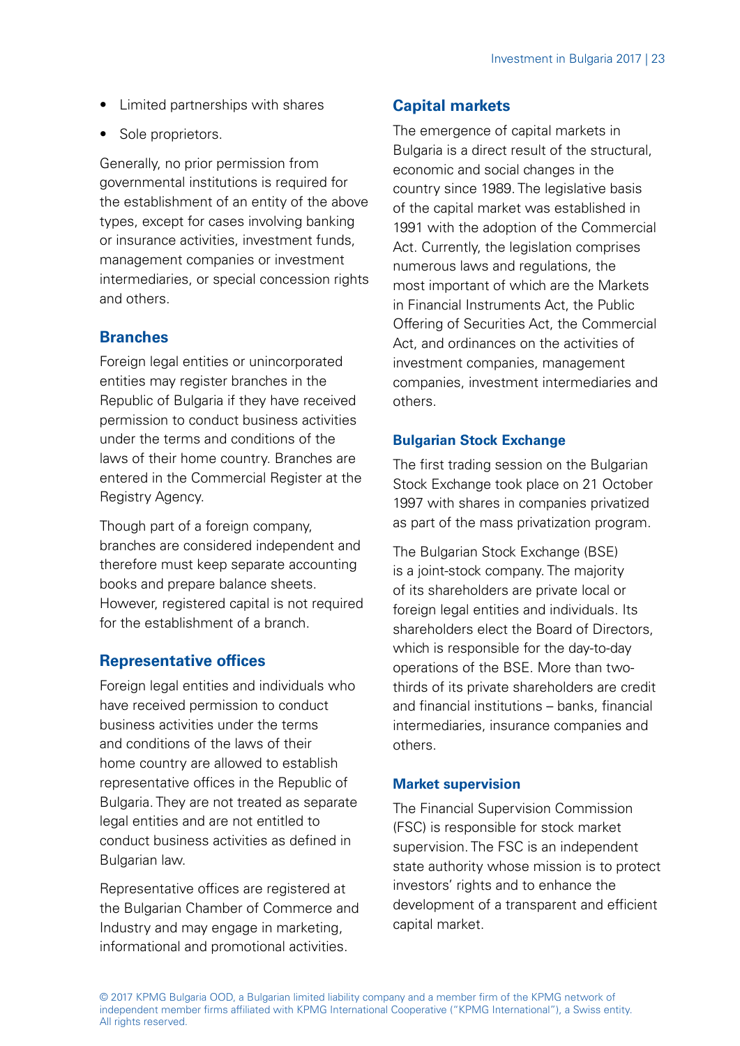- Limited partnerships with shares
- Sole proprietors.

Generally, no prior permission from governmental institutions is required for the establishment of an entity of the above types, except for cases involving banking or insurance activities, investment funds, management companies or investment intermediaries, or special concession rights and others.

## Branches

Foreign legal entities or unincorporated entities may register branches in the Republic of Bulgaria if they have received permission to conduct business activities under the terms and conditions of the laws of their home country. Branches are entered in the Commercial Register at the Registry Agency.

Though part of a foreign company, branches are considered independent and therefore must keep separate accounting books and prepare balance sheets. However, registered capital is not required for the establishment of a branch.

## Representative offices

Foreign legal entities and individuals who have received permission to conduct business activities under the terms and conditions of the laws of their home country are allowed to establish representative offices in the Republic of Bulgaria. They are not treated as separate legal entities and are not entitled to conduct business activities as defined in Bulgarian law.

Representative offices are registered at the Bulgarian Chamber of Commerce and Industry and may engage in marketing, informational and promotional activities.

## Capital markets

The emergence of capital markets in Bulgaria is a direct result of the structural, economic and social changes in the country since 1989. The legislative basis of the capital market was established in 1991 with the adoption of the Commercial Act. Currently, the legislation comprises numerous laws and regulations, the most important of which are the Markets in Financial Instruments Act, the Public Offering of Securities Act, the Commercial Act, and ordinances on the activities of investment companies, management companies, investment intermediaries and others.

### Bulgarian Stock Exchange

The first trading session on the Bulgarian Stock Exchange took place on 21 October 1997 with shares in companies privatized as part of the mass privatization program.

The Bulgarian Stock Exchange (BSE) is a joint-stock company. The majority of its shareholders are private local or foreign legal entities and individuals. Its shareholders elect the Board of Directors, which is responsible for the day-to-day operations of the BSE. More than two-thirds of its private shareholders are credit and financial institutions – banks, financial intermediaries, insurance companies and others.

### Market supervision

The Financial Supervision Commission (FSC) is responsible for stock market supervision. The FSC is an independent state authority whose mission is to protect investors' rights and to enhance the development of a transparent and efficient capital market.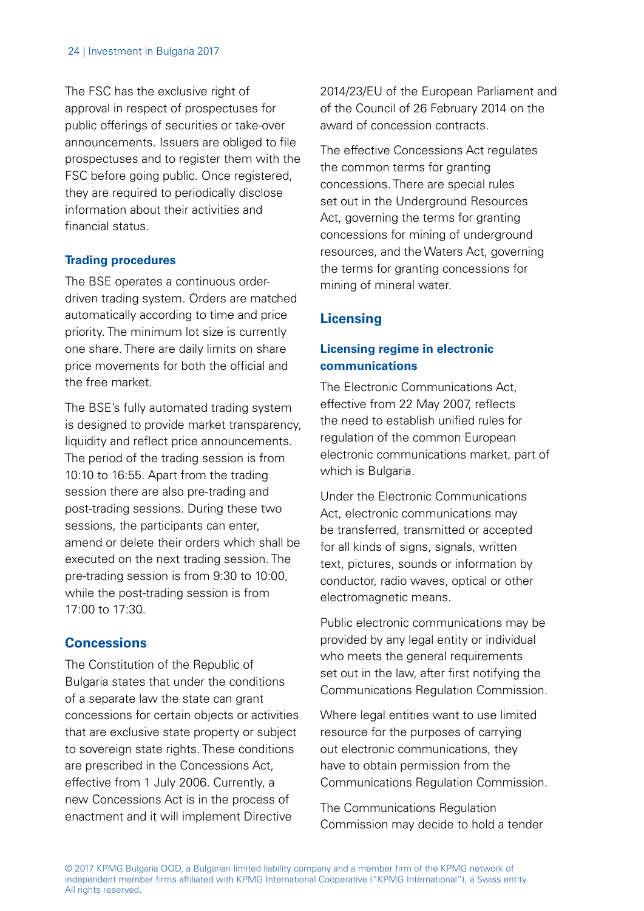The FSC has the exclusive right of approval in respect of prospectuses for public offerings of securities or take-over announcements. Issuers are obliged to file prospectuses and to register them with the FSC before going public. Once registered, they are required to periodically disclose information about their activities and financial status.

### Trading procedures

The BSE operates a continuous order-driven trading system. Orders are matched automatically according to time and price priority. The minimum lot size is currently one share. There are daily limits on share price movements for both the official and the free market.

The BSE's fully automated trading system is designed to provide market transparency, liquidity and reflect price announcements. The period of the trading session is from 10:10 to 16:55. Apart from the trading session there are also pre-trading and post-trading sessions. During these two sessions, the participants can enter, amend or delete their orders which shall be executed on the next trading session. The pre-trading session is from 9:30 to 10:00, while the post-trading session is from 17:00 to 17:30.

## Concessions

The Constitution of the Republic of Bulgaria states that under the conditions of a separate law the state can grant concessions for certain objects or activities that are exclusive state property or subject to sovereign state rights. These conditions are prescribed in the Concessions Act, effective from 1 July 2006. Currently, a new Concessions Act is in the process of enactment and it will implement Directive 2014/23/EU of the European Parliament and of the Council of 26 February 2014 on the award of concession contracts.

The effective Concessions Act regulates the common terms for granting concessions. There are special rules set out in the Underground Resources Act, governing the terms for granting concessions for mining of underground resources, and the Waters Act, governing the terms for granting concessions for mining of mineral water.

## Licensing

### Licensing regime in electronic communications

The Electronic Communications Act, effective from 22 May 2007, reflects the need to establish unified rules for regulation of the common European electronic communications market, part of which is Bulgaria.

Under the Electronic Communications Act, electronic communications may be transferred, transmitted or accepted for all kinds of signs, signals, written text, pictures, sounds or information by conductor, radio waves, optical or other electromagnetic means.

Public electronic communications may be provided by any legal entity or individual who meets the general requirements set out in the law, after first notifying the Communications Regulation Commission.

Where legal entities want to use limited resource for the purposes of carrying out electronic communications, they have to obtain permission from the Communications Regulation Commission.

The Communications Regulation Commission may decide to hold a tender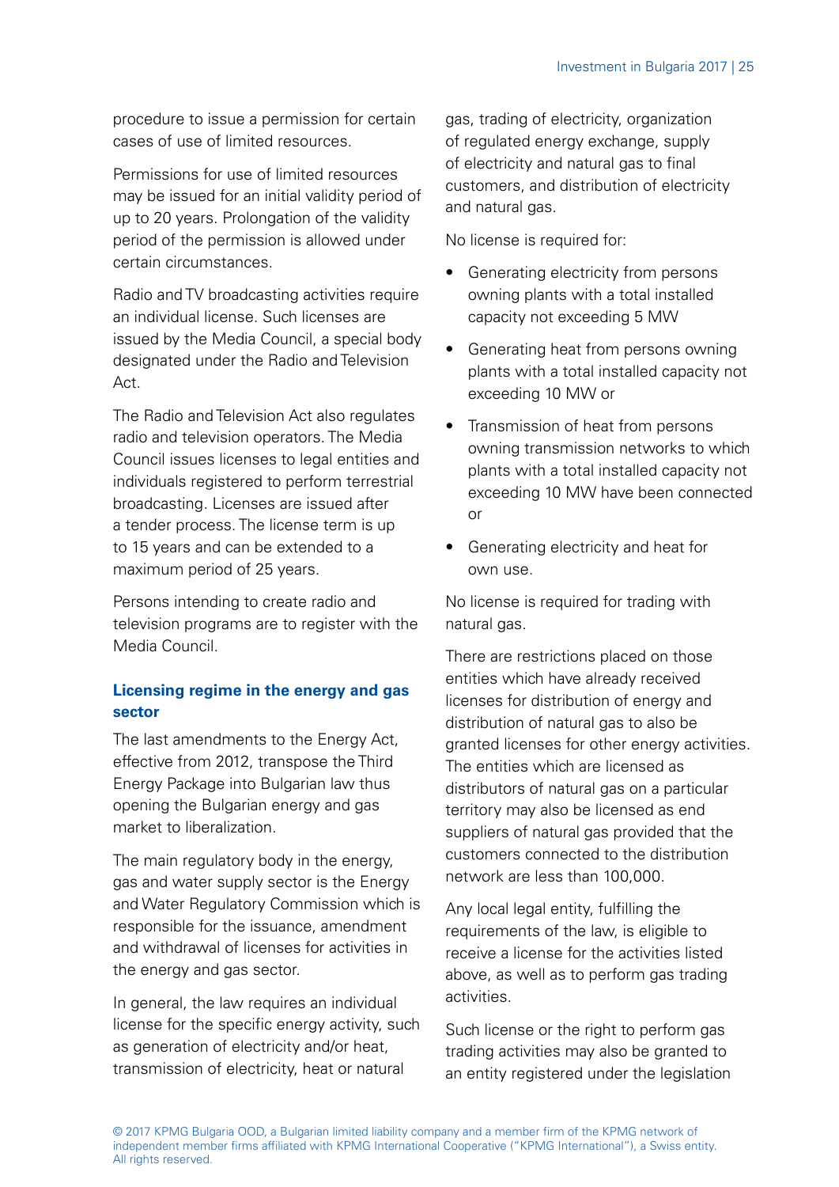procedure to issue a permission for certain cases of use of limited resources.

Permissions for use of limited resources may be issued for an initial validity period of up to 20 years. Prolongation of the validity period of the permission is allowed under certain circumstances.

Radio and TV broadcasting activities require an individual license. Such licenses are issued by the Media Council, a special body designated under the Radio and Television Act.

The Radio and Television Act also regulates radio and television operators. The Media Council issues licenses to legal entities and individuals registered to perform terrestrial broadcasting. Licenses are issued after a tender process. The license term is up to 15 years and can be extended to a maximum period of 25 years.

Persons intending to create radio and television programs are to register with the Media Council.

### Licensing regime in the energy and gas sector

The last amendments to the Energy Act, effective from 2012, transpose the Third Energy Package into Bulgarian law thus opening the Bulgarian energy and gas market to liberalization.

The main regulatory body in the energy, gas and water supply sector is the Energy and Water Regulatory Commission which is responsible for the issuance, amendment and withdrawal of licenses for activities in the energy and gas sector.

In general, the law requires an individual license for the specific energy activity, such as generation of electricity and/or heat, transmission of electricity, heat or natural gas, trading of electricity, organization of regulated energy exchange, supply of electricity and natural gas to final customers, and distribution of electricity and natural gas.

No license is required for:

- Generating electricity from persons owning plants with a total installed capacity not exceeding 5 MW
- Generating heat from persons owning plants with a total installed capacity not exceeding 10 MW or
- Transmission of heat from persons owning transmission networks to which plants with a total installed capacity not exceeding 10 MW have been connected or
- Generating electricity and heat for own use.

No license is required for trading with natural gas.

There are restrictions placed on those entities which have already received licenses for distribution of energy and distribution of natural gas to also be granted licenses for other energy activities. The entities which are licensed as distributors of natural gas on a particular territory may also be licensed as end suppliers of natural gas provided that the customers connected to the distribution network are less than 100,000.

Any local legal entity, fulfilling the requirements of the law, is eligible to receive a license for the activities listed above, as well as to perform gas trading activities.

Such license or the right to perform gas trading activities may also be granted to an entity registered under the legislation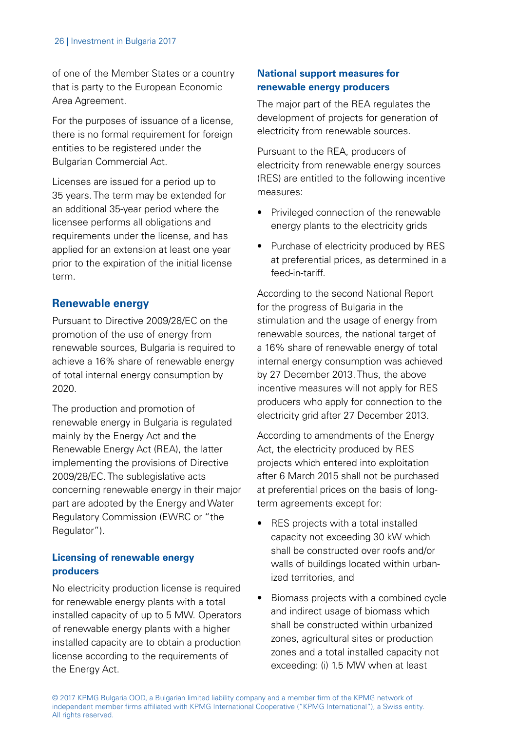of one of the Member States or a country that is party to the European Economic Area Agreement.

For the purposes of issuance of a license, there is no formal requirement for foreign entities to be registered under the Bulgarian Commercial Act.

Licenses are issued for a period up to 35 years. The term may be extended for an additional 35-year period where the licensee performs all obligations and requirements under the license, and has applied for an extension at least one year prior to the expiration of the initial license term.

## Renewable energy

Pursuant to Directive 2009/28/EC on the promotion of the use of energy from renewable sources, Bulgaria is required to achieve a 16% share of renewable energy of total internal energy consumption by 2020.

The production and promotion of renewable energy in Bulgaria is regulated mainly by the Energy Act and the Renewable Energy Act (REA), the latter implementing the provisions of Directive 2009/28/EC. The sublegislative acts concerning renewable energy in their major part are adopted by the Energy and Water Regulatory Commission (EWRC or "the Regulator").

### Licensing of renewable energy producers

No electricity production license is required for renewable energy plants with a total installed capacity of up to 5 MW. Operators of renewable energy plants with a higher installed capacity are to obtain a production license according to the requirements of the Energy Act.

### National support measures for renewable energy producers

The major part of the REA regulates the development of projects for generation of electricity from renewable sources.

Pursuant to the REA, producers of electricity from renewable energy sources (RES) are entitled to the following incentive measures:

- Privileged connection of the renewable energy plants to the electricity grids
- Purchase of electricity produced by RES at preferential prices, as determined in a feed-in-tariff.

According to the second National Report for the progress of Bulgaria in the stimulation and the usage of energy from renewable sources, the national target of a 16% share of renewable energy of total internal energy consumption was achieved by 27 December 2013. Thus, the above incentive measures will not apply for RES producers who apply for connection to the electricity grid after 27 December 2013.

According to amendments of the Energy Act, the electricity produced by RES projects which entered into exploitation after 6 March 2015 shall not be purchased at preferential prices on the basis of long-term agreements except for:

- RES projects with a total installed capacity not exceeding 30 kW which shall be constructed over roofs and/or walls of buildings located within urbanized territories, and
- Biomass projects with a combined cycle and indirect usage of biomass which shall be constructed within urbanized zones, agricultural sites or production zones and a total installed capacity not exceeding: (i) 1.5 MW when at least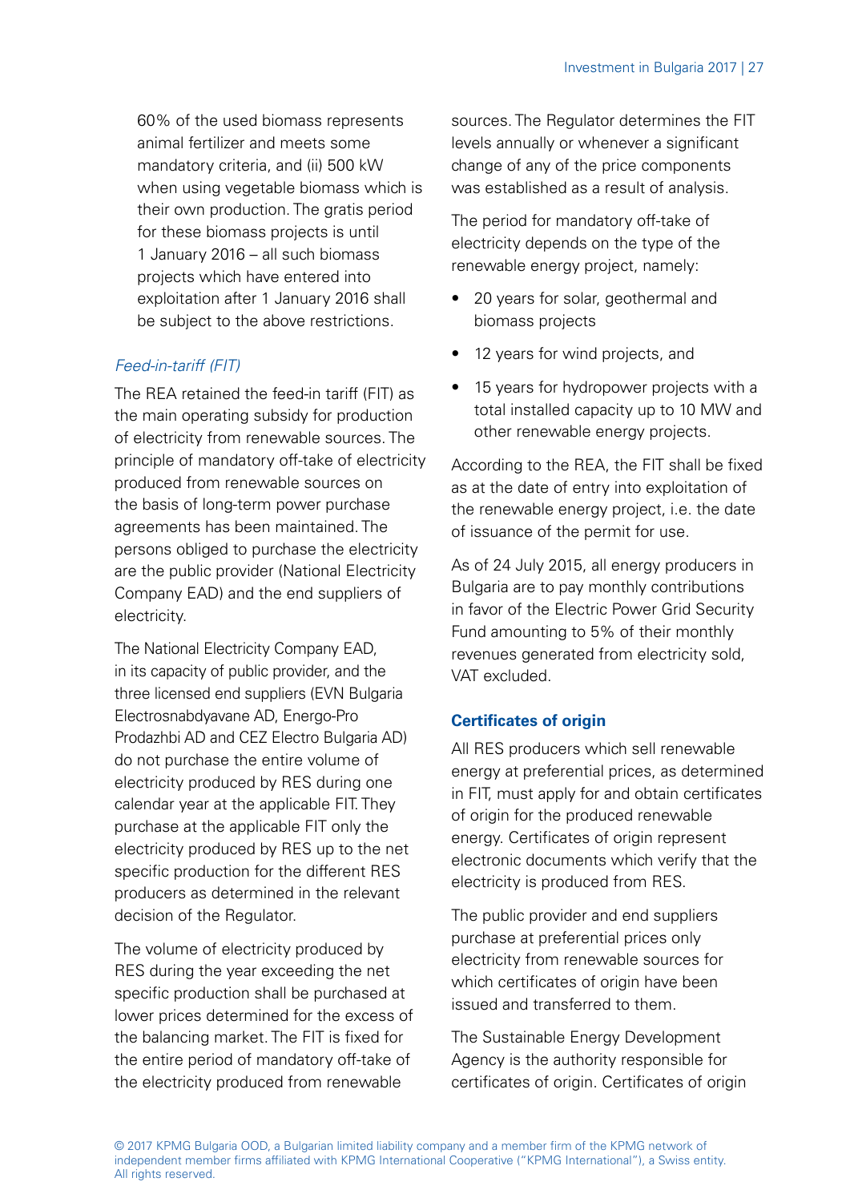60% of the used biomass represents animal fertilizer and meets some mandatory criteria, and (ii) 500 kW when using vegetable biomass which is their own production. The gratis period for these biomass projects is until 1 January 2016 – all such biomass projects which have entered into exploitation after 1 January 2016 shall be subject to the above restrictions.

*Feed-in-tariff (FIT)*

The REA retained the feed-in tariff (FIT) as the main operating subsidy for production of electricity from renewable sources. The principle of mandatory off-take of electricity produced from renewable sources on the basis of long-term power purchase agreements has been maintained. The persons obliged to purchase the electricity are the public provider (National Electricity Company EAD) and the end suppliers of electricity.

The National Electricity Company EAD, in its capacity of public provider, and the three licensed end suppliers (EVN Bulgaria Electrosnabdyavane AD, Energo-Pro Prodazhbi AD and CEZ Electro Bulgaria AD) do not purchase the entire volume of electricity produced by RES during one calendar year at the applicable FIT. They purchase at the applicable FIT only the electricity produced by RES up to the net specific production for the different RES producers as determined in the relevant decision of the Regulator.

The volume of electricity produced by RES during the year exceeding the net specific production shall be purchased at lower prices determined for the excess of the balancing market. The FIT is fixed for the entire period of mandatory off-take of the electricity produced from renewable sources. The Regulator determines the FIT levels annually or whenever a significant change of any of the price components was established as a result of analysis.

The period for mandatory off-take of electricity depends on the type of the renewable energy project, namely:

- 20 years for solar, geothermal and biomass projects
- 12 years for wind projects, and
- 15 years for hydropower projects with a total installed capacity up to 10 MW and other renewable energy projects.

According to the REA, the FIT shall be fixed as at the date of entry into exploitation of the renewable energy project, i.e. the date of issuance of the permit for use.

As of 24 July 2015, all energy producers in Bulgaria are to pay monthly contributions in favor of the Electric Power Grid Security Fund amounting to 5% of their monthly revenues generated from electricity sold, VAT excluded.

### Certificates of origin

All RES producers which sell renewable energy at preferential prices, as determined in FIT, must apply for and obtain certificates of origin for the produced renewable energy. Certificates of origin represent electronic documents which verify that the electricity is produced from RES.

The public provider and end suppliers purchase at preferential prices only electricity from renewable sources for which certificates of origin have been issued and transferred to them.

The Sustainable Energy Development Agency is the authority responsible for certificates of origin. Certificates of origin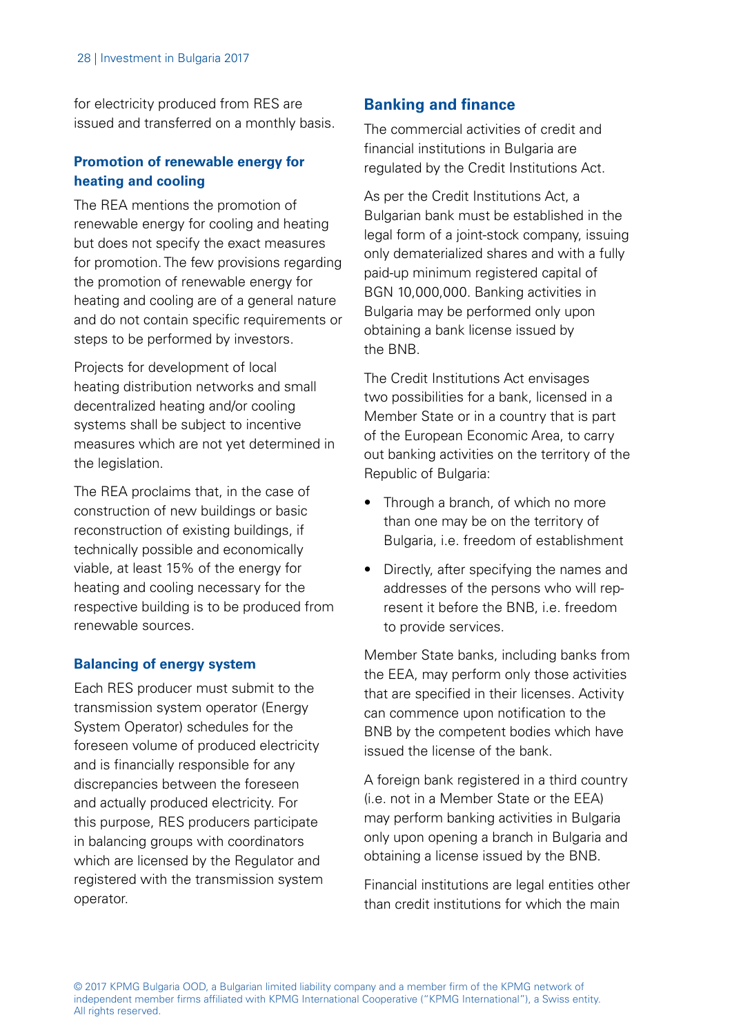for electricity produced from RES are issued and transferred on a monthly basis.

### Promotion of renewable energy for heating and cooling

The REA mentions the promotion of renewable energy for cooling and heating but does not specify the exact measures for promotion. The few provisions regarding the promotion of renewable energy for heating and cooling are of a general nature and do not contain specific requirements or steps to be performed by investors.

Projects for development of local heating distribution networks and small decentralized heating and/or cooling systems shall be subject to incentive measures which are not yet determined in the legislation.

The REA proclaims that, in the case of construction of new buildings or basic reconstruction of existing buildings, if technically possible and economically viable, at least 15% of the energy for heating and cooling necessary for the respective building is to be produced from renewable sources.

### Balancing of energy system

Each RES producer must submit to the transmission system operator (Energy System Operator) schedules for the foreseen volume of produced electricity and is financially responsible for any discrepancies between the foreseen and actually produced electricity. For this purpose, RES producers participate in balancing groups with coordinators which are licensed by the Regulator and registered with the transmission system operator.

## Banking and finance

The commercial activities of credit and financial institutions in Bulgaria are regulated by the Credit Institutions Act.

As per the Credit Institutions Act, a Bulgarian bank must be established in the legal form of a joint-stock company, issuing only dematerialized shares and with a fully paid-up minimum registered capital of BGN 10,000,000. Banking activities in Bulgaria may be performed only upon obtaining a bank license issued by the BNB.

The Credit Institutions Act envisages two possibilities for a bank, licensed in a Member State or in a country that is part of the European Economic Area, to carry out banking activities on the territory of the Republic of Bulgaria:

- Through a branch, of which no more than one may be on the territory of Bulgaria, i.e. freedom of establishment
- Directly, after specifying the names and addresses of the persons who will represent it before the BNB, i.e. freedom to provide services.

Member State banks, including banks from the EEA, may perform only those activities that are specified in their licenses. Activity can commence upon notification to the BNB by the competent bodies which have issued the license of the bank.

A foreign bank registered in a third country (i.e. not in a Member State or the EEA) may perform banking activities in Bulgaria only upon opening a branch in Bulgaria and obtaining a license issued by the BNB.

Financial institutions are legal entities other than credit institutions for which the main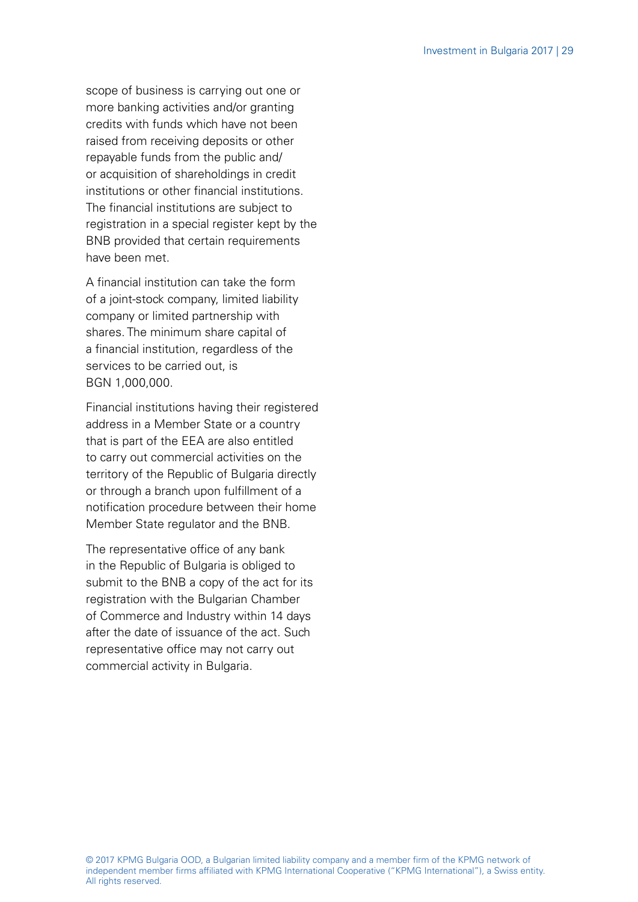scope of business is carrying out one or more banking activities and/or granting credits with funds which have not been raised from receiving deposits or other repayable funds from the public and/or acquisition of shareholdings in credit institutions or other financial institutions. The financial institutions are subject to registration in a special register kept by the BNB provided that certain requirements have been met.

A financial institution can take the form of a joint-stock company, limited liability company or limited partnership with shares. The minimum share capital of a financial institution, regardless of the services to be carried out, is BGN 1,000,000.

Financial institutions having their registered address in a Member State or a country that is part of the EEA are also entitled to carry out commercial activities on the territory of the Republic of Bulgaria directly or through a branch upon fulfillment of a notification procedure between their home Member State regulator and the BNB.

The representative office of any bank in the Republic of Bulgaria is obliged to submit to the BNB a copy of the act for its registration with the Bulgarian Chamber of Commerce and Industry within 14 days after the date of issuance of the act. Such representative office may not carry out commercial activity in Bulgaria.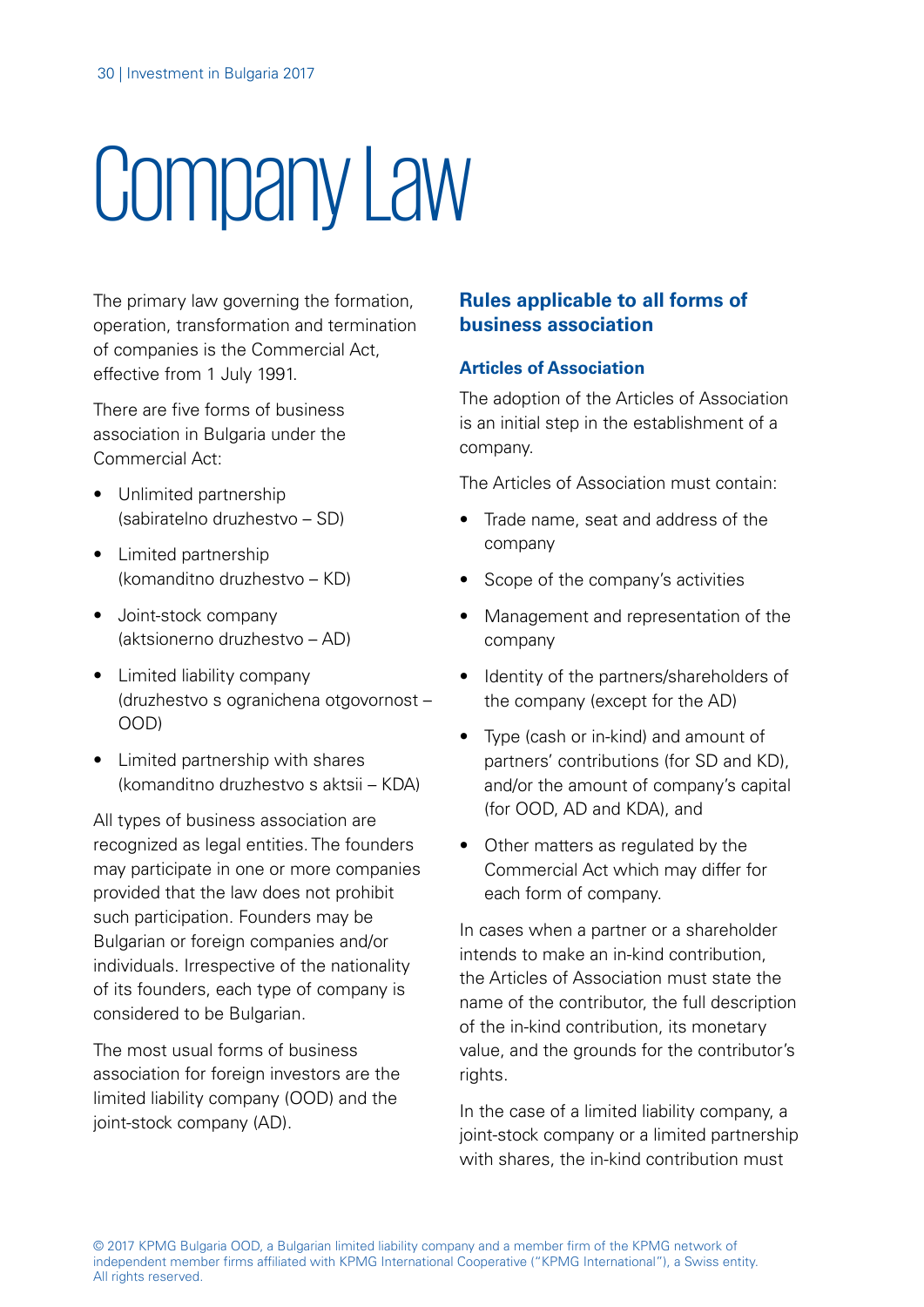# Company Law

The primary law governing the formation, operation, transformation and termination of companies is the Commercial Act, effective from 1 July 1991.

There are five forms of business association in Bulgaria under the Commercial Act:

- Unlimited partnership (sabiratelno druzhestvo – SD)
- Limited partnership (komanditno druzhestvo – KD)
- Joint-stock company (aktsionerno druzhestvo – AD)
- Limited liability company (druzhestvo s ogranichena otgovornost – OOD)
- Limited partnership with shares (komanditno druzhestvo s aktsii – KDA)

All types of business association are recognized as legal entities. The founders may participate in one or more companies provided that the law does not prohibit such participation. Founders may be Bulgarian or foreign companies and/or individuals. Irrespective of the nationality of its founders, each type of company is considered to be Bulgarian.

The most usual forms of business association for foreign investors are the limited liability company (OOD) and the joint-stock company (AD).

## Rules applicable to all forms of business association

### Articles of Association

The adoption of the Articles of Association is an initial step in the establishment of a company.

The Articles of Association must contain:

- Trade name, seat and address of the company
- Scope of the company's activities
- Management and representation of the company
- Identity of the partners/shareholders of the company (except for the AD)
- Type (cash or in-kind) and amount of partners' contributions (for SD and KD), and/or the amount of company's capital (for OOD, AD and KDA), and
- Other matters as regulated by the Commercial Act which may differ for each form of company.

In cases when a partner or a shareholder intends to make an in-kind contribution, the Articles of Association must state the name of the contributor, the full description of the in-kind contribution, its monetary value, and the grounds for the contributor's rights.

In the case of a limited liability company, a joint-stock company or a limited partnership with shares, the in-kind contribution must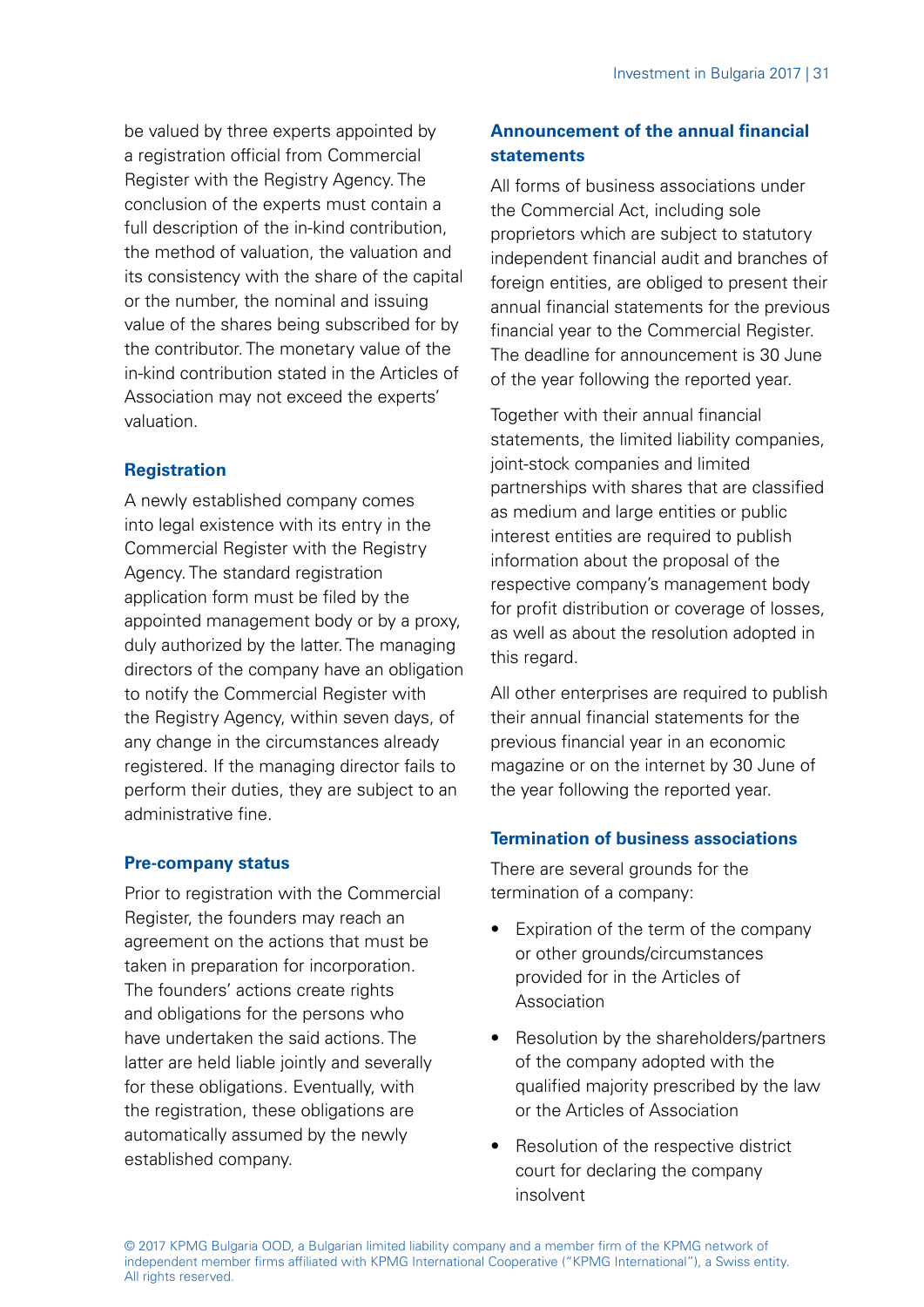be valued by three experts appointed by a registration official from Commercial Register with the Registry Agency. The conclusion of the experts must contain a full description of the in-kind contribution, the method of valuation, the valuation and its consistency with the share of the capital or the number, the nominal and issuing value of the shares being subscribed for by the contributor. The monetary value of the in-kind contribution stated in the Articles of Association may not exceed the experts' valuation.

### Registration

A newly established company comes into legal existence with its entry in the Commercial Register with the Registry Agency. The standard registration application form must be filed by the appointed management body or by a proxy, duly authorized by the latter. The managing directors of the company have an obligation to notify the Commercial Register with the Registry Agency, within seven days, of any change in the circumstances already registered. If the managing director fails to perform their duties, they are subject to an administrative fine.

### Pre-company status

Prior to registration with the Commercial Register, the founders may reach an agreement on the actions that must be taken in preparation for incorporation. The founders' actions create rights and obligations for the persons who have undertaken the said actions. The latter are held liable jointly and severally for these obligations. Eventually, with the registration, these obligations are automatically assumed by the newly established company.

### Announcement of the annual financial statements

All forms of business associations under the Commercial Act, including sole proprietors which are subject to statutory independent financial audit and branches of foreign entities, are obliged to present their annual financial statements for the previous financial year to the Commercial Register. The deadline for announcement is 30 June of the year following the reported year.

Together with their annual financial statements, the limited liability companies, joint-stock companies and limited partnerships with shares that are classified as medium and large entities or public interest entities are required to publish information about the proposal of the respective company's management body for profit distribution or coverage of losses, as well as about the resolution adopted in this regard.

All other enterprises are required to publish their annual financial statements for the previous financial year in an economic magazine or on the internet by 30 June of the year following the reported year.

### Termination of business associations

There are several grounds for the termination of a company:

- Expiration of the term of the company or other grounds/circumstances provided for in the Articles of Association
- Resolution by the shareholders/partners of the company adopted with the qualified majority prescribed by the law or the Articles of Association
- Resolution of the respective district court for declaring the company insolvent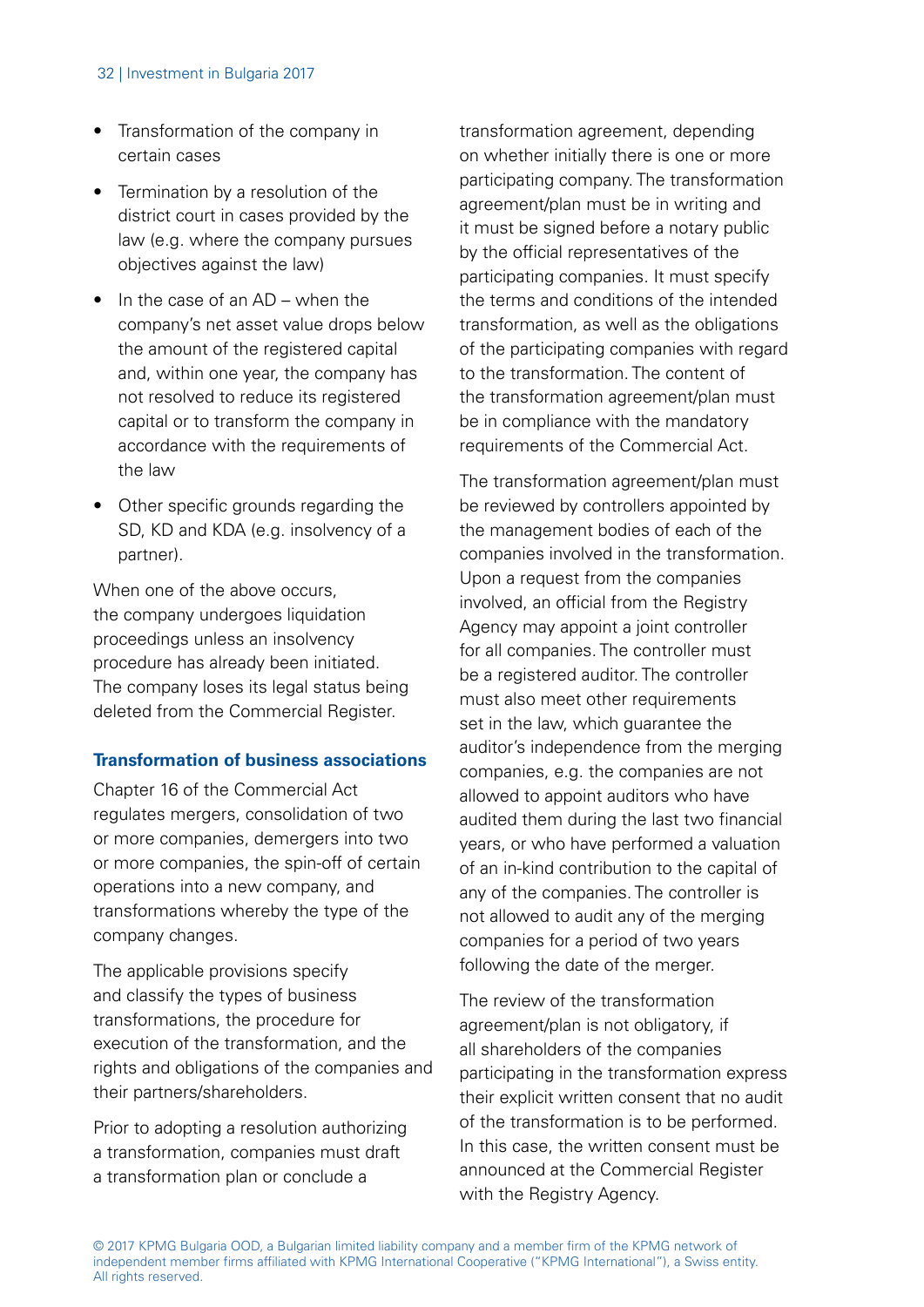- Transformation of the company in certain cases
- Termination by a resolution of the district court in cases provided by the law (e.g. where the company pursues objectives against the law)
- In the case of an AD – when the company's net asset value drops below the amount of the registered capital and, within one year, the company has not resolved to reduce its registered capital or to transform the company in accordance with the requirements of the law
- Other specific grounds regarding the SD, KD and KDA (e.g. insolvency of a partner).

When one of the above occurs, the company undergoes liquidation proceedings unless an insolvency procedure has already been initiated. The company loses its legal status being deleted from the Commercial Register.

### Transformation of business associations

Chapter 16 of the Commercial Act regulates mergers, consolidation of two or more companies, demergers into two or more companies, the spin-off of certain operations into a new company, and transformations whereby the type of the company changes.

The applicable provisions specify and classify the types of business transformations, the procedure for execution of the transformation, and the rights and obligations of the companies and their partners/shareholders.

Prior to adopting a resolution authorizing a transformation, companies must draft a transformation plan or conclude a transformation agreement, depending on whether initially there is one or more participating company. The transformation agreement/plan must be in writing and it must be signed before a notary public by the official representatives of the participating companies. It must specify the terms and conditions of the intended transformation, as well as the obligations of the participating companies with regard to the transformation. The content of the transformation agreement/plan must be in compliance with the mandatory requirements of the Commercial Act.

The transformation agreement/plan must be reviewed by controllers appointed by the management bodies of each of the companies involved in the transformation. Upon a request from the companies involved, an official from the Registry Agency may appoint a joint controller for all companies. The controller must be a registered auditor. The controller must also meet other requirements set in the law, which guarantee the auditor's independence from the merging companies, e.g. the companies are not allowed to appoint auditors who have audited them during the last two financial years, or who have performed a valuation of an in-kind contribution to the capital of any of the companies. The controller is not allowed to audit any of the merging companies for a period of two years following the date of the merger.

The review of the transformation agreement/plan is not obligatory, if all shareholders of the companies participating in the transformation express their explicit written consent that no audit of the transformation is to be performed. In this case, the written consent must be announced at the Commercial Register with the Registry Agency.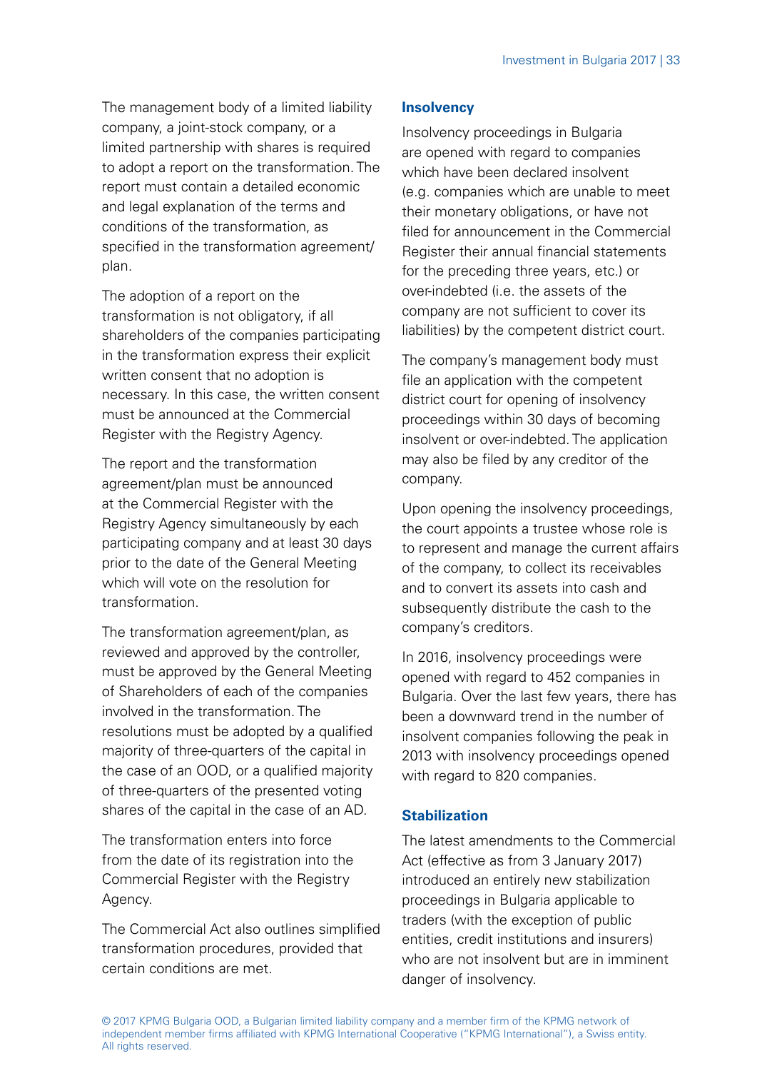The management body of a limited liability company, a joint-stock company, or a limited partnership with shares is required to adopt a report on the transformation. The report must contain a detailed economic and legal explanation of the terms and conditions of the transformation, as specified in the transformation agreement/plan.

The adoption of a report on the transformation is not obligatory, if all shareholders of the companies participating in the transformation express their explicit written consent that no adoption is necessary. In this case, the written consent must be announced at the Commercial Register with the Registry Agency.

The report and the transformation agreement/plan must be announced at the Commercial Register with the Registry Agency simultaneously by each participating company and at least 30 days prior to the date of the General Meeting which will vote on the resolution for transformation.

The transformation agreement/plan, as reviewed and approved by the controller, must be approved by the General Meeting of Shareholders of each of the companies involved in the transformation. The resolutions must be adopted by a qualified majority of three-quarters of the capital in the case of an OOD, or a qualified majority of three-quarters of the presented voting shares of the capital in the case of an AD.

The transformation enters into force from the date of its registration into the Commercial Register with the Registry Agency.

The Commercial Act also outlines simplified transformation procedures, provided that certain conditions are met.

### Insolvency

Insolvency proceedings in Bulgaria are opened with regard to companies which have been declared insolvent (e.g. companies which are unable to meet their monetary obligations, or have not filed for announcement in the Commercial Register their annual financial statements for the preceding three years, etc.) or over-indebted (i.e. the assets of the company are not sufficient to cover its liabilities) by the competent district court.

The company's management body must file an application with the competent district court for opening of insolvency proceedings within 30 days of becoming insolvent or over-indebted. The application may also be filed by any creditor of the company.

Upon opening the insolvency proceedings, the court appoints a trustee whose role is to represent and manage the current affairs of the company, to collect its receivables and to convert its assets into cash and subsequently distribute the cash to the company's creditors.

In 2016, insolvency proceedings were opened with regard to 452 companies in Bulgaria. Over the last few years, there has been a downward trend in the number of insolvent companies following the peak in 2013 with insolvency proceedings opened with regard to 820 companies.

### Stabilization

The latest amendments to the Commercial Act (effective as from 3 January 2017) introduced an entirely new stabilization proceedings in Bulgaria applicable to traders (with the exception of public entities, credit institutions and insurers) who are not insolvent but are in imminent danger of insolvency.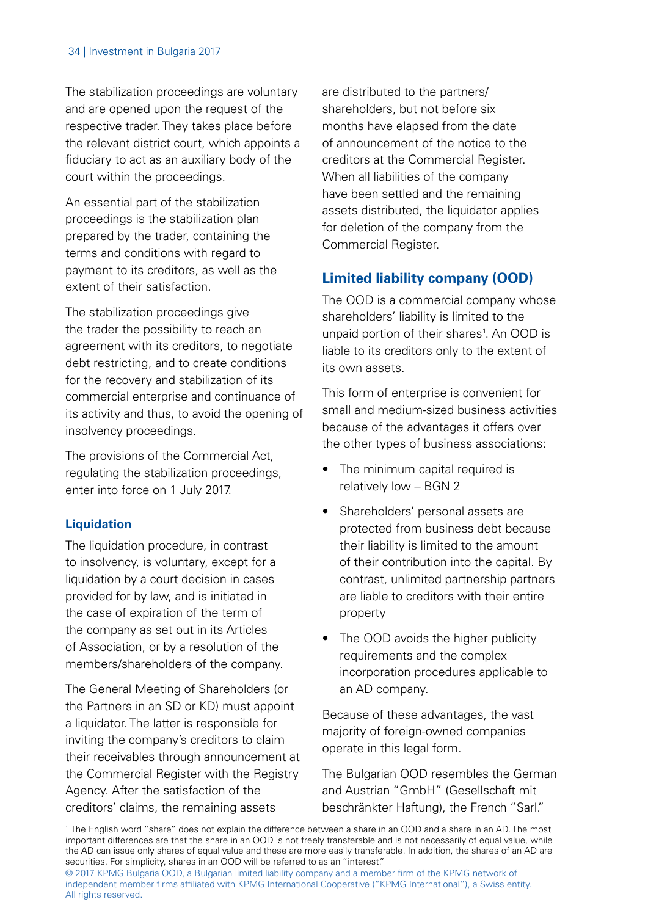The stabilization proceedings are voluntary and are opened upon the request of the respective trader. They takes place before the relevant district court, which appoints a fiduciary to act as an auxiliary body of the court within the proceedings.

An essential part of the stabilization proceedings is the stabilization plan prepared by the trader, containing the terms and conditions with regard to payment to its creditors, as well as the extent of their satisfaction.

The stabilization proceedings give the trader the possibility to reach an agreement with its creditors, to negotiate debt restricting, and to create conditions for the recovery and stabilization of its commercial enterprise and continuance of its activity and thus, to avoid the opening of insolvency proceedings.

The provisions of the Commercial Act, regulating the stabilization proceedings, enter into force on 1 July 2017.

### Liquidation

The liquidation procedure, in contrast to insolvency, is voluntary, except for a liquidation by a court decision in cases provided for by law, and is initiated in the case of expiration of the term of the company as set out in its Articles of Association, or by a resolution of the members/shareholders of the company.

The General Meeting of Shareholders (or the Partners in an SD or KD) must appoint a liquidator. The latter is responsible for inviting the company's creditors to claim their receivables through announcement at the Commercial Register with the Registry Agency. After the satisfaction of the creditors' claims, the remaining assets are distributed to the partners/shareholders, but not before six months have elapsed from the date of announcement of the notice to the creditors at the Commercial Register. When all liabilities of the company have been settled and the remaining assets distributed, the liquidator applies for deletion of the company from the Commercial Register.

## Limited liability company (OOD)

The OOD is a commercial company whose shareholders' liability is limited to the unpaid portion of their shares[1]. An OOD is liable to its creditors only to the extent of its own assets.

This form of enterprise is convenient for small and medium-sized business activities because of the advantages it offers over the other types of business associations:

- The minimum capital required is relatively low – BGN 2
- Shareholders' personal assets are protected from business debt because their liability is limited to the amount of their contribution into the capital. By contrast, unlimited partnership partners are liable to creditors with their entire property
- The OOD avoids the higher publicity requirements and the complex incorporation procedures applicable to an AD company.

Because of these advantages, the vast majority of foreign-owned companies operate in this legal form.

The Bulgarian OOD resembles the German and Austrian "GmbH" (Gesellschaft mit beschränkter Haftung), the French "Sarl."

[1] The English word "share" does not explain the difference between a share in an OOD and a share in an AD. The most important differences are that the share in an OOD is not freely transferable and is not necessarily of equal value, while the AD can issue only shares of equal value and these are more easily transferable. In addition, the shares of an AD are securities. For simplicity, shares in an OOD will be referred to as an "interest."

© 2017 KPMG Bulgaria OOD, a Bulgarian limited liability company and a member firm of the KPMG network of independent member firms affiliated with KPMG International Cooperative ("KPMG International"), a Swiss entity. All rights reserved.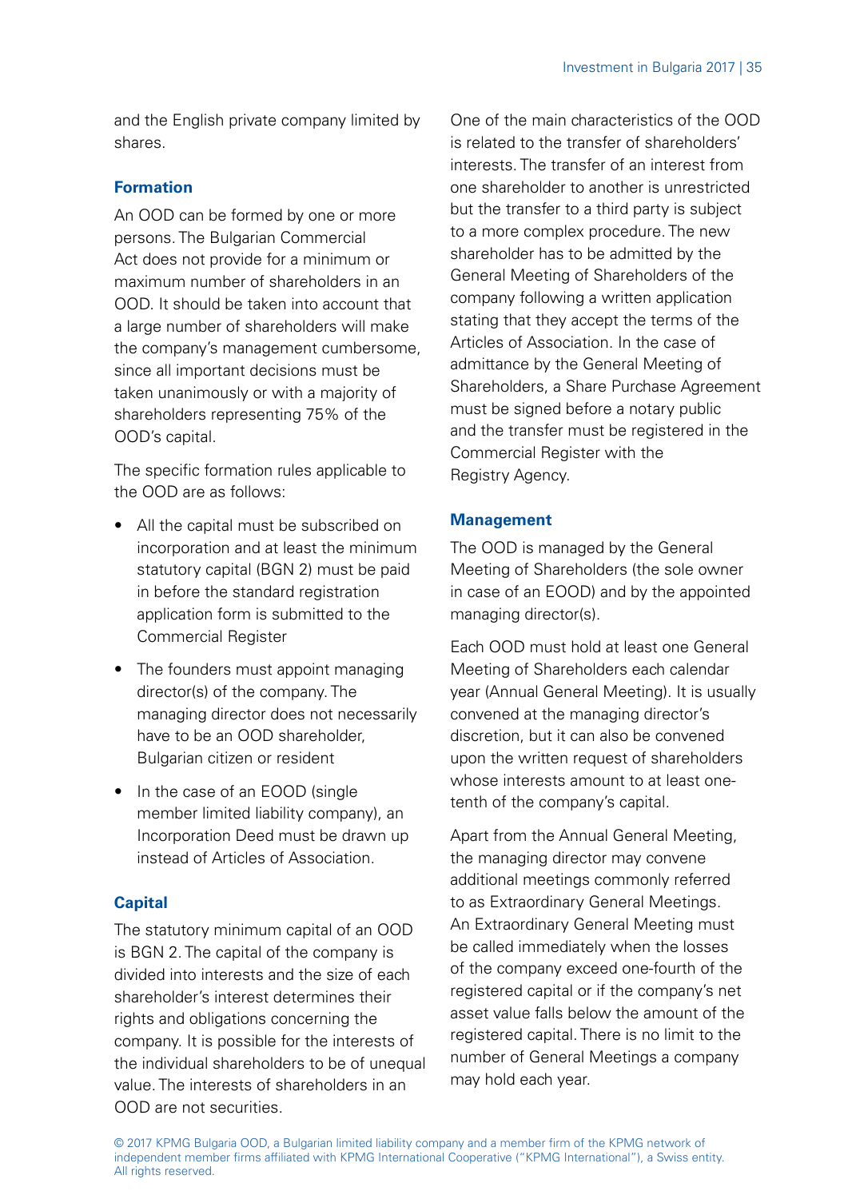and the English private company limited by shares.

### Formation

An OOD can be formed by one or more persons. The Bulgarian Commercial Act does not provide for a minimum or maximum number of shareholders in an OOD. It should be taken into account that a large number of shareholders will make the company's management cumbersome, since all important decisions must be taken unanimously or with a majority of shareholders representing 75% of the OOD's capital.

The specific formation rules applicable to the OOD are as follows:

- All the capital must be subscribed on incorporation and at least the minimum statutory capital (BGN 2) must be paid in before the standard registration application form is submitted to the Commercial Register
- The founders must appoint managing director(s) of the company. The managing director does not necessarily have to be an OOD shareholder, Bulgarian citizen or resident
- In the case of an EOOD (single member limited liability company), an Incorporation Deed must be drawn up instead of Articles of Association.

### Capital

The statutory minimum capital of an OOD is BGN 2. The capital of the company is divided into interests and the size of each shareholder's interest determines their rights and obligations concerning the company. It is possible for the interests of the individual shareholders to be of unequal value. The interests of shareholders in an OOD are not securities.

One of the main characteristics of the OOD is related to the transfer of shareholders' interests. The transfer of an interest from one shareholder to another is unrestricted but the transfer to a third party is subject to a more complex procedure. The new shareholder has to be admitted by the General Meeting of Shareholders of the company following a written application stating that they accept the terms of the Articles of Association. In the case of admittance by the General Meeting of Shareholders, a Share Purchase Agreement must be signed before a notary public and the transfer must be registered in the Commercial Register with the Registry Agency.

### Management

The OOD is managed by the General Meeting of Shareholders (the sole owner in case of an EOOD) and by the appointed managing director(s).

Each OOD must hold at least one General Meeting of Shareholders each calendar year (Annual General Meeting). It is usually convened at the managing director's discretion, but it can also be convened upon the written request of shareholders whose interests amount to at least one-tenth of the company's capital.

Apart from the Annual General Meeting, the managing director may convene additional meetings commonly referred to as Extraordinary General Meetings. An Extraordinary General Meeting must be called immediately when the losses of the company exceed one-fourth of the registered capital or if the company's net asset value falls below the amount of the registered capital. There is no limit to the number of General Meetings a company may hold each year.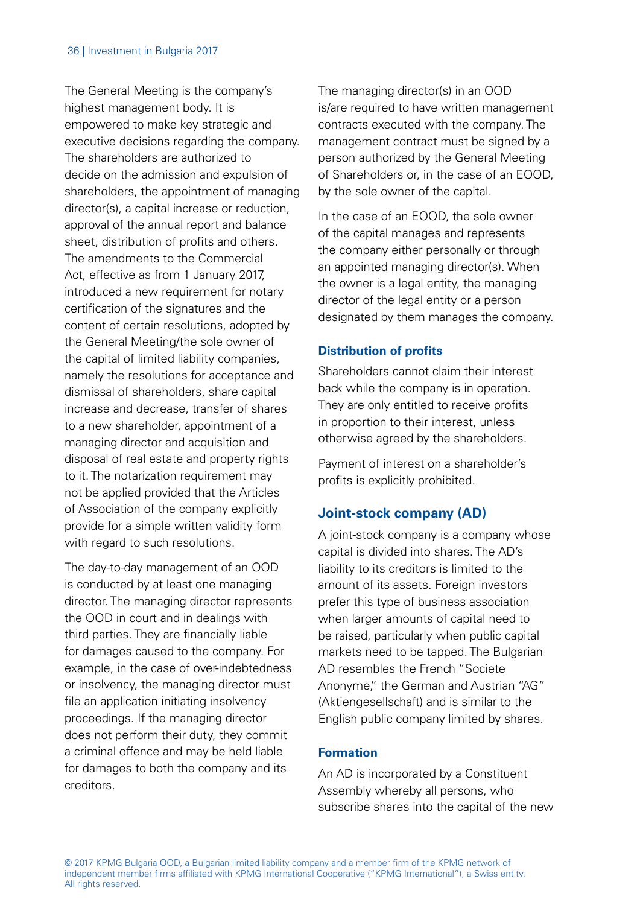The General Meeting is the company's highest management body. It is empowered to make key strategic and executive decisions regarding the company. The shareholders are authorized to decide on the admission and expulsion of shareholders, the appointment of managing director(s), a capital increase or reduction, approval of the annual report and balance sheet, distribution of profits and others. The amendments to the Commercial Act, effective as from 1 January 2017, introduced a new requirement for notary certification of the signatures and the content of certain resolutions, adopted by the General Meeting/the sole owner of the capital of limited liability companies, namely the resolutions for acceptance and dismissal of shareholders, share capital increase and decrease, transfer of shares to a new shareholder, appointment of a managing director and acquisition and disposal of real estate and property rights to it. The notarization requirement may not be applied provided that the Articles of Association of the company explicitly provide for a simple written validity form with regard to such resolutions.

The day-to-day management of an OOD is conducted by at least one managing director. The managing director represents the OOD in court and in dealings with third parties. They are financially liable for damages caused to the company. For example, in the case of over-indebtedness or insolvency, the managing director must file an application initiating insolvency proceedings. If the managing director does not perform their duty, they commit a criminal offence and may be held liable for damages to both the company and its creditors.

The managing director(s) in an OOD is/are required to have written management contracts executed with the company. The management contract must be signed by a person authorized by the General Meeting of Shareholders or, in the case of an EOOD, by the sole owner of the capital.

In the case of an EOOD, the sole owner of the capital manages and represents the company either personally or through an appointed managing director(s). When the owner is a legal entity, the managing director of the legal entity or a person designated by them manages the company.

### Distribution of profits

Shareholders cannot claim their interest back while the company is in operation. They are only entitled to receive profits in proportion to their interest, unless otherwise agreed by the shareholders.

Payment of interest on a shareholder's profits is explicitly prohibited.

## Joint-stock company (AD)

A joint-stock company is a company whose capital is divided into shares. The AD's liability to its creditors is limited to the amount of its assets. Foreign investors prefer this type of business association when larger amounts of capital need to be raised, particularly when public capital markets need to be tapped. The Bulgarian AD resembles the French "Societe Anonyme," the German and Austrian "AG" (Aktiengesellschaft) and is similar to the English public company limited by shares.

### Formation

An AD is incorporated by a Constituent Assembly whereby all persons, who subscribe shares into the capital of the new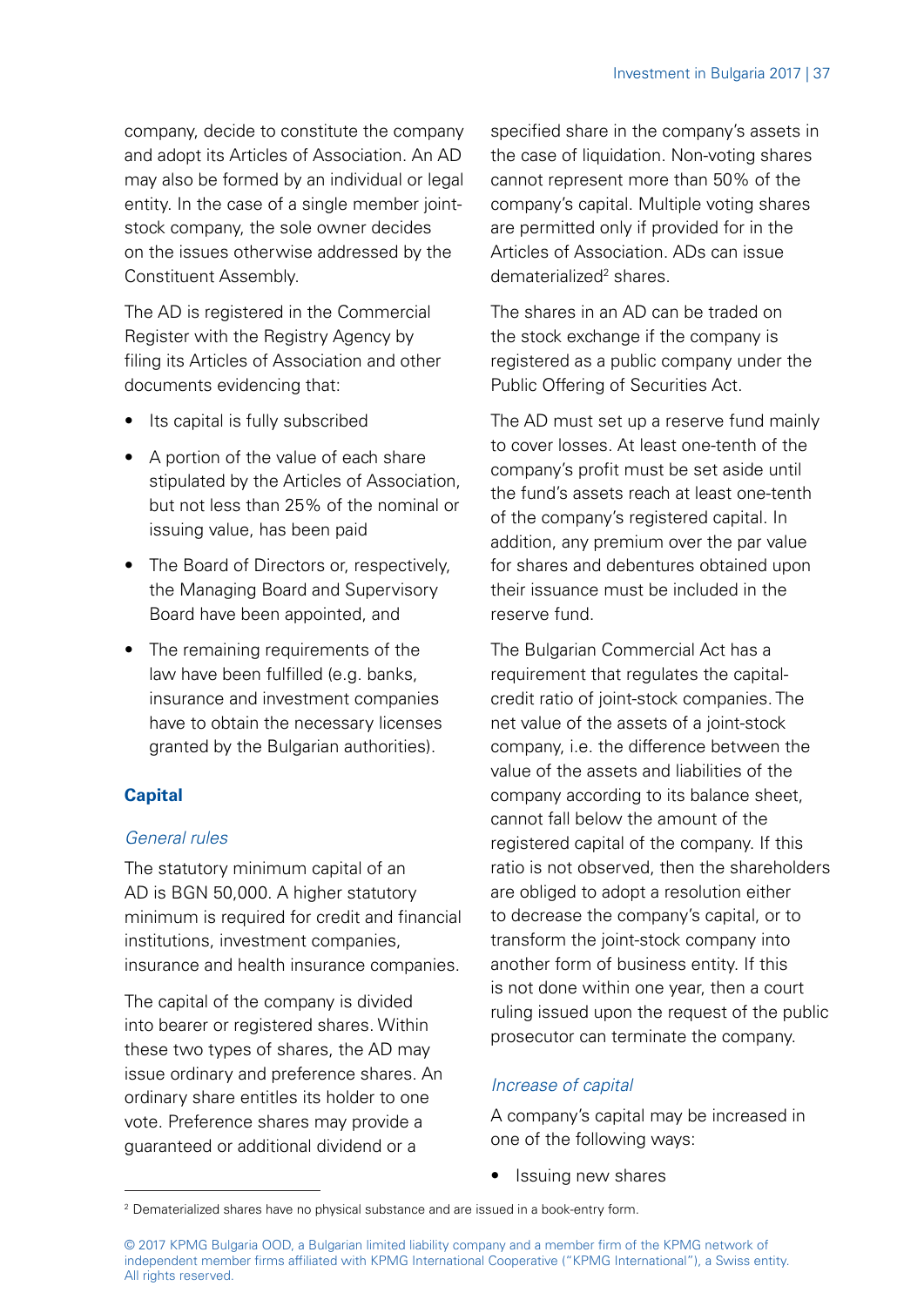company, decide to constitute the company and adopt its Articles of Association. An AD may also be formed by an individual or legal entity. In the case of a single member joint-stock company, the sole owner decides on the issues otherwise addressed by the Constituent Assembly.

The AD is registered in the Commercial Register with the Registry Agency by filing its Articles of Association and other documents evidencing that:

- Its capital is fully subscribed
- A portion of the value of each share stipulated by the Articles of Association, but not less than 25% of the nominal or issuing value, has been paid
- The Board of Directors or, respectively, the Managing Board and Supervisory Board have been appointed, and
- The remaining requirements of the law have been fulfilled (e.g. banks, insurance and investment companies have to obtain the necessary licenses granted by the Bulgarian authorities).

### Capital

#### *General rules*

The statutory minimum capital of an AD is BGN 50,000. A higher statutory minimum is required for credit and financial institutions, investment companies, insurance and health insurance companies.

The capital of the company is divided into bearer or registered shares. Within these two types of shares, the AD may issue ordinary and preference shares. An ordinary share entitles its holder to one vote. Preference shares may provide a guaranteed or additional dividend or a specified share in the company's assets in the case of liquidation. Non-voting shares cannot represent more than 50% of the company's capital. Multiple voting shares are permitted only if provided for in the Articles of Association. ADs can issue dematerialized[2] shares.

The shares in an AD can be traded on the stock exchange if the company is registered as a public company under the Public Offering of Securities Act.

The AD must set up a reserve fund mainly to cover losses. At least one-tenth of the company's profit must be set aside until the fund's assets reach at least one-tenth of the company's registered capital. In addition, any premium over the par value for shares and debentures obtained upon their issuance must be included in the reserve fund.

The Bulgarian Commercial Act has a requirement that regulates the capital-credit ratio of joint-stock companies. The net value of the assets of a joint-stock company, i.e. the difference between the value of the assets and liabilities of the company according to its balance sheet, cannot fall below the amount of the registered capital of the company. If this ratio is not observed, then the shareholders are obliged to adopt a resolution either to decrease the company's capital, or to transform the joint-stock company into another form of business entity. If this is not done within one year, then a court ruling issued upon the request of the public prosecutor can terminate the company.

#### *Increase of capital*

A company's capital may be increased in one of the following ways:

- Issuing new shares

[2] Dematerialized shares have no physical substance and are issued in a book-entry form.

© 2017 KPMG Bulgaria OOD, a Bulgarian limited liability company and a member firm of the KPMG network of independent member firms affiliated with KPMG International Cooperative ("KPMG International"), a Swiss entity. All rights reserved.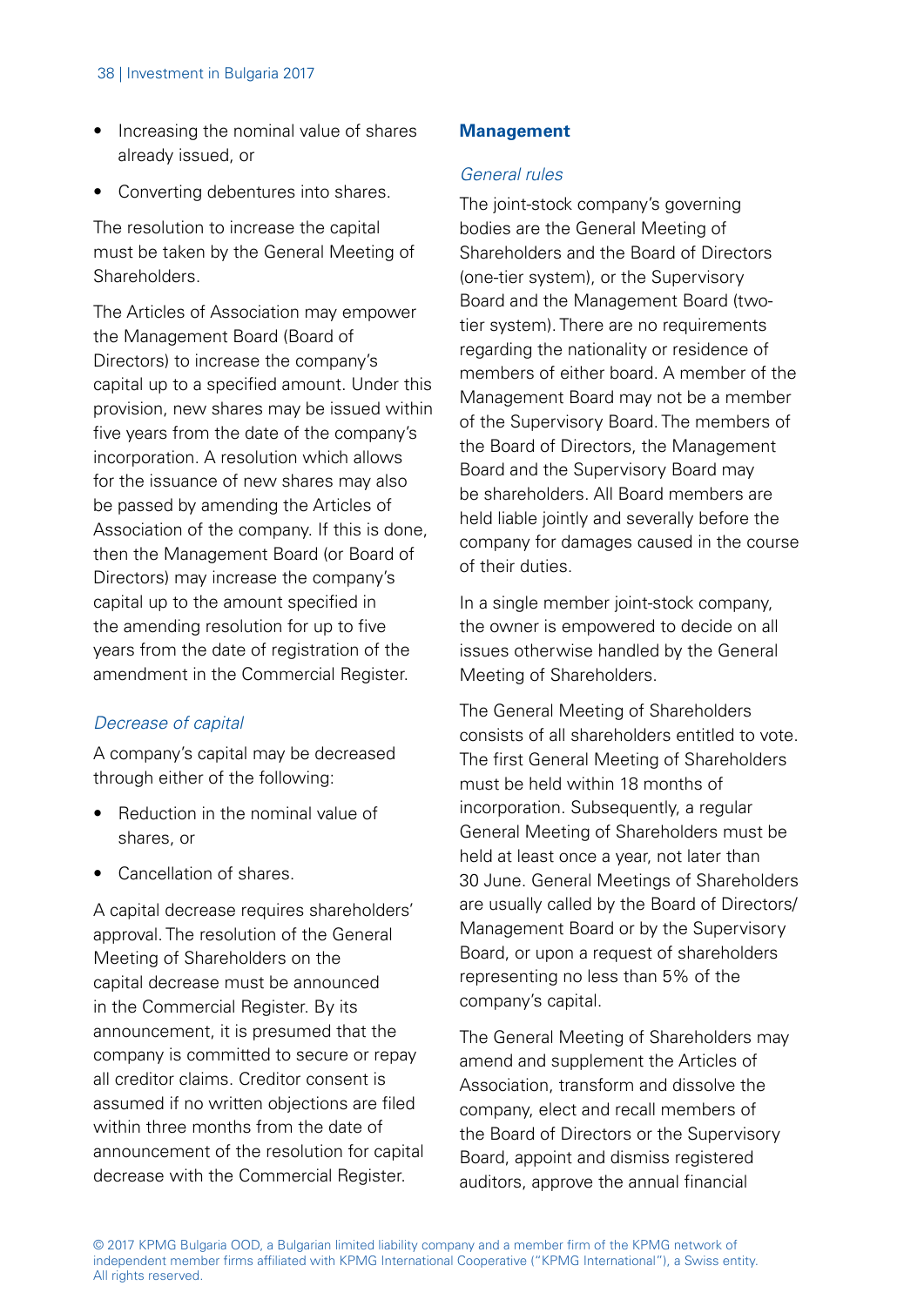- Increasing the nominal value of shares already issued, or
- Converting debentures into shares.

The resolution to increase the capital must be taken by the General Meeting of Shareholders.

The Articles of Association may empower the Management Board (Board of Directors) to increase the company's capital up to a specified amount. Under this provision, new shares may be issued within five years from the date of the company's incorporation. A resolution which allows for the issuance of new shares may also be passed by amending the Articles of Association of the company. If this is done, then the Management Board (or Board of Directors) may increase the company's capital up to the amount specified in the amending resolution for up to five years from the date of registration of the amendment in the Commercial Register.

*Decrease of capital*

A company's capital may be decreased through either of the following:

- Reduction in the nominal value of shares, or
- Cancellation of shares.

A capital decrease requires shareholders' approval. The resolution of the General Meeting of Shareholders on the capital decrease must be announced in the Commercial Register. By its announcement, it is presumed that the company is committed to secure or repay all creditor claims. Creditor consent is assumed if no written objections are filed within three months from the date of announcement of the resolution for capital decrease with the Commercial Register.

### Management

*General rules*

The joint-stock company's governing bodies are the General Meeting of Shareholders and the Board of Directors (one-tier system), or the Supervisory Board and the Management Board (two-tier system). There are no requirements regarding the nationality or residence of members of either board. A member of the Management Board may not be a member of the Supervisory Board. The members of the Board of Directors, the Management Board and the Supervisory Board may be shareholders. All Board members are held liable jointly and severally before the company for damages caused in the course of their duties.

In a single member joint-stock company, the owner is empowered to decide on all issues otherwise handled by the General Meeting of Shareholders.

The General Meeting of Shareholders consists of all shareholders entitled to vote. The first General Meeting of Shareholders must be held within 18 months of incorporation. Subsequently, a regular General Meeting of Shareholders must be held at least once a year, not later than 30 June. General Meetings of Shareholders are usually called by the Board of Directors/ Management Board or by the Supervisory Board, or upon a request of shareholders representing no less than 5% of the company's capital.

The General Meeting of Shareholders may amend and supplement the Articles of Association, transform and dissolve the company, elect and recall members of the Board of Directors or the Supervisory Board, appoint and dismiss registered auditors, approve the annual financial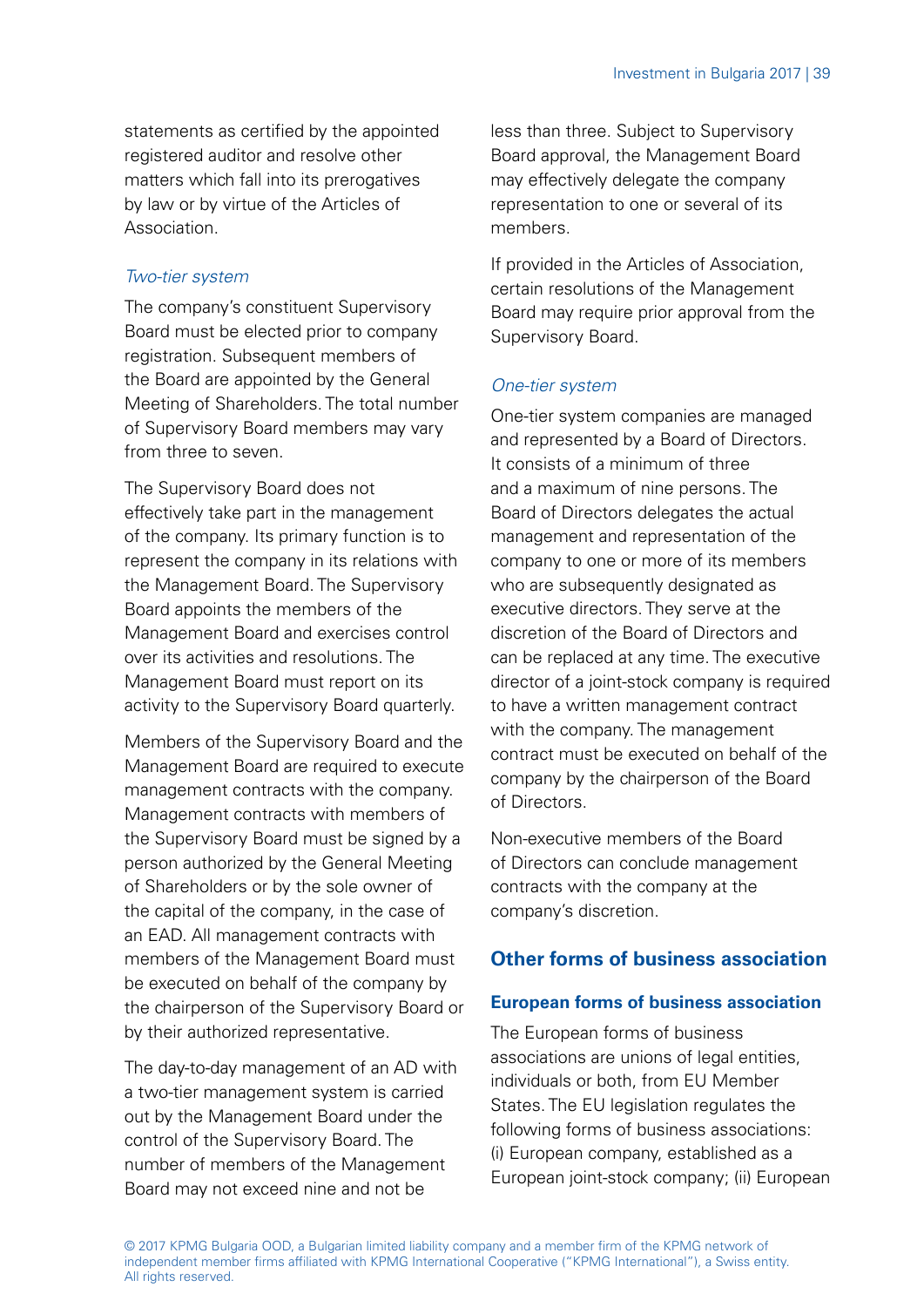statements as certified by the appointed registered auditor and resolve other matters which fall into its prerogatives by law or by virtue of the Articles of Association.

*Two-tier system*

The company's constituent Supervisory Board must be elected prior to company registration. Subsequent members of the Board are appointed by the General Meeting of Shareholders. The total number of Supervisory Board members may vary from three to seven.

The Supervisory Board does not effectively take part in the management of the company. Its primary function is to represent the company in its relations with the Management Board. The Supervisory Board appoints the members of the Management Board and exercises control over its activities and resolutions. The Management Board must report on its activity to the Supervisory Board quarterly.

Members of the Supervisory Board and the Management Board are required to execute management contracts with the company. Management contracts with members of the Supervisory Board must be signed by a person authorized by the General Meeting of Shareholders or by the sole owner of the capital of the company, in the case of an EAD. All management contracts with members of the Management Board must be executed on behalf of the company by the chairperson of the Supervisory Board or by their authorized representative.

The day-to-day management of an AD with a two-tier management system is carried out by the Management Board under the control of the Supervisory Board. The number of members of the Management Board may not exceed nine and not be less than three. Subject to Supervisory Board approval, the Management Board may effectively delegate the company representation to one or several of its members.

If provided in the Articles of Association, certain resolutions of the Management Board may require prior approval from the Supervisory Board.

*One-tier system*

One-tier system companies are managed and represented by a Board of Directors. It consists of a minimum of three and a maximum of nine persons. The Board of Directors delegates the actual management and representation of the company to one or more of its members who are subsequently designated as executive directors. They serve at the discretion of the Board of Directors and can be replaced at any time. The executive director of a joint-stock company is required to have a written management contract with the company. The management contract must be executed on behalf of the company by the chairperson of the Board of Directors.

Non-executive members of the Board of Directors can conclude management contracts with the company at the company's discretion.

## Other forms of business association

### European forms of business association

The European forms of business associations are unions of legal entities, individuals or both, from EU Member States. The EU legislation regulates the following forms of business associations: (i) European company, established as a European joint-stock company; (ii) European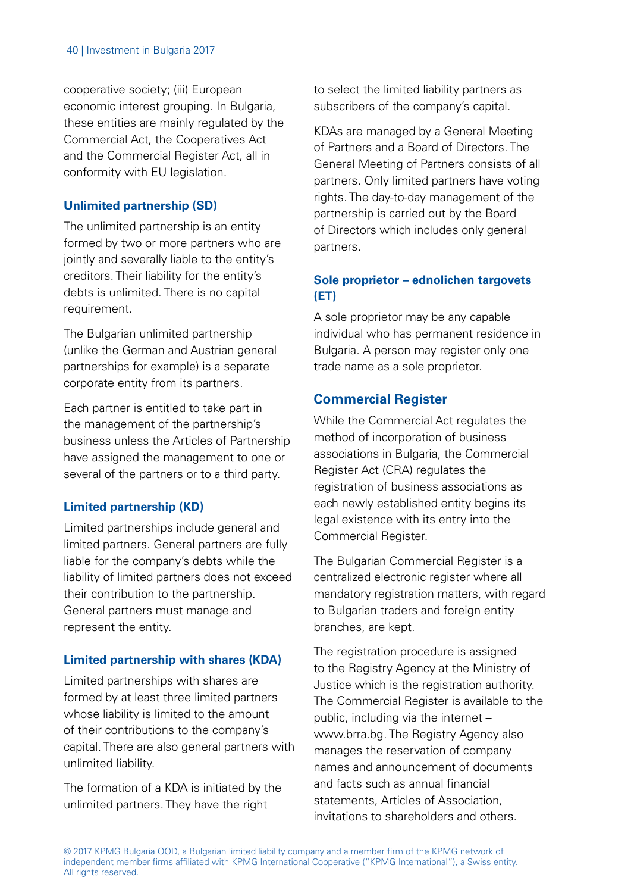cooperative society; (iii) European economic interest grouping. In Bulgaria, these entities are mainly regulated by the Commercial Act, the Cooperatives Act and the Commercial Register Act, all in conformity with EU legislation.

### Unlimited partnership (SD)

The unlimited partnership is an entity formed by two or more partners who are jointly and severally liable to the entity's creditors. Their liability for the entity's debts is unlimited. There is no capital requirement.

The Bulgarian unlimited partnership (unlike the German and Austrian general partnerships for example) is a separate corporate entity from its partners.

Each partner is entitled to take part in the management of the partnership's business unless the Articles of Partnership have assigned the management to one or several of the partners or to a third party.

### Limited partnership (KD)

Limited partnerships include general and limited partners. General partners are fully liable for the company's debts while the liability of limited partners does not exceed their contribution to the partnership. General partners must manage and represent the entity.

### Limited partnership with shares (KDA)

Limited partnerships with shares are formed by at least three limited partners whose liability is limited to the amount of their contributions to the company's capital. There are also general partners with unlimited liability.

The formation of a KDA is initiated by the unlimited partners. They have the right to select the limited liability partners as subscribers of the company's capital.

KDAs are managed by a General Meeting of Partners and a Board of Directors. The General Meeting of Partners consists of all partners. Only limited partners have voting rights. The day-to-day management of the partnership is carried out by the Board of Directors which includes only general partners.

### Sole proprietor – ednolichen targovets (ET)

A sole proprietor may be any capable individual who has permanent residence in Bulgaria. A person may register only one trade name as a sole proprietor.

## Commercial Register

While the Commercial Act regulates the method of incorporation of business associations in Bulgaria, the Commercial Register Act (CRA) regulates the registration of business associations as each newly established entity begins its legal existence with its entry into the Commercial Register.

The Bulgarian Commercial Register is a centralized electronic register where all mandatory registration matters, with regard to Bulgarian traders and foreign entity branches, are kept.

The registration procedure is assigned to the Registry Agency at the Ministry of Justice which is the registration authority. The Commercial Register is available to the public, including via the internet – www.brra.bg. The Registry Agency also manages the reservation of company names and announcement of documents and facts such as annual financial statements, Articles of Association, invitations to shareholders and others.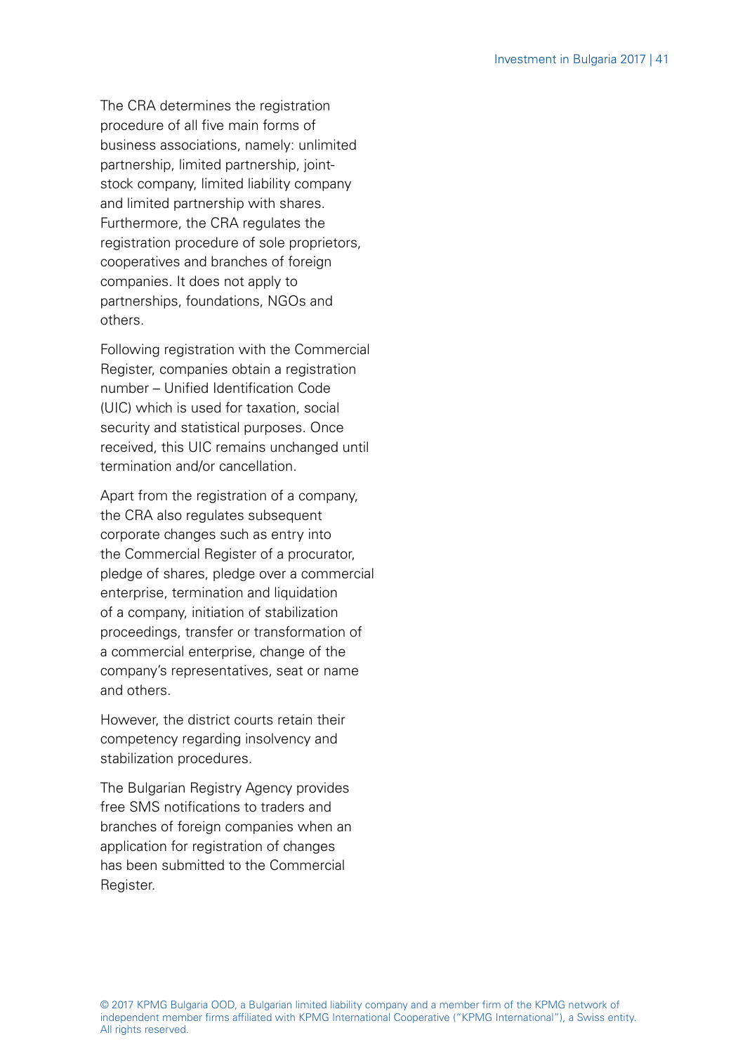The CRA determines the registration procedure of all five main forms of business associations, namely: unlimited partnership, limited partnership, joint-stock company, limited liability company and limited partnership with shares. Furthermore, the CRA regulates the registration procedure of sole proprietors, cooperatives and branches of foreign companies. It does not apply to partnerships, foundations, NGOs and others.

Following registration with the Commercial Register, companies obtain a registration number – Unified Identification Code (UIC) which is used for taxation, social security and statistical purposes. Once received, this UIC remains unchanged until termination and/or cancellation.

Apart from the registration of a company, the CRA also regulates subsequent corporate changes such as entry into the Commercial Register of a procurator, pledge of shares, pledge over a commercial enterprise, termination and liquidation of a company, initiation of stabilization proceedings, transfer or transformation of a commercial enterprise, change of the company's representatives, seat or name and others.

However, the district courts retain their competency regarding insolvency and stabilization procedures.

The Bulgarian Registry Agency provides free SMS notifications to traders and branches of foreign companies when an application for registration of changes has been submitted to the Commercial Register.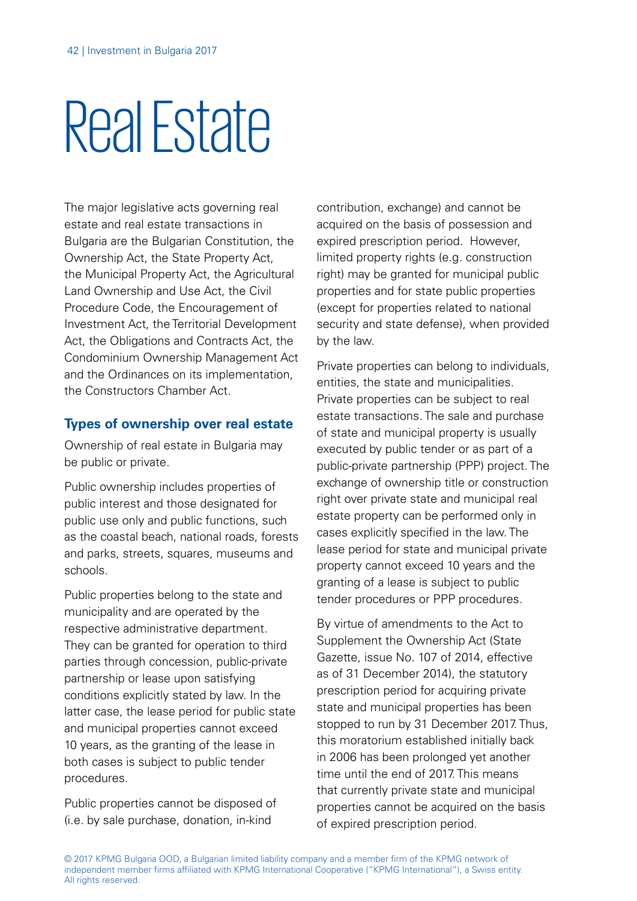# Real Estate

The major legislative acts governing real estate and real estate transactions in Bulgaria are the Bulgarian Constitution, the Ownership Act, the State Property Act, the Municipal Property Act, the Agricultural Land Ownership and Use Act, the Civil Procedure Code, the Encouragement of Investment Act, the Territorial Development Act, the Obligations and Contracts Act, the Condominium Ownership Management Act and the Ordinances on its implementation, the Constructors Chamber Act.

## Types of ownership over real estate

Ownership of real estate in Bulgaria may be public or private.

Public ownership includes properties of public interest and those designated for public use only and public functions, such as the coastal beach, national roads, forests and parks, streets, squares, museums and schools.

Public properties belong to the state and municipality and are operated by the respective administrative department. They can be granted for operation to third parties through concession, public-private partnership or lease upon satisfying conditions explicitly stated by law. In the latter case, the lease period for public state and municipal properties cannot exceed 10 years, as the granting of the lease in both cases is subject to public tender procedures.

Public properties cannot be disposed of (i.e. by sale purchase, donation, in-kind contribution, exchange) and cannot be acquired on the basis of possession and expired prescription period. However, limited property rights (e.g. construction right) may be granted for municipal public properties and for state public properties (except for properties related to national security and state defense), when provided by the law.

Private properties can belong to individuals, entities, the state and municipalities. Private properties can be subject to real estate transactions. The sale and purchase of state and municipal property is usually executed by public tender or as part of a public-private partnership (PPP) project. The exchange of ownership title or construction right over private state and municipal real estate property can be performed only in cases explicitly specified in the law. The lease period for state and municipal private property cannot exceed 10 years and the granting of a lease is subject to public tender procedures or PPP procedures.

By virtue of amendments to the Act to Supplement the Ownership Act (State Gazette, issue No. 107 of 2014, effective as of 31 December 2014), the statutory prescription period for acquiring private state and municipal properties has been stopped to run by 31 December 2017. Thus, this moratorium established initially back in 2006 has been prolonged yet another time until the end of 2017. This means that currently private state and municipal properties cannot be acquired on the basis of expired prescription period.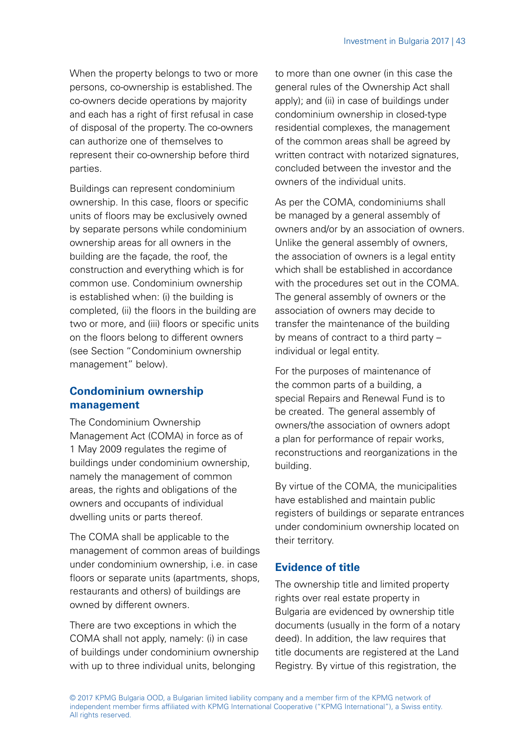When the property belongs to two or more persons, co-ownership is established. The co-owners decide operations by majority and each has a right of first refusal in case of disposal of the property. The co-owners can authorize one of themselves to represent their co-ownership before third parties.

Buildings can represent condominium ownership. In this case, floors or specific units of floors may be exclusively owned by separate persons while condominium ownership areas for all owners in the building are the façade, the roof, the construction and everything which is for common use. Condominium ownership is established when: (i) the building is completed, (ii) the floors in the building are two or more, and (iii) floors or specific units on the floors belong to different owners (see Section "Condominium ownership management" below).

## Condominium ownership management

The Condominium Ownership Management Act (COMA) in force as of 1 May 2009 regulates the regime of buildings under condominium ownership, namely the management of common areas, the rights and obligations of the owners and occupants of individual dwelling units or parts thereof.

The COMA shall be applicable to the management of common areas of buildings under condominium ownership, i.e. in case floors or separate units (apartments, shops, restaurants and others) of buildings are owned by different owners.

There are two exceptions in which the COMA shall not apply, namely: (i) in case of buildings under condominium ownership with up to three individual units, belonging to more than one owner (in this case the general rules of the Ownership Act shall apply); and (ii) in case of buildings under condominium ownership in closed-type residential complexes, the management of the common areas shall be agreed by written contract with notarized signatures, concluded between the investor and the owners of the individual units.

As per the COMA, condominiums shall be managed by a general assembly of owners and/or by an association of owners. Unlike the general assembly of owners, the association of owners is a legal entity which shall be established in accordance with the procedures set out in the COMA. The general assembly of owners or the association of owners may decide to transfer the maintenance of the building by means of contract to a third party – individual or legal entity.

For the purposes of maintenance of the common parts of a building, a special Repairs and Renewal Fund is to be created. The general assembly of owners/the association of owners adopt a plan for performance of repair works, reconstructions and reorganizations in the building.

By virtue of the COMA, the municipalities have established and maintain public registers of buildings or separate entrances under condominium ownership located on their territory.

## Evidence of title

The ownership title and limited property rights over real estate property in Bulgaria are evidenced by ownership title documents (usually in the form of a notary deed). In addition, the law requires that title documents are registered at the Land Registry. By virtue of this registration, the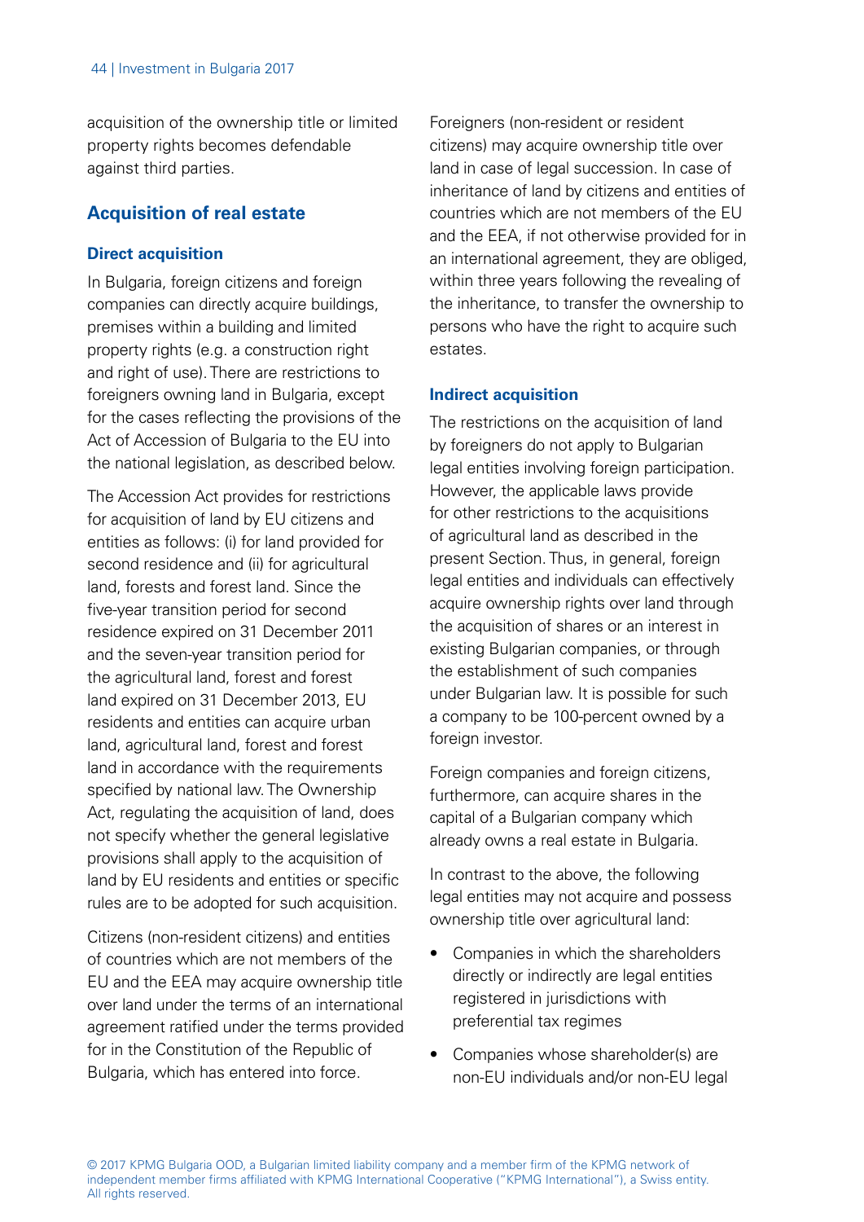acquisition of the ownership title or limited property rights becomes defendable against third parties.

## Acquisition of real estate

### Direct acquisition

In Bulgaria, foreign citizens and foreign companies can directly acquire buildings, premises within a building and limited property rights (e.g. a construction right and right of use). There are restrictions to foreigners owning land in Bulgaria, except for the cases reflecting the provisions of the Act of Accession of Bulgaria to the EU into the national legislation, as described below.

The Accession Act provides for restrictions for acquisition of land by EU citizens and entities as follows: (i) for land provided for second residence and (ii) for agricultural land, forests and forest land. Since the five-year transition period for second residence expired on 31 December 2011 and the seven-year transition period for the agricultural land, forest and forest land expired on 31 December 2013, EU residents and entities can acquire urban land, agricultural land, forest and forest land in accordance with the requirements specified by national law. The Ownership Act, regulating the acquisition of land, does not specify whether the general legislative provisions shall apply to the acquisition of land by EU residents and entities or specific rules are to be adopted for such acquisition.

Citizens (non-resident citizens) and entities of countries which are not members of the EU and the EEA may acquire ownership title over land under the terms of an international agreement ratified under the terms provided for in the Constitution of the Republic of Bulgaria, which has entered into force.

Foreigners (non-resident or resident citizens) may acquire ownership title over land in case of legal succession. In case of inheritance of land by citizens and entities of countries which are not members of the EU and the EEA, if not otherwise provided for in an international agreement, they are obliged, within three years following the revealing of the inheritance, to transfer the ownership to persons who have the right to acquire such estates.

### Indirect acquisition

The restrictions on the acquisition of land by foreigners do not apply to Bulgarian legal entities involving foreign participation. However, the applicable laws provide for other restrictions to the acquisitions of agricultural land as described in the present Section. Thus, in general, foreign legal entities and individuals can effectively acquire ownership rights over land through the acquisition of shares or an interest in existing Bulgarian companies, or through the establishment of such companies under Bulgarian law. It is possible for such a company to be 100-percent owned by a foreign investor.

Foreign companies and foreign citizens, furthermore, can acquire shares in the capital of a Bulgarian company which already owns a real estate in Bulgaria.

In contrast to the above, the following legal entities may not acquire and possess ownership title over agricultural land:

- Companies in which the shareholders directly or indirectly are legal entities registered in jurisdictions with preferential tax regimes
- Companies whose shareholder(s) are non-EU individuals and/or non-EU legal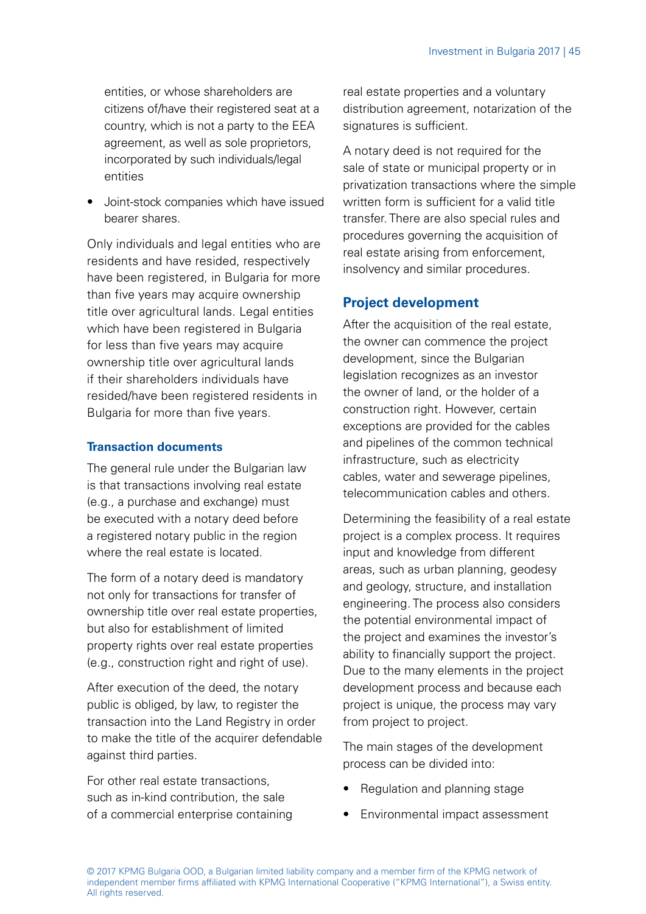entities, or whose shareholders are citizens of/have their registered seat at a country, which is not a party to the EEA agreement, as well as sole proprietors, incorporated by such individuals/legal entities

- Joint-stock companies which have issued bearer shares.

Only individuals and legal entities who are residents and have resided, respectively have been registered, in Bulgaria for more than five years may acquire ownership title over agricultural lands. Legal entities which have been registered in Bulgaria for less than five years may acquire ownership title over agricultural lands if their shareholders individuals have resided/have been registered residents in Bulgaria for more than five years.

### Transaction documents

The general rule under the Bulgarian law is that transactions involving real estate (e.g., a purchase and exchange) must be executed with a notary deed before a registered notary public in the region where the real estate is located.

The form of a notary deed is mandatory not only for transactions for transfer of ownership title over real estate properties, but also for establishment of limited property rights over real estate properties (e.g., construction right and right of use).

After execution of the deed, the notary public is obliged, by law, to register the transaction into the Land Registry in order to make the title of the acquirer defendable against third parties.

For other real estate transactions, such as in-kind contribution, the sale of a commercial enterprise containing real estate properties and a voluntary distribution agreement, notarization of the signatures is sufficient.

A notary deed is not required for the sale of state or municipal property or in privatization transactions where the simple written form is sufficient for a valid title transfer. There are also special rules and procedures governing the acquisition of real estate arising from enforcement, insolvency and similar procedures.

## Project development

After the acquisition of the real estate, the owner can commence the project development, since the Bulgarian legislation recognizes as an investor the owner of land, or the holder of a construction right. However, certain exceptions are provided for the cables and pipelines of the common technical infrastructure, such as electricity cables, water and sewerage pipelines, telecommunication cables and others.

Determining the feasibility of a real estate project is a complex process. It requires input and knowledge from different areas, such as urban planning, geodesy and geology, structure, and installation engineering. The process also considers the potential environmental impact of the project and examines the investor's ability to financially support the project. Due to the many elements in the project development process and because each project is unique, the process may vary from project to project.

The main stages of the development process can be divided into:

- Regulation and planning stage
- Environmental impact assessment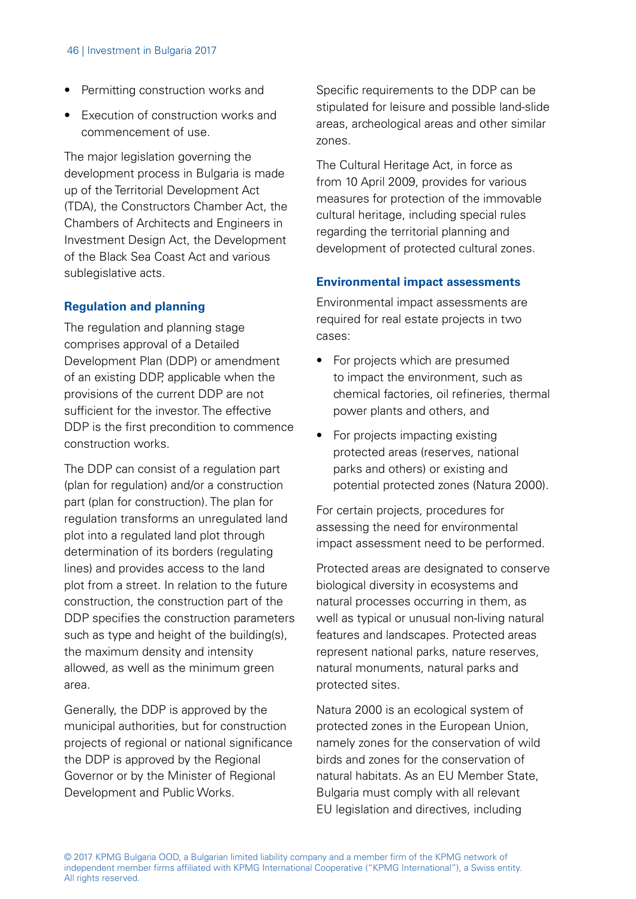- Permitting construction works and
- Execution of construction works and commencement of use.

The major legislation governing the development process in Bulgaria is made up of the Territorial Development Act (TDA), the Constructors Chamber Act, the Chambers of Architects and Engineers in Investment Design Act, the Development of the Black Sea Coast Act and various sublegislative acts.

### Regulation and planning

The regulation and planning stage comprises approval of a Detailed Development Plan (DDP) or amendment of an existing DDP, applicable when the provisions of the current DDP are not sufficient for the investor. The effective DDP is the first precondition to commence construction works.

The DDP can consist of a regulation part (plan for regulation) and/or a construction part (plan for construction). The plan for regulation transforms an unregulated land plot into a regulated land plot through determination of its borders (regulating lines) and provides access to the land plot from a street. In relation to the future construction, the construction part of the DDP specifies the construction parameters such as type and height of the building(s), the maximum density and intensity allowed, as well as the minimum green area.

Generally, the DDP is approved by the municipal authorities, but for construction projects of regional or national significance the DDP is approved by the Regional Governor or by the Minister of Regional Development and Public Works.

Specific requirements to the DDP can be stipulated for leisure and possible land-slide areas, archeological areas and other similar zones.

The Cultural Heritage Act, in force as from 10 April 2009, provides for various measures for protection of the immovable cultural heritage, including special rules regarding the territorial planning and development of protected cultural zones.

### Environmental impact assessments

Environmental impact assessments are required for real estate projects in two cases:

- For projects which are presumed to impact the environment, such as chemical factories, oil refineries, thermal power plants and others, and
- For projects impacting existing protected areas (reserves, national parks and others) or existing and potential protected zones (Natura 2000).

For certain projects, procedures for assessing the need for environmental impact assessment need to be performed.

Protected areas are designated to conserve biological diversity in ecosystems and natural processes occurring in them, as well as typical or unusual non-living natural features and landscapes. Protected areas represent national parks, nature reserves, natural monuments, natural parks and protected sites.

Natura 2000 is an ecological system of protected zones in the European Union, namely zones for the conservation of wild birds and zones for the conservation of natural habitats. As an EU Member State, Bulgaria must comply with all relevant EU legislation and directives, including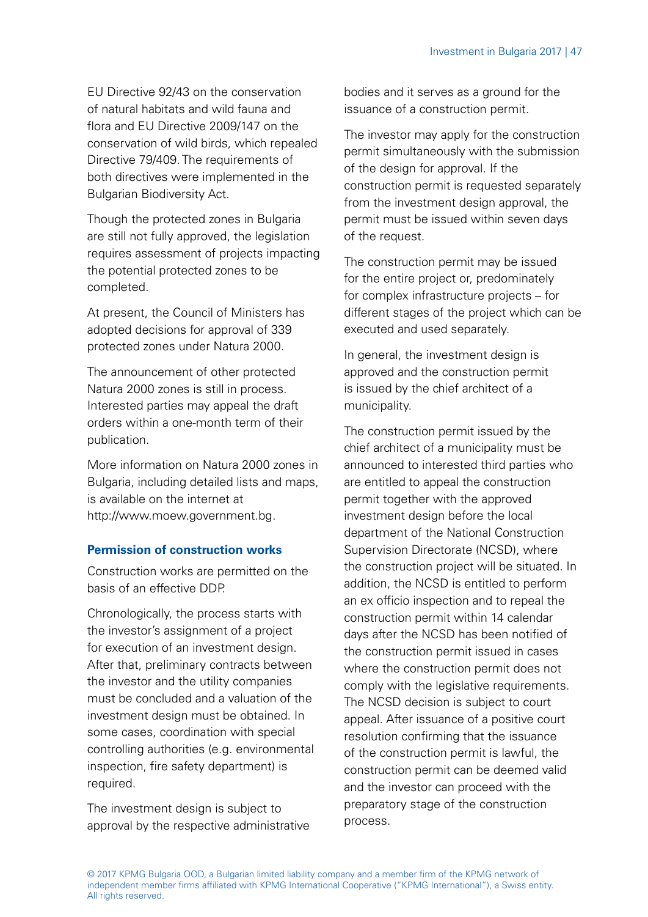EU Directive 92/43 on the conservation of natural habitats and wild fauna and flora and EU Directive 2009/147 on the conservation of wild birds, which repealed Directive 79/409. The requirements of both directives were implemented in the Bulgarian Biodiversity Act.

Though the protected zones in Bulgaria are still not fully approved, the legislation requires assessment of projects impacting the potential protected zones to be completed.

At present, the Council of Ministers has adopted decisions for approval of 339 protected zones under Natura 2000.

The announcement of other protected Natura 2000 zones is still in process. Interested parties may appeal the draft orders within a one-month term of their publication.

More information on Natura 2000 zones in Bulgaria, including detailed lists and maps, is available on the internet at http://www.moew.government.bg.

### Permission of construction works

Construction works are permitted on the basis of an effective DDP.

Chronologically, the process starts with the investor's assignment of a project for execution of an investment design. After that, preliminary contracts between the investor and the utility companies must be concluded and a valuation of the investment design must be obtained. In some cases, coordination with special controlling authorities (e.g. environmental inspection, fire safety department) is required.

The investment design is subject to approval by the respective administrative bodies and it serves as a ground for the issuance of a construction permit.

The investor may apply for the construction permit simultaneously with the submission of the design for approval. If the construction permit is requested separately from the investment design approval, the permit must be issued within seven days of the request.

The construction permit may be issued for the entire project or, predominately for complex infrastructure projects – for different stages of the project which can be executed and used separately.

In general, the investment design is approved and the construction permit is issued by the chief architect of a municipality.

The construction permit issued by the chief architect of a municipality must be announced to interested third parties who are entitled to appeal the construction permit together with the approved investment design before the local department of the National Construction Supervision Directorate (NCSD), where the construction project will be situated. In addition, the NCSD is entitled to perform an ex officio inspection and to repeal the construction permit within 14 calendar days after the NCSD has been notified of the construction permit issued in cases where the construction permit does not comply with the legislative requirements. The NCSD decision is subject to court appeal. After issuance of a positive court resolution confirming that the issuance of the construction permit is lawful, the construction permit can be deemed valid and the investor can proceed with the preparatory stage of the construction process.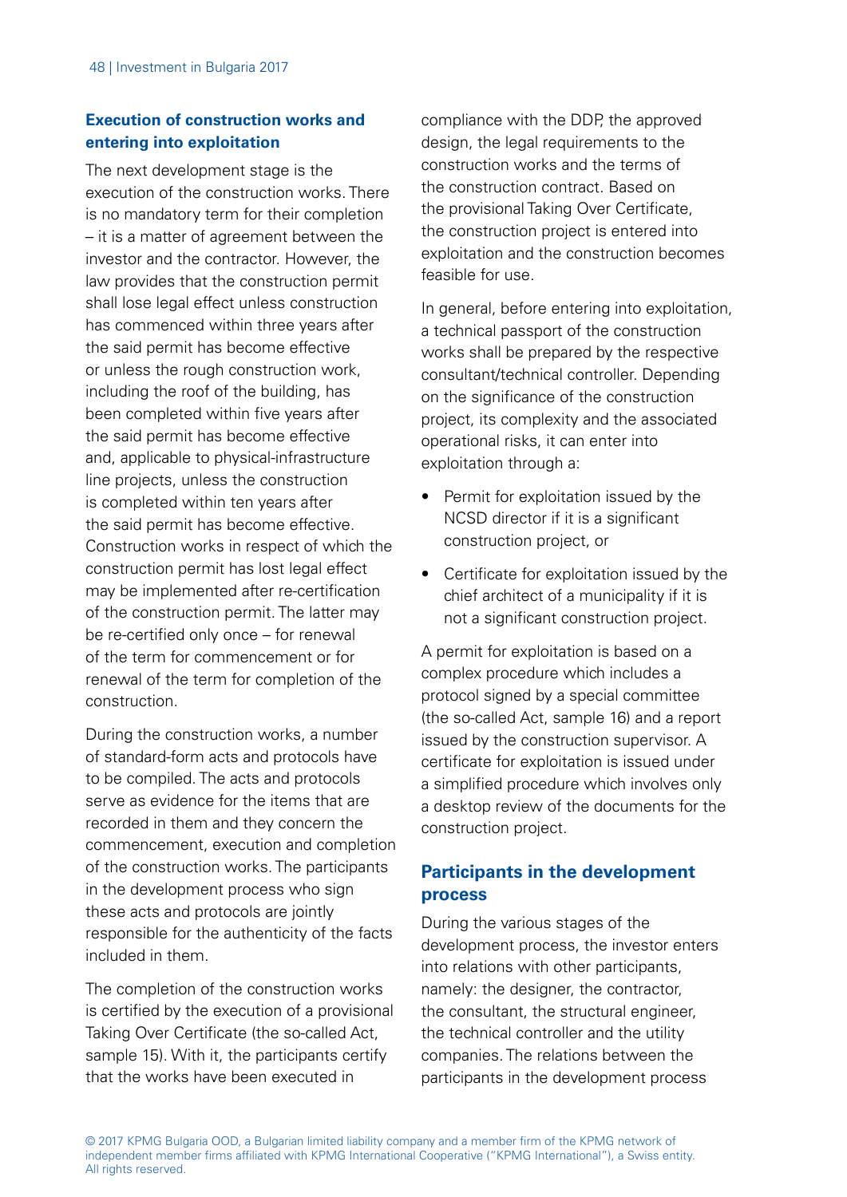### Execution of construction works and entering into exploitation

The next development stage is the execution of the construction works. There is no mandatory term for their completion – it is a matter of agreement between the investor and the contractor. However, the law provides that the construction permit shall lose legal effect unless construction has commenced within three years after the said permit has become effective or unless the rough construction work, including the roof of the building, has been completed within five years after the said permit has become effective and, applicable to physical-infrastructure line projects, unless the construction is completed within ten years after the said permit has become effective. Construction works in respect of which the construction permit has lost legal effect may be implemented after re-certification of the construction permit. The latter may be re-certified only once – for renewal of the term for commencement or for renewal of the term for completion of the construction.

During the construction works, a number of standard-form acts and protocols have to be compiled. The acts and protocols serve as evidence for the items that are recorded in them and they concern the commencement, execution and completion of the construction works. The participants in the development process who sign these acts and protocols are jointly responsible for the authenticity of the facts included in them.

The completion of the construction works is certified by the execution of a provisional Taking Over Certificate (the so-called Act, sample 15). With it, the participants certify that the works have been executed in compliance with the DDP, the approved design, the legal requirements to the construction works and the terms of the construction contract. Based on the provisional Taking Over Certificate, the construction project is entered into exploitation and the construction becomes feasible for use.

In general, before entering into exploitation, a technical passport of the construction works shall be prepared by the respective consultant/technical controller. Depending on the significance of the construction project, its complexity and the associated operational risks, it can enter into exploitation through a:

- Permit for exploitation issued by the NCSD director if it is a significant construction project, or
- Certificate for exploitation issued by the chief architect of a municipality if it is not a significant construction project.

A permit for exploitation is based on a complex procedure which includes a protocol signed by a special committee (the so-called Act, sample 16) and a report issued by the construction supervisor. A certificate for exploitation is issued under a simplified procedure which involves only a desktop review of the documents for the construction project.

### Participants in the development process

During the various stages of the development process, the investor enters into relations with other participants, namely: the designer, the contractor, the consultant, the structural engineer, the technical controller and the utility companies. The relations between the participants in the development process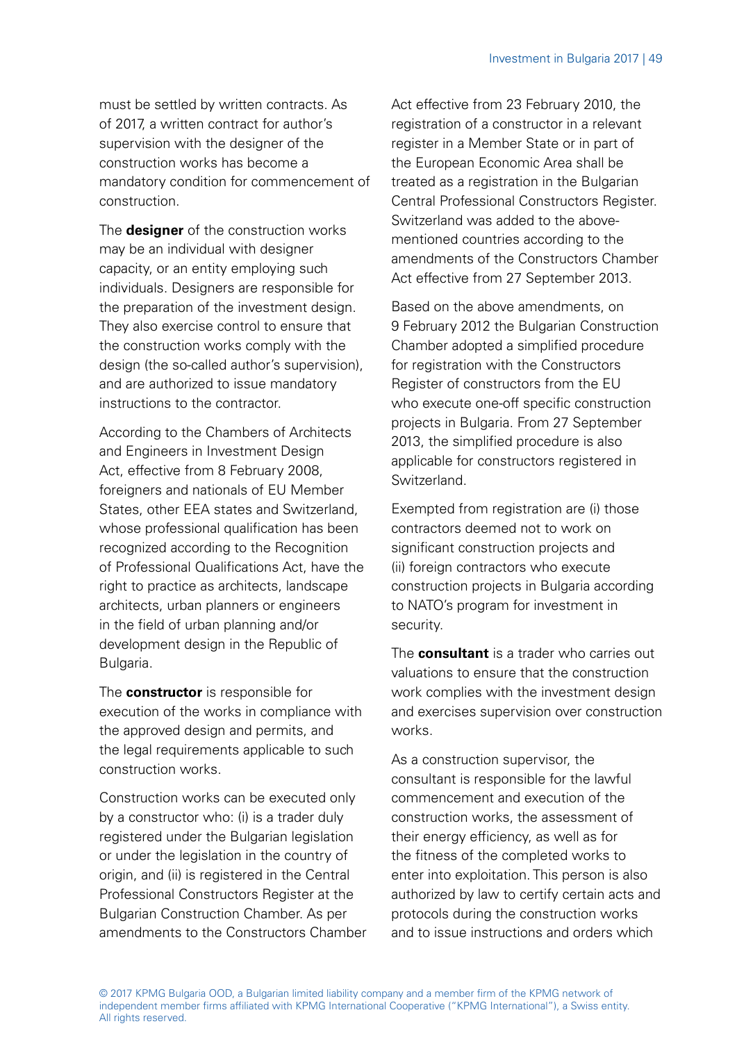must be settled by written contracts. As of 2017, a written contract for author's supervision with the designer of the construction works has become a mandatory condition for commencement of construction.

The **designer** of the construction works may be an individual with designer capacity, or an entity employing such individuals. Designers are responsible for the preparation of the investment design. They also exercise control to ensure that the construction works comply with the design (the so-called author's supervision), and are authorized to issue mandatory instructions to the contractor.

According to the Chambers of Architects and Engineers in Investment Design Act, effective from 8 February 2008, foreigners and nationals of EU Member States, other EEA states and Switzerland, whose professional qualification has been recognized according to the Recognition of Professional Qualifications Act, have the right to practice as architects, landscape architects, urban planners or engineers in the field of urban planning and/or development design in the Republic of Bulgaria.

The **constructor** is responsible for execution of the works in compliance with the approved design and permits, and the legal requirements applicable to such construction works.

Construction works can be executed only by a constructor who: (i) is a trader duly registered under the Bulgarian legislation or under the legislation in the country of origin, and (ii) is registered in the Central Professional Constructors Register at the Bulgarian Construction Chamber. As per amendments to the Constructors Chamber Act effective from 23 February 2010, the registration of a constructor in a relevant register in a Member State or in part of the European Economic Area shall be treated as a registration in the Bulgarian Central Professional Constructors Register. Switzerland was added to the above-mentioned countries according to the amendments of the Constructors Chamber Act effective from 27 September 2013.

Based on the above amendments, on 9 February 2012 the Bulgarian Construction Chamber adopted a simplified procedure for registration with the Constructors Register of constructors from the EU who execute one-off specific construction projects in Bulgaria. From 27 September 2013, the simplified procedure is also applicable for constructors registered in Switzerland.

Exempted from registration are (i) those contractors deemed not to work on significant construction projects and (ii) foreign contractors who execute construction projects in Bulgaria according to NATO's program for investment in security.

The **consultant** is a trader who carries out valuations to ensure that the construction work complies with the investment design and exercises supervision over construction works.

As a construction supervisor, the consultant is responsible for the lawful commencement and execution of the construction works, the assessment of their energy efficiency, as well as for the fitness of the completed works to enter into exploitation. This person is also authorized by law to certify certain acts and protocols during the construction works and to issue instructions and orders which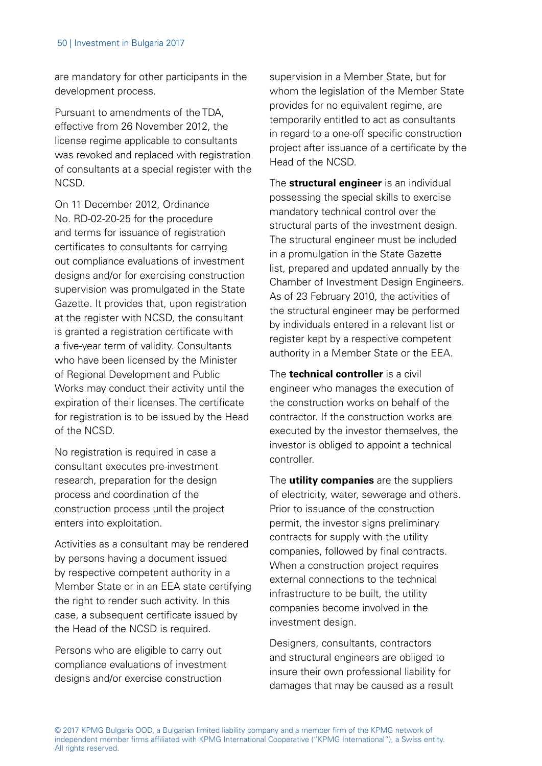are mandatory for other participants in the development process.

Pursuant to amendments of the TDA, effective from 26 November 2012, the license regime applicable to consultants was revoked and replaced with registration of consultants at a special register with the NCSD.

On 11 December 2012, Ordinance No. RD-02-20-25 for the procedure and terms for issuance of registration certificates to consultants for carrying out compliance evaluations of investment designs and/or for exercising construction supervision was promulgated in the State Gazette. It provides that, upon registration at the register with NCSD, the consultant is granted a registration certificate with a five-year term of validity. Consultants who have been licensed by the Minister of Regional Development and Public Works may conduct their activity until the expiration of their licenses. The certificate for registration is to be issued by the Head of the NCSD.

No registration is required in case a consultant executes pre-investment research, preparation for the design process and coordination of the construction process until the project enters into exploitation.

Activities as a consultant may be rendered by persons having a document issued by respective competent authority in a Member State or in an EEA state certifying the right to render such activity. In this case, a subsequent certificate issued by the Head of the NCSD is required.

Persons who are eligible to carry out compliance evaluations of investment designs and/or exercise construction supervision in a Member State, but for whom the legislation of the Member State provides for no equivalent regime, are temporarily entitled to act as consultants in regard to a one-off specific construction project after issuance of a certificate by the Head of the NCSD.

The **structural engineer** is an individual possessing the special skills to exercise mandatory technical control over the structural parts of the investment design. The structural engineer must be included in a promulgation in the State Gazette list, prepared and updated annually by the Chamber of Investment Design Engineers. As of 23 February 2010, the activities of the structural engineer may be performed by individuals entered in a relevant list or register kept by a respective competent authority in a Member State or the EEA.

The **technical controller** is a civil engineer who manages the execution of the construction works on behalf of the contractor. If the construction works are executed by the investor themselves, the investor is obliged to appoint a technical controller.

The **utility companies** are the suppliers of electricity, water, sewerage and others. Prior to issuance of the construction permit, the investor signs preliminary contracts for supply with the utility companies, followed by final contracts. When a construction project requires external connections to the technical infrastructure to be built, the utility companies become involved in the investment design.

Designers, consultants, contractors and structural engineers are obliged to insure their own professional liability for damages that may be caused as a result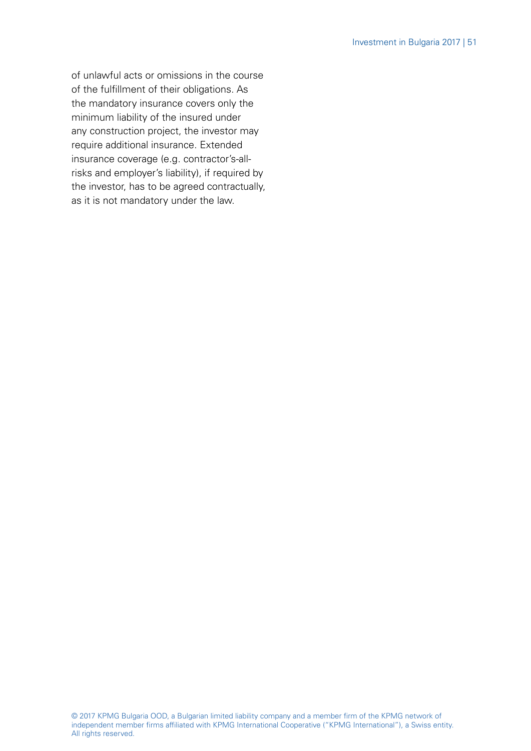of unlawful acts or omissions in the course of the fulfillment of their obligations. As the mandatory insurance covers only the minimum liability of the insured under any construction project, the investor may require additional insurance. Extended insurance coverage (e.g. contractor's-all-risks and employer's liability), if required by the investor, has to be agreed contractually, as it is not mandatory under the law.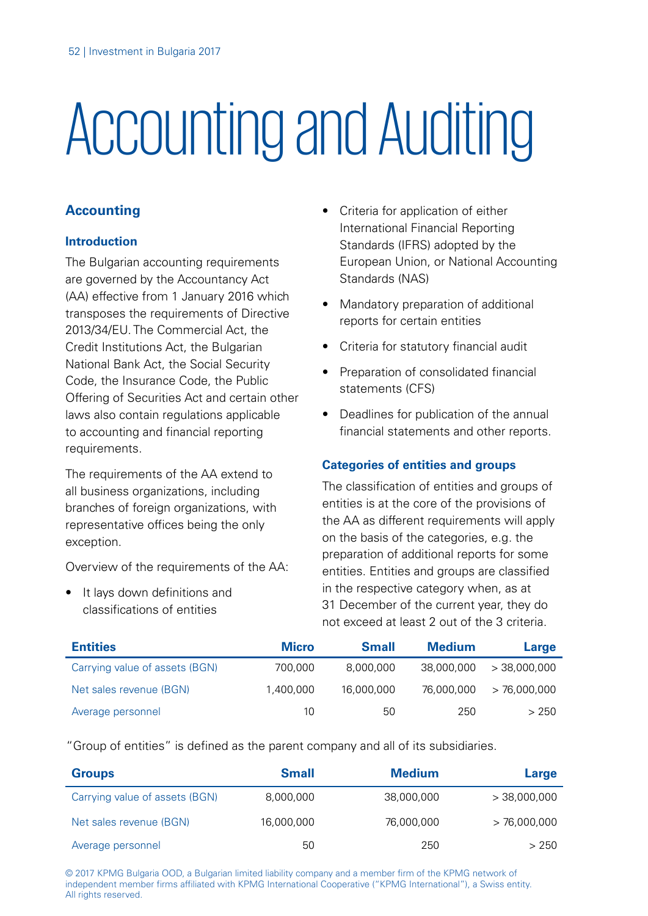# Accounting and Auditing

## Accounting

### Introduction

The Bulgarian accounting requirements are governed by the Accountancy Act (AA) effective from 1 January 2016 which transposes the requirements of Directive 2013/34/EU. The Commercial Act, the Credit Institutions Act, the Bulgarian National Bank Act, the Social Security Code, the Insurance Code, the Public Offering of Securities Act and certain other laws also contain regulations applicable to accounting and financial reporting requirements.

The requirements of the AA extend to all business organizations, including branches of foreign organizations, with representative offices being the only exception.

Overview of the requirements of the AA:

- It lays down definitions and classifications of entities
- Criteria for application of either International Financial Reporting Standards (IFRS) adopted by the European Union, or National Accounting Standards (NAS)
- Mandatory preparation of additional reports for certain entities
- Criteria for statutory financial audit
- Preparation of consolidated financial statements (CFS)
- Deadlines for publication of the annual financial statements and other reports.

### Categories of entities and groups

The classification of entities and groups of entities is at the core of the provisions of the AA as different requirements will apply on the basis of the categories, e.g. the preparation of additional reports for some entities. Entities and groups are classified in the respective category when, as at 31 December of the current year, they do not exceed at least 2 out of the 3 criteria.

| Entities | Micro | Small | Medium | Large |
|---|---|---|---|---|
| Carrying value of assets (BGN) | 700,000 | 8,000,000 | 38,000,000 | > 38,000,000 |
| Net sales revenue (BGN) | 1,400,000 | 16,000,000 | 76,000,000 | > 76,000,000 |
| Average personnel | 10 | 50 | 250 | > 250 |

"Group of entities" is defined as the parent company and all of its subsidiaries.

| Groups | Small | Medium | Large |
|---|---|---|---|
| Carrying value of assets (BGN) | 8,000,000 | 38,000,000 | > 38,000,000 |
| Net sales revenue (BGN) | 16,000,000 | 76,000,000 | > 76,000,000 |
| Average personnel | 50 | 250 | > 250 |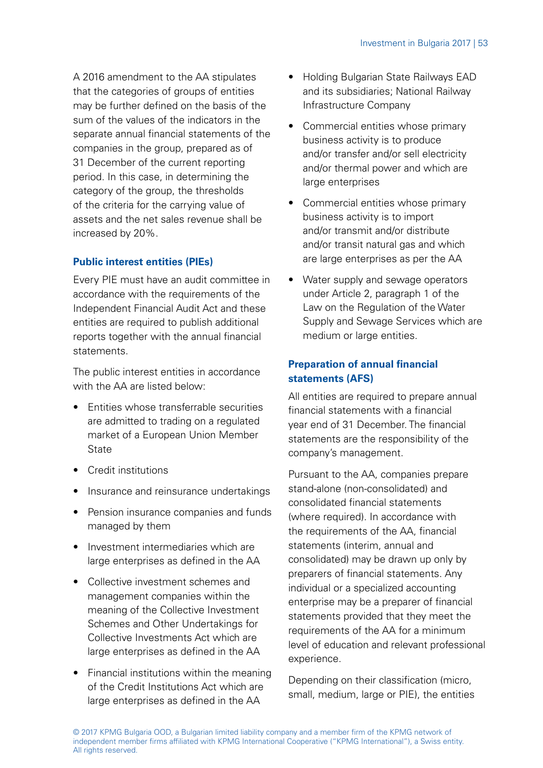A 2016 amendment to the AA stipulates that the categories of groups of entities may be further defined on the basis of the sum of the values of the indicators in the separate annual financial statements of the companies in the group, prepared as of 31 December of the current reporting period. In this case, in determining the category of the group, the thresholds of the criteria for the carrying value of assets and the net sales revenue shall be increased by 20%.

### Public interest entities (PIEs)

Every PIE must have an audit committee in accordance with the requirements of the Independent Financial Audit Act and these entities are required to publish additional reports together with the annual financial statements.

The public interest entities in accordance with the AA are listed below:

- Entities whose transferrable securities are admitted to trading on a regulated market of a European Union Member State
- Credit institutions
- Insurance and reinsurance undertakings
- Pension insurance companies and funds managed by them
- Investment intermediaries which are large enterprises as defined in the AA
- Collective investment schemes and management companies within the meaning of the Collective Investment Schemes and Other Undertakings for Collective Investments Act which are large enterprises as defined in the AA
- Financial institutions within the meaning of the Credit Institutions Act which are large enterprises as defined in the AA
- Holding Bulgarian State Railways EAD and its subsidiaries; National Railway Infrastructure Company
- Commercial entities whose primary business activity is to produce and/or transfer and/or sell electricity and/or thermal power and which are large enterprises
- Commercial entities whose primary business activity is to import and/or transmit and/or distribute and/or transit natural gas and which are large enterprises as per the AA
- Water supply and sewage operators under Article 2, paragraph 1 of the Law on the Regulation of the Water Supply and Sewage Services which are medium or large entities.

### Preparation of annual financial statements (AFS)

All entities are required to prepare annual financial statements with a financial year end of 31 December. The financial statements are the responsibility of the company's management.

Pursuant to the AA, companies prepare stand-alone (non-consolidated) and consolidated financial statements (where required). In accordance with the requirements of the AA, financial statements (interim, annual and consolidated) may be drawn up only by preparers of financial statements. Any individual or a specialized accounting enterprise may be a preparer of financial statements provided that they meet the requirements of the AA for a minimum level of education and relevant professional experience.

Depending on their classification (micro, small, medium, large or PIE), the entities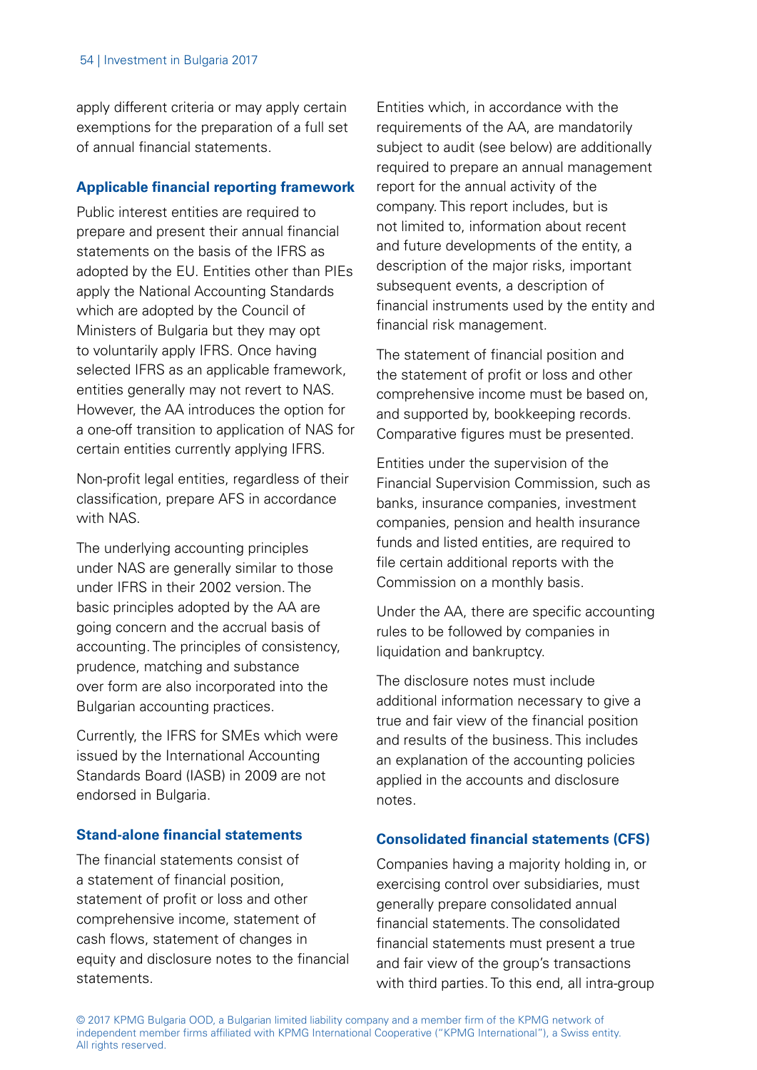apply different criteria or may apply certain exemptions for the preparation of a full set of annual financial statements.

### Applicable financial reporting framework

Public interest entities are required to prepare and present their annual financial statements on the basis of the IFRS as adopted by the EU. Entities other than PIEs apply the National Accounting Standards which are adopted by the Council of Ministers of Bulgaria but they may opt to voluntarily apply IFRS. Once having selected IFRS as an applicable framework, entities generally may not revert to NAS. However, the AA introduces the option for a one-off transition to application of NAS for certain entities currently applying IFRS.

Non-profit legal entities, regardless of their classification, prepare AFS in accordance with NAS.

The underlying accounting principles under NAS are generally similar to those under IFRS in their 2002 version. The basic principles adopted by the AA are going concern and the accrual basis of accounting. The principles of consistency, prudence, matching and substance over form are also incorporated into the Bulgarian accounting practices.

Currently, the IFRS for SMEs which were issued by the International Accounting Standards Board (IASB) in 2009 are not endorsed in Bulgaria.

### Stand-alone financial statements

The financial statements consist of a statement of financial position, statement of profit or loss and other comprehensive income, statement of cash flows, statement of changes in equity and disclosure notes to the financial statements.

Entities which, in accordance with the requirements of the AA, are mandatorily subject to audit (see below) are additionally required to prepare an annual management report for the annual activity of the company. This report includes, but is not limited to, information about recent and future developments of the entity, a description of the major risks, important subsequent events, a description of financial instruments used by the entity and financial risk management.

The statement of financial position and the statement of profit or loss and other comprehensive income must be based on, and supported by, bookkeeping records. Comparative figures must be presented.

Entities under the supervision of the Financial Supervision Commission, such as banks, insurance companies, investment companies, pension and health insurance funds and listed entities, are required to file certain additional reports with the Commission on a monthly basis.

Under the AA, there are specific accounting rules to be followed by companies in liquidation and bankruptcy.

The disclosure notes must include additional information necessary to give a true and fair view of the financial position and results of the business. This includes an explanation of the accounting policies applied in the accounts and disclosure notes.

### Consolidated financial statements (CFS)

Companies having a majority holding in, or exercising control over subsidiaries, must generally prepare consolidated annual financial statements. The consolidated financial statements must present a true and fair view of the group's transactions with third parties. To this end, all intra-group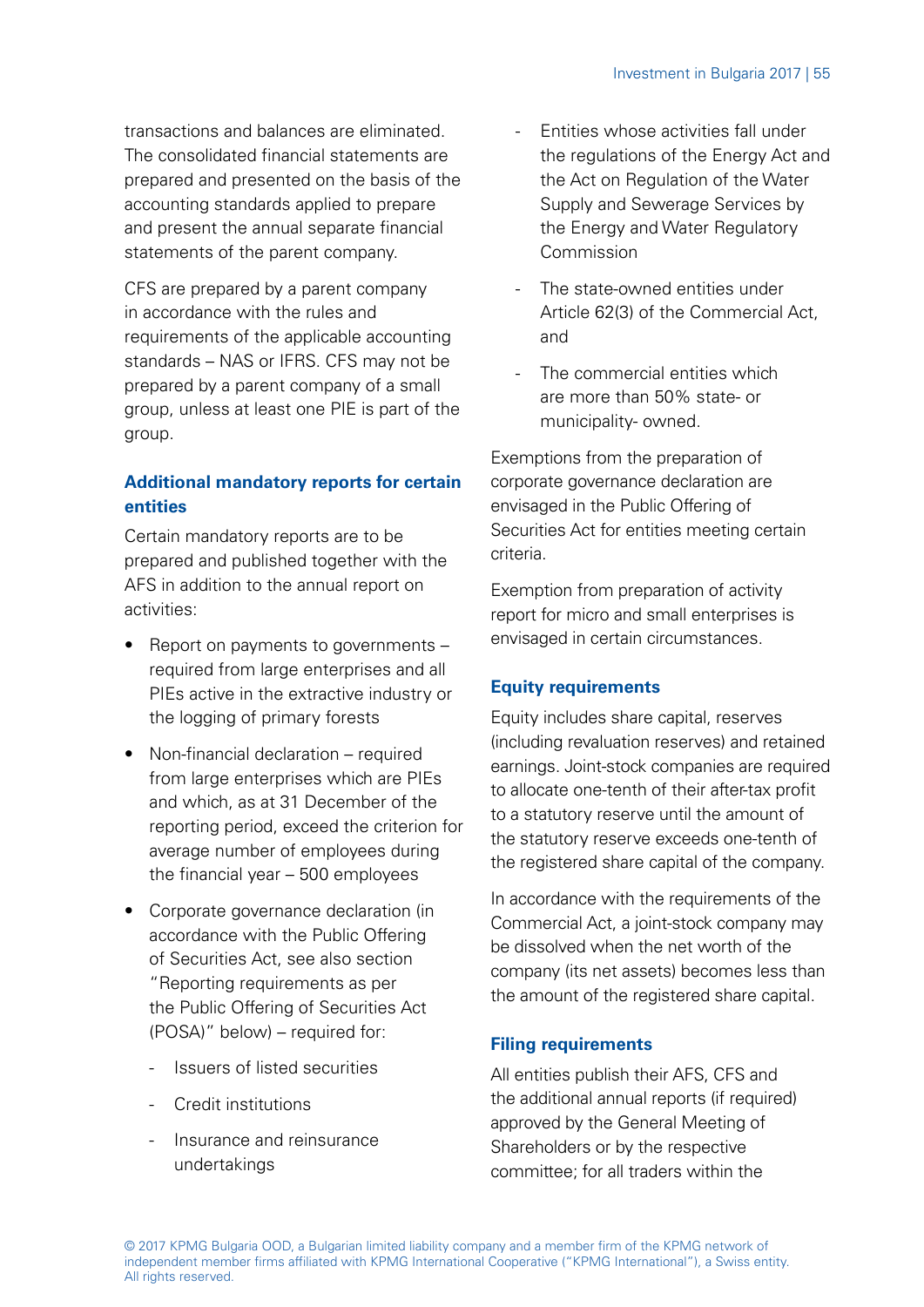transactions and balances are eliminated. The consolidated financial statements are prepared and presented on the basis of the accounting standards applied to prepare and present the annual separate financial statements of the parent company.

CFS are prepared by a parent company in accordance with the rules and requirements of the applicable accounting standards – NAS or IFRS. CFS may not be prepared by a parent company of a small group, unless at least one PIE is part of the group.

### Additional mandatory reports for certain entities

Certain mandatory reports are to be prepared and published together with the AFS in addition to the annual report on activities:

- Report on payments to governments – required from large enterprises and all PIEs active in the extractive industry or the logging of primary forests
- Non-financial declaration – required from large enterprises which are PIEs and which, as at 31 December of the reporting period, exceed the criterion for average number of employees during the financial year – 500 employees
- Corporate governance declaration (in accordance with the Public Offering of Securities Act, see also section "Reporting requirements as per the Public Offering of Securities Act (POSA)" below) – required for:
  - Issuers of listed securities
  - Credit institutions
  - Insurance and reinsurance undertakings
  - Entities whose activities fall under the regulations of the Energy Act and the Act on Regulation of the Water Supply and Sewerage Services by the Energy and Water Regulatory Commission
  - The state-owned entities under Article 62(3) of the Commercial Act, and
  - The commercial entities which are more than 50% state- or municipality- owned.

Exemptions from the preparation of corporate governance declaration are envisaged in the Public Offering of Securities Act for entities meeting certain criteria.

Exemption from preparation of activity report for micro and small enterprises is envisaged in certain circumstances.

### Equity requirements

Equity includes share capital, reserves (including revaluation reserves) and retained earnings. Joint-stock companies are required to allocate one-tenth of their after-tax profit to a statutory reserve until the amount of the statutory reserve exceeds one-tenth of the registered share capital of the company.

In accordance with the requirements of the Commercial Act, a joint-stock company may be dissolved when the net worth of the company (its net assets) becomes less than the amount of the registered share capital.

### Filing requirements

All entities publish their AFS, CFS and the additional annual reports (if required) approved by the General Meeting of Shareholders or by the respective committee; for all traders within the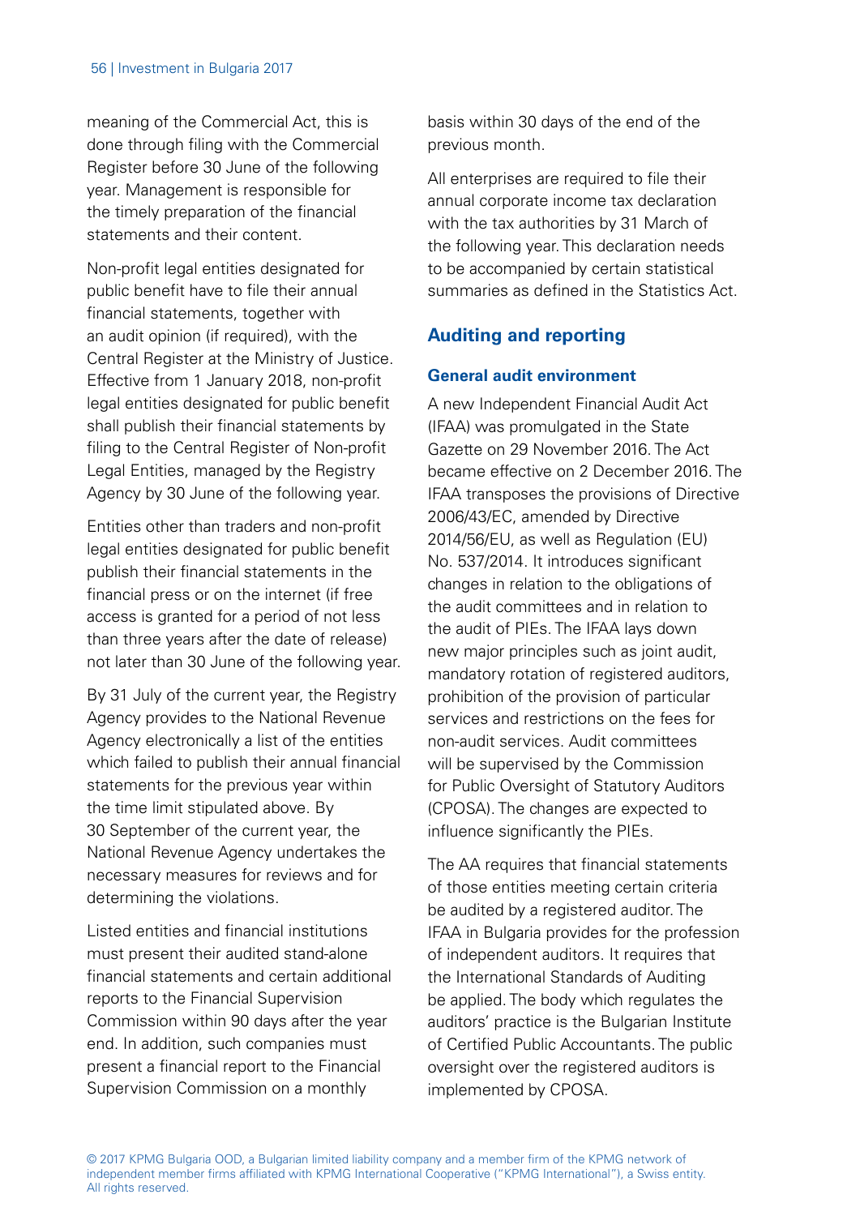meaning of the Commercial Act, this is done through filing with the Commercial Register before 30 June of the following year. Management is responsible for the timely preparation of the financial statements and their content.

Non-profit legal entities designated for public benefit have to file their annual financial statements, together with an audit opinion (if required), with the Central Register at the Ministry of Justice. Effective from 1 January 2018, non-profit legal entities designated for public benefit shall publish their financial statements by filing to the Central Register of Non-profit Legal Entities, managed by the Registry Agency by 30 June of the following year.

Entities other than traders and non-profit legal entities designated for public benefit publish their financial statements in the financial press or on the internet (if free access is granted for a period of not less than three years after the date of release) not later than 30 June of the following year.

By 31 July of the current year, the Registry Agency provides to the National Revenue Agency electronically a list of the entities which failed to publish their annual financial statements for the previous year within the time limit stipulated above. By 30 September of the current year, the National Revenue Agency undertakes the necessary measures for reviews and for determining the violations.

Listed entities and financial institutions must present their audited stand-alone financial statements and certain additional reports to the Financial Supervision Commission within 90 days after the year end. In addition, such companies must present a financial report to the Financial Supervision Commission on a monthly basis within 30 days of the end of the previous month.

All enterprises are required to file their annual corporate income tax declaration with the tax authorities by 31 March of the following year. This declaration needs to be accompanied by certain statistical summaries as defined in the Statistics Act.

## Auditing and reporting

### General audit environment

A new Independent Financial Audit Act (IFAA) was promulgated in the State Gazette on 29 November 2016. The Act became effective on 2 December 2016. The IFAA transposes the provisions of Directive 2006/43/EC, amended by Directive 2014/56/EU, as well as Regulation (EU) No. 537/2014. It introduces significant changes in relation to the obligations of the audit committees and in relation to the audit of PIEs. The IFAA lays down new major principles such as joint audit, mandatory rotation of registered auditors, prohibition of the provision of particular services and restrictions on the fees for non-audit services. Audit committees will be supervised by the Commission for Public Oversight of Statutory Auditors (CPOSA). The changes are expected to influence significantly the PIEs.

The AA requires that financial statements of those entities meeting certain criteria be audited by a registered auditor. The IFAA in Bulgaria provides for the profession of independent auditors. It requires that the International Standards of Auditing be applied. The body which regulates the auditors' practice is the Bulgarian Institute of Certified Public Accountants. The public oversight over the registered auditors is implemented by CPOSA.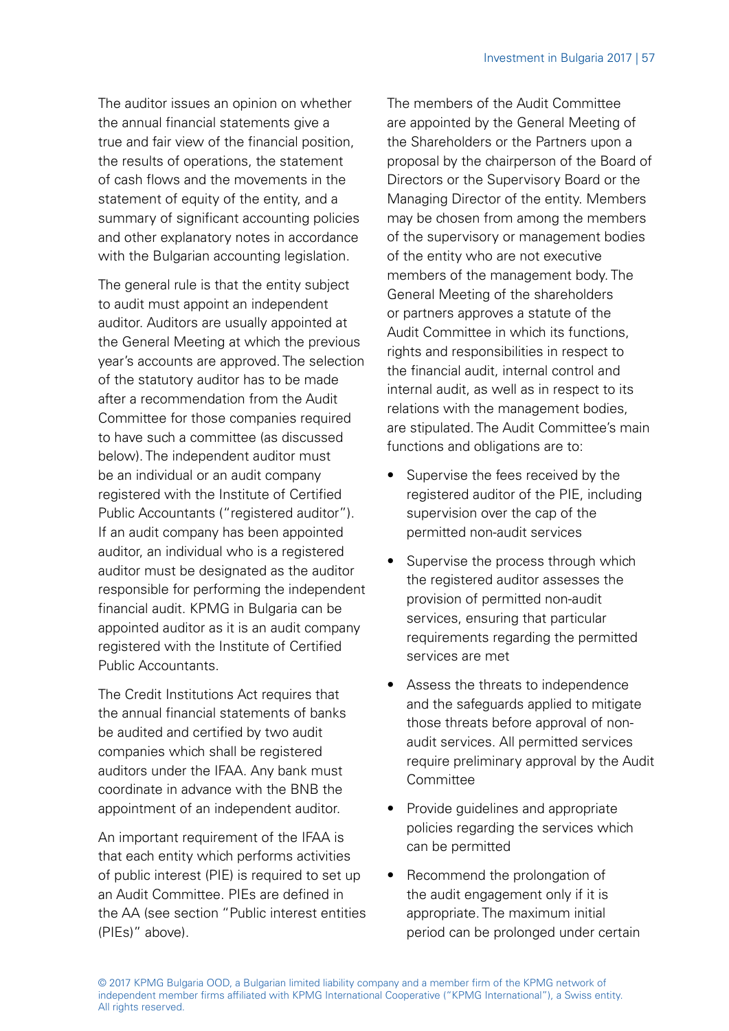The auditor issues an opinion on whether the annual financial statements give a true and fair view of the financial position, the results of operations, the statement of cash flows and the movements in the statement of equity of the entity, and a summary of significant accounting policies and other explanatory notes in accordance with the Bulgarian accounting legislation.

The general rule is that the entity subject to audit must appoint an independent auditor. Auditors are usually appointed at the General Meeting at which the previous year's accounts are approved. The selection of the statutory auditor has to be made after a recommendation from the Audit Committee for those companies required to have such a committee (as discussed below). The independent auditor must be an individual or an audit company registered with the Institute of Certified Public Accountants ("registered auditor"). If an audit company has been appointed auditor, an individual who is a registered auditor must be designated as the auditor responsible for performing the independent financial audit. KPMG in Bulgaria can be appointed auditor as it is an audit company registered with the Institute of Certified Public Accountants.

The Credit Institutions Act requires that the annual financial statements of banks be audited and certified by two audit companies which shall be registered auditors under the IFAA. Any bank must coordinate in advance with the BNB the appointment of an independent auditor.

An important requirement of the IFAA is that each entity which performs activities of public interest (PIE) is required to set up an Audit Committee. PIEs are defined in the AA (see section "Public interest entities (PIEs)" above).

The members of the Audit Committee are appointed by the General Meeting of the Shareholders or the Partners upon a proposal by the chairperson of the Board of Directors or the Supervisory Board or the Managing Director of the entity. Members may be chosen from among the members of the supervisory or management bodies of the entity who are not executive members of the management body. The General Meeting of the shareholders or partners approves a statute of the Audit Committee in which its functions, rights and responsibilities in respect to the financial audit, internal control and internal audit, as well as in respect to its relations with the management bodies, are stipulated. The Audit Committee's main functions and obligations are to:

- Supervise the fees received by the registered auditor of the PIE, including supervision over the cap of the permitted non-audit services
- Supervise the process through which the registered auditor assesses the provision of permitted non-audit services, ensuring that particular requirements regarding the permitted services are met
- Assess the threats to independence and the safeguards applied to mitigate those threats before approval of non-audit services. All permitted services require preliminary approval by the Audit Committee
- Provide guidelines and appropriate policies regarding the services which can be permitted
- Recommend the prolongation of the audit engagement only if it is appropriate. The maximum initial period can be prolonged under certain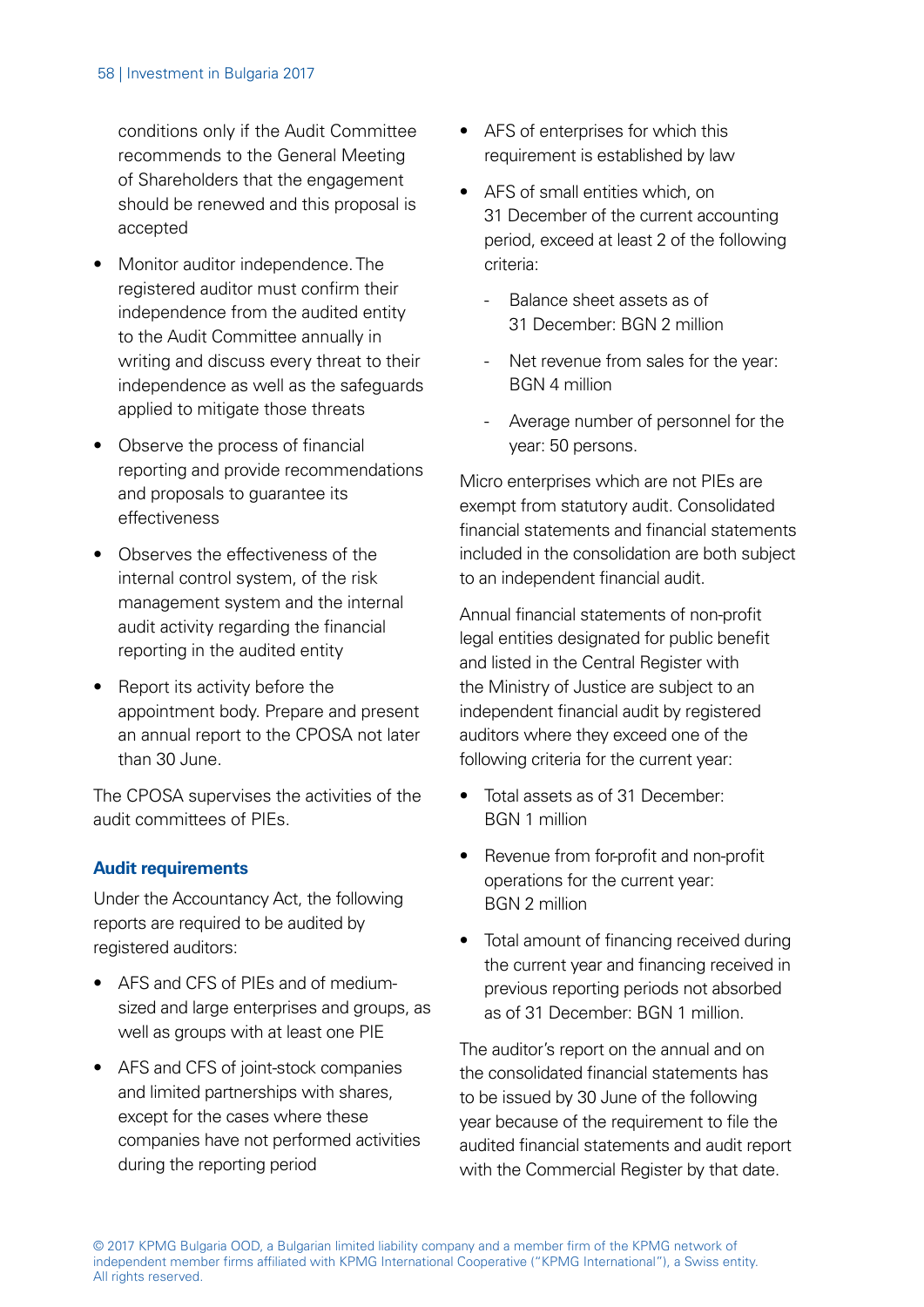conditions only if the Audit Committee recommends to the General Meeting of Shareholders that the engagement should be renewed and this proposal is accepted

- Monitor auditor independence. The registered auditor must confirm their independence from the audited entity to the Audit Committee annually in writing and discuss every threat to their independence as well as the safeguards applied to mitigate those threats
- Observe the process of financial reporting and provide recommendations and proposals to guarantee its effectiveness
- Observes the effectiveness of the internal control system, of the risk management system and the internal audit activity regarding the financial reporting in the audited entity
- Report its activity before the appointment body. Prepare and present an annual report to the CPOSA not later than 30 June.

The CPOSA supervises the activities of the audit committees of PIEs.

### Audit requirements

Under the Accountancy Act, the following reports are required to be audited by registered auditors:

- AFS and CFS of PIEs and of medium-sized and large enterprises and groups, as well as groups with at least one PIE
- AFS and CFS of joint-stock companies and limited partnerships with shares, except for the cases where these companies have not performed activities during the reporting period
- AFS of enterprises for which this requirement is established by law
- AFS of small entities which, on 31 December of the current accounting period, exceed at least 2 of the following criteria:
  - Balance sheet assets as of 31 December: BGN 2 million
  - Net revenue from sales for the year: BGN 4 million
  - Average number of personnel for the year: 50 persons.

Micro enterprises which are not PIEs are exempt from statutory audit. Consolidated financial statements and financial statements included in the consolidation are both subject to an independent financial audit.

Annual financial statements of non-profit legal entities designated for public benefit and listed in the Central Register with the Ministry of Justice are subject to an independent financial audit by registered auditors where they exceed one of the following criteria for the current year:

- Total assets as of 31 December: BGN 1 million
- Revenue from for-profit and non-profit operations for the current year: BGN 2 million
- Total amount of financing received during the current year and financing received in previous reporting periods not absorbed as of 31 December: BGN 1 million.

The auditor's report on the annual and on the consolidated financial statements has to be issued by 30 June of the following year because of the requirement to file the audited financial statements and audit report with the Commercial Register by that date.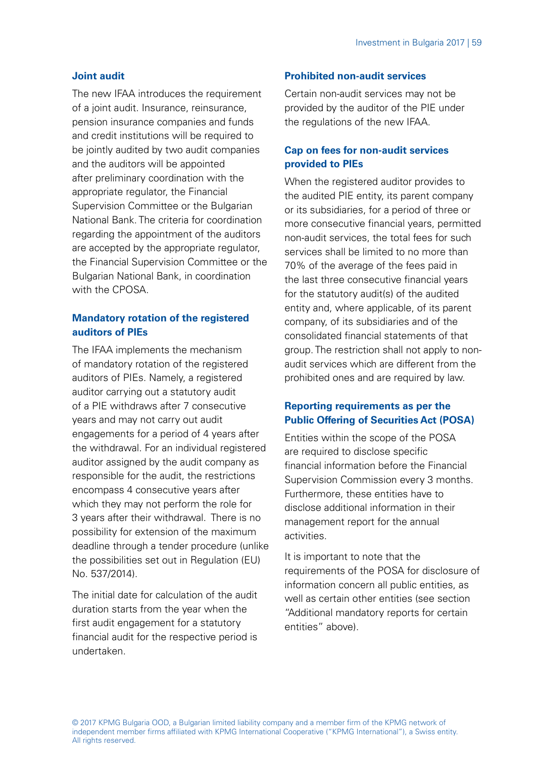### Joint audit

The new IFAA introduces the requirement of a joint audit. Insurance, reinsurance, pension insurance companies and funds and credit institutions will be required to be jointly audited by two audit companies and the auditors will be appointed after preliminary coordination with the appropriate regulator, the Financial Supervision Committee or the Bulgarian National Bank. The criteria for coordination regarding the appointment of the auditors are accepted by the appropriate regulator, the Financial Supervision Committee or the Bulgarian National Bank, in coordination with the CPOSA.

### Mandatory rotation of the registered auditors of PIEs

The IFAA implements the mechanism of mandatory rotation of the registered auditors of PIEs. Namely, a registered auditor carrying out a statutory audit of a PIE withdraws after 7 consecutive years and may not carry out audit engagements for a period of 4 years after the withdrawal. For an individual registered auditor assigned by the audit company as responsible for the audit, the restrictions encompass 4 consecutive years after which they may not perform the role for 3 years after their withdrawal. There is no possibility for extension of the maximum deadline through a tender procedure (unlike the possibilities set out in Regulation (EU) No. 537/2014).

The initial date for calculation of the audit duration starts from the year when the first audit engagement for a statutory financial audit for the respective period is undertaken.

### Prohibited non-audit services

Certain non-audit services may not be provided by the auditor of the PIE under the regulations of the new IFAA.

### Cap on fees for non-audit services provided to PIEs

When the registered auditor provides to the audited PIE entity, its parent company or its subsidiaries, for a period of three or more consecutive financial years, permitted non-audit services, the total fees for such services shall be limited to no more than 70% of the average of the fees paid in the last three consecutive financial years for the statutory audit(s) of the audited entity and, where applicable, of its parent company, of its subsidiaries and of the consolidated financial statements of that group. The restriction shall not apply to non-audit services which are different from the prohibited ones and are required by law.

### Reporting requirements as per the Public Offering of Securities Act (POSA)

Entities within the scope of the POSA are required to disclose specific financial information before the Financial Supervision Commission every 3 months. Furthermore, these entities have to disclose additional information in their management report for the annual activities.

It is important to note that the requirements of the POSA for disclosure of information concern all public entities, as well as certain other entities (see section "Additional mandatory reports for certain entities" above).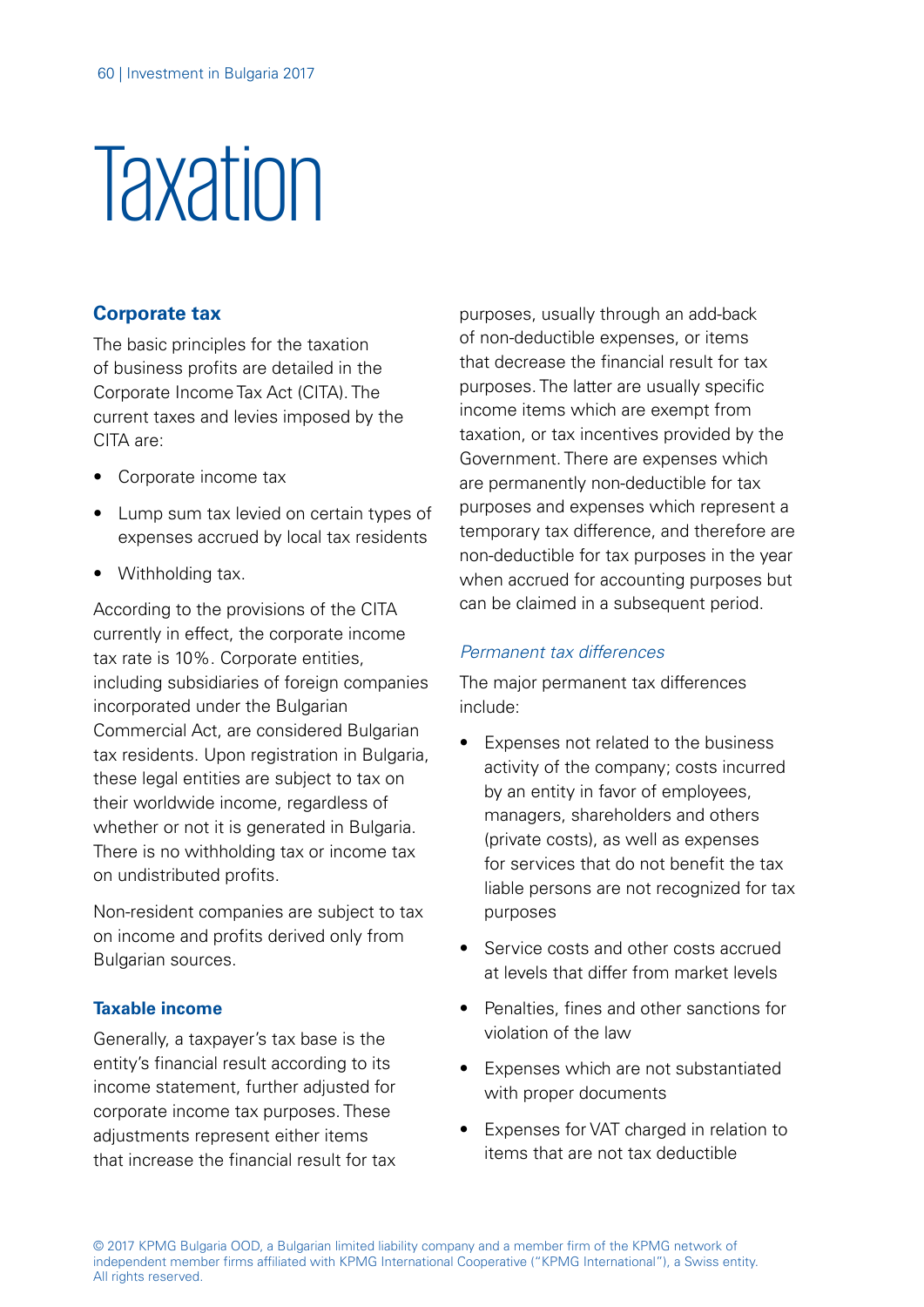# Taxation

## Corporate tax

The basic principles for the taxation of business profits are detailed in the Corporate Income Tax Act (CITA). The current taxes and levies imposed by the CITA are:

- Corporate income tax
- Lump sum tax levied on certain types of expenses accrued by local tax residents
- Withholding tax.

According to the provisions of the CITA currently in effect, the corporate income tax rate is 10%. Corporate entities, including subsidiaries of foreign companies incorporated under the Bulgarian Commercial Act, are considered Bulgarian tax residents. Upon registration in Bulgaria, these legal entities are subject to tax on their worldwide income, regardless of whether or not it is generated in Bulgaria. There is no withholding tax or income tax on undistributed profits.

Non-resident companies are subject to tax on income and profits derived only from Bulgarian sources.

### Taxable income

Generally, a taxpayer's tax base is the entity's financial result according to its income statement, further adjusted for corporate income tax purposes. These adjustments represent either items that increase the financial result for tax purposes, usually through an add-back of non-deductible expenses, or items that decrease the financial result for tax purposes. The latter are usually specific income items which are exempt from taxation, or tax incentives provided by the Government. There are expenses which are permanently non-deductible for tax purposes and expenses which represent a temporary tax difference, and therefore are non-deductible for tax purposes in the year when accrued for accounting purposes but can be claimed in a subsequent period.

*Permanent tax differences*

The major permanent tax differences include:

- Expenses not related to the business activity of the company; costs incurred by an entity in favor of employees, managers, shareholders and others (private costs), as well as expenses for services that do not benefit the tax liable persons are not recognized for tax purposes
- Service costs and other costs accrued at levels that differ from market levels
- Penalties, fines and other sanctions for violation of the law
- Expenses which are not substantiated with proper documents
- Expenses for VAT charged in relation to items that are not tax deductible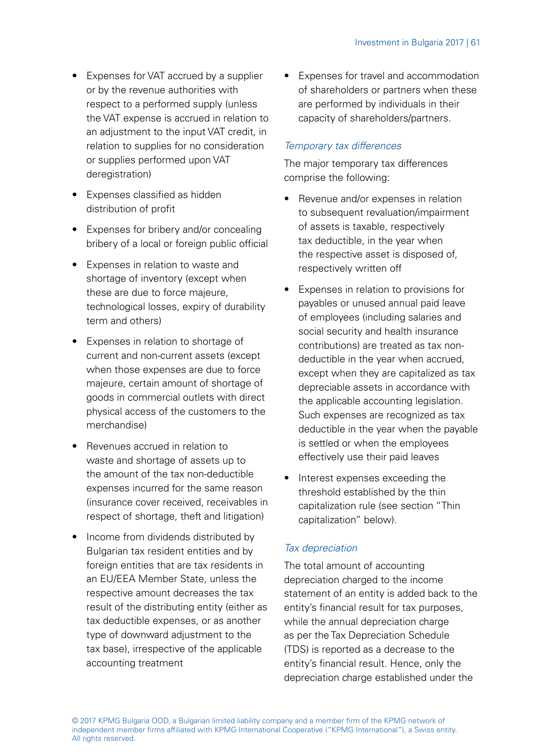- Expenses for VAT accrued by a supplier or by the revenue authorities with respect to a performed supply (unless the VAT expense is accrued in relation to an adjustment to the input VAT credit, in relation to supplies for no consideration or supplies performed upon VAT deregistration)
- Expenses classified as hidden distribution of profit
- Expenses for bribery and/or concealing bribery of a local or foreign public official
- Expenses in relation to waste and shortage of inventory (except when these are due to force majeure, technological losses, expiry of durability term and others)
- Expenses in relation to shortage of current and non-current assets (except when those expenses are due to force majeure, certain amount of shortage of goods in commercial outlets with direct physical access of the customers to the merchandise)
- Revenues accrued in relation to waste and shortage of assets up to the amount of the tax non-deductible expenses incurred for the same reason (insurance cover received, receivables in respect of shortage, theft and litigation)
- Income from dividends distributed by Bulgarian tax resident entities and by foreign entities that are tax residents in an EU/EEA Member State, unless the respective amount decreases the tax result of the distributing entity (either as tax deductible expenses, or as another type of downward adjustment to the tax base), irrespective of the applicable accounting treatment
- Expenses for travel and accommodation of shareholders or partners when these are performed by individuals in their capacity of shareholders/partners.

*Temporary tax differences*

The major temporary tax differences comprise the following:

- Revenue and/or expenses in relation to subsequent revaluation/impairment of assets is taxable, respectively tax deductible, in the year when the respective asset is disposed of, respectively written off
- Expenses in relation to provisions for payables or unused annual paid leave of employees (including salaries and social security and health insurance contributions) are treated as tax non-deductible in the year when accrued, except when they are capitalized as tax depreciable assets in accordance with the applicable accounting legislation. Such expenses are recognized as tax deductible in the year when the payable is settled or when the employees effectively use their paid leaves
- Interest expenses exceeding the threshold established by the thin capitalization rule (see section "Thin capitalization" below).

*Tax depreciation*

The total amount of accounting depreciation charged to the income statement of an entity is added back to the entity's financial result for tax purposes, while the annual depreciation charge as per the Tax Depreciation Schedule (TDS) is reported as a decrease to the entity's financial result. Hence, only the depreciation charge established under the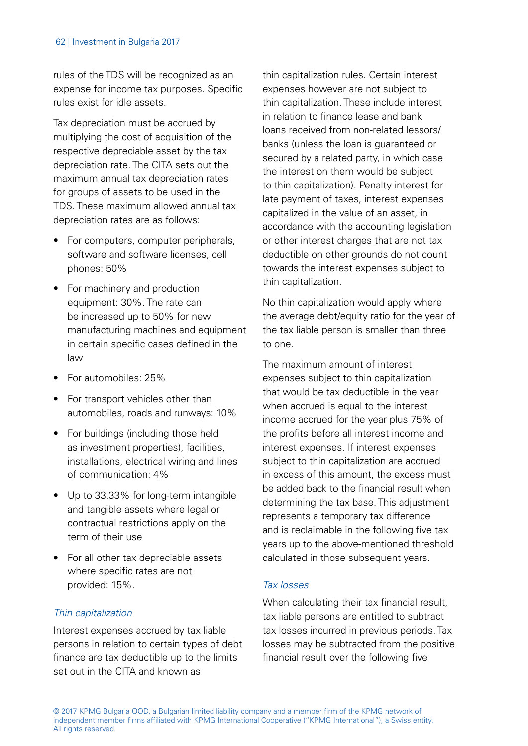rules of the TDS will be recognized as an expense for income tax purposes. Specific rules exist for idle assets.

Tax depreciation must be accrued by multiplying the cost of acquisition of the respective depreciable asset by the tax depreciation rate. The CITA sets out the maximum annual tax depreciation rates for groups of assets to be used in the TDS. These maximum allowed annual tax depreciation rates are as follows:

- For computers, computer peripherals, software and software licenses, cell phones: 50%
- For machinery and production equipment: 30%. The rate can be increased up to 50% for new manufacturing machines and equipment in certain specific cases defined in the law
- For automobiles: 25%
- For transport vehicles other than automobiles, roads and runways: 10%
- For buildings (including those held as investment properties), facilities, installations, electrical wiring and lines of communication: 4%
- Up to 33.33% for long-term intangible and tangible assets where legal or contractual restrictions apply on the term of their use
- For all other tax depreciable assets where specific rates are not provided: 15%.

### *Thin capitalization*

Interest expenses accrued by tax liable persons in relation to certain types of debt finance are tax deductible up to the limits set out in the CITA and known as thin capitalization rules. Certain interest expenses however are not subject to thin capitalization. These include interest in relation to finance lease and bank loans received from non-related lessors/banks (unless the loan is guaranteed or secured by a related party, in which case the interest on them would be subject to thin capitalization). Penalty interest for late payment of taxes, interest expenses capitalized in the value of an asset, in accordance with the accounting legislation or other interest charges that are not tax deductible on other grounds do not count towards the interest expenses subject to thin capitalization.

No thin capitalization would apply where the average debt/equity ratio for the year of the tax liable person is smaller than three to one.

The maximum amount of interest expenses subject to thin capitalization that would be tax deductible in the year when accrued is equal to the interest income accrued for the year plus 75% of the profits before all interest income and interest expenses. If interest expenses subject to thin capitalization are accrued in excess of this amount, the excess must be added back to the financial result when determining the tax base. This adjustment represents a temporary tax difference and is reclaimable in the following five tax years up to the above-mentioned threshold calculated in those subsequent years.

### *Tax losses*

When calculating their tax financial result, tax liable persons are entitled to subtract tax losses incurred in previous periods. Tax losses may be subtracted from the positive financial result over the following five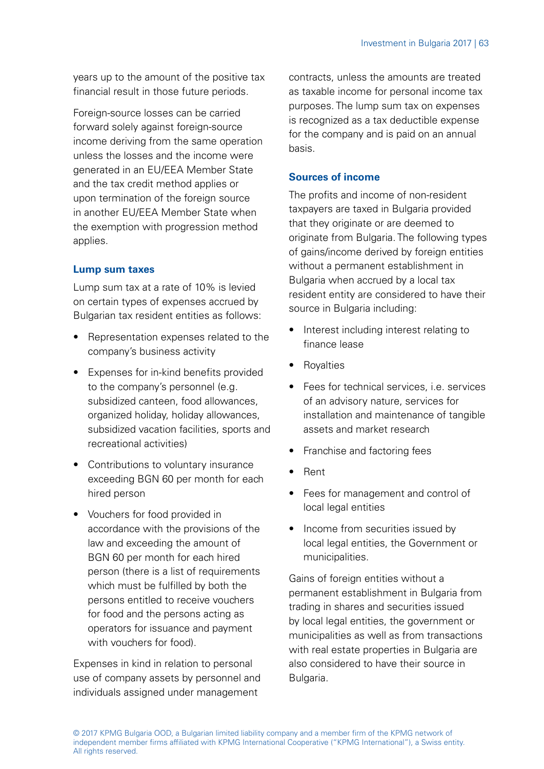years up to the amount of the positive tax financial result in those future periods.

Foreign-source losses can be carried forward solely against foreign-source income deriving from the same operation unless the losses and the income were generated in an EU/EEA Member State and the tax credit method applies or upon termination of the foreign source in another EU/EEA Member State when the exemption with progression method applies.

### Lump sum taxes

Lump sum tax at a rate of 10% is levied on certain types of expenses accrued by Bulgarian tax resident entities as follows:

- Representation expenses related to the company's business activity
- Expenses for in-kind benefits provided to the company's personnel (e.g. subsidized canteen, food allowances, organized holiday, holiday allowances, subsidized vacation facilities, sports and recreational activities)
- Contributions to voluntary insurance exceeding BGN 60 per month for each hired person
- Vouchers for food provided in accordance with the provisions of the law and exceeding the amount of BGN 60 per month for each hired person (there is a list of requirements which must be fulfilled by both the persons entitled to receive vouchers for food and the persons acting as operators for issuance and payment with vouchers for food).

Expenses in kind in relation to personal use of company assets by personnel and individuals assigned under management contracts, unless the amounts are treated as taxable income for personal income tax purposes. The lump sum tax on expenses is recognized as a tax deductible expense for the company and is paid on an annual basis.

### Sources of income

The profits and income of non-resident taxpayers are taxed in Bulgaria provided that they originate or are deemed to originate from Bulgaria. The following types of gains/income derived by foreign entities without a permanent establishment in Bulgaria when accrued by a local tax resident entity are considered to have their source in Bulgaria including:

- Interest including interest relating to finance lease
- Royalties
- Fees for technical services, i.e. services of an advisory nature, services for installation and maintenance of tangible assets and market research
- Franchise and factoring fees
- Rent
- Fees for management and control of local legal entities
- Income from securities issued by local legal entities, the Government or municipalities.

Gains of foreign entities without a permanent establishment in Bulgaria from trading in shares and securities issued by local legal entities, the government or municipalities as well as from transactions with real estate properties in Bulgaria are also considered to have their source in Bulgaria.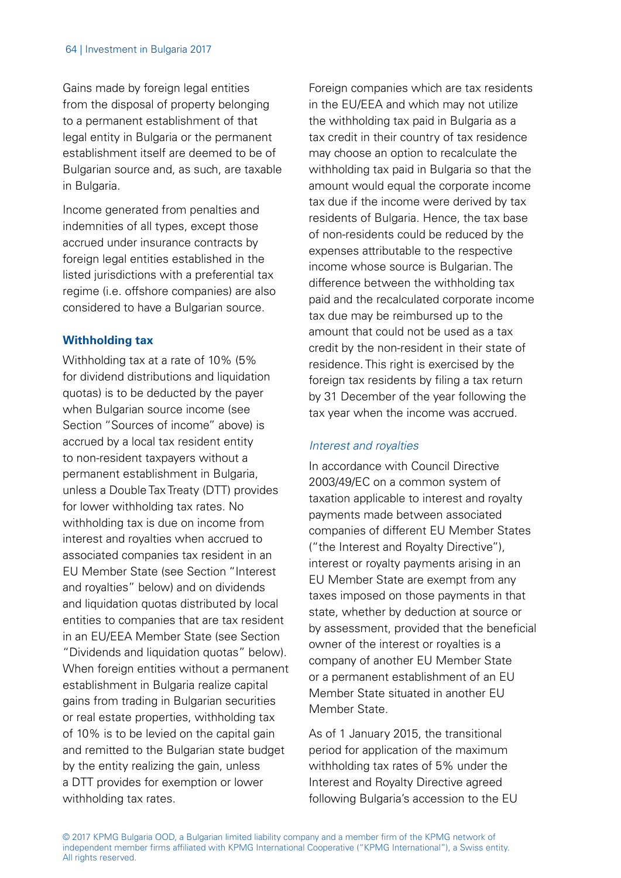Gains made by foreign legal entities from the disposal of property belonging to a permanent establishment of that legal entity in Bulgaria or the permanent establishment itself are deemed to be of Bulgarian source and, as such, are taxable in Bulgaria.

Income generated from penalties and indemnities of all types, except those accrued under insurance contracts by foreign legal entities established in the listed jurisdictions with a preferential tax regime (i.e. offshore companies) are also considered to have a Bulgarian source.

### Withholding tax

Withholding tax at a rate of 10% (5% for dividend distributions and liquidation quotas) is to be deducted by the payer when Bulgarian source income (see Section "Sources of income" above) is accrued by a local tax resident entity to non-resident taxpayers without a permanent establishment in Bulgaria, unless a Double Tax Treaty (DTT) provides for lower withholding tax rates. No withholding tax is due on income from interest and royalties when accrued to associated companies tax resident in an EU Member State (see Section "Interest and royalties" below) and on dividends and liquidation quotas distributed by local entities to companies that are tax resident in an EU/EEA Member State (see Section "Dividends and liquidation quotas" below). When foreign entities without a permanent establishment in Bulgaria realize capital gains from trading in Bulgarian securities or real estate properties, withholding tax of 10% is to be levied on the capital gain and remitted to the Bulgarian state budget by the entity realizing the gain, unless a DTT provides for exemption or lower withholding tax rates.

Foreign companies which are tax residents in the EU/EEA and which may not utilize the withholding tax paid in Bulgaria as a tax credit in their country of tax residence may choose an option to recalculate the withholding tax paid in Bulgaria so that the amount would equal the corporate income tax due if the income were derived by tax residents of Bulgaria. Hence, the tax base of non-residents could be reduced by the expenses attributable to the respective income whose source is Bulgarian. The difference between the withholding tax paid and the recalculated corporate income tax due may be reimbursed up to the amount that could not be used as a tax credit by the non-resident in their state of residence. This right is exercised by the foreign tax residents by filing a tax return by 31 December of the year following the tax year when the income was accrued.

#### *Interest and royalties*

In accordance with Council Directive 2003/49/EC on a common system of taxation applicable to interest and royalty payments made between associated companies of different EU Member States ("the Interest and Royalty Directive"), interest or royalty payments arising in an EU Member State are exempt from any taxes imposed on those payments in that state, whether by deduction at source or by assessment, provided that the beneficial owner of the interest or royalties is a company of another EU Member State or a permanent establishment of an EU Member State situated in another EU Member State.

As of 1 January 2015, the transitional period for application of the maximum withholding tax rates of 5% under the Interest and Royalty Directive agreed following Bulgaria's accession to the EU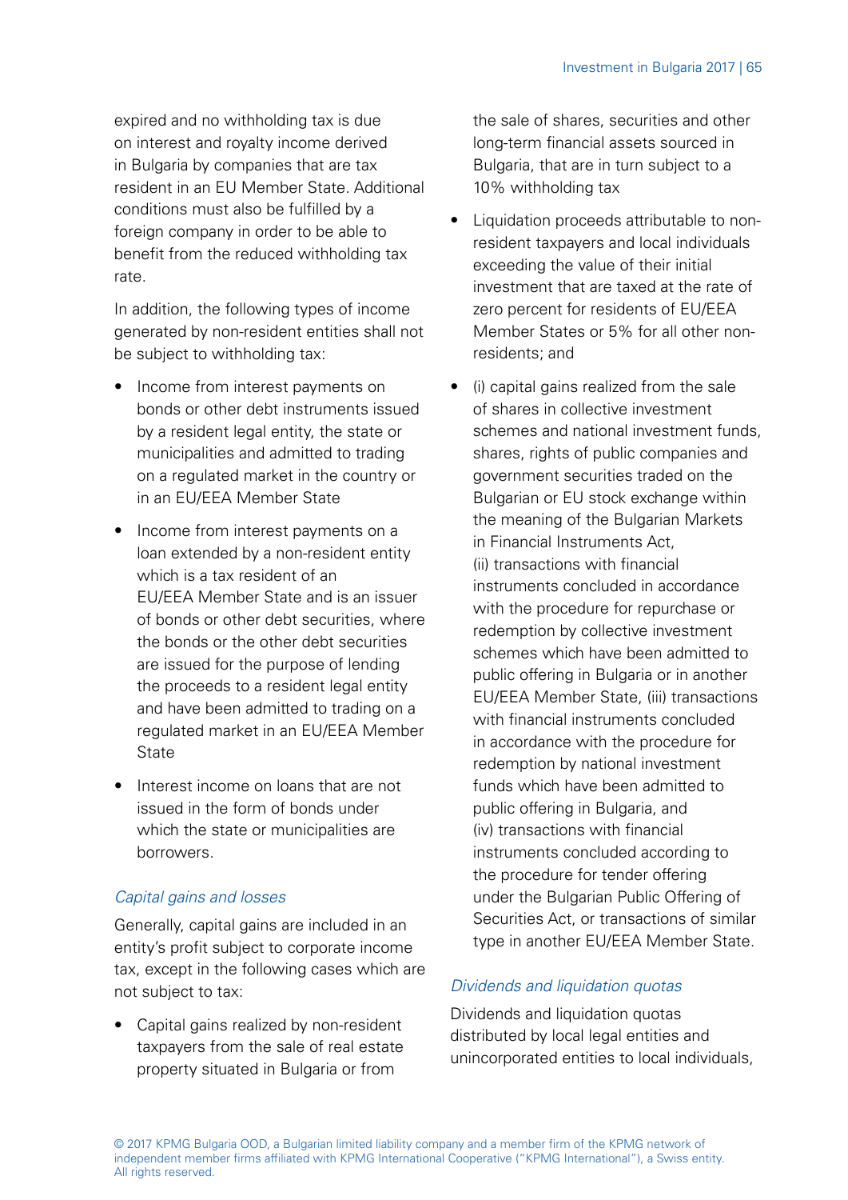expired and no withholding tax is due on interest and royalty income derived in Bulgaria by companies that are tax resident in an EU Member State. Additional conditions must also be fulfilled by a foreign company in order to be able to benefit from the reduced withholding tax rate.

In addition, the following types of income generated by non-resident entities shall not be subject to withholding tax:

- Income from interest payments on bonds or other debt instruments issued by a resident legal entity, the state or municipalities and admitted to trading on a regulated market in the country or in an EU/EEA Member State
- Income from interest payments on a loan extended by a non-resident entity which is a tax resident of an EU/EEA Member State and is an issuer of bonds or other debt securities, where the bonds or the other debt securities are issued for the purpose of lending the proceeds to a resident legal entity and have been admitted to trading on a regulated market in an EU/EEA Member State
- Interest income on loans that are not issued in the form of bonds under which the state or municipalities are borrowers.

*Capital gains and losses*

Generally, capital gains are included in an entity's profit subject to corporate income tax, except in the following cases which are not subject to tax:

- Capital gains realized by non-resident taxpayers from the sale of real estate property situated in Bulgaria or from the sale of shares, securities and other long-term financial assets sourced in Bulgaria, that are in turn subject to a 10% withholding tax
- Liquidation proceeds attributable to non-resident taxpayers and local individuals exceeding the value of their initial investment that are taxed at the rate of zero percent for residents of EU/EEA Member States or 5% for all other non-residents; and
- (i) capital gains realized from the sale of shares in collective investment schemes and national investment funds, shares, rights of public companies and government securities traded on the Bulgarian or EU stock exchange within the meaning of the Bulgarian Markets in Financial Instruments Act, (ii) transactions with financial instruments concluded in accordance with the procedure for repurchase or redemption by collective investment schemes which have been admitted to public offering in Bulgaria or in another EU/EEA Member State, (iii) transactions with financial instruments concluded in accordance with the procedure for redemption by national investment funds which have been admitted to public offering in Bulgaria, and (iv) transactions with financial instruments concluded according to the procedure for tender offering under the Bulgarian Public Offering of Securities Act, or transactions of similar type in another EU/EEA Member State.

*Dividends and liquidation quotas*

Dividends and liquidation quotas distributed by local legal entities and unincorporated entities to local individuals,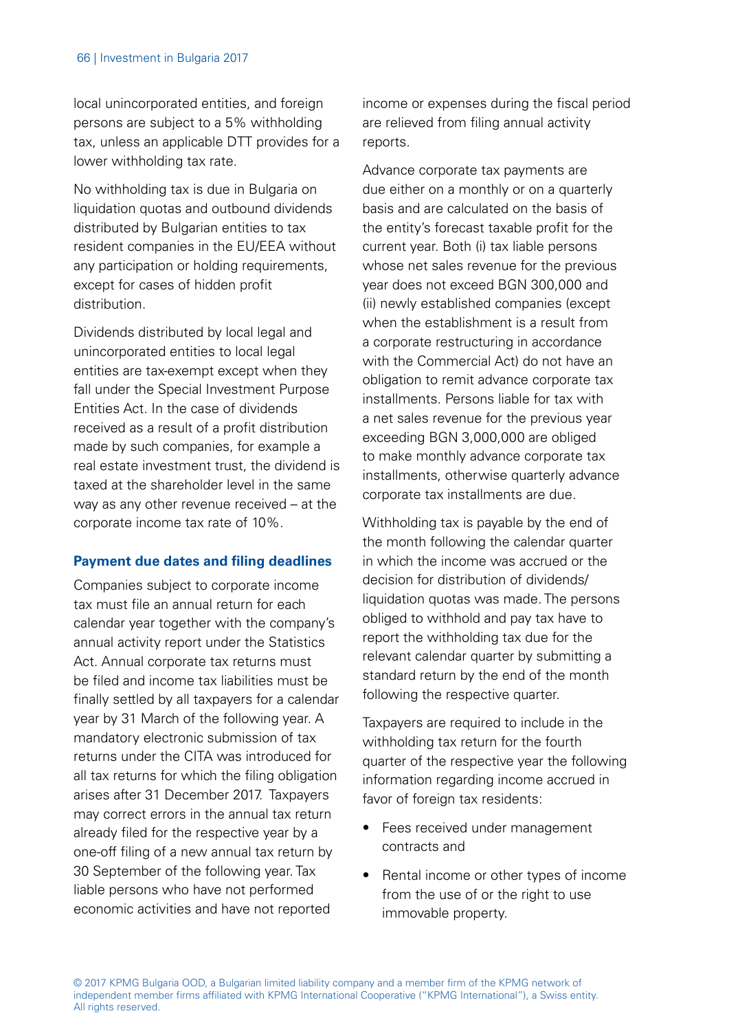local unincorporated entities, and foreign persons are subject to a 5% withholding tax, unless an applicable DTT provides for a lower withholding tax rate.

No withholding tax is due in Bulgaria on liquidation quotas and outbound dividends distributed by Bulgarian entities to tax resident companies in the EU/EEA without any participation or holding requirements, except for cases of hidden profit distribution.

Dividends distributed by local legal and unincorporated entities to local legal entities are tax-exempt except when they fall under the Special Investment Purpose Entities Act. In the case of dividends received as a result of a profit distribution made by such companies, for example a real estate investment trust, the dividend is taxed at the shareholder level in the same way as any other revenue received – at the corporate income tax rate of 10%.

**Payment due dates and filing deadlines**

Companies subject to corporate income tax must file an annual return for each calendar year together with the company's annual activity report under the Statistics Act. Annual corporate tax returns must be filed and income tax liabilities must be finally settled by all taxpayers for a calendar year by 31 March of the following year. A mandatory electronic submission of tax returns under the CITA was introduced for all tax returns for which the filing obligation arises after 31 December 2017. Taxpayers may correct errors in the annual tax return already filed for the respective year by a one-off filing of a new annual tax return by 30 September of the following year. Tax liable persons who have not performed economic activities and have not reported income or expenses during the fiscal period are relieved from filing annual activity reports.

Advance corporate tax payments are due either on a monthly or on a quarterly basis and are calculated on the basis of the entity's forecast taxable profit for the current year. Both (i) tax liable persons whose net sales revenue for the previous year does not exceed BGN 300,000 and (ii) newly established companies (except when the establishment is a result from a corporate restructuring in accordance with the Commercial Act) do not have an obligation to remit advance corporate tax installments. Persons liable for tax with a net sales revenue for the previous year exceeding BGN 3,000,000 are obliged to make monthly advance corporate tax installments, otherwise quarterly advance corporate tax installments are due.

Withholding tax is payable by the end of the month following the calendar quarter in which the income was accrued or the decision for distribution of dividends/liquidation quotas was made. The persons obliged to withhold and pay tax have to report the withholding tax due for the relevant calendar quarter by submitting a standard return by the end of the month following the respective quarter.

Taxpayers are required to include in the withholding tax return for the fourth quarter of the respective year the following information regarding income accrued in favor of foreign tax residents:

- Fees received under management contracts and
- Rental income or other types of income from the use of or the right to use immovable property.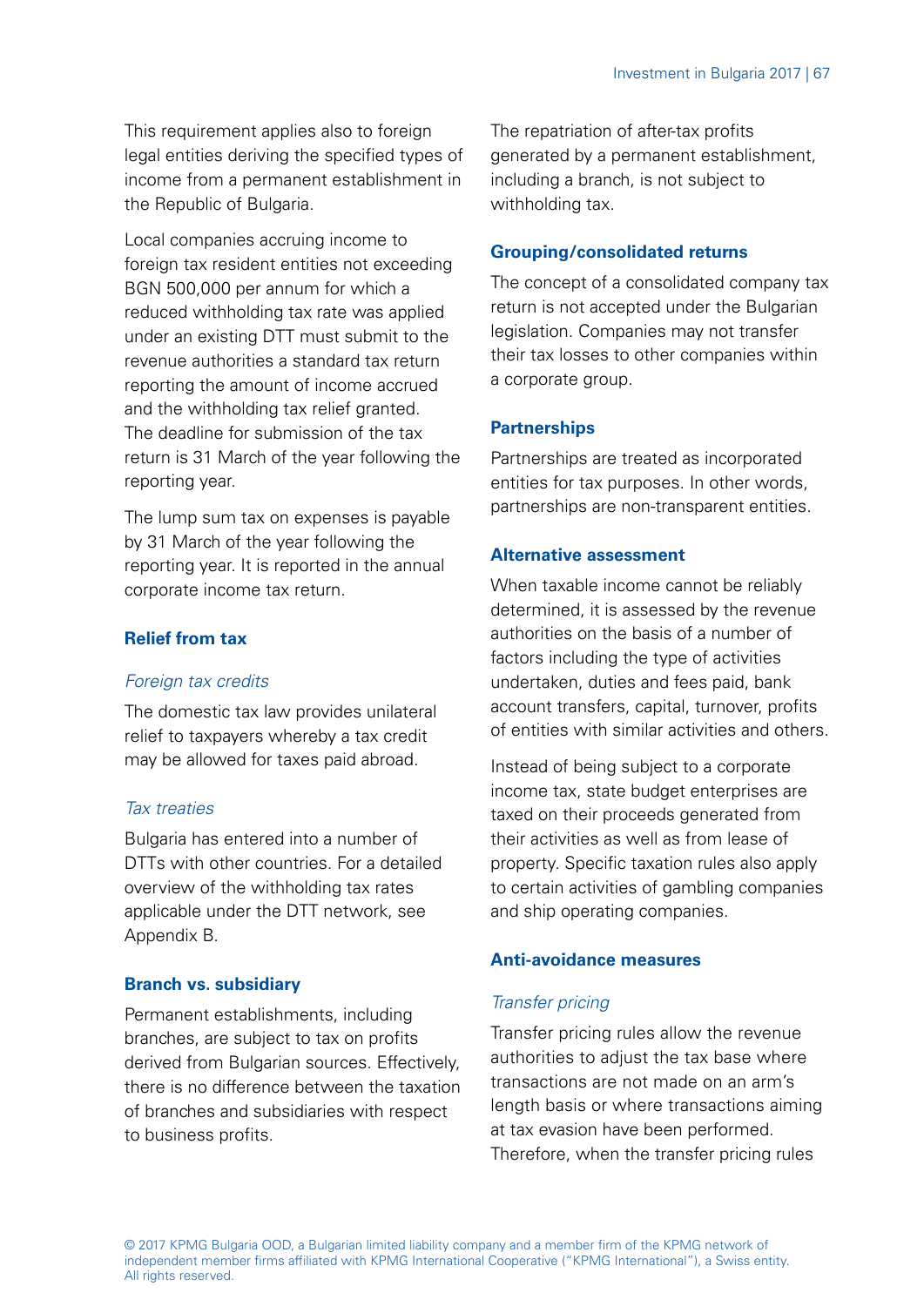This requirement applies also to foreign legal entities deriving the specified types of income from a permanent establishment in the Republic of Bulgaria.

Local companies accruing income to foreign tax resident entities not exceeding BGN 500,000 per annum for which a reduced withholding tax rate was applied under an existing DTT must submit to the revenue authorities a standard tax return reporting the amount of income accrued and the withholding tax relief granted. The deadline for submission of the tax return is 31 March of the year following the reporting year.

The lump sum tax on expenses is payable by 31 March of the year following the reporting year. It is reported in the annual corporate income tax return.

## Relief from tax

### *Foreign tax credits*

The domestic tax law provides unilateral relief to taxpayers whereby a tax credit may be allowed for taxes paid abroad.

### *Tax treaties*

Bulgaria has entered into a number of DTTs with other countries. For a detailed overview of the withholding tax rates applicable under the DTT network, see Appendix B.

## Branch vs. subsidiary

Permanent establishments, including branches, are subject to tax on profits derived from Bulgarian sources. Effectively, there is no difference between the taxation of branches and subsidiaries with respect to business profits.

The repatriation of after-tax profits generated by a permanent establishment, including a branch, is not subject to withholding tax.

## Grouping/consolidated returns

The concept of a consolidated company tax return is not accepted under the Bulgarian legislation. Companies may not transfer their tax losses to other companies within a corporate group.

## Partnerships

Partnerships are treated as incorporated entities for tax purposes. In other words, partnerships are non-transparent entities.

## Alternative assessment

When taxable income cannot be reliably determined, it is assessed by the revenue authorities on the basis of a number of factors including the type of activities undertaken, duties and fees paid, bank account transfers, capital, turnover, profits of entities with similar activities and others.

Instead of being subject to a corporate income tax, state budget enterprises are taxed on their proceeds generated from their activities as well as from lease of property. Specific taxation rules also apply to certain activities of gambling companies and ship operating companies.

## Anti-avoidance measures

### *Transfer pricing*

Transfer pricing rules allow the revenue authorities to adjust the tax base where transactions are not made on an arm's length basis or where transactions aiming at tax evasion have been performed. Therefore, when the transfer pricing rules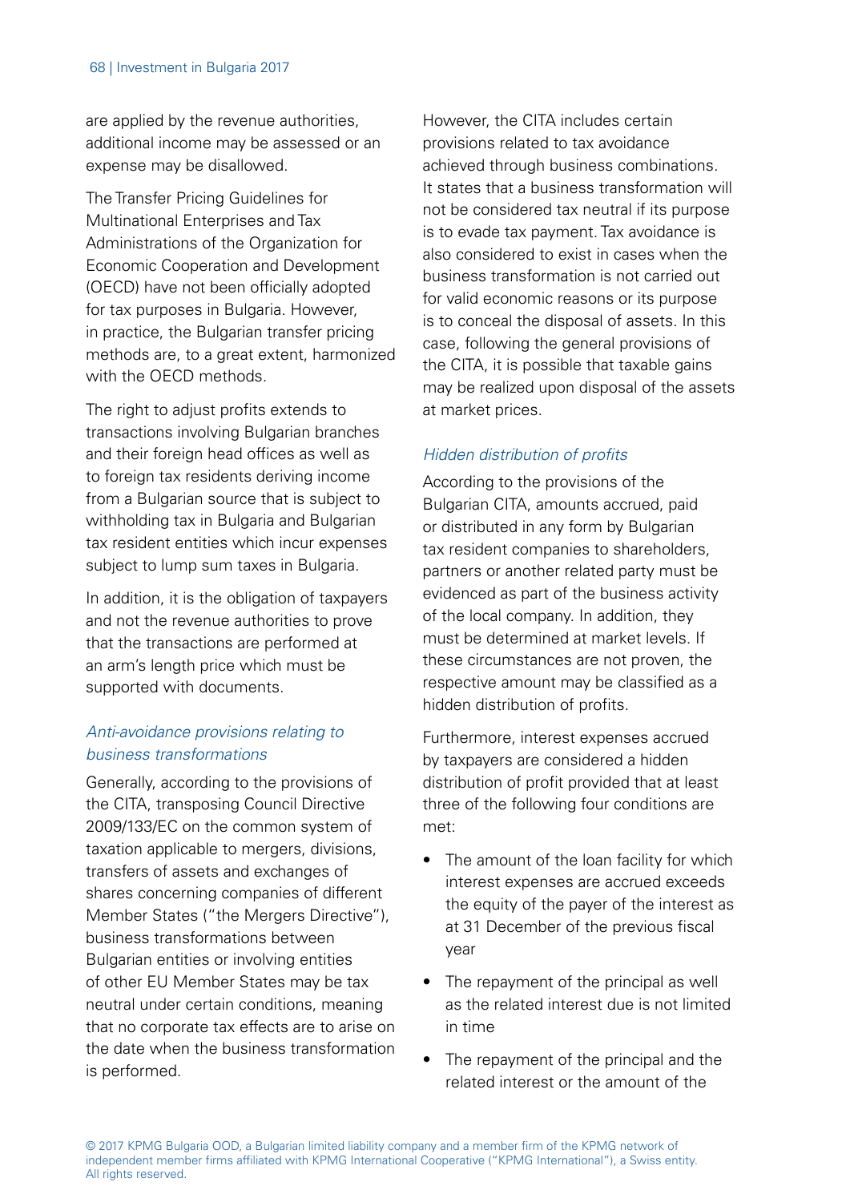are applied by the revenue authorities, additional income may be assessed or an expense may be disallowed.

The Transfer Pricing Guidelines for Multinational Enterprises and Tax Administrations of the Organization for Economic Cooperation and Development (OECD) have not been officially adopted for tax purposes in Bulgaria. However, in practice, the Bulgarian transfer pricing methods are, to a great extent, harmonized with the OECD methods.

The right to adjust profits extends to transactions involving Bulgarian branches and their foreign head offices as well as to foreign tax residents deriving income from a Bulgarian source that is subject to withholding tax in Bulgaria and Bulgarian tax resident entities which incur expenses subject to lump sum taxes in Bulgaria.

In addition, it is the obligation of taxpayers and not the revenue authorities to prove that the transactions are performed at an arm's length price which must be supported with documents.

### *Anti-avoidance provisions relating to business transformations*

Generally, according to the provisions of the CITA, transposing Council Directive 2009/133/EC on the common system of taxation applicable to mergers, divisions, transfers of assets and exchanges of shares concerning companies of different Member States ("the Mergers Directive"), business transformations between Bulgarian entities or involving entities of other EU Member States may be tax neutral under certain conditions, meaning that no corporate tax effects are to arise on the date when the business transformation is performed.

However, the CITA includes certain provisions related to tax avoidance achieved through business combinations. It states that a business transformation will not be considered tax neutral if its purpose is to evade tax payment. Tax avoidance is also considered to exist in cases when the business transformation is not carried out for valid economic reasons or its purpose is to conceal the disposal of assets. In this case, following the general provisions of the CITA, it is possible that taxable gains may be realized upon disposal of the assets at market prices.

### *Hidden distribution of profits*

According to the provisions of the Bulgarian CITA, amounts accrued, paid or distributed in any form by Bulgarian tax resident companies to shareholders, partners or another related party must be evidenced as part of the business activity of the local company. In addition, they must be determined at market levels. If these circumstances are not proven, the respective amount may be classified as a hidden distribution of profits.

Furthermore, interest expenses accrued by taxpayers are considered a hidden distribution of profit provided that at least three of the following four conditions are met:

- The amount of the loan facility for which interest expenses are accrued exceeds the equity of the payer of the interest as at 31 December of the previous fiscal year
- The repayment of the principal as well as the related interest due is not limited in time
- The repayment of the principal and the related interest or the amount of the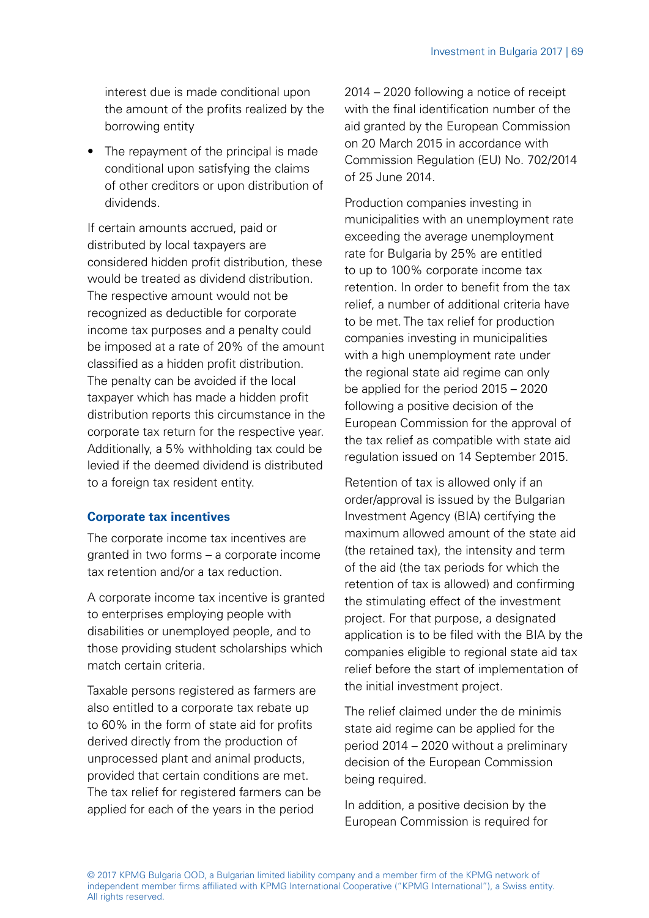interest due is made conditional upon the amount of the profits realized by the borrowing entity

- The repayment of the principal is made conditional upon satisfying the claims of other creditors or upon distribution of dividends.

If certain amounts accrued, paid or distributed by local taxpayers are considered hidden profit distribution, these would be treated as dividend distribution. The respective amount would not be recognized as deductible for corporate income tax purposes and a penalty could be imposed at a rate of 20% of the amount classified as a hidden profit distribution. The penalty can be avoided if the local taxpayer which has made a hidden profit distribution reports this circumstance in the corporate tax return for the respective year. Additionally, a 5% withholding tax could be levied if the deemed dividend is distributed to a foreign tax resident entity.

### Corporate tax incentives

The corporate income tax incentives are granted in two forms – a corporate income tax retention and/or a tax reduction.

A corporate income tax incentive is granted to enterprises employing people with disabilities or unemployed people, and to those providing student scholarships which match certain criteria.

Taxable persons registered as farmers are also entitled to a corporate tax rebate up to 60% in the form of state aid for profits derived directly from the production of unprocessed plant and animal products, provided that certain conditions are met. The tax relief for registered farmers can be applied for each of the years in the period 2014 – 2020 following a notice of receipt with the final identification number of the aid granted by the European Commission on 20 March 2015 in accordance with Commission Regulation (EU) No. 702/2014 of 25 June 2014.

Production companies investing in municipalities with an unemployment rate exceeding the average unemployment rate for Bulgaria by 25% are entitled to up to 100% corporate income tax retention. In order to benefit from the tax relief, a number of additional criteria have to be met. The tax relief for production companies investing in municipalities with a high unemployment rate under the regional state aid regime can only be applied for the period 2015 – 2020 following a positive decision of the European Commission for the approval of the tax relief as compatible with state aid regulation issued on 14 September 2015.

Retention of tax is allowed only if an order/approval is issued by the Bulgarian Investment Agency (BIA) certifying the maximum allowed amount of the state aid (the retained tax), the intensity and term of the aid (the tax periods for which the retention of tax is allowed) and confirming the stimulating effect of the investment project. For that purpose, a designated application is to be filed with the BIA by the companies eligible to regional state aid tax relief before the start of implementation of the initial investment project.

The relief claimed under the de minimis state aid regime can be applied for the period 2014 – 2020 without a preliminary decision of the European Commission being required.

In addition, a positive decision by the European Commission is required for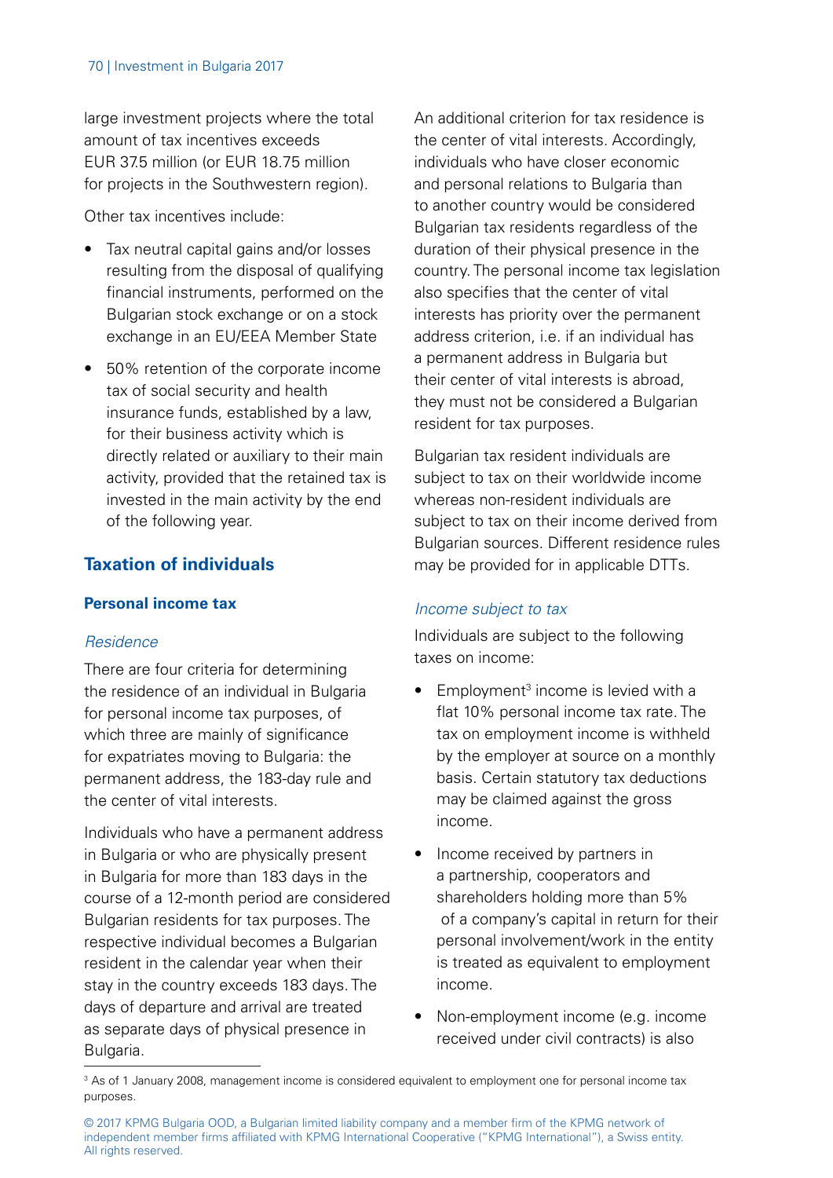large investment projects where the total amount of tax incentives exceeds EUR 37.5 million (or EUR 18.75 million for projects in the Southwestern region).

Other tax incentives include:

- Tax neutral capital gains and/or losses resulting from the disposal of qualifying financial instruments, performed on the Bulgarian stock exchange or on a stock exchange in an EU/EEA Member State
- 50% retention of the corporate income tax of social security and health insurance funds, established by a law, for their business activity which is directly related or auxiliary to their main activity, provided that the retained tax is invested in the main activity by the end of the following year.

## Taxation of individuals

### Personal income tax

*Residence*

There are four criteria for determining the residence of an individual in Bulgaria for personal income tax purposes, of which three are mainly of significance for expatriates moving to Bulgaria: the permanent address, the 183-day rule and the center of vital interests.

Individuals who have a permanent address in Bulgaria or who are physically present in Bulgaria for more than 183 days in the course of a 12-month period are considered Bulgarian residents for tax purposes. The respective individual becomes a Bulgarian resident in the calendar year when their stay in the country exceeds 183 days. The days of departure and arrival are treated as separate days of physical presence in Bulgaria.

An additional criterion for tax residence is the center of vital interests. Accordingly, individuals who have closer economic and personal relations to Bulgaria than to another country would be considered Bulgarian tax residents regardless of the duration of their physical presence in the country. The personal income tax legislation also specifies that the center of vital interests has priority over the permanent address criterion, i.e. if an individual has a permanent address in Bulgaria but their center of vital interests is abroad, they must not be considered a Bulgarian resident for tax purposes.

Bulgarian tax resident individuals are subject to tax on their worldwide income whereas non-resident individuals are subject to tax on their income derived from Bulgarian sources. Different residence rules may be provided for in applicable DTTs.

*Income subject to tax*

Individuals are subject to the following taxes on income:

- Employment[3] income is levied with a flat 10% personal income tax rate. The tax on employment income is withheld by the employer at source on a monthly basis. Certain statutory tax deductions may be claimed against the gross income.
- Income received by partners in a partnership, cooperators and shareholders holding more than 5% of a company's capital in return for their personal involvement/work in the entity is treated as equivalent to employment income.
- Non-employment income (e.g. income received under civil contracts) is also

[3] As of 1 January 2008, management income is considered equivalent to employment one for personal income tax purposes.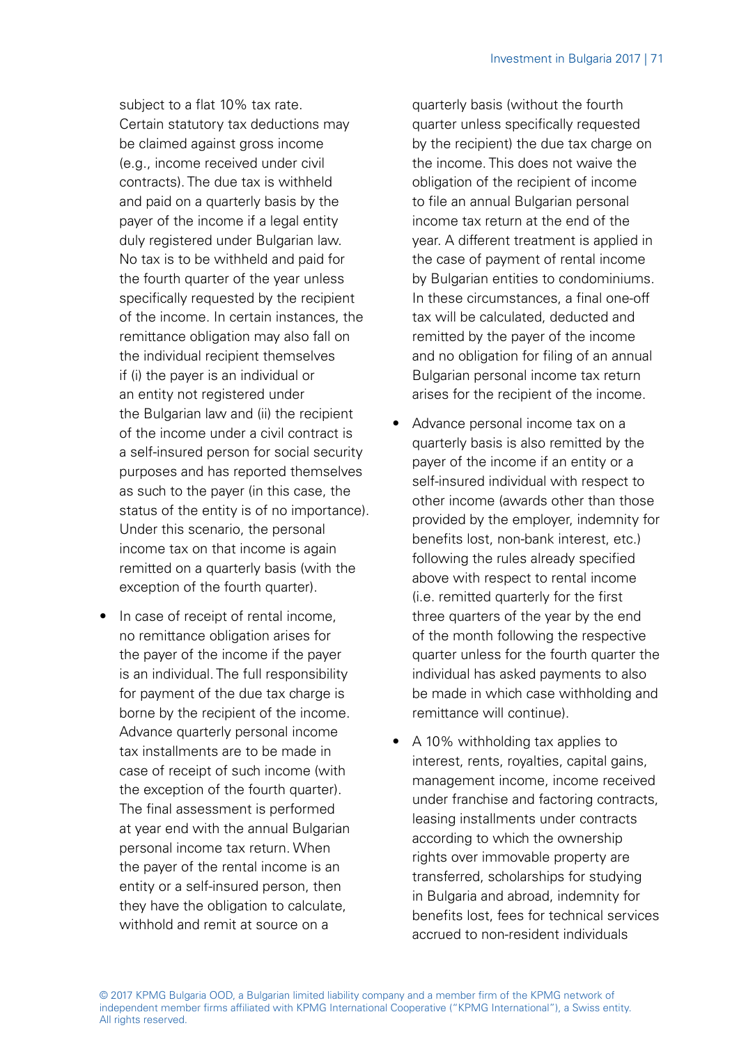subject to a flat 10% tax rate. Certain statutory tax deductions may be claimed against gross income (e.g., income received under civil contracts). The due tax is withheld and paid on a quarterly basis by the payer of the income if a legal entity duly registered under Bulgarian law. No tax is to be withheld and paid for the fourth quarter of the year unless specifically requested by the recipient of the income. In certain instances, the remittance obligation may also fall on the individual recipient themselves if (i) the payer is an individual or an entity not registered under the Bulgarian law and (ii) the recipient of the income under a civil contract is a self-insured person for social security purposes and has reported themselves as such to the payer (in this case, the status of the entity is of no importance). Under this scenario, the personal income tax on that income is again remitted on a quarterly basis (with the exception of the fourth quarter).

- In case of receipt of rental income, no remittance obligation arises for the payer of the income if the payer is an individual. The full responsibility for payment of the due tax charge is borne by the recipient of the income. Advance quarterly personal income tax installments are to be made in case of receipt of such income (with the exception of the fourth quarter). The final assessment is performed at year end with the annual Bulgarian personal income tax return. When the payer of the rental income is an entity or a self-insured person, then they have the obligation to calculate, withhold and remit at source on a quarterly basis (without the fourth quarter unless specifically requested by the recipient) the due tax charge on the income. This does not waive the obligation of the recipient of income to file an annual Bulgarian personal income tax return at the end of the year. A different treatment is applied in the case of payment of rental income by Bulgarian entities to condominiums. In these circumstances, a final one-off tax will be calculated, deducted and remitted by the payer of the income and no obligation for filing of an annual Bulgarian personal income tax return arises for the recipient of the income.
- Advance personal income tax on a quarterly basis is also remitted by the payer of the income if an entity or a self-insured individual with respect to other income (awards other than those provided by the employer, indemnity for benefits lost, non-bank interest, etc.) following the rules already specified above with respect to rental income (i.e. remitted quarterly for the first three quarters of the year by the end of the month following the respective quarter unless for the fourth quarter the individual has asked payments to also be made in which case withholding and remittance will continue).
- A 10% withholding tax applies to interest, rents, royalties, capital gains, management income, income received under franchise and factoring contracts, leasing installments under contracts according to which the ownership rights over immovable property are transferred, scholarships for studying in Bulgaria and abroad, indemnity for benefits lost, fees for technical services accrued to non-resident individuals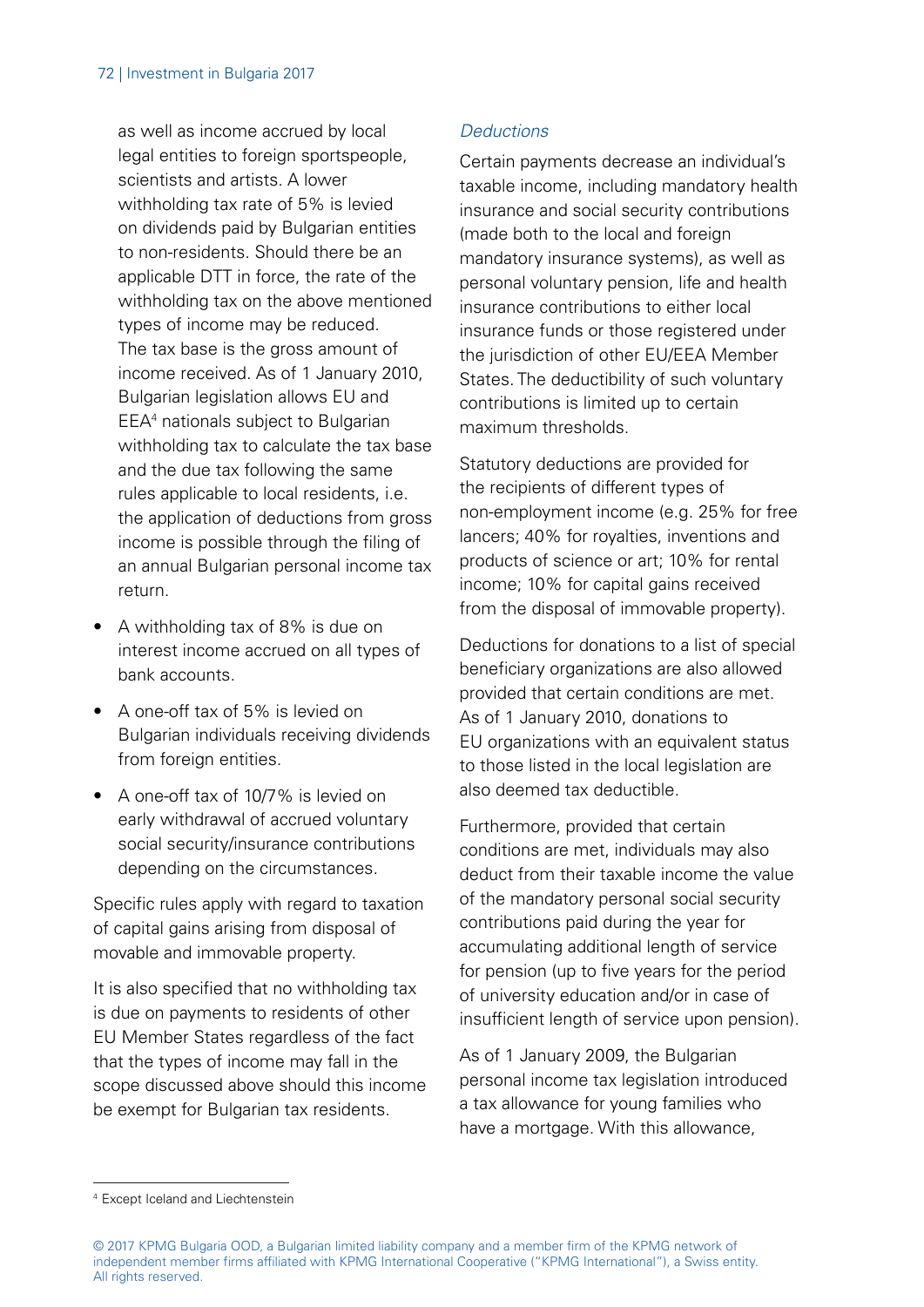as well as income accrued by local legal entities to foreign sportspeople, scientists and artists. A lower withholding tax rate of 5% is levied on dividends paid by Bulgarian entities to non-residents. Should there be an applicable DTT in force, the rate of the withholding tax on the above mentioned types of income may be reduced. The tax base is the gross amount of income received. As of 1 January 2010, Bulgarian legislation allows EU and EEA[4] nationals subject to Bulgarian withholding tax to calculate the tax base and the due tax following the same rules applicable to local residents, i.e. the application of deductions from gross income is possible through the filing of an annual Bulgarian personal income tax return.

- A withholding tax of 8% is due on interest income accrued on all types of bank accounts.
- A one-off tax of 5% is levied on Bulgarian individuals receiving dividends from foreign entities.
- A one-off tax of 10/7% is levied on early withdrawal of accrued voluntary social security/insurance contributions depending on the circumstances.

Specific rules apply with regard to taxation of capital gains arising from disposal of movable and immovable property.

It is also specified that no withholding tax is due on payments to residents of other EU Member States regardless of the fact that the types of income may fall in the scope discussed above should this income be exempt for Bulgarian tax residents.

*Deductions*

Certain payments decrease an individual's taxable income, including mandatory health insurance and social security contributions (made both to the local and foreign mandatory insurance systems), as well as personal voluntary pension, life and health insurance contributions to either local insurance funds or those registered under the jurisdiction of other EU/EEA Member States. The deductibility of such voluntary contributions is limited up to certain maximum thresholds.

Statutory deductions are provided for the recipients of different types of non-employment income (e.g. 25% for free lancers; 40% for royalties, inventions and products of science or art; 10% for rental income; 10% for capital gains received from the disposal of immovable property).

Deductions for donations to a list of special beneficiary organizations are also allowed provided that certain conditions are met. As of 1 January 2010, donations to EU organizations with an equivalent status to those listed in the local legislation are also deemed tax deductible.

Furthermore, provided that certain conditions are met, individuals may also deduct from their taxable income the value of the mandatory personal social security contributions paid during the year for accumulating additional length of service for pension (up to five years for the period of university education and/or in case of insufficient length of service upon pension).

As of 1 January 2009, the Bulgarian personal income tax legislation introduced a tax allowance for young families who have a mortgage. With this allowance,

[4] Except Iceland and Liechtenstein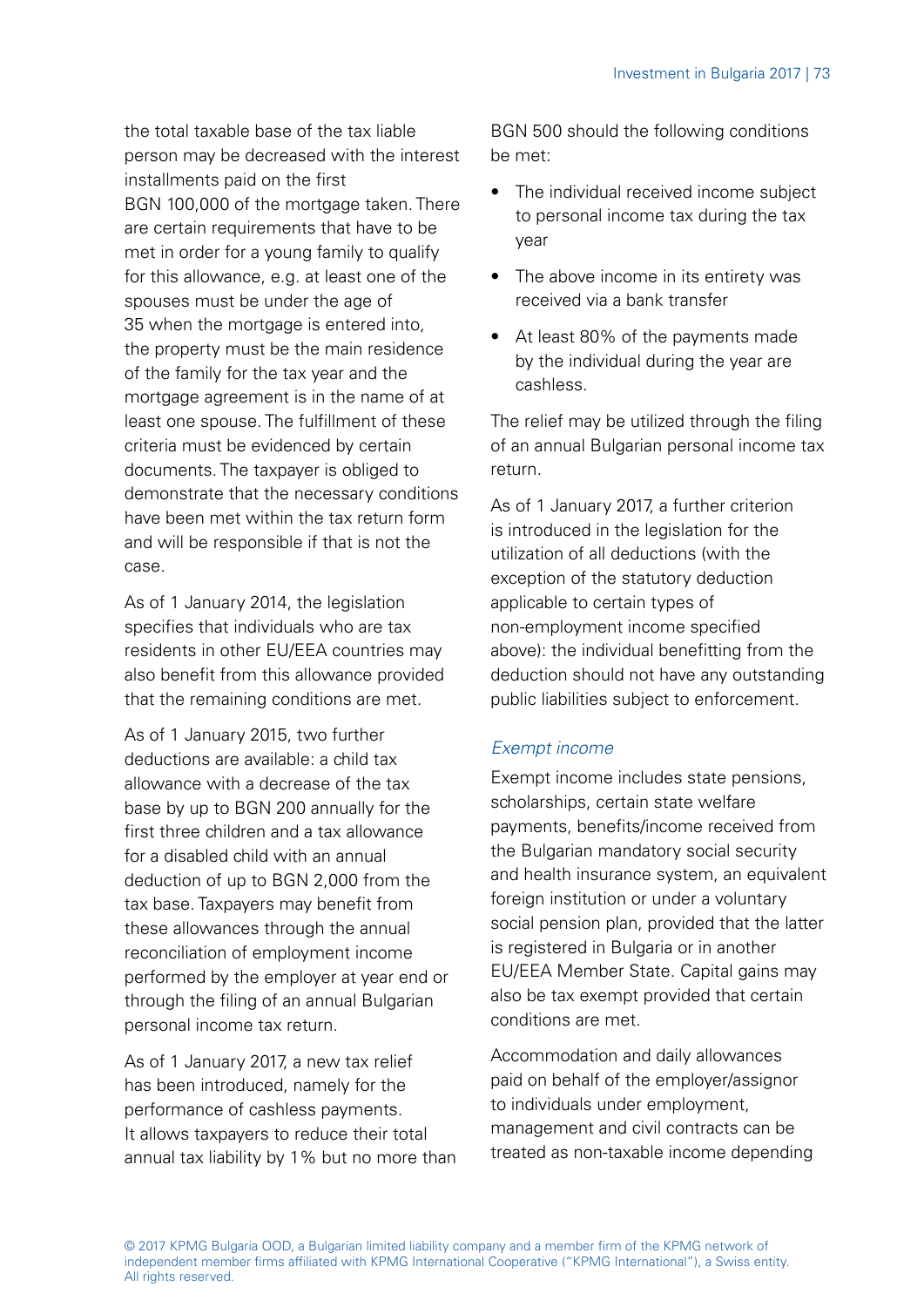the total taxable base of the tax liable person may be decreased with the interest installments paid on the first BGN 100,000 of the mortgage taken. There are certain requirements that have to be met in order for a young family to qualify for this allowance, e.g. at least one of the spouses must be under the age of 35 when the mortgage is entered into, the property must be the main residence of the family for the tax year and the mortgage agreement is in the name of at least one spouse. The fulfillment of these criteria must be evidenced by certain documents. The taxpayer is obliged to demonstrate that the necessary conditions have been met within the tax return form and will be responsible if that is not the case.

As of 1 January 2014, the legislation specifies that individuals who are tax residents in other EU/EEA countries may also benefit from this allowance provided that the remaining conditions are met.

As of 1 January 2015, two further deductions are available: a child tax allowance with a decrease of the tax base by up to BGN 200 annually for the first three children and a tax allowance for a disabled child with an annual deduction of up to BGN 2,000 from the tax base. Taxpayers may benefit from these allowances through the annual reconciliation of employment income performed by the employer at year end or through the filing of an annual Bulgarian personal income tax return.

As of 1 January 2017, a new tax relief has been introduced, namely for the performance of cashless payments. It allows taxpayers to reduce their total annual tax liability by 1% but no more than BGN 500 should the following conditions be met:

- The individual received income subject to personal income tax during the tax year
- The above income in its entirety was received via a bank transfer
- At least 80% of the payments made by the individual during the year are cashless.

The relief may be utilized through the filing of an annual Bulgarian personal income tax return.

As of 1 January 2017, a further criterion is introduced in the legislation for the utilization of all deductions (with the exception of the statutory deduction applicable to certain types of non-employment income specified above): the individual benefitting from the deduction should not have any outstanding public liabilities subject to enforcement.

*Exempt income*

Exempt income includes state pensions, scholarships, certain state welfare payments, benefits/income received from the Bulgarian mandatory social security and health insurance system, an equivalent foreign institution or under a voluntary social pension plan, provided that the latter is registered in Bulgaria or in another EU/EEA Member State. Capital gains may also be tax exempt provided that certain conditions are met.

Accommodation and daily allowances paid on behalf of the employer/assignor to individuals under employment, management and civil contracts can be treated as non-taxable income depending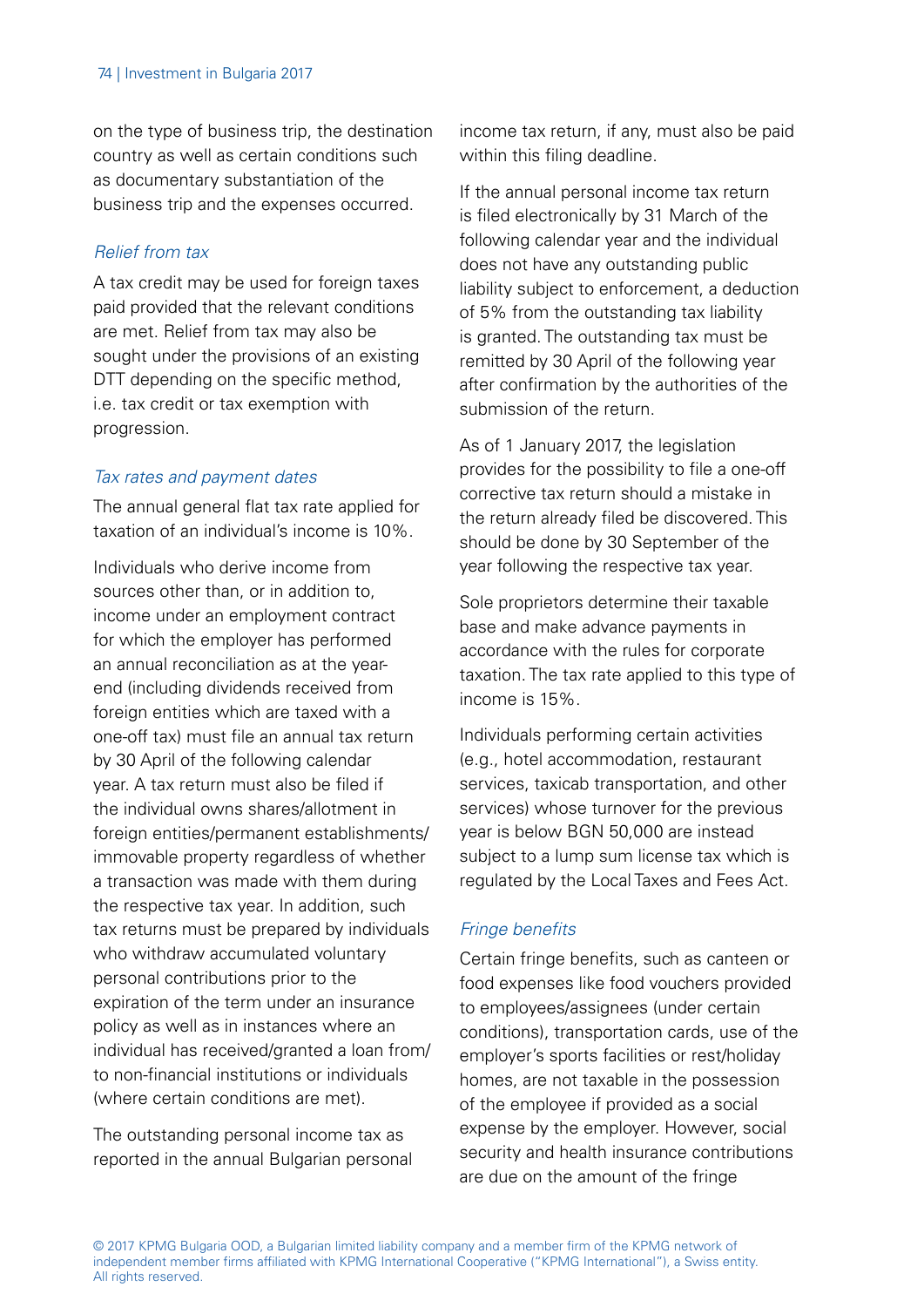on the type of business trip, the destination country as well as certain conditions such as documentary substantiation of the business trip and the expenses occurred.

*Relief from tax*

A tax credit may be used for foreign taxes paid provided that the relevant conditions are met. Relief from tax may also be sought under the provisions of an existing DTT depending on the specific method, i.e. tax credit or tax exemption with progression.

*Tax rates and payment dates*

The annual general flat tax rate applied for taxation of an individual's income is 10%.

Individuals who derive income from sources other than, or in addition to, income under an employment contract for which the employer has performed an annual reconciliation as at the year-end (including dividends received from foreign entities which are taxed with a one-off tax) must file an annual tax return by 30 April of the following calendar year. A tax return must also be filed if the individual owns shares/allotment in foreign entities/permanent establishments/immovable property regardless of whether a transaction was made with them during the respective tax year. In addition, such tax returns must be prepared by individuals who withdraw accumulated voluntary personal contributions prior to the expiration of the term under an insurance policy as well as in instances where an individual has received/granted a loan from/to non-financial institutions or individuals (where certain conditions are met).

The outstanding personal income tax as reported in the annual Bulgarian personal income tax return, if any, must also be paid within this filing deadline.

If the annual personal income tax return is filed electronically by 31 March of the following calendar year and the individual does not have any outstanding public liability subject to enforcement, a deduction of 5% from the outstanding tax liability is granted. The outstanding tax must be remitted by 30 April of the following year after confirmation by the authorities of the submission of the return.

As of 1 January 2017, the legislation provides for the possibility to file a one-off corrective tax return should a mistake in the return already filed be discovered. This should be done by 30 September of the year following the respective tax year.

Sole proprietors determine their taxable base and make advance payments in accordance with the rules for corporate taxation. The tax rate applied to this type of income is 15%.

Individuals performing certain activities (e.g., hotel accommodation, restaurant services, taxicab transportation, and other services) whose turnover for the previous year is below BGN 50,000 are instead subject to a lump sum license tax which is regulated by the Local Taxes and Fees Act.

*Fringe benefits*

Certain fringe benefits, such as canteen or food expenses like food vouchers provided to employees/assignees (under certain conditions), transportation cards, use of the employer's sports facilities or rest/holiday homes, are not taxable in the possession of the employee if provided as a social expense by the employer. However, social security and health insurance contributions are due on the amount of the fringe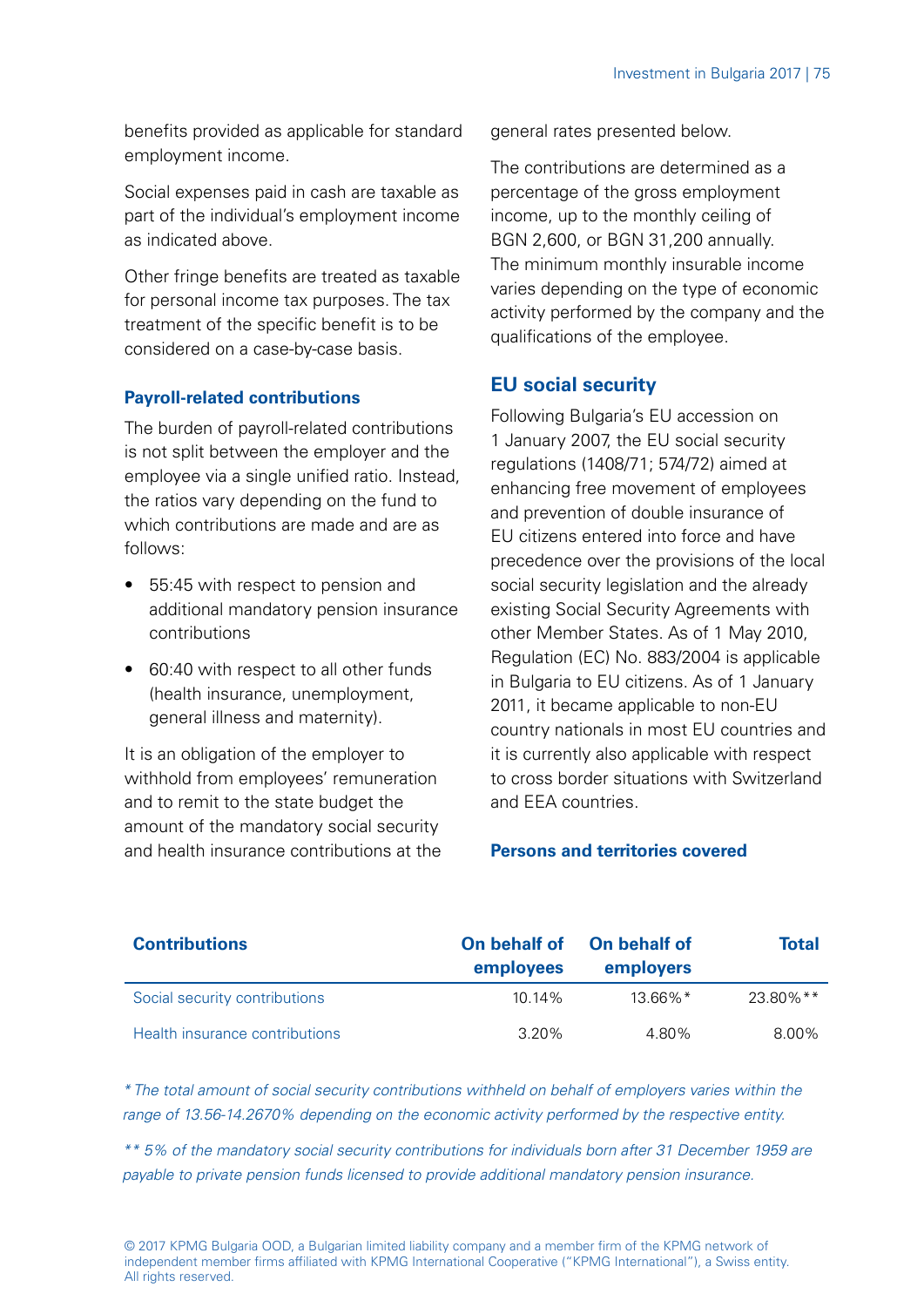benefits provided as applicable for standard employment income.

Social expenses paid in cash are taxable as part of the individual's employment income as indicated above.

Other fringe benefits are treated as taxable for personal income tax purposes. The tax treatment of the specific benefit is to be considered on a case-by-case basis.

### Payroll-related contributions

The burden of payroll-related contributions is not split between the employer and the employee via a single unified ratio. Instead, the ratios vary depending on the fund to which contributions are made and are as follows:

- 55:45 with respect to pension and additional mandatory pension insurance contributions
- 60:40 with respect to all other funds (health insurance, unemployment, general illness and maternity).

It is an obligation of the employer to withhold from employees' remuneration and to remit to the state budget the amount of the mandatory social security and health insurance contributions at the general rates presented below.

The contributions are determined as a percentage of the gross employment income, up to the monthly ceiling of BGN 2,600, or BGN 31,200 annually. The minimum monthly insurable income varies depending on the type of economic activity performed by the company and the qualifications of the employee.

## EU social security

Following Bulgaria's EU accession on 1 January 2007, the EU social security regulations (1408/71; 574/72) aimed at enhancing free movement of employees and prevention of double insurance of EU citizens entered into force and have precedence over the provisions of the local social security legislation and the already existing Social Security Agreements with other Member States. As of 1 May 2010, Regulation (EC) No. 883/2004 is applicable in Bulgaria to EU citizens. As of 1 January 2011, it became applicable to non-EU country nationals in most EU countries and it is currently also applicable with respect to cross border situations with Switzerland and EEA countries.

### Persons and territories covered

| Contributions | On behalf of employees | On behalf of employers | Total |
|---|---|---|---|
| Social security contributions | 10.14% | 13.66%* | 23.80%** |
| Health insurance contributions | 3.20% | 4.80% | 8.00% |

*\* The total amount of social security contributions withheld on behalf of employers varies within the range of 13.56-14.2670% depending on the economic activity performed by the respective entity.*

*\*\* 5% of the mandatory social security contributions for individuals born after 31 December 1959 are payable to private pension funds licensed to provide additional mandatory pension insurance.*

© 2017 KPMG Bulgaria OOD, a Bulgarian limited liability company and a member firm of the KPMG network of independent member firms affiliated with KPMG International Cooperative ("KPMG International"), a Swiss entity. All rights reserved.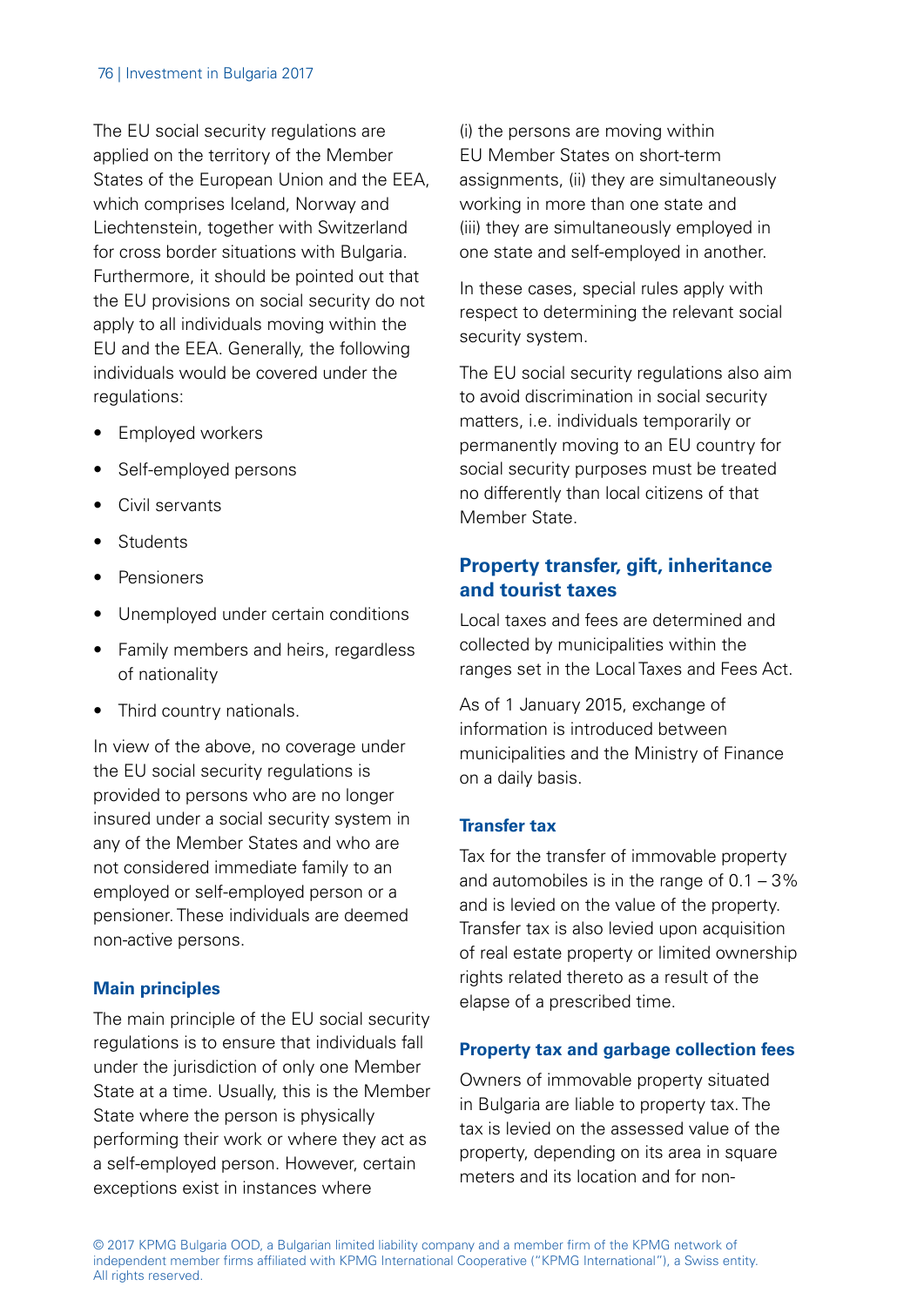The EU social security regulations are applied on the territory of the Member States of the European Union and the EEA, which comprises Iceland, Norway and Liechtenstein, together with Switzerland for cross border situations with Bulgaria. Furthermore, it should be pointed out that the EU provisions on social security do not apply to all individuals moving within the EU and the EEA. Generally, the following individuals would be covered under the regulations:

- Employed workers
- Self-employed persons
- Civil servants
- Students
- Pensioners
- Unemployed under certain conditions
- Family members and heirs, regardless of nationality
- Third country nationals.

In view of the above, no coverage under the EU social security regulations is provided to persons who are no longer insured under a social security system in any of the Member States and who are not considered immediate family to an employed or self-employed person or a pensioner. These individuals are deemed non-active persons.

### Main principles

The main principle of the EU social security regulations is to ensure that individuals fall under the jurisdiction of only one Member State at a time. Usually, this is the Member State where the person is physically performing their work or where they act as a self-employed person. However, certain exceptions exist in instances where (i) the persons are moving within EU Member States on short-term assignments, (ii) they are simultaneously working in more than one state and (iii) they are simultaneously employed in one state and self-employed in another.

In these cases, special rules apply with respect to determining the relevant social security system.

The EU social security regulations also aim to avoid discrimination in social security matters, i.e. individuals temporarily or permanently moving to an EU country for social security purposes must be treated no differently than local citizens of that Member State.

## Property transfer, gift, inheritance and tourist taxes

Local taxes and fees are determined and collected by municipalities within the ranges set in the Local Taxes and Fees Act.

As of 1 January 2015, exchange of information is introduced between municipalities and the Ministry of Finance on a daily basis.

### Transfer tax

Tax for the transfer of immovable property and automobiles is in the range of 0.1 – 3% and is levied on the value of the property. Transfer tax is also levied upon acquisition of real estate property or limited ownership rights related thereto as a result of the elapse of a prescribed time.

### Property tax and garbage collection fees

Owners of immovable property situated in Bulgaria are liable to property tax. The tax is levied on the assessed value of the property, depending on its area in square meters and its location and for non-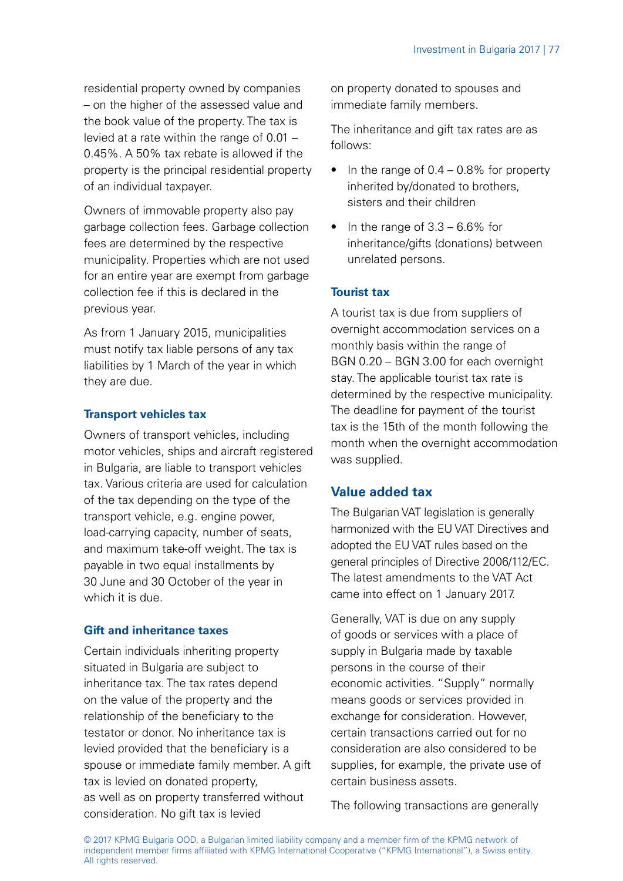residential property owned by companies – on the higher of the assessed value and the book value of the property. The tax is levied at a rate within the range of 0.01 – 0.45%. A 50% tax rebate is allowed if the property is the principal residential property of an individual taxpayer.

Owners of immovable property also pay garbage collection fees. Garbage collection fees are determined by the respective municipality. Properties which are not used for an entire year are exempt from garbage collection fee if this is declared in the previous year.

As from 1 January 2015, municipalities must notify tax liable persons of any tax liabilities by 1 March of the year in which they are due.

### Transport vehicles tax

Owners of transport vehicles, including motor vehicles, ships and aircraft registered in Bulgaria, are liable to transport vehicles tax. Various criteria are used for calculation of the tax depending on the type of the transport vehicle, e.g. engine power, load-carrying capacity, number of seats, and maximum take-off weight. The tax is payable in two equal installments by 30 June and 30 October of the year in which it is due.

### Gift and inheritance taxes

Certain individuals inheriting property situated in Bulgaria are subject to inheritance tax. The tax rates depend on the value of the property and the relationship of the beneficiary to the testator or donor. No inheritance tax is levied provided that the beneficiary is a spouse or immediate family member. A gift tax is levied on donated property, as well as on property transferred without consideration. No gift tax is levied on property donated to spouses and immediate family members.

The inheritance and gift tax rates are as follows:

- In the range of 0.4 – 0.8% for property inherited by/donated to brothers, sisters and their children
- In the range of 3.3 – 6.6% for inheritance/gifts (donations) between unrelated persons.

### Tourist tax

A tourist tax is due from suppliers of overnight accommodation services on a monthly basis within the range of BGN 0.20 – BGN 3.00 for each overnight stay. The applicable tourist tax rate is determined by the respective municipality. The deadline for payment of the tourist tax is the 15th of the month following the month when the overnight accommodation was supplied.

## Value added tax

The Bulgarian VAT legislation is generally harmonized with the EU VAT Directives and adopted the EU VAT rules based on the general principles of Directive 2006/112/EC. The latest amendments to the VAT Act came into effect on 1 January 2017.

Generally, VAT is due on any supply of goods or services with a place of supply in Bulgaria made by taxable persons in the course of their economic activities. "Supply" normally means goods or services provided in exchange for consideration. However, certain transactions carried out for no consideration are also considered to be supplies, for example, the private use of certain business assets.

The following transactions are generally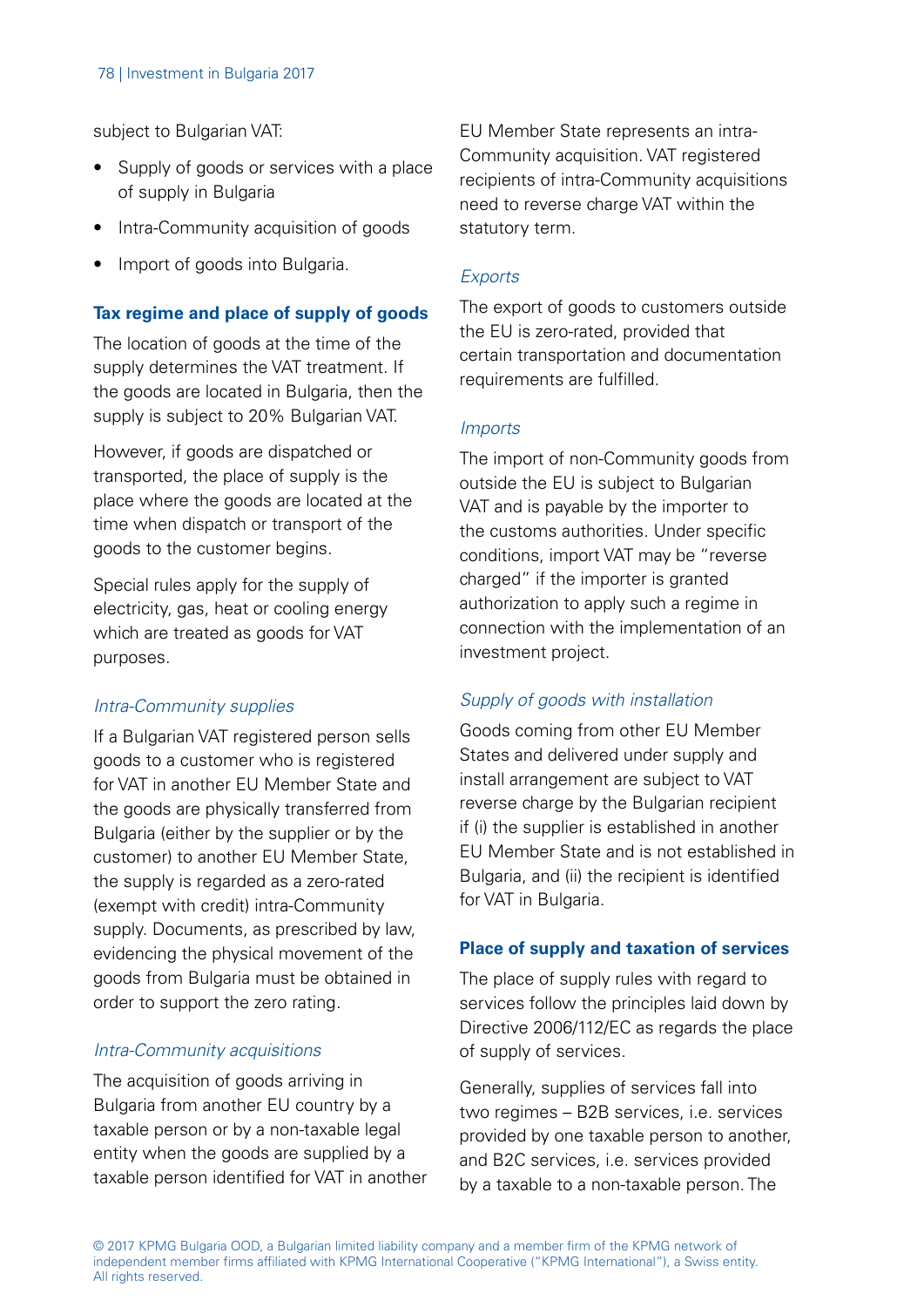subject to Bulgarian VAT:

- Supply of goods or services with a place of supply in Bulgaria
- Intra-Community acquisition of goods
- Import of goods into Bulgaria.

### Tax regime and place of supply of goods

The location of goods at the time of the supply determines the VAT treatment. If the goods are located in Bulgaria, then the supply is subject to 20% Bulgarian VAT.

However, if goods are dispatched or transported, the place of supply is the place where the goods are located at the time when dispatch or transport of the goods to the customer begins.

Special rules apply for the supply of electricity, gas, heat or cooling energy which are treated as goods for VAT purposes.

*Intra-Community supplies*

If a Bulgarian VAT registered person sells goods to a customer who is registered for VAT in another EU Member State and the goods are physically transferred from Bulgaria (either by the supplier or by the customer) to another EU Member State, the supply is regarded as a zero-rated (exempt with credit) intra-Community supply. Documents, as prescribed by law, evidencing the physical movement of the goods from Bulgaria must be obtained in order to support the zero rating.

*Intra-Community acquisitions*

The acquisition of goods arriving in Bulgaria from another EU country by a taxable person or by a non-taxable legal entity when the goods are supplied by a taxable person identified for VAT in another EU Member State represents an intra-Community acquisition. VAT registered recipients of intra-Community acquisitions need to reverse charge VAT within the statutory term.

*Exports*

The export of goods to customers outside the EU is zero-rated, provided that certain transportation and documentation requirements are fulfilled.

*Imports*

The import of non-Community goods from outside the EU is subject to Bulgarian VAT and is payable by the importer to the customs authorities. Under specific conditions, import VAT may be "reverse charged" if the importer is granted authorization to apply such a regime in connection with the implementation of an investment project.

*Supply of goods with installation*

Goods coming from other EU Member States and delivered under supply and install arrangement are subject to VAT reverse charge by the Bulgarian recipient if (i) the supplier is established in another EU Member State and is not established in Bulgaria, and (ii) the recipient is identified for VAT in Bulgaria.

### Place of supply and taxation of services

The place of supply rules with regard to services follow the principles laid down by Directive 2006/112/EC as regards the place of supply of services.

Generally, supplies of services fall into two regimes – B2B services, i.e. services provided by one taxable person to another, and B2C services, i.e. services provided by a taxable to a non-taxable person. The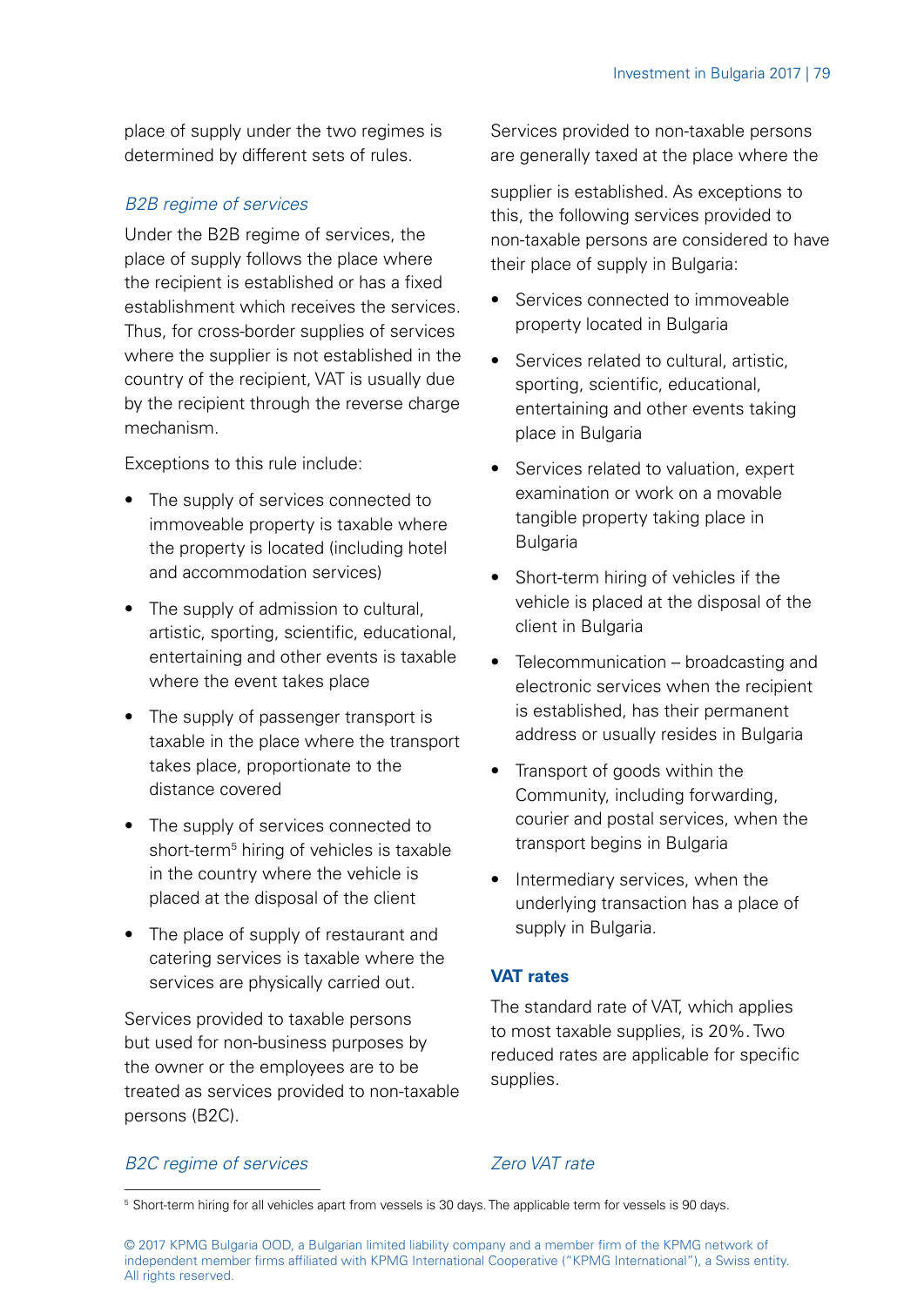place of supply under the two regimes is determined by different sets of rules.

*B2B regime of services*

Under the B2B regime of services, the place of supply follows the place where the recipient is established or has a fixed establishment which receives the services. Thus, for cross-border supplies of services where the supplier is not established in the country of the recipient, VAT is usually due by the recipient through the reverse charge mechanism.

Exceptions to this rule include:

- The supply of services connected to immoveable property is taxable where the property is located (including hotel and accommodation services)
- The supply of admission to cultural, artistic, sporting, scientific, educational, entertaining and other events is taxable where the event takes place
- The supply of passenger transport is taxable in the place where the transport takes place, proportionate to the distance covered
- The supply of services connected to short-term[5] hiring of vehicles is taxable in the country where the vehicle is placed at the disposal of the client
- The place of supply of restaurant and catering services is taxable where the services are physically carried out.

Services provided to taxable persons but used for non-business purposes by the owner or the employees are to be treated as services provided to non-taxable persons (B2C).

*B2C regime of services*

Services provided to non-taxable persons are generally taxed at the place where the supplier is established. As exceptions to this, the following services provided to non-taxable persons are considered to have their place of supply in Bulgaria:

- Services connected to immoveable property located in Bulgaria
- Services related to cultural, artistic, sporting, scientific, educational, entertaining and other events taking place in Bulgaria
- Services related to valuation, expert examination or work on a movable tangible property taking place in Bulgaria
- Short-term hiring of vehicles if the vehicle is placed at the disposal of the client in Bulgaria
- Telecommunication – broadcasting and electronic services when the recipient is established, has their permanent address or usually resides in Bulgaria
- Transport of goods within the Community, including forwarding, courier and postal services, when the transport begins in Bulgaria
- Intermediary services, when the underlying transaction has a place of supply in Bulgaria.

## VAT rates

The standard rate of VAT, which applies to most taxable supplies, is 20%. Two reduced rates are applicable for specific supplies.

*Zero VAT rate*

[5] Short-term hiring for all vehicles apart from vessels is 30 days. The applicable term for vessels is 90 days.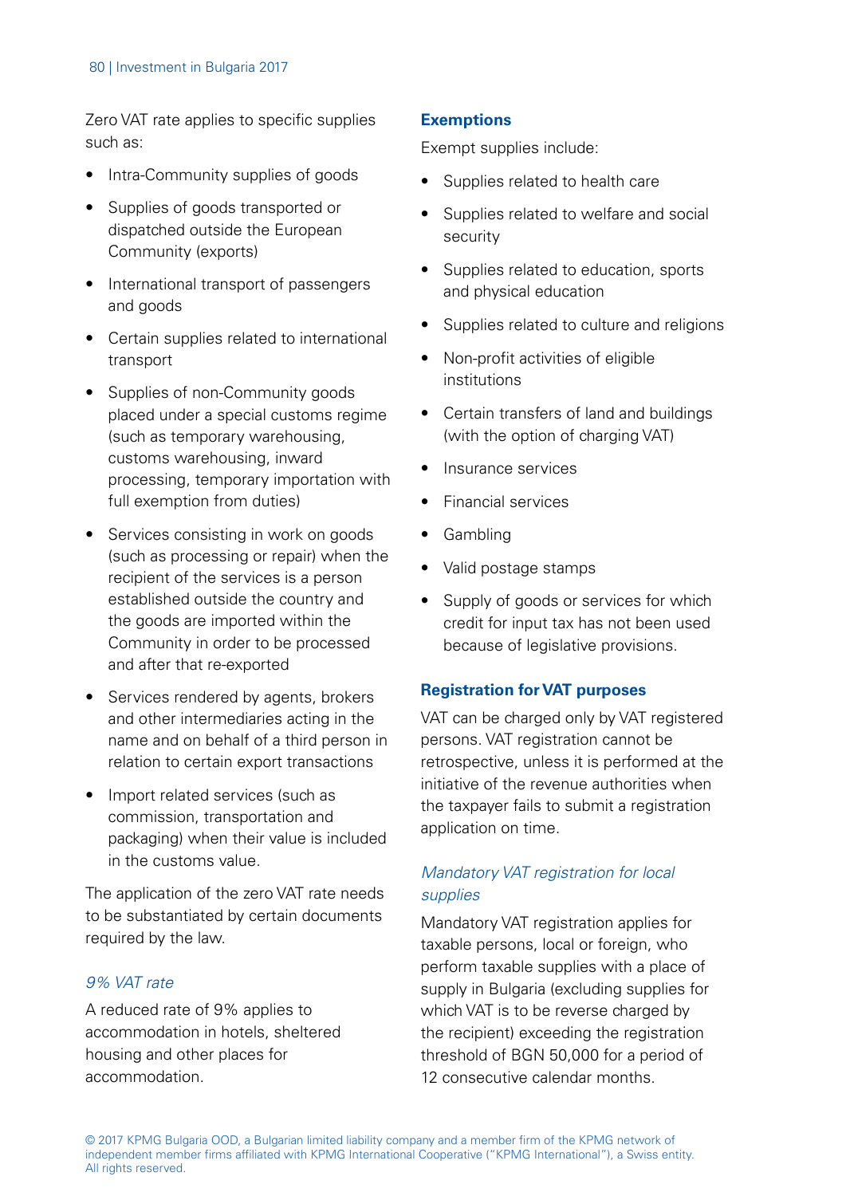Zero VAT rate applies to specific supplies such as:

- Intra-Community supplies of goods
- Supplies of goods transported or dispatched outside the European Community (exports)
- International transport of passengers and goods
- Certain supplies related to international transport
- Supplies of non-Community goods placed under a special customs regime (such as temporary warehousing, customs warehousing, inward processing, temporary importation with full exemption from duties)
- Services consisting in work on goods (such as processing or repair) when the recipient of the services is a person established outside the country and the goods are imported within the Community in order to be processed and after that re-exported
- Services rendered by agents, brokers and other intermediaries acting in the name and on behalf of a third person in relation to certain export transactions
- Import related services (such as commission, transportation and packaging) when their value is included in the customs value.

The application of the zero VAT rate needs to be substantiated by certain documents required by the law.

*9% VAT rate*

A reduced rate of 9% applies to accommodation in hotels, sheltered housing and other places for accommodation.

### Exemptions

Exempt supplies include:

- Supplies related to health care
- Supplies related to welfare and social security
- Supplies related to education, sports and physical education
- Supplies related to culture and religions
- Non-profit activities of eligible institutions
- Certain transfers of land and buildings (with the option of charging VAT)
- Insurance services
- Financial services
- Gambling
- Valid postage stamps
- Supply of goods or services for which credit for input tax has not been used because of legislative provisions.

### Registration for VAT purposes

VAT can be charged only by VAT registered persons. VAT registration cannot be retrospective, unless it is performed at the initiative of the revenue authorities when the taxpayer fails to submit a registration application on time.

*Mandatory VAT registration for local supplies*

Mandatory VAT registration applies for taxable persons, local or foreign, who perform taxable supplies with a place of supply in Bulgaria (excluding supplies for which VAT is to be reverse charged by the recipient) exceeding the registration threshold of BGN 50,000 for a period of 12 consecutive calendar months.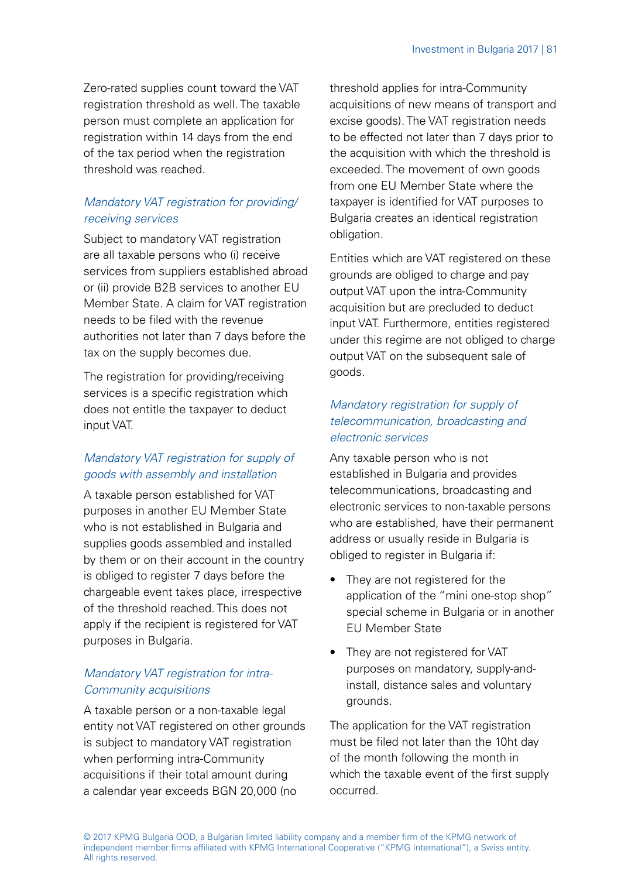Zero-rated supplies count toward the VAT registration threshold as well. The taxable person must complete an application for registration within 14 days from the end of the tax period when the registration threshold was reached.

*Mandatory VAT registration for providing/receiving services*

Subject to mandatory VAT registration are all taxable persons who (i) receive services from suppliers established abroad or (ii) provide B2B services to another EU Member State. A claim for VAT registration needs to be filed with the revenue authorities not later than 7 days before the tax on the supply becomes due.

The registration for providing/receiving services is a specific registration which does not entitle the taxpayer to deduct input VAT.

*Mandatory VAT registration for supply of goods with assembly and installation*

A taxable person established for VAT purposes in another EU Member State who is not established in Bulgaria and supplies goods assembled and installed by them or on their account in the country is obliged to register 7 days before the chargeable event takes place, irrespective of the threshold reached. This does not apply if the recipient is registered for VAT purposes in Bulgaria.

*Mandatory VAT registration for intra-Community acquisitions*

A taxable person or a non-taxable legal entity not VAT registered on other grounds is subject to mandatory VAT registration when performing intra-Community acquisitions if their total amount during a calendar year exceeds BGN 20,000 (no threshold applies for intra-Community acquisitions of new means of transport and excise goods). The VAT registration needs to be effected not later than 7 days prior to the acquisition with which the threshold is exceeded. The movement of own goods from one EU Member State where the taxpayer is identified for VAT purposes to Bulgaria creates an identical registration obligation.

Entities which are VAT registered on these grounds are obliged to charge and pay output VAT upon the intra-Community acquisition but are precluded to deduct input VAT. Furthermore, entities registered under this regime are not obliged to charge output VAT on the subsequent sale of goods.

*Mandatory registration for supply of telecommunication, broadcasting and electronic services*

Any taxable person who is not established in Bulgaria and provides telecommunications, broadcasting and electronic services to non-taxable persons who are established, have their permanent address or usually reside in Bulgaria is obliged to register in Bulgaria if:

- They are not registered for the application of the "mini one-stop shop" special scheme in Bulgaria or in another EU Member State
- They are not registered for VAT purposes on mandatory, supply-and-install, distance sales and voluntary grounds.

The application for the VAT registration must be filed not later than the 10ht day of the month following the month in which the taxable event of the first supply occurred.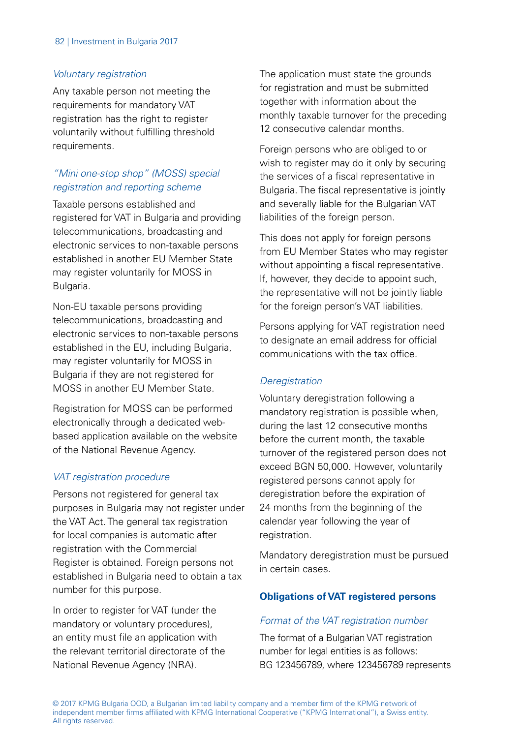*Voluntary registration*

Any taxable person not meeting the requirements for mandatory VAT registration has the right to register voluntarily without fulfilling threshold requirements.

*"Mini one-stop shop" (MOSS) special registration and reporting scheme*

Taxable persons established and registered for VAT in Bulgaria and providing telecommunications, broadcasting and electronic services to non-taxable persons established in another EU Member State may register voluntarily for MOSS in Bulgaria.

Non-EU taxable persons providing telecommunications, broadcasting and electronic services to non-taxable persons established in the EU, including Bulgaria, may register voluntarily for MOSS in Bulgaria if they are not registered for MOSS in another EU Member State.

Registration for MOSS can be performed electronically through a dedicated web-based application available on the website of the National Revenue Agency.

*VAT registration procedure*

Persons not registered for general tax purposes in Bulgaria may not register under the VAT Act. The general tax registration for local companies is automatic after registration with the Commercial Register is obtained. Foreign persons not established in Bulgaria need to obtain a tax number for this purpose.

In order to register for VAT (under the mandatory or voluntary procedures), an entity must file an application with the relevant territorial directorate of the National Revenue Agency (NRA).

The application must state the grounds for registration and must be submitted together with information about the monthly taxable turnover for the preceding 12 consecutive calendar months.

Foreign persons who are obliged to or wish to register may do it only by securing the services of a fiscal representative in Bulgaria. The fiscal representative is jointly and severally liable for the Bulgarian VAT liabilities of the foreign person.

This does not apply for foreign persons from EU Member States who may register without appointing a fiscal representative. If, however, they decide to appoint such, the representative will not be jointly liable for the foreign person's VAT liabilities.

Persons applying for VAT registration need to designate an email address for official communications with the tax office.

*Deregistration*

Voluntary deregistration following a mandatory registration is possible when, during the last 12 consecutive months before the current month, the taxable turnover of the registered person does not exceed BGN 50,000. However, voluntarily registered persons cannot apply for deregistration before the expiration of 24 months from the beginning of the calendar year following the year of registration.

Mandatory deregistration must be pursued in certain cases.

## Obligations of VAT registered persons

*Format of the VAT registration number*

The format of a Bulgarian VAT registration number for legal entities is as follows: BG 123456789, where 123456789 represents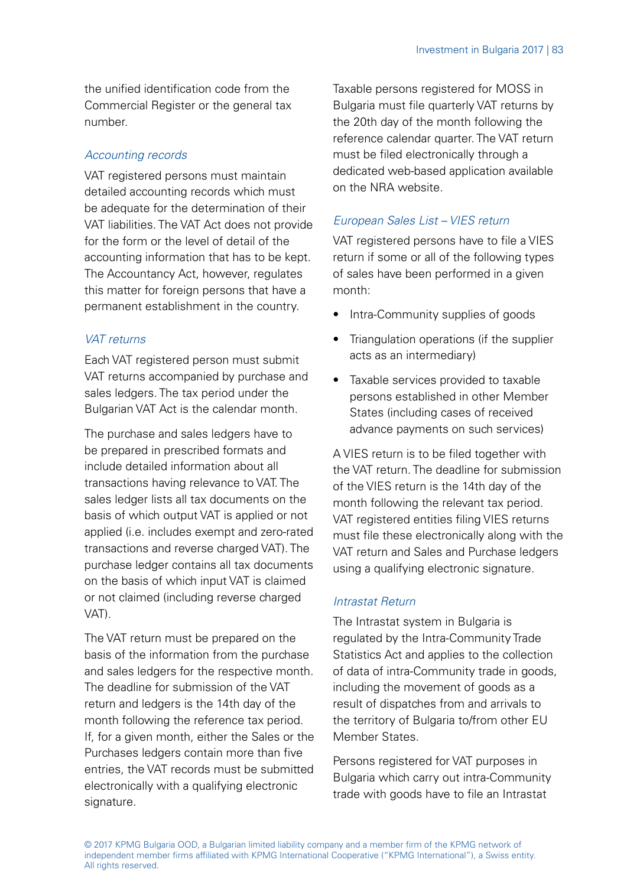the unified identification code from the Commercial Register or the general tax number.

### *Accounting records*

VAT registered persons must maintain detailed accounting records which must be adequate for the determination of their VAT liabilities. The VAT Act does not provide for the form or the level of detail of the accounting information that has to be kept. The Accountancy Act, however, regulates this matter for foreign persons that have a permanent establishment in the country.

### *VAT returns*

Each VAT registered person must submit VAT returns accompanied by purchase and sales ledgers. The tax period under the Bulgarian VAT Act is the calendar month.

The purchase and sales ledgers have to be prepared in prescribed formats and include detailed information about all transactions having relevance to VAT. The sales ledger lists all tax documents on the basis of which output VAT is applied or not applied (i.e. includes exempt and zero-rated transactions and reverse charged VAT). The purchase ledger contains all tax documents on the basis of which input VAT is claimed or not claimed (including reverse charged VAT).

The VAT return must be prepared on the basis of the information from the purchase and sales ledgers for the respective month. The deadline for submission of the VAT return and ledgers is the 14th day of the month following the reference tax period. If, for a given month, either the Sales or the Purchases ledgers contain more than five entries, the VAT records must be submitted electronically with a qualifying electronic signature.

Taxable persons registered for MOSS in Bulgaria must file quarterly VAT returns by the 20th day of the month following the reference calendar quarter. The VAT return must be filed electronically through a dedicated web-based application available on the NRA website.

### *European Sales List – VIES return*

VAT registered persons have to file a VIES return if some or all of the following types of sales have been performed in a given month:

- Intra-Community supplies of goods
- Triangulation operations (if the supplier acts as an intermediary)
- Taxable services provided to taxable persons established in other Member States (including cases of received advance payments on such services)

A VIES return is to be filed together with the VAT return. The deadline for submission of the VIES return is the 14th day of the month following the relevant tax period. VAT registered entities filing VIES returns must file these electronically along with the VAT return and Sales and Purchase ledgers using a qualifying electronic signature.

### *Intrastat Return*

The Intrastat system in Bulgaria is regulated by the Intra-Community Trade Statistics Act and applies to the collection of data of intra-Community trade in goods, including the movement of goods as a result of dispatches from and arrivals to the territory of Bulgaria to/from other EU Member States.

Persons registered for VAT purposes in Bulgaria which carry out intra-Community trade with goods have to file an Intrastat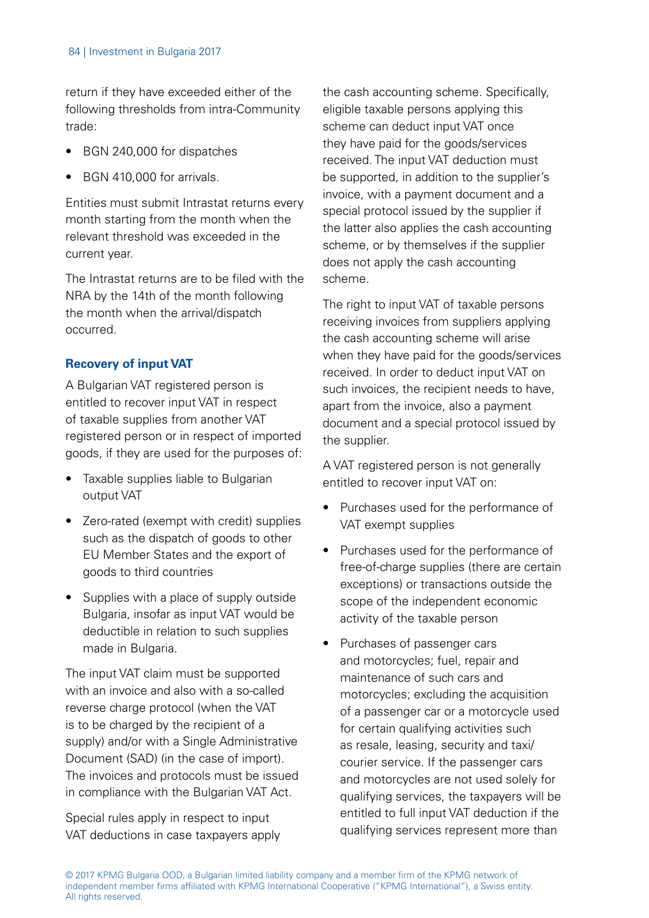return if they have exceeded either of the following thresholds from intra-Community trade:

- BGN 240,000 for dispatches
- BGN 410,000 for arrivals.

Entities must submit Intrastat returns every month starting from the month when the relevant threshold was exceeded in the current year.

The Intrastat returns are to be filed with the NRA by the 14th of the month following the month when the arrival/dispatch occurred.

### Recovery of input VAT

A Bulgarian VAT registered person is entitled to recover input VAT in respect of taxable supplies from another VAT registered person or in respect of imported goods, if they are used for the purposes of:

- Taxable supplies liable to Bulgarian output VAT
- Zero-rated (exempt with credit) supplies such as the dispatch of goods to other EU Member States and the export of goods to third countries
- Supplies with a place of supply outside Bulgaria, insofar as input VAT would be deductible in relation to such supplies made in Bulgaria.

The input VAT claim must be supported with an invoice and also with a so-called reverse charge protocol (when the VAT is to be charged by the recipient of a supply) and/or with a Single Administrative Document (SAD) (in the case of import). The invoices and protocols must be issued in compliance with the Bulgarian VAT Act.

Special rules apply in respect to input VAT deductions in case taxpayers apply the cash accounting scheme. Specifically, eligible taxable persons applying this scheme can deduct input VAT once they have paid for the goods/services received. The input VAT deduction must be supported, in addition to the supplier's invoice, with a payment document and a special protocol issued by the supplier if the latter also applies the cash accounting scheme, or by themselves if the supplier does not apply the cash accounting scheme.

The right to input VAT of taxable persons receiving invoices from suppliers applying the cash accounting scheme will arise when they have paid for the goods/services received. In order to deduct input VAT on such invoices, the recipient needs to have, apart from the invoice, also a payment document and a special protocol issued by the supplier.

A VAT registered person is not generally entitled to recover input VAT on:

- Purchases used for the performance of VAT exempt supplies
- Purchases used for the performance of free-of-charge supplies (there are certain exceptions) or transactions outside the scope of the independent economic activity of the taxable person
- Purchases of passenger cars and motorcycles; fuel, repair and maintenance of such cars and motorcycles; excluding the acquisition of a passenger car or a motorcycle used for certain qualifying activities such as resale, leasing, security and taxi/courier service. If the passenger cars and motorcycles are not used solely for qualifying services, the taxpayers will be entitled to full input VAT deduction if the qualifying services represent more than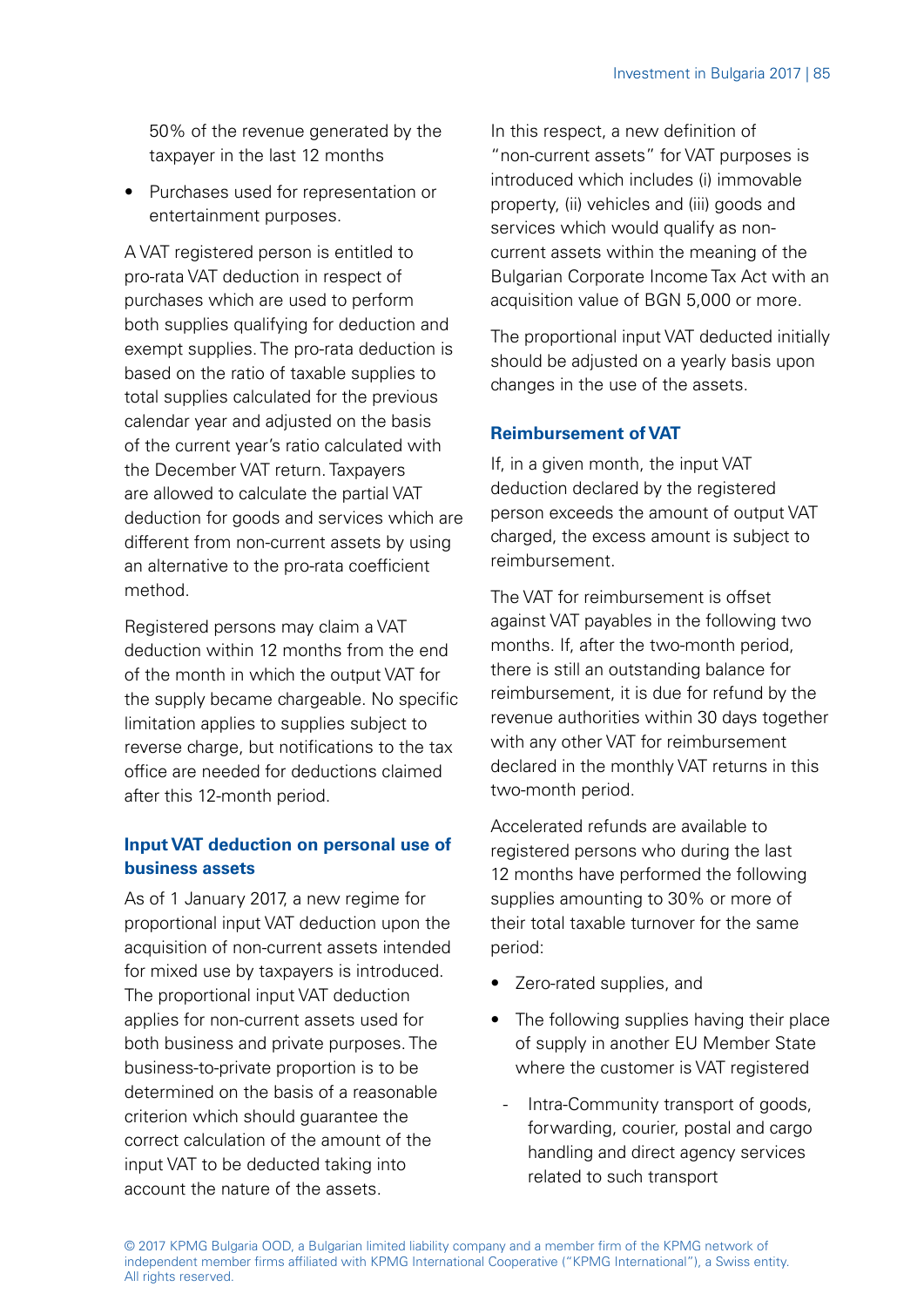50% of the revenue generated by the taxpayer in the last 12 months

- Purchases used for representation or entertainment purposes.

A VAT registered person is entitled to pro-rata VAT deduction in respect of purchases which are used to perform both supplies qualifying for deduction and exempt supplies. The pro-rata deduction is based on the ratio of taxable supplies to total supplies calculated for the previous calendar year and adjusted on the basis of the current year's ratio calculated with the December VAT return. Taxpayers are allowed to calculate the partial VAT deduction for goods and services which are different from non-current assets by using an alternative to the pro-rata coefficient method.

Registered persons may claim a VAT deduction within 12 months from the end of the month in which the output VAT for the supply became chargeable. No specific limitation applies to supplies subject to reverse charge, but notifications to the tax office are needed for deductions claimed after this 12-month period.

### Input VAT deduction on personal use of business assets

As of 1 January 2017, a new regime for proportional input VAT deduction upon the acquisition of non-current assets intended for mixed use by taxpayers is introduced. The proportional input VAT deduction applies for non-current assets used for both business and private purposes. The business-to-private proportion is to be determined on the basis of a reasonable criterion which should guarantee the correct calculation of the amount of the input VAT to be deducted taking into account the nature of the assets.

In this respect, a new definition of "non-current assets" for VAT purposes is introduced which includes (i) immovable property, (ii) vehicles and (iii) goods and services which would qualify as non-current assets within the meaning of the Bulgarian Corporate Income Tax Act with an acquisition value of BGN 5,000 or more.

The proportional input VAT deducted initially should be adjusted on a yearly basis upon changes in the use of the assets.

### Reimbursement of VAT

If, in a given month, the input VAT deduction declared by the registered person exceeds the amount of output VAT charged, the excess amount is subject to reimbursement.

The VAT for reimbursement is offset against VAT payables in the following two months. If, after the two-month period, there is still an outstanding balance for reimbursement, it is due for refund by the revenue authorities within 30 days together with any other VAT for reimbursement declared in the monthly VAT returns in this two-month period.

Accelerated refunds are available to registered persons who during the last 12 months have performed the following supplies amounting to 30% or more of their total taxable turnover for the same period:

- Zero-rated supplies, and
- The following supplies having their place of supply in another EU Member State where the customer is VAT registered
  - Intra-Community transport of goods, forwarding, courier, postal and cargo handling and direct agency services related to such transport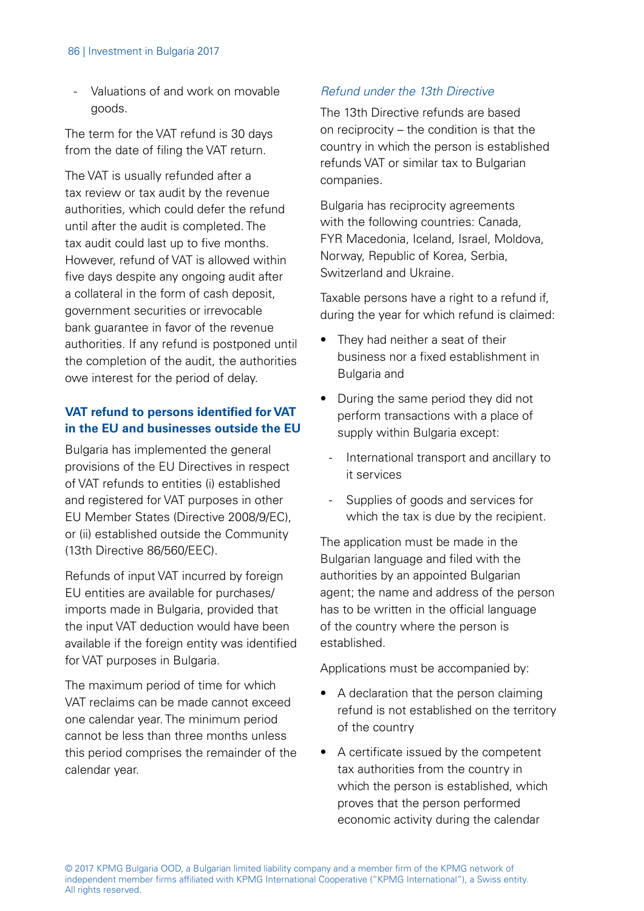- Valuations of and work on movable goods.

The term for the VAT refund is 30 days from the date of filing the VAT return.

The VAT is usually refunded after a tax review or tax audit by the revenue authorities, which could defer the refund until after the audit is completed. The tax audit could last up to five months. However, refund of VAT is allowed within five days despite any ongoing audit after a collateral in the form of cash deposit, government securities or irrevocable bank guarantee in favor of the revenue authorities. If any refund is postponed until the completion of the audit, the authorities owe interest for the period of delay.

### VAT refund to persons identified for VAT in the EU and businesses outside the EU

Bulgaria has implemented the general provisions of the EU Directives in respect of VAT refunds to entities (i) established and registered for VAT purposes in other EU Member States (Directive 2008/9/EC), or (ii) established outside the Community (13th Directive 86/560/EEC).

Refunds of input VAT incurred by foreign EU entities are available for purchases/imports made in Bulgaria, provided that the input VAT deduction would have been available if the foreign entity was identified for VAT purposes in Bulgaria.

The maximum period of time for which VAT reclaims can be made cannot exceed one calendar year. The minimum period cannot be less than three months unless this period comprises the remainder of the calendar year.

*Refund under the 13th Directive*

The 13th Directive refunds are based on reciprocity – the condition is that the country in which the person is established refunds VAT or similar tax to Bulgarian companies.

Bulgaria has reciprocity agreements with the following countries: Canada, FYR Macedonia, Iceland, Israel, Moldova, Norway, Republic of Korea, Serbia, Switzerland and Ukraine.

Taxable persons have a right to a refund if, during the year for which refund is claimed:

- They had neither a seat of their business nor a fixed establishment in Bulgaria and
- During the same period they did not perform transactions with a place of supply within Bulgaria except:
  - International transport and ancillary to it services
  - Supplies of goods and services for which the tax is due by the recipient.

The application must be made in the Bulgarian language and filed with the authorities by an appointed Bulgarian agent; the name and address of the person has to be written in the official language of the country where the person is established.

Applications must be accompanied by:

- A declaration that the person claiming refund is not established on the territory of the country
- A certificate issued by the competent tax authorities from the country in which the person is established, which proves that the person performed economic activity during the calendar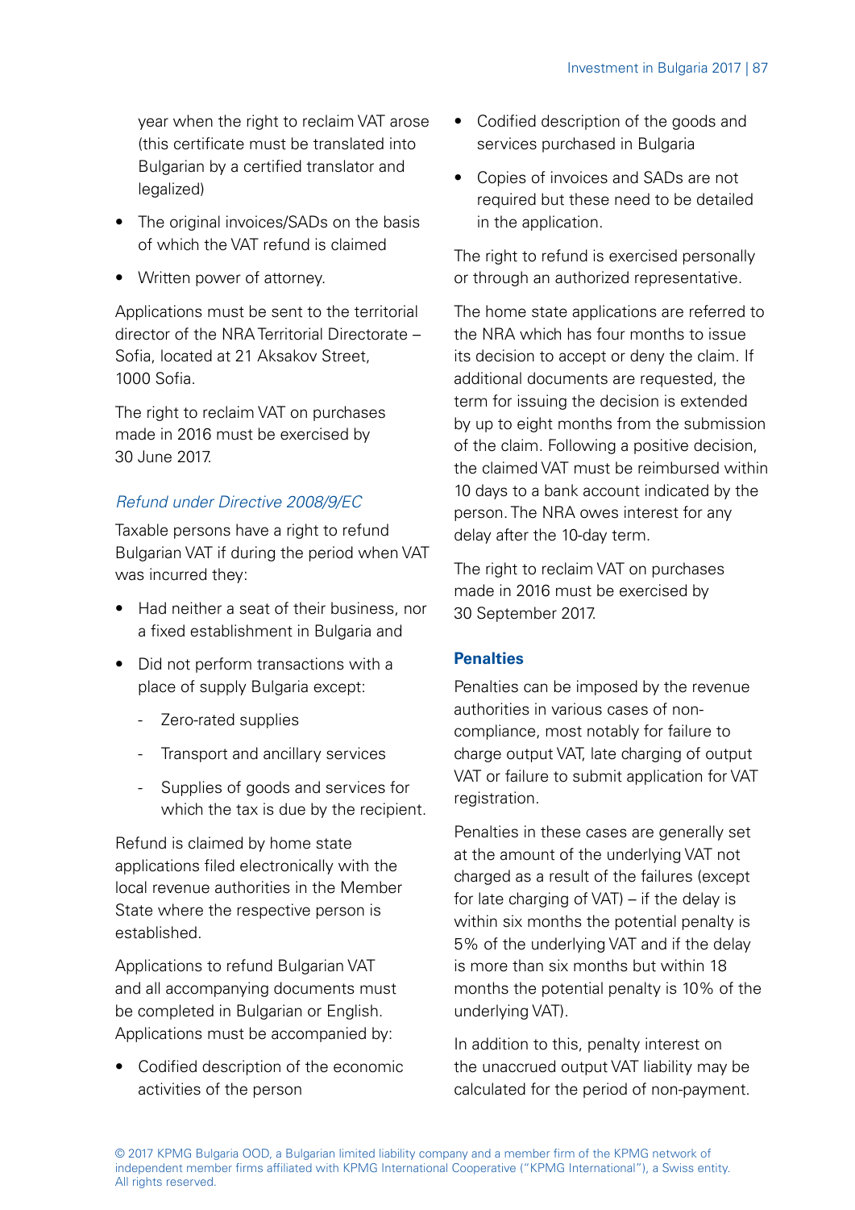year when the right to reclaim VAT arose (this certificate must be translated into Bulgarian by a certified translator and legalized)

- The original invoices/SADs on the basis of which the VAT refund is claimed
- Written power of attorney.

Applications must be sent to the territorial director of the NRA Territorial Directorate – Sofia, located at 21 Aksakov Street, 1000 Sofia.

The right to reclaim VAT on purchases made in 2016 must be exercised by 30 June 2017.

*Refund under Directive 2008/9/EC*

Taxable persons have a right to refund Bulgarian VAT if during the period when VAT was incurred they:

- Had neither a seat of their business, nor a fixed establishment in Bulgaria and
- Did not perform transactions with a place of supply Bulgaria except:
  - Zero-rated supplies
  - Transport and ancillary services
  - Supplies of goods and services for which the tax is due by the recipient.

Refund is claimed by home state applications filed electronically with the local revenue authorities in the Member State where the respective person is established.

Applications to refund Bulgarian VAT and all accompanying documents must be completed in Bulgarian or English. Applications must be accompanied by:

- Codified description of the economic activities of the person
- Codified description of the goods and services purchased in Bulgaria
- Copies of invoices and SADs are not required but these need to be detailed in the application.

The right to refund is exercised personally or through an authorized representative.

The home state applications are referred to the NRA which has four months to issue its decision to accept or deny the claim. If additional documents are requested, the term for issuing the decision is extended by up to eight months from the submission of the claim. Following a positive decision, the claimed VAT must be reimbursed within 10 days to a bank account indicated by the person. The NRA owes interest for any delay after the 10-day term.

The right to reclaim VAT on purchases made in 2016 must be exercised by 30 September 2017.

### Penalties

Penalties can be imposed by the revenue authorities in various cases of non-compliance, most notably for failure to charge output VAT, late charging of output VAT or failure to submit application for VAT registration.

Penalties in these cases are generally set at the amount of the underlying VAT not charged as a result of the failures (except for late charging of VAT) – if the delay is within six months the potential penalty is 5% of the underlying VAT and if the delay is more than six months but within 18 months the potential penalty is 10% of the underlying VAT).

In addition to this, penalty interest on the unaccrued output VAT liability may be calculated for the period of non-payment.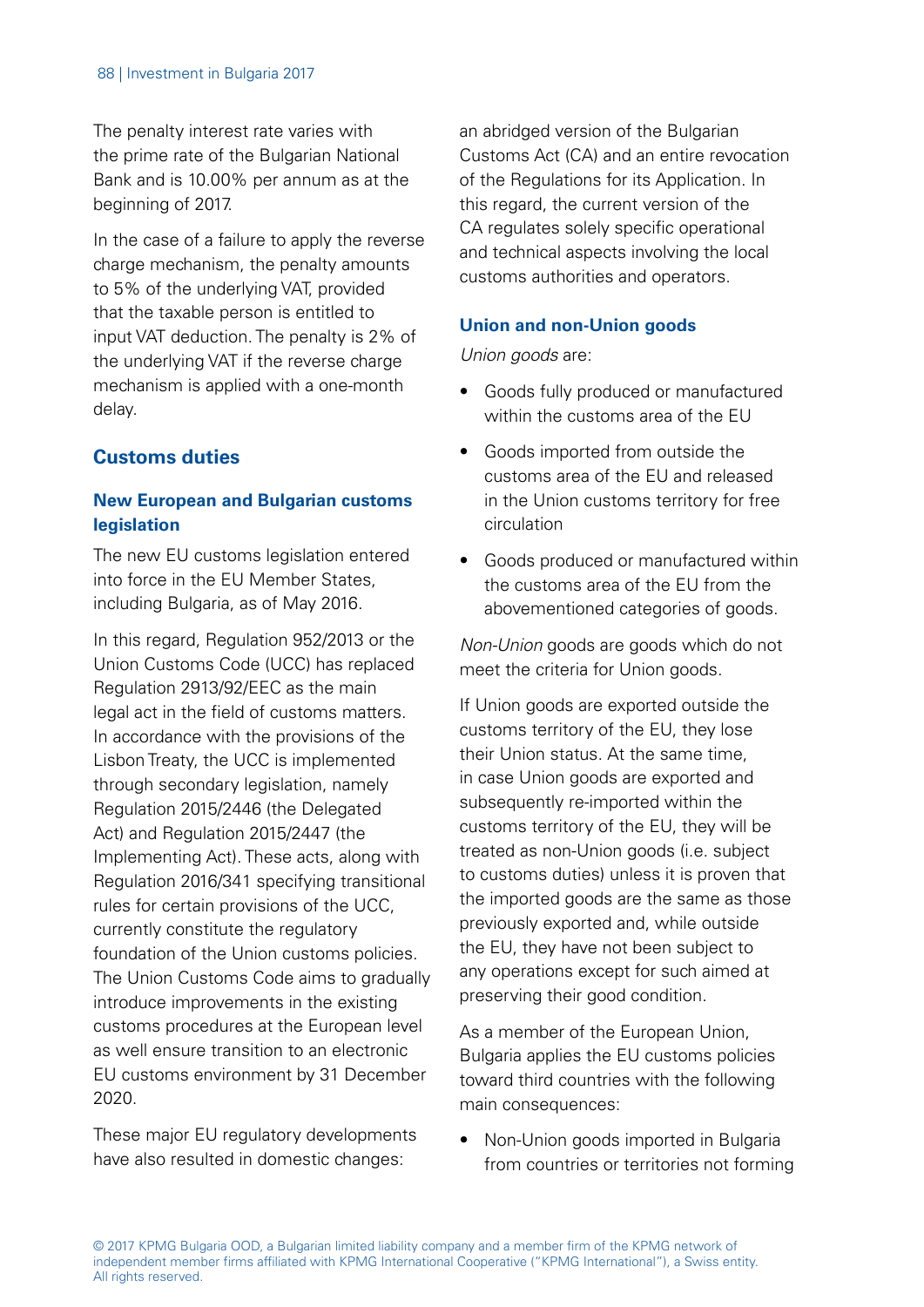The penalty interest rate varies with the prime rate of the Bulgarian National Bank and is 10.00% per annum as at the beginning of 2017.

In the case of a failure to apply the reverse charge mechanism, the penalty amounts to 5% of the underlying VAT, provided that the taxable person is entitled to input VAT deduction. The penalty is 2% of the underlying VAT if the reverse charge mechanism is applied with a one-month delay.

## Customs duties

### New European and Bulgarian customs legislation

The new EU customs legislation entered into force in the EU Member States, including Bulgaria, as of May 2016.

In this regard, Regulation 952/2013 or the Union Customs Code (UCC) has replaced Regulation 2913/92/EEC as the main legal act in the field of customs matters. In accordance with the provisions of the Lisbon Treaty, the UCC is implemented through secondary legislation, namely Regulation 2015/2446 (the Delegated Act) and Regulation 2015/2447 (the Implementing Act). These acts, along with Regulation 2016/341 specifying transitional rules for certain provisions of the UCC, currently constitute the regulatory foundation of the Union customs policies. The Union Customs Code aims to gradually introduce improvements in the existing customs procedures at the European level as well ensure transition to an electronic EU customs environment by 31 December 2020.

These major EU regulatory developments have also resulted in domestic changes: an abridged version of the Bulgarian Customs Act (CA) and an entire revocation of the Regulations for its Application. In this regard, the current version of the CA regulates solely specific operational and technical aspects involving the local customs authorities and operators.

### Union and non-Union goods

*Union goods* are:

- Goods fully produced or manufactured within the customs area of the EU
- Goods imported from outside the customs area of the EU and released in the Union customs territory for free circulation
- Goods produced or manufactured within the customs area of the EU from the abovementioned categories of goods.

*Non-Union* goods are goods which do not meet the criteria for Union goods.

If Union goods are exported outside the customs territory of the EU, they lose their Union status. At the same time, in case Union goods are exported and subsequently re-imported within the customs territory of the EU, they will be treated as non-Union goods (i.e. subject to customs duties) unless it is proven that the imported goods are the same as those previously exported and, while outside the EU, they have not been subject to any operations except for such aimed at preserving their good condition.

As a member of the European Union, Bulgaria applies the EU customs policies toward third countries with the following main consequences:

- Non-Union goods imported in Bulgaria from countries or territories not forming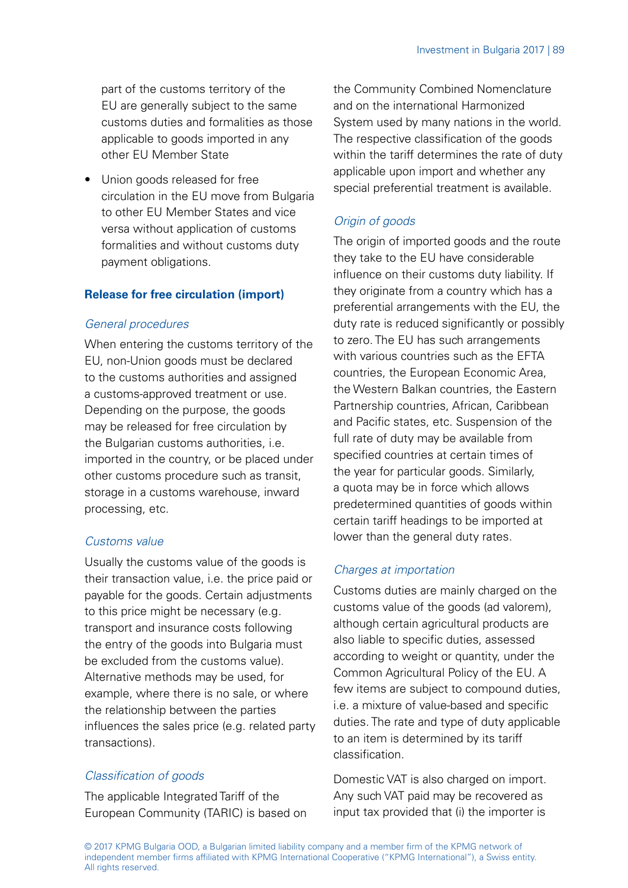part of the customs territory of the EU are generally subject to the same customs duties and formalities as those applicable to goods imported in any other EU Member State

- Union goods released for free circulation in the EU move from Bulgaria to other EU Member States and vice versa without application of customs formalities and without customs duty payment obligations.

**Release for free circulation (import)**

*General procedures*

When entering the customs territory of the EU, non-Union goods must be declared to the customs authorities and assigned a customs-approved treatment or use. Depending on the purpose, the goods may be released for free circulation by the Bulgarian customs authorities, i.e. imported in the country, or be placed under other customs procedure such as transit, storage in a customs warehouse, inward processing, etc.

*Customs value*

Usually the customs value of the goods is their transaction value, i.e. the price paid or payable for the goods. Certain adjustments to this price might be necessary (e.g. transport and insurance costs following the entry of the goods into Bulgaria must be excluded from the customs value). Alternative methods may be used, for example, where there is no sale, or where the relationship between the parties influences the sales price (e.g. related party transactions).

*Classification of goods*

The applicable Integrated Tariff of the European Community (TARIC) is based on the Community Combined Nomenclature and on the international Harmonized System used by many nations in the world. The respective classification of the goods within the tariff determines the rate of duty applicable upon import and whether any special preferential treatment is available.

*Origin of goods*

The origin of imported goods and the route they take to the EU have considerable influence on their customs duty liability. If they originate from a country which has a preferential arrangements with the EU, the duty rate is reduced significantly or possibly to zero. The EU has such arrangements with various countries such as the EFTA countries, the European Economic Area, the Western Balkan countries, the Eastern Partnership countries, African, Caribbean and Pacific states, etc. Suspension of the full rate of duty may be available from specified countries at certain times of the year for particular goods. Similarly, a quota may be in force which allows predetermined quantities of goods within certain tariff headings to be imported at lower than the general duty rates.

*Charges at importation*

Customs duties are mainly charged on the customs value of the goods (ad valorem), although certain agricultural products are also liable to specific duties, assessed according to weight or quantity, under the Common Agricultural Policy of the EU. A few items are subject to compound duties, i.e. a mixture of value-based and specific duties. The rate and type of duty applicable to an item is determined by its tariff classification.

Domestic VAT is also charged on import. Any such VAT paid may be recovered as input tax provided that (i) the importer is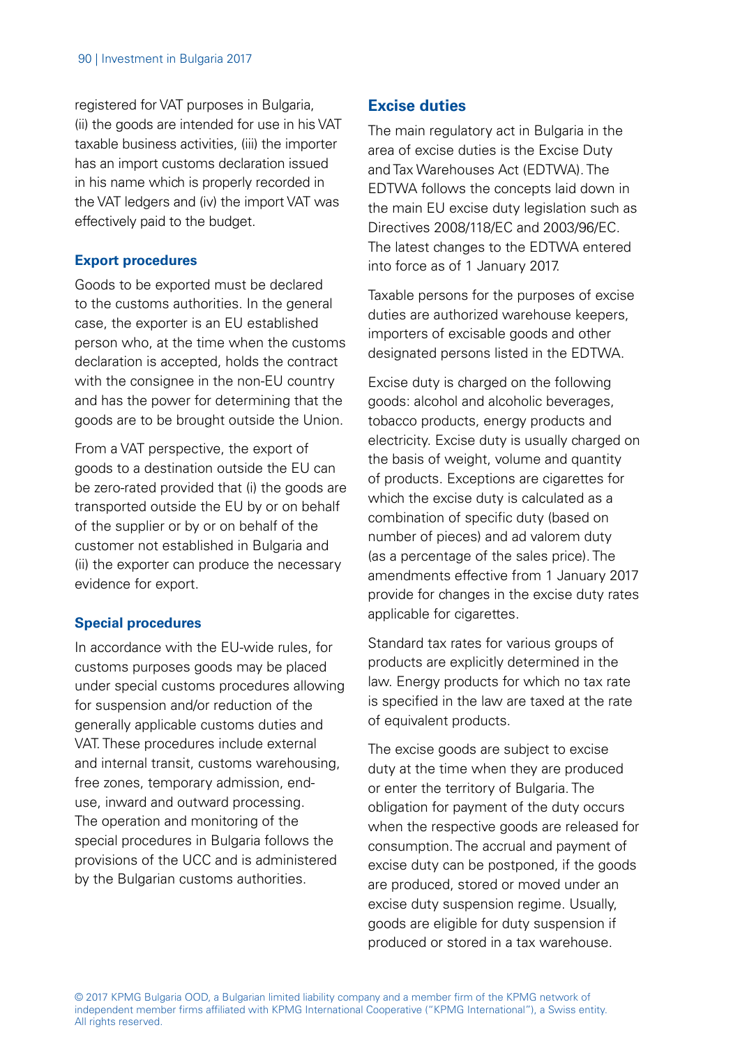registered for VAT purposes in Bulgaria, (ii) the goods are intended for use in his VAT taxable business activities, (iii) the importer has an import customs declaration issued in his name which is properly recorded in the VAT ledgers and (iv) the import VAT was effectively paid to the budget.

### Export procedures

Goods to be exported must be declared to the customs authorities. In the general case, the exporter is an EU established person who, at the time when the customs declaration is accepted, holds the contract with the consignee in the non-EU country and has the power for determining that the goods are to be brought outside the Union.

From a VAT perspective, the export of goods to a destination outside the EU can be zero-rated provided that (i) the goods are transported outside the EU by or on behalf of the supplier or by or on behalf of the customer not established in Bulgaria and (ii) the exporter can produce the necessary evidence for export.

### Special procedures

In accordance with the EU-wide rules, for customs purposes goods may be placed under special customs procedures allowing for suspension and/or reduction of the generally applicable customs duties and VAT. These procedures include external and internal transit, customs warehousing, free zones, temporary admission, end-use, inward and outward processing. The operation and monitoring of the special procedures in Bulgaria follows the provisions of the UCC and is administered by the Bulgarian customs authorities.

## Excise duties

The main regulatory act in Bulgaria in the area of excise duties is the Excise Duty and Tax Warehouses Act (EDTWA). The EDTWA follows the concepts laid down in the main EU excise duty legislation such as Directives 2008/118/EC and 2003/96/EC. The latest changes to the EDTWA entered into force as of 1 January 2017.

Taxable persons for the purposes of excise duties are authorized warehouse keepers, importers of excisable goods and other designated persons listed in the EDTWA.

Excise duty is charged on the following goods: alcohol and alcoholic beverages, tobacco products, energy products and electricity. Excise duty is usually charged on the basis of weight, volume and quantity of products. Exceptions are cigarettes for which the excise duty is calculated as a combination of specific duty (based on number of pieces) and ad valorem duty (as a percentage of the sales price). The amendments effective from 1 January 2017 provide for changes in the excise duty rates applicable for cigarettes.

Standard tax rates for various groups of products are explicitly determined in the law. Energy products for which no tax rate is specified in the law are taxed at the rate of equivalent products.

The excise goods are subject to excise duty at the time when they are produced or enter the territory of Bulgaria. The obligation for payment of the duty occurs when the respective goods are released for consumption. The accrual and payment of excise duty can be postponed, if the goods are produced, stored or moved under an excise duty suspension regime. Usually, goods are eligible for duty suspension if produced or stored in a tax warehouse.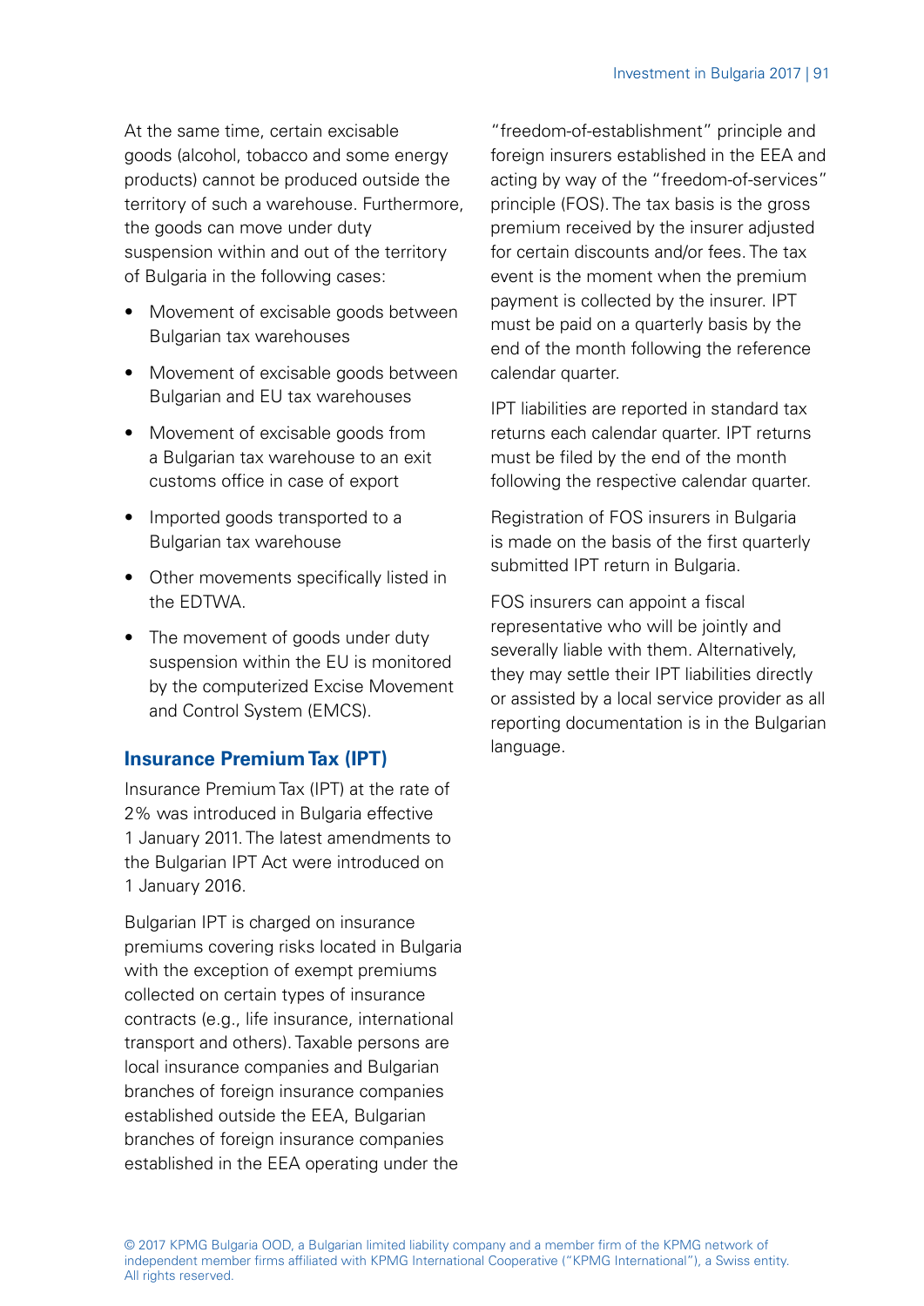At the same time, certain excisable goods (alcohol, tobacco and some energy products) cannot be produced outside the territory of such a warehouse. Furthermore, the goods can move under duty suspension within and out of the territory of Bulgaria in the following cases:

- Movement of excisable goods between Bulgarian tax warehouses
- Movement of excisable goods between Bulgarian and EU tax warehouses
- Movement of excisable goods from a Bulgarian tax warehouse to an exit customs office in case of export
- Imported goods transported to a Bulgarian tax warehouse
- Other movements specifically listed in the EDTWA.
- The movement of goods under duty suspension within the EU is monitored by the computerized Excise Movement and Control System (EMCS).

## Insurance Premium Tax (IPT)

Insurance Premium Tax (IPT) at the rate of 2% was introduced in Bulgaria effective 1 January 2011. The latest amendments to the Bulgarian IPT Act were introduced on 1 January 2016.

Bulgarian IPT is charged on insurance premiums covering risks located in Bulgaria with the exception of exempt premiums collected on certain types of insurance contracts (e.g., life insurance, international transport and others). Taxable persons are local insurance companies and Bulgarian branches of foreign insurance companies established outside the EEA, Bulgarian branches of foreign insurance companies established in the EEA operating under the "freedom-of-establishment" principle and foreign insurers established in the EEA and acting by way of the "freedom-of-services" principle (FOS). The tax basis is the gross premium received by the insurer adjusted for certain discounts and/or fees. The tax event is the moment when the premium payment is collected by the insurer. IPT must be paid on a quarterly basis by the end of the month following the reference calendar quarter.

IPT liabilities are reported in standard tax returns each calendar quarter. IPT returns must be filed by the end of the month following the respective calendar quarter.

Registration of FOS insurers in Bulgaria is made on the basis of the first quarterly submitted IPT return in Bulgaria.

FOS insurers can appoint a fiscal representative who will be jointly and severally liable with them. Alternatively, they may settle their IPT liabilities directly or assisted by a local service provider as all reporting documentation is in the Bulgarian language.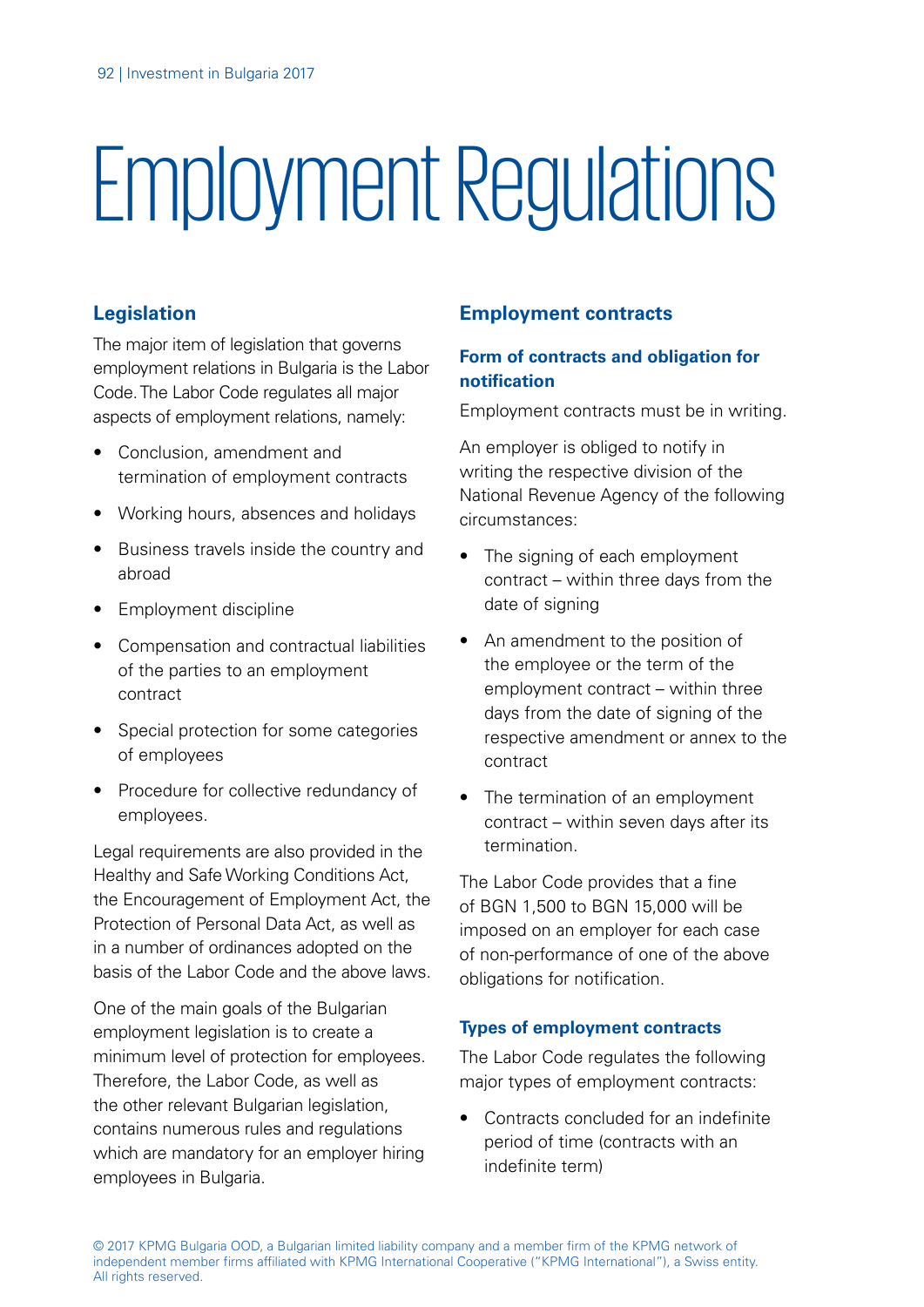# Employment Regulations

## Legislation

The major item of legislation that governs employment relations in Bulgaria is the Labor Code. The Labor Code regulates all major aspects of employment relations, namely:

- Conclusion, amendment and termination of employment contracts
- Working hours, absences and holidays
- Business travels inside the country and abroad
- Employment discipline
- Compensation and contractual liabilities of the parties to an employment contract
- Special protection for some categories of employees
- Procedure for collective redundancy of employees.

Legal requirements are also provided in the Healthy and Safe Working Conditions Act, the Encouragement of Employment Act, the Protection of Personal Data Act, as well as in a number of ordinances adopted on the basis of the Labor Code and the above laws.

One of the main goals of the Bulgarian employment legislation is to create a minimum level of protection for employees. Therefore, the Labor Code, as well as the other relevant Bulgarian legislation, contains numerous rules and regulations which are mandatory for an employer hiring employees in Bulgaria.

## Employment contracts

### Form of contracts and obligation for notification

Employment contracts must be in writing.

An employer is obliged to notify in writing the respective division of the National Revenue Agency of the following circumstances:

- The signing of each employment contract – within three days from the date of signing
- An amendment to the position of the employee or the term of the employment contract – within three days from the date of signing of the respective amendment or annex to the contract
- The termination of an employment contract – within seven days after its termination.

The Labor Code provides that a fine of BGN 1,500 to BGN 15,000 will be imposed on an employer for each case of non-performance of one of the above obligations for notification.

### Types of employment contracts

The Labor Code regulates the following major types of employment contracts:

- Contracts concluded for an indefinite period of time (contracts with an indefinite term)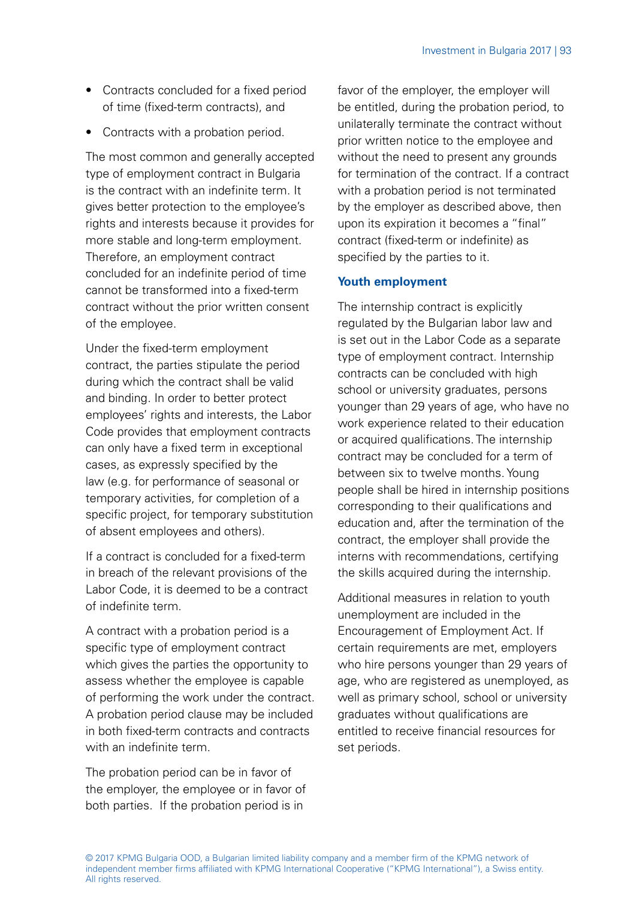- Contracts concluded for a fixed period of time (fixed-term contracts), and
- Contracts with a probation period.

The most common and generally accepted type of employment contract in Bulgaria is the contract with an indefinite term. It gives better protection to the employee's rights and interests because it provides for more stable and long-term employment. Therefore, an employment contract concluded for an indefinite period of time cannot be transformed into a fixed-term contract without the prior written consent of the employee.

Under the fixed-term employment contract, the parties stipulate the period during which the contract shall be valid and binding. In order to better protect employees' rights and interests, the Labor Code provides that employment contracts can only have a fixed term in exceptional cases, as expressly specified by the law (e.g. for performance of seasonal or temporary activities, for completion of a specific project, for temporary substitution of absent employees and others).

If a contract is concluded for a fixed-term in breach of the relevant provisions of the Labor Code, it is deemed to be a contract of indefinite term.

A contract with a probation period is a specific type of employment contract which gives the parties the opportunity to assess whether the employee is capable of performing the work under the contract. A probation period clause may be included in both fixed-term contracts and contracts with an indefinite term.

The probation period can be in favor of the employer, the employee or in favor of both parties. If the probation period is in favor of the employer, the employer will be entitled, during the probation period, to unilaterally terminate the contract without prior written notice to the employee and without the need to present any grounds for termination of the contract. If a contract with a probation period is not terminated by the employer as described above, then upon its expiration it becomes a "final" contract (fixed-term or indefinite) as specified by the parties to it.

### Youth employment

The internship contract is explicitly regulated by the Bulgarian labor law and is set out in the Labor Code as a separate type of employment contract. Internship contracts can be concluded with high school or university graduates, persons younger than 29 years of age, who have no work experience related to their education or acquired qualifications. The internship contract may be concluded for a term of between six to twelve months. Young people shall be hired in internship positions corresponding to their qualifications and education and, after the termination of the contract, the employer shall provide the interns with recommendations, certifying the skills acquired during the internship.

Additional measures in relation to youth unemployment are included in the Encouragement of Employment Act. If certain requirements are met, employers who hire persons younger than 29 years of age, who are registered as unemployed, as well as primary school, school or university graduates without qualifications are entitled to receive financial resources for set periods.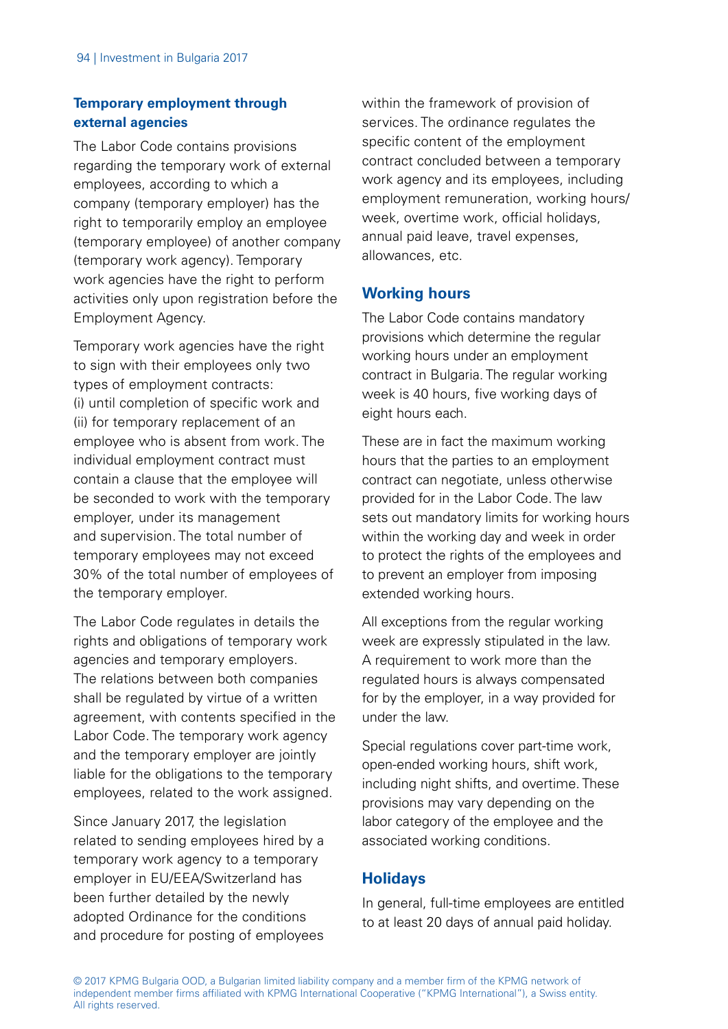### Temporary employment through external agencies

The Labor Code contains provisions regarding the temporary work of external employees, according to which a company (temporary employer) has the right to temporarily employ an employee (temporary employee) of another company (temporary work agency). Temporary work agencies have the right to perform activities only upon registration before the Employment Agency.

Temporary work agencies have the right to sign with their employees only two types of employment contracts:
(i) until completion of specific work and
(ii) for temporary replacement of an employee who is absent from work. The individual employment contract must contain a clause that the employee will be seconded to work with the temporary employer, under its management and supervision. The total number of temporary employees may not exceed 30% of the total number of employees of the temporary employer.

The Labor Code regulates in details the rights and obligations of temporary work agencies and temporary employers. The relations between both companies shall be regulated by virtue of a written agreement, with contents specified in the Labor Code. The temporary work agency and the temporary employer are jointly liable for the obligations to the temporary employees, related to the work assigned.

Since January 2017, the legislation related to sending employees hired by a temporary work agency to a temporary employer in EU/EEA/Switzerland has been further detailed by the newly adopted Ordinance for the conditions and procedure for posting of employees within the framework of provision of services. The ordinance regulates the specific content of the employment contract concluded between a temporary work agency and its employees, including employment remuneration, working hours/week, overtime work, official holidays, annual paid leave, travel expenses, allowances, etc.

## Working hours

The Labor Code contains mandatory provisions which determine the regular working hours under an employment contract in Bulgaria. The regular working week is 40 hours, five working days of eight hours each.

These are in fact the maximum working hours that the parties to an employment contract can negotiate, unless otherwise provided for in the Labor Code. The law sets out mandatory limits for working hours within the working day and week in order to protect the rights of the employees and to prevent an employer from imposing extended working hours.

All exceptions from the regular working week are expressly stipulated in the law. A requirement to work more than the regulated hours is always compensated for by the employer, in a way provided for under the law.

Special regulations cover part-time work, open-ended working hours, shift work, including night shifts, and overtime. These provisions may vary depending on the labor category of the employee and the associated working conditions.

## Holidays

In general, full-time employees are entitled to at least 20 days of annual paid holiday.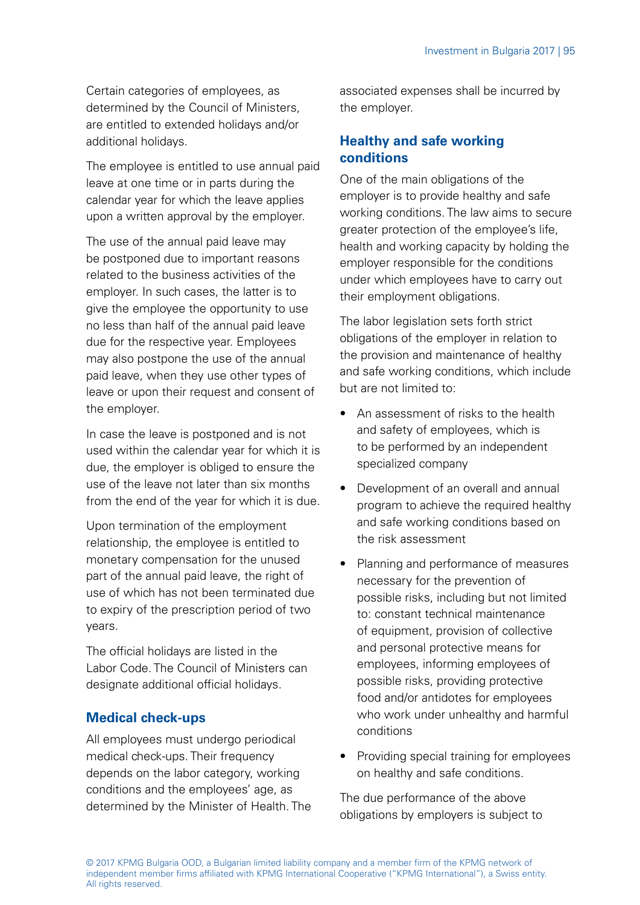Certain categories of employees, as determined by the Council of Ministers, are entitled to extended holidays and/or additional holidays.

The employee is entitled to use annual paid leave at one time or in parts during the calendar year for which the leave applies upon a written approval by the employer.

The use of the annual paid leave may be postponed due to important reasons related to the business activities of the employer. In such cases, the latter is to give the employee the opportunity to use no less than half of the annual paid leave due for the respective year. Employees may also postpone the use of the annual paid leave, when they use other types of leave or upon their request and consent of the employer.

In case the leave is postponed and is not used within the calendar year for which it is due, the employer is obliged to ensure the use of the leave not later than six months from the end of the year for which it is due.

Upon termination of the employment relationship, the employee is entitled to monetary compensation for the unused part of the annual paid leave, the right of use of which has not been terminated due to expiry of the prescription period of two years.

The official holidays are listed in the Labor Code. The Council of Ministers can designate additional official holidays.

### Medical check-ups

All employees must undergo periodical medical check-ups. Their frequency depends on the labor category, working conditions and the employees' age, as determined by the Minister of Health. The associated expenses shall be incurred by the employer.

### Healthy and safe working conditions

One of the main obligations of the employer is to provide healthy and safe working conditions. The law aims to secure greater protection of the employee's life, health and working capacity by holding the employer responsible for the conditions under which employees have to carry out their employment obligations.

The labor legislation sets forth strict obligations of the employer in relation to the provision and maintenance of healthy and safe working conditions, which include but are not limited to:

- An assessment of risks to the health and safety of employees, which is to be performed by an independent specialized company
- Development of an overall and annual program to achieve the required healthy and safe working conditions based on the risk assessment
- Planning and performance of measures necessary for the prevention of possible risks, including but not limited to: constant technical maintenance of equipment, provision of collective and personal protective means for employees, informing employees of possible risks, providing protective food and/or antidotes for employees who work under unhealthy and harmful conditions
- Providing special training for employees on healthy and safe conditions.

The due performance of the above obligations by employers is subject to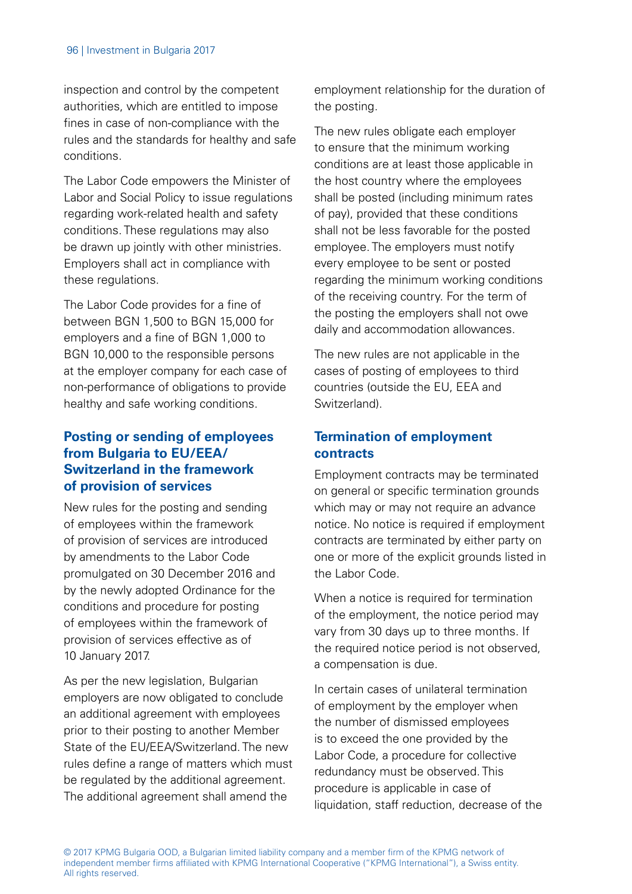inspection and control by the competent authorities, which are entitled to impose fines in case of non-compliance with the rules and the standards for healthy and safe conditions.

The Labor Code empowers the Minister of Labor and Social Policy to issue regulations regarding work-related health and safety conditions. These regulations may also be drawn up jointly with other ministries. Employers shall act in compliance with these regulations.

The Labor Code provides for a fine of between BGN 1,500 to BGN 15,000 for employers and a fine of BGN 1,000 to BGN 10,000 to the responsible persons at the employer company for each case of non-performance of obligations to provide healthy and safe working conditions.

### Posting or sending of employees from Bulgaria to EU/EEA/Switzerland in the framework of provision of services

New rules for the posting and sending of employees within the framework of provision of services are introduced by amendments to the Labor Code promulgated on 30 December 2016 and by the newly adopted Ordinance for the conditions and procedure for posting of employees within the framework of provision of services effective as of 10 January 2017.

As per the new legislation, Bulgarian employers are now obligated to conclude an additional agreement with employees prior to their posting to another Member State of the EU/EEA/Switzerland. The new rules define a range of matters which must be regulated by the additional agreement. The additional agreement shall amend the employment relationship for the duration of the posting.

The new rules obligate each employer to ensure that the minimum working conditions are at least those applicable in the host country where the employees shall be posted (including minimum rates of pay), provided that these conditions shall not be less favorable for the posted employee. The employers must notify every employee to be sent or posted regarding the minimum working conditions of the receiving country. For the term of the posting the employers shall not owe daily and accommodation allowances.

The new rules are not applicable in the cases of posting of employees to third countries (outside the EU, EEA and Switzerland).

### Termination of employment contracts

Employment contracts may be terminated on general or specific termination grounds which may or may not require an advance notice. No notice is required if employment contracts are terminated by either party on one or more of the explicit grounds listed in the Labor Code.

When a notice is required for termination of the employment, the notice period may vary from 30 days up to three months. If the required notice period is not observed, a compensation is due.

In certain cases of unilateral termination of employment by the employer when the number of dismissed employees is to exceed the one provided by the Labor Code, a procedure for collective redundancy must be observed. This procedure is applicable in case of liquidation, staff reduction, decrease of the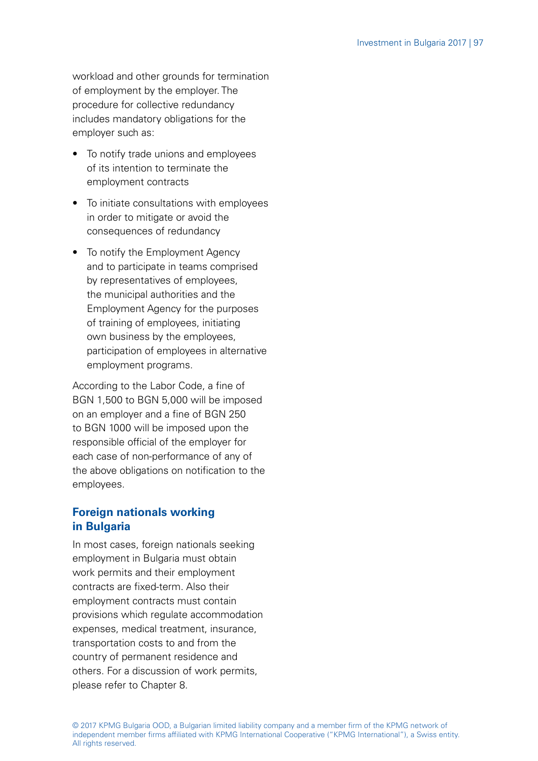workload and other grounds for termination of employment by the employer. The procedure for collective redundancy includes mandatory obligations for the employer such as:

- To notify trade unions and employees of its intention to terminate the employment contracts
- To initiate consultations with employees in order to mitigate or avoid the consequences of redundancy
- To notify the Employment Agency and to participate in teams comprised by representatives of employees, the municipal authorities and the Employment Agency for the purposes of training of employees, initiating own business by the employees, participation of employees in alternative employment programs.

According to the Labor Code, a fine of BGN 1,500 to BGN 5,000 will be imposed on an employer and a fine of BGN 250 to BGN 1000 will be imposed upon the responsible official of the employer for each case of non-performance of any of the above obligations on notification to the employees.

## Foreign nationals working in Bulgaria

In most cases, foreign nationals seeking employment in Bulgaria must obtain work permits and their employment contracts are fixed-term. Also their employment contracts must contain provisions which regulate accommodation expenses, medical treatment, insurance, transportation costs to and from the country of permanent residence and others. For a discussion of work permits, please refer to Chapter 8.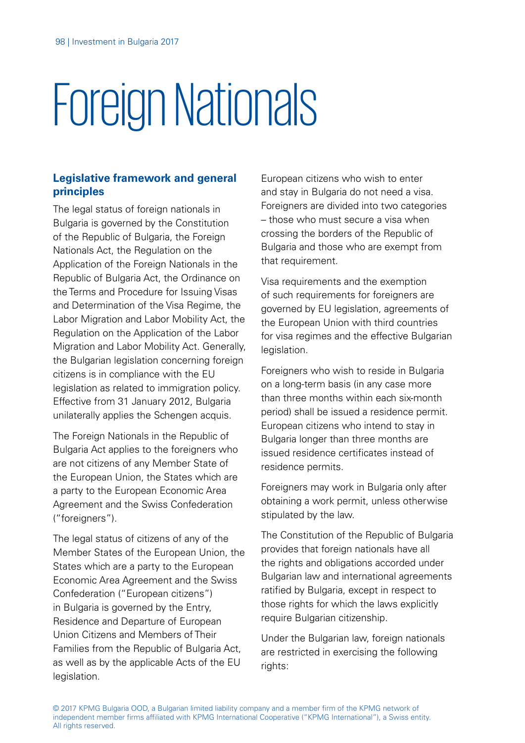# Foreign Nationals

## Legislative framework and general principles

The legal status of foreign nationals in Bulgaria is governed by the Constitution of the Republic of Bulgaria, the Foreign Nationals Act, the Regulation on the Application of the Foreign Nationals in the Republic of Bulgaria Act, the Ordinance on the Terms and Procedure for Issuing Visas and Determination of the Visa Regime, the Labor Migration and Labor Mobility Act, the Regulation on the Application of the Labor Migration and Labor Mobility Act. Generally, the Bulgarian legislation concerning foreign citizens is in compliance with the EU legislation as related to immigration policy. Effective from 31 January 2012, Bulgaria unilaterally applies the Schengen acquis.

The Foreign Nationals in the Republic of Bulgaria Act applies to the foreigners who are not citizens of any Member State of the European Union, the States which are a party to the European Economic Area Agreement and the Swiss Confederation ("foreigners").

The legal status of citizens of any of the Member States of the European Union, the States which are a party to the European Economic Area Agreement and the Swiss Confederation ("European citizens") in Bulgaria is governed by the Entry, Residence and Departure of European Union Citizens and Members of Their Families from the Republic of Bulgaria Act, as well as by the applicable Acts of the EU legislation.

European citizens who wish to enter and stay in Bulgaria do not need a visa. Foreigners are divided into two categories – those who must secure a visa when crossing the borders of the Republic of Bulgaria and those who are exempt from that requirement.

Visa requirements and the exemption of such requirements for foreigners are governed by EU legislation, agreements of the European Union with third countries for visa regimes and the effective Bulgarian legislation.

Foreigners who wish to reside in Bulgaria on a long-term basis (in any case more than three months within each six-month period) shall be issued a residence permit. European citizens who intend to stay in Bulgaria longer than three months are issued residence certificates instead of residence permits.

Foreigners may work in Bulgaria only after obtaining a work permit, unless otherwise stipulated by the law.

The Constitution of the Republic of Bulgaria provides that foreign nationals have all the rights and obligations accorded under Bulgarian law and international agreements ratified by Bulgaria, except in respect to those rights for which the laws explicitly require Bulgarian citizenship.

Under the Bulgarian law, foreign nationals are restricted in exercising the following rights: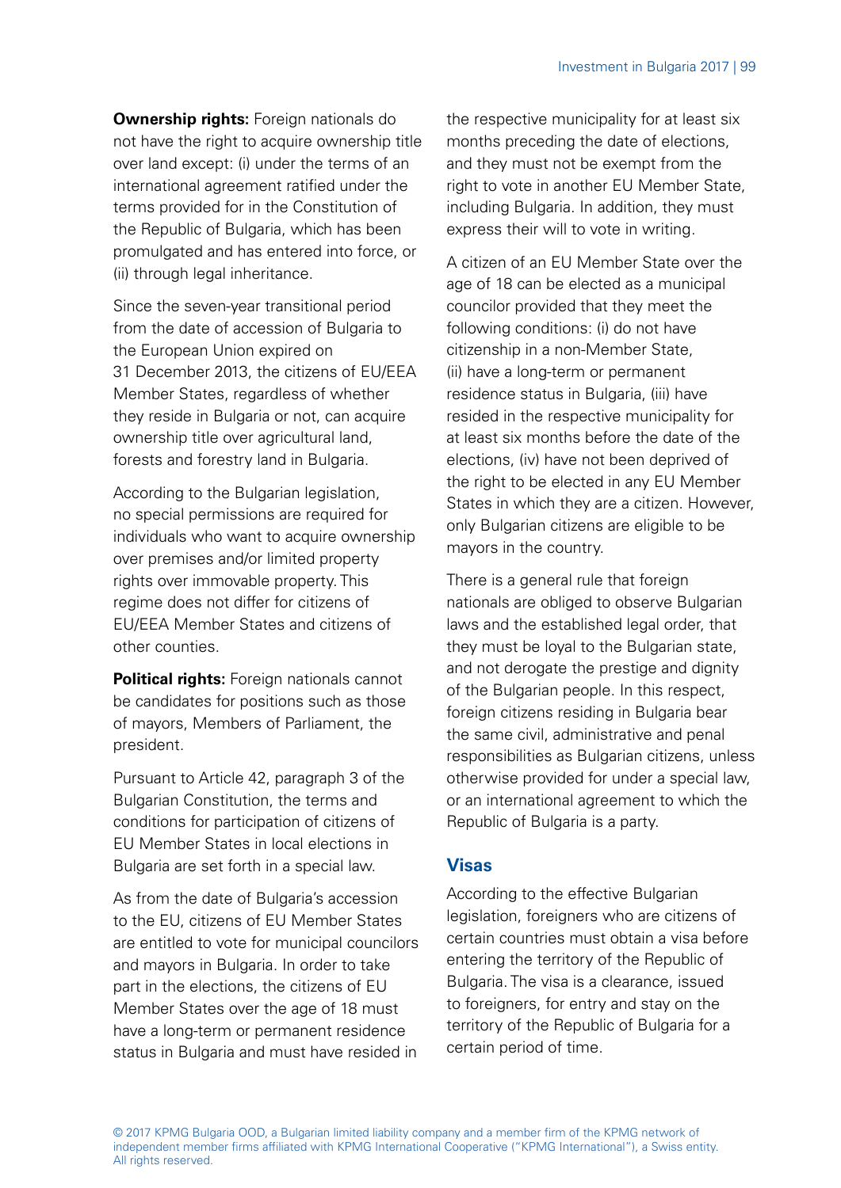**Ownership rights:** Foreign nationals do not have the right to acquire ownership title over land except: (i) under the terms of an international agreement ratified under the terms provided for in the Constitution of the Republic of Bulgaria, which has been promulgated and has entered into force, or (ii) through legal inheritance.

Since the seven-year transitional period from the date of accession of Bulgaria to the European Union expired on 31 December 2013, the citizens of EU/EEA Member States, regardless of whether they reside in Bulgaria or not, can acquire ownership title over agricultural land, forests and forestry land in Bulgaria.

According to the Bulgarian legislation, no special permissions are required for individuals who want to acquire ownership over premises and/or limited property rights over immovable property. This regime does not differ for citizens of EU/EEA Member States and citizens of other counties.

**Political rights:** Foreign nationals cannot be candidates for positions such as those of mayors, Members of Parliament, the president.

Pursuant to Article 42, paragraph 3 of the Bulgarian Constitution, the terms and conditions for participation of citizens of EU Member States in local elections in Bulgaria are set forth in a special law.

As from the date of Bulgaria's accession to the EU, citizens of EU Member States are entitled to vote for municipal councilors and mayors in Bulgaria. In order to take part in the elections, the citizens of EU Member States over the age of 18 must have a long-term or permanent residence status in Bulgaria and must have resided in the respective municipality for at least six months preceding the date of elections, and they must not be exempt from the right to vote in another EU Member State, including Bulgaria. In addition, they must express their will to vote in writing.

A citizen of an EU Member State over the age of 18 can be elected as a municipal councilor provided that they meet the following conditions: (i) do not have citizenship in a non-Member State, (ii) have a long-term or permanent residence status in Bulgaria, (iii) have resided in the respective municipality for at least six months before the date of the elections, (iv) have not been deprived of the right to be elected in any EU Member States in which they are a citizen. However, only Bulgarian citizens are eligible to be mayors in the country.

There is a general rule that foreign nationals are obliged to observe Bulgarian laws and the established legal order, that they must be loyal to the Bulgarian state, and not derogate the prestige and dignity of the Bulgarian people. In this respect, foreign citizens residing in Bulgaria bear the same civil, administrative and penal responsibilities as Bulgarian citizens, unless otherwise provided for under a special law, or an international agreement to which the Republic of Bulgaria is a party.

## Visas

According to the effective Bulgarian legislation, foreigners who are citizens of certain countries must obtain a visa before entering the territory of the Republic of Bulgaria. The visa is a clearance, issued to foreigners, for entry and stay on the territory of the Republic of Bulgaria for a certain period of time.

© 2017 KPMG Bulgaria OOD, a Bulgarian limited liability company and a member firm of the KPMG network of independent member firms affiliated with KPMG International Cooperative ("KPMG International"), a Swiss entity. All rights reserved.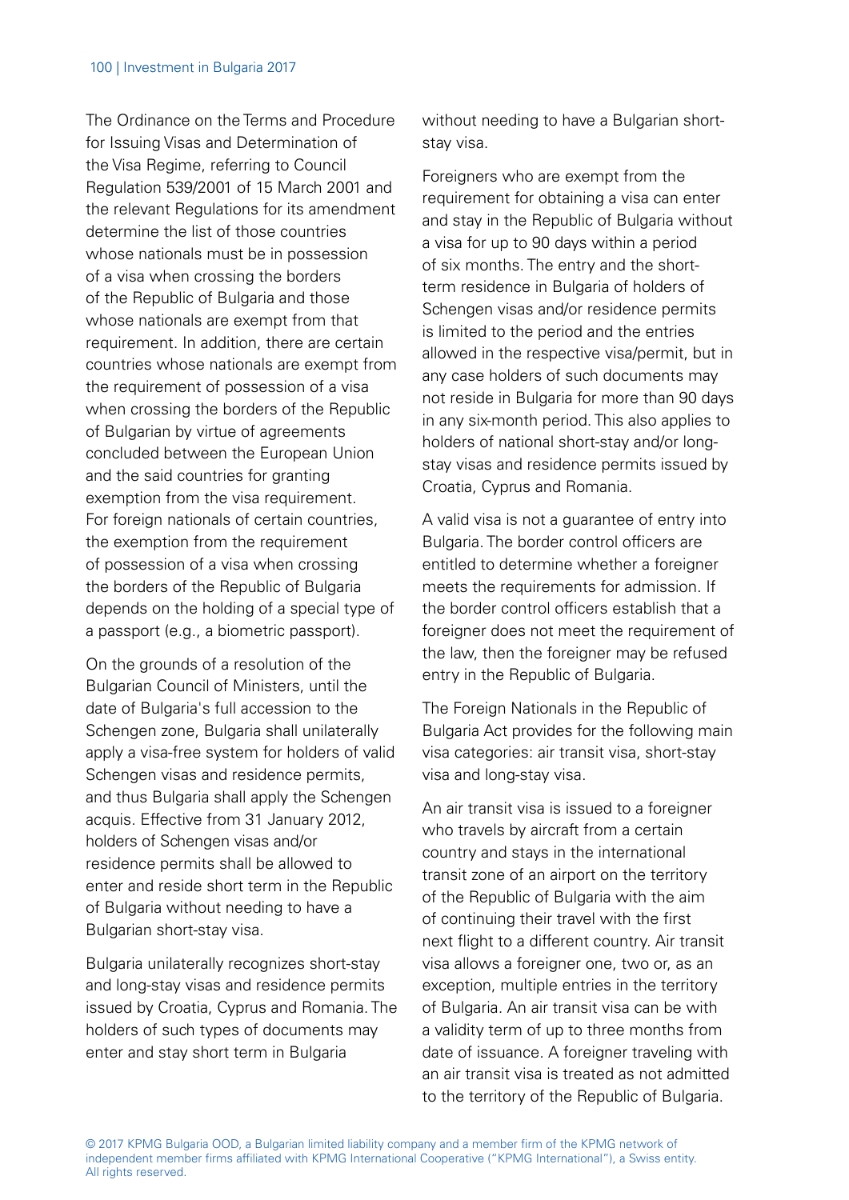The Ordinance on the Terms and Procedure for Issuing Visas and Determination of the Visa Regime, referring to Council Regulation 539/2001 of 15 March 2001 and the relevant Regulations for its amendment determine the list of those countries whose nationals must be in possession of a visa when crossing the borders of the Republic of Bulgaria and those whose nationals are exempt from that requirement. In addition, there are certain countries whose nationals are exempt from the requirement of possession of a visa when crossing the borders of the Republic of Bulgarian by virtue of agreements concluded between the European Union and the said countries for granting exemption from the visa requirement. For foreign nationals of certain countries, the exemption from the requirement of possession of a visa when crossing the borders of the Republic of Bulgaria depends on the holding of a special type of a passport (e.g., a biometric passport).

On the grounds of a resolution of the Bulgarian Council of Ministers, until the date of Bulgaria's full accession to the Schengen zone, Bulgaria shall unilaterally apply a visa-free system for holders of valid Schengen visas and residence permits, and thus Bulgaria shall apply the Schengen acquis. Effective from 31 January 2012, holders of Schengen visas and/or residence permits shall be allowed to enter and reside short term in the Republic of Bulgaria without needing to have a Bulgarian short-stay visa.

Bulgaria unilaterally recognizes short-stay and long-stay visas and residence permits issued by Croatia, Cyprus and Romania. The holders of such types of documents may enter and stay short term in Bulgaria without needing to have a Bulgarian short-stay visa.

Foreigners who are exempt from the requirement for obtaining a visa can enter and stay in the Republic of Bulgaria without a visa for up to 90 days within a period of six months. The entry and the short-term residence in Bulgaria of holders of Schengen visas and/or residence permits is limited to the period and the entries allowed in the respective visa/permit, but in any case holders of such documents may not reside in Bulgaria for more than 90 days in any six-month period. This also applies to holders of national short-stay and/or long-stay visas and residence permits issued by Croatia, Cyprus and Romania.

A valid visa is not a guarantee of entry into Bulgaria. The border control officers are entitled to determine whether a foreigner meets the requirements for admission. If the border control officers establish that a foreigner does not meet the requirement of the law, then the foreigner may be refused entry in the Republic of Bulgaria.

The Foreign Nationals in the Republic of Bulgaria Act provides for the following main visa categories: air transit visa, short-stay visa and long-stay visa.

An air transit visa is issued to a foreigner who travels by aircraft from a certain country and stays in the international transit zone of an airport on the territory of the Republic of Bulgaria with the aim of continuing their travel with the first next flight to a different country. Air transit visa allows a foreigner one, two or, as an exception, multiple entries in the territory of Bulgaria. An air transit visa can be with a validity term of up to three months from date of issuance. A foreigner traveling with an air transit visa is treated as not admitted to the territory of the Republic of Bulgaria.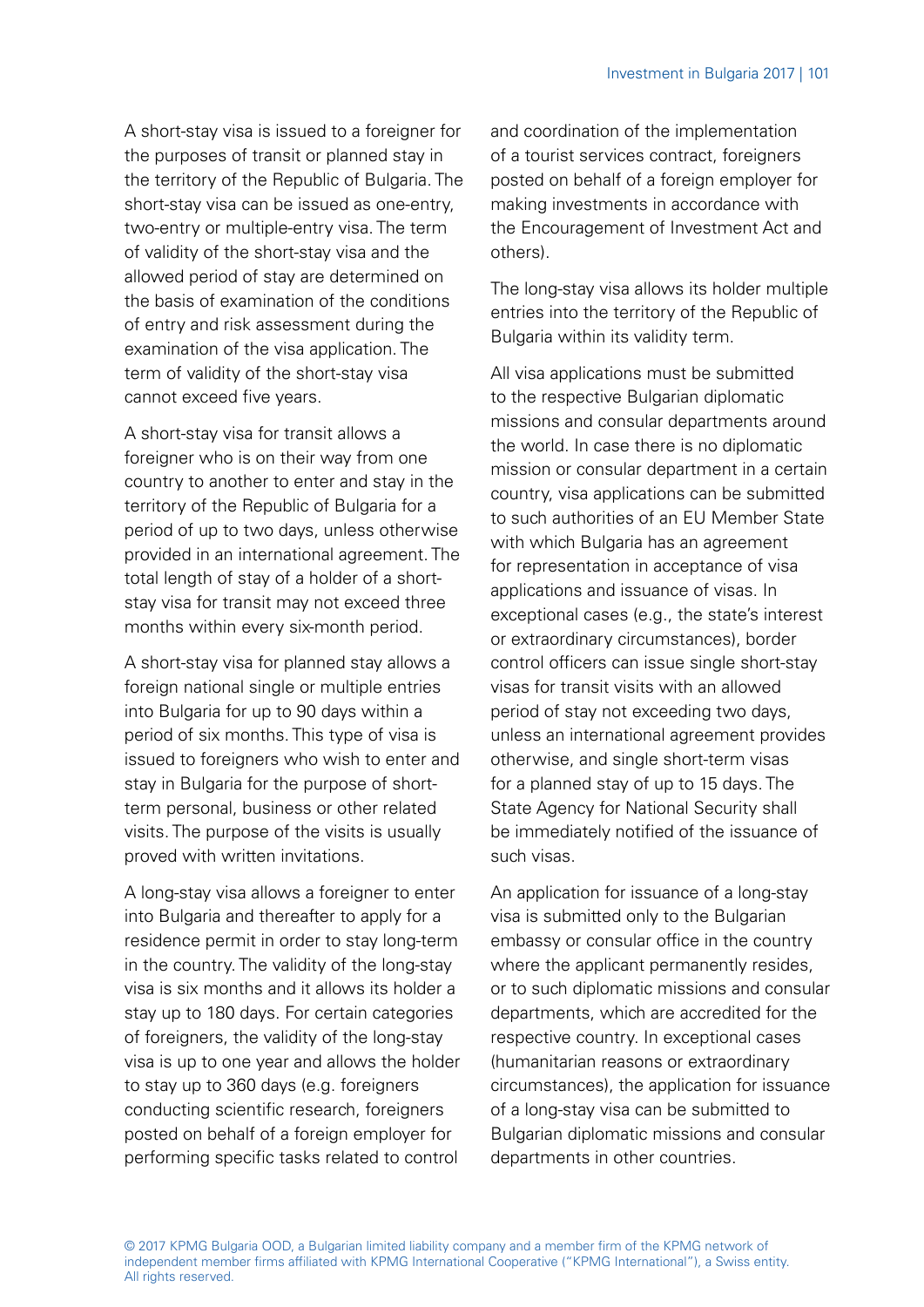A short-stay visa is issued to a foreigner for the purposes of transit or planned stay in the territory of the Republic of Bulgaria. The short-stay visa can be issued as one-entry, two-entry or multiple-entry visa. The term of validity of the short-stay visa and the allowed period of stay are determined on the basis of examination of the conditions of entry and risk assessment during the examination of the visa application. The term of validity of the short-stay visa cannot exceed five years.

A short-stay visa for transit allows a foreigner who is on their way from one country to another to enter and stay in the territory of the Republic of Bulgaria for a period of up to two days, unless otherwise provided in an international agreement. The total length of stay of a holder of a short-stay visa for transit may not exceed three months within every six-month period.

A short-stay visa for planned stay allows a foreign national single or multiple entries into Bulgaria for up to 90 days within a period of six months. This type of visa is issued to foreigners who wish to enter and stay in Bulgaria for the purpose of short-term personal, business or other related visits. The purpose of the visits is usually proved with written invitations.

A long-stay visa allows a foreigner to enter into Bulgaria and thereafter to apply for a residence permit in order to stay long-term in the country. The validity of the long-stay visa is six months and it allows its holder a stay up to 180 days. For certain categories of foreigners, the validity of the long-stay visa is up to one year and allows the holder to stay up to 360 days (e.g. foreigners conducting scientific research, foreigners posted on behalf of a foreign employer for performing specific tasks related to control and coordination of the implementation of a tourist services contract, foreigners posted on behalf of a foreign employer for making investments in accordance with the Encouragement of Investment Act and others).

The long-stay visa allows its holder multiple entries into the territory of the Republic of Bulgaria within its validity term.

All visa applications must be submitted to the respective Bulgarian diplomatic missions and consular departments around the world. In case there is no diplomatic mission or consular department in a certain country, visa applications can be submitted to such authorities of an EU Member State with which Bulgaria has an agreement for representation in acceptance of visa applications and issuance of visas. In exceptional cases (e.g., the state's interest or extraordinary circumstances), border control officers can issue single short-stay visas for transit visits with an allowed period of stay not exceeding two days, unless an international agreement provides otherwise, and single short-term visas for a planned stay of up to 15 days. The State Agency for National Security shall be immediately notified of the issuance of such visas.

An application for issuance of a long-stay visa is submitted only to the Bulgarian embassy or consular office in the country where the applicant permanently resides, or to such diplomatic missions and consular departments, which are accredited for the respective country. In exceptional cases (humanitarian reasons or extraordinary circumstances), the application for issuance of a long-stay visa can be submitted to Bulgarian diplomatic missions and consular departments in other countries.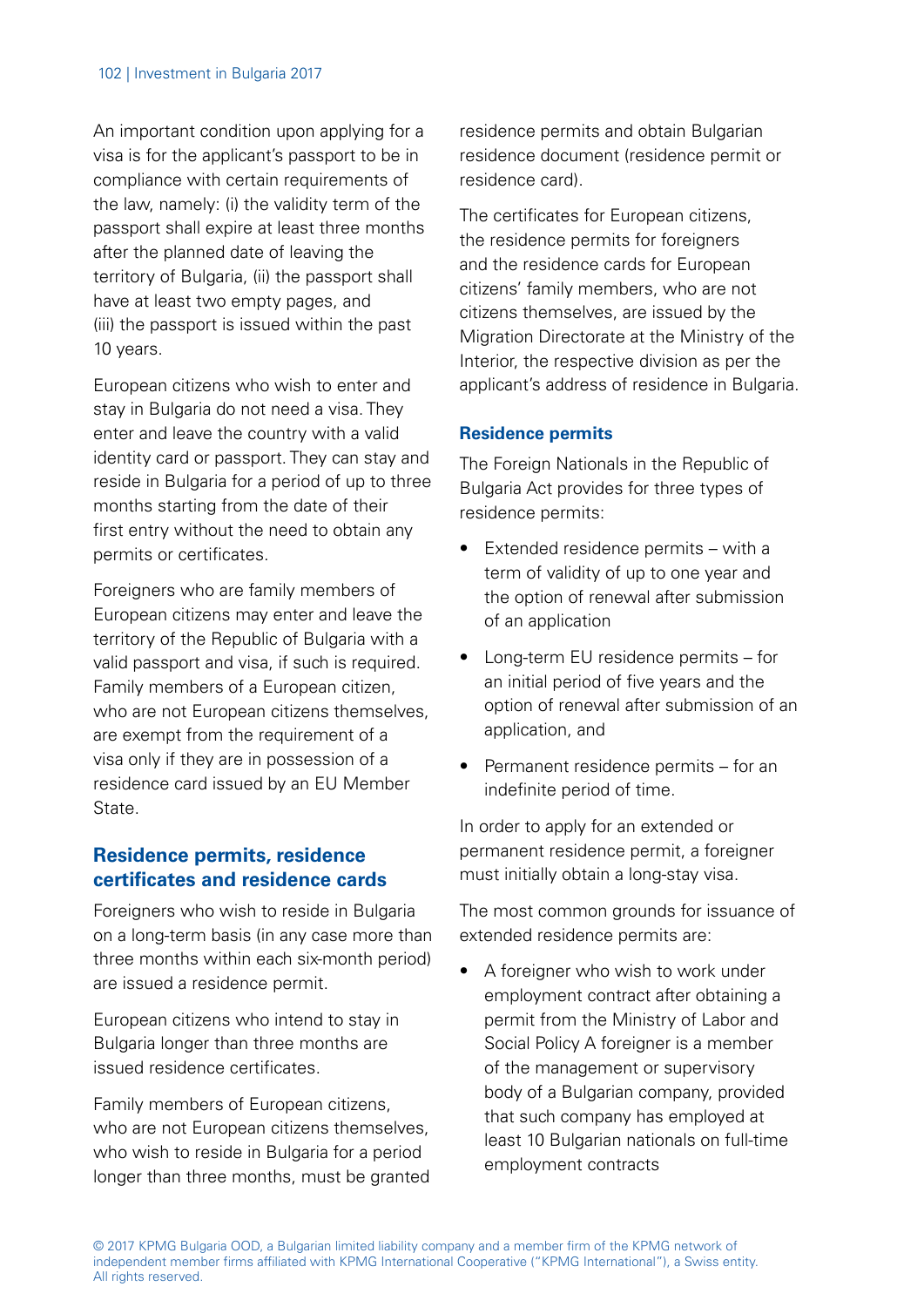An important condition upon applying for a visa is for the applicant's passport to be in compliance with certain requirements of the law, namely: (i) the validity term of the passport shall expire at least three months after the planned date of leaving the territory of Bulgaria, (ii) the passport shall have at least two empty pages, and (iii) the passport is issued within the past 10 years.

European citizens who wish to enter and stay in Bulgaria do not need a visa. They enter and leave the country with a valid identity card or passport. They can stay and reside in Bulgaria for a period of up to three months starting from the date of their first entry without the need to obtain any permits or certificates.

Foreigners who are family members of European citizens may enter and leave the territory of the Republic of Bulgaria with a valid passport and visa, if such is required. Family members of a European citizen, who are not European citizens themselves, are exempt from the requirement of a visa only if they are in possession of a residence card issued by an EU Member State.

## Residence permits, residence certificates and residence cards

Foreigners who wish to reside in Bulgaria on a long-term basis (in any case more than three months within each six-month period) are issued a residence permit.

European citizens who intend to stay in Bulgaria longer than three months are issued residence certificates.

Family members of European citizens, who are not European citizens themselves, who wish to reside in Bulgaria for a period longer than three months, must be granted residence permits and obtain Bulgarian residence document (residence permit or residence card).

The certificates for European citizens, the residence permits for foreigners and the residence cards for European citizens' family members, who are not citizens themselves, are issued by the Migration Directorate at the Ministry of the Interior, the respective division as per the applicant's address of residence in Bulgaria.

### Residence permits

The Foreign Nationals in the Republic of Bulgaria Act provides for three types of residence permits:

- Extended residence permits – with a term of validity of up to one year and the option of renewal after submission of an application
- Long-term EU residence permits – for an initial period of five years and the option of renewal after submission of an application, and
- Permanent residence permits – for an indefinite period of time.

In order to apply for an extended or permanent residence permit, a foreigner must initially obtain a long-stay visa.

The most common grounds for issuance of extended residence permits are:

- A foreigner who wish to work under employment contract after obtaining a permit from the Ministry of Labor and Social Policy A foreigner is a member of the management or supervisory body of a Bulgarian company, provided that such company has employed at least 10 Bulgarian nationals on full-time employment contracts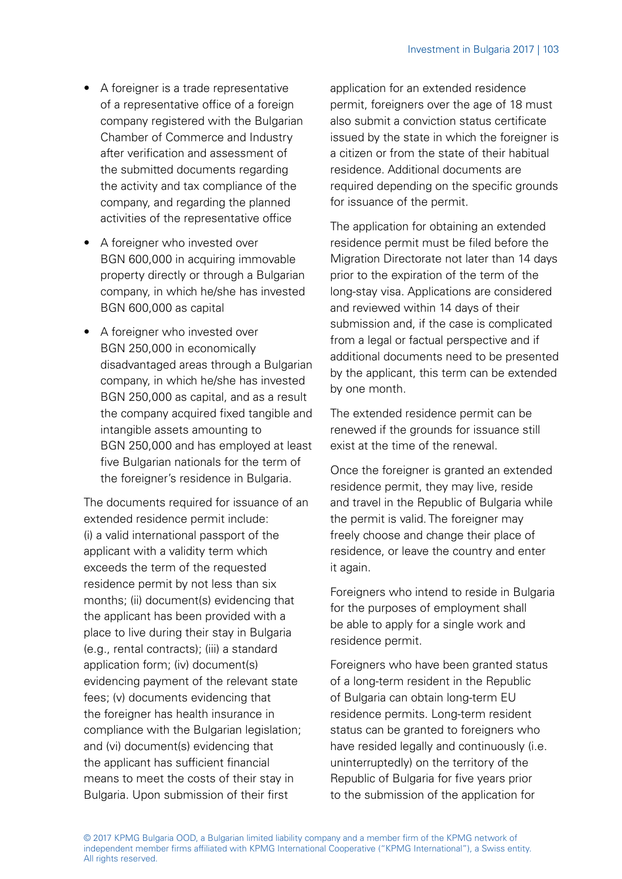- A foreigner is a trade representative of a representative office of a foreign company registered with the Bulgarian Chamber of Commerce and Industry after verification and assessment of the submitted documents regarding the activity and tax compliance of the company, and regarding the planned activities of the representative office
- A foreigner who invested over BGN 600,000 in acquiring immovable property directly or through a Bulgarian company, in which he/she has invested BGN 600,000 as capital
- A foreigner who invested over BGN 250,000 in economically disadvantaged areas through a Bulgarian company, in which he/she has invested BGN 250,000 as capital, and as a result the company acquired fixed tangible and intangible assets amounting to BGN 250,000 and has employed at least five Bulgarian nationals for the term of the foreigner's residence in Bulgaria.

The documents required for issuance of an extended residence permit include: (i) a valid international passport of the applicant with a validity term which exceeds the term of the requested residence permit by not less than six months; (ii) document(s) evidencing that the applicant has been provided with a place to live during their stay in Bulgaria (e.g., rental contracts); (iii) a standard application form; (iv) document(s) evidencing payment of the relevant state fees; (v) documents evidencing that the foreigner has health insurance in compliance with the Bulgarian legislation; and (vi) document(s) evidencing that the applicant has sufficient financial means to meet the costs of their stay in Bulgaria. Upon submission of their first application for an extended residence permit, foreigners over the age of 18 must also submit a conviction status certificate issued by the state in which the foreigner is a citizen or from the state of their habitual residence. Additional documents are required depending on the specific grounds for issuance of the permit.

The application for obtaining an extended residence permit must be filed before the Migration Directorate not later than 14 days prior to the expiration of the term of the long-stay visa. Applications are considered and reviewed within 14 days of their submission and, if the case is complicated from a legal or factual perspective and if additional documents need to be presented by the applicant, this term can be extended by one month.

The extended residence permit can be renewed if the grounds for issuance still exist at the time of the renewal.

Once the foreigner is granted an extended residence permit, they may live, reside and travel in the Republic of Bulgaria while the permit is valid. The foreigner may freely choose and change their place of residence, or leave the country and enter it again.

Foreigners who intend to reside in Bulgaria for the purposes of employment shall be able to apply for a single work and residence permit.

Foreigners who have been granted status of a long-term resident in the Republic of Bulgaria can obtain long-term EU residence permits. Long-term resident status can be granted to foreigners who have resided legally and continuously (i.e. uninterruptedly) on the territory of the Republic of Bulgaria for five years prior to the submission of the application for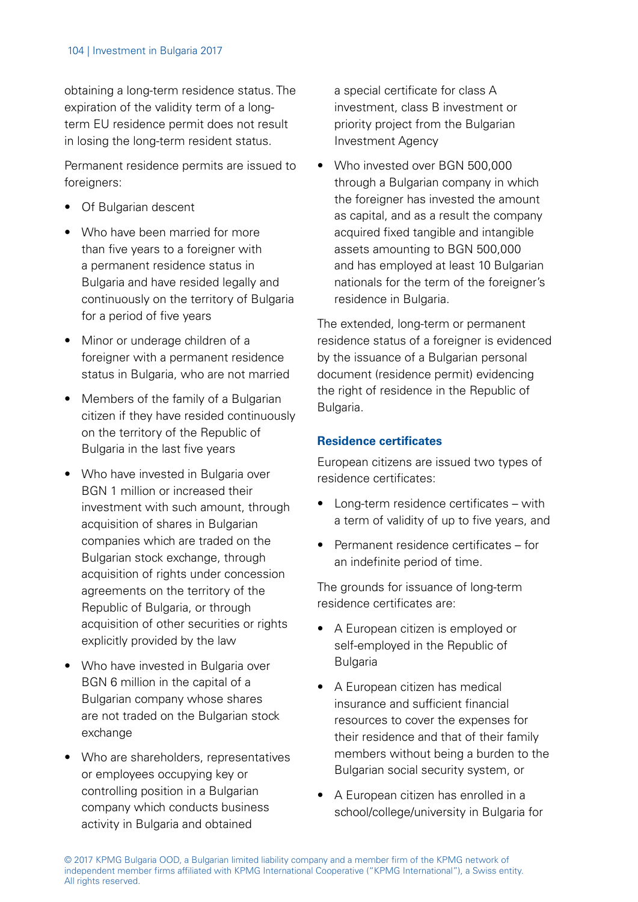obtaining a long-term residence status. The expiration of the validity term of a long-term EU residence permit does not result in losing the long-term resident status.

Permanent residence permits are issued to foreigners:

- Of Bulgarian descent
- Who have been married for more than five years to a foreigner with a permanent residence status in Bulgaria and have resided legally and continuously on the territory of Bulgaria for a period of five years
- Minor or underage children of a foreigner with a permanent residence status in Bulgaria, who are not married
- Members of the family of a Bulgarian citizen if they have resided continuously on the territory of the Republic of Bulgaria in the last five years
- Who have invested in Bulgaria over BGN 1 million or increased their investment with such amount, through acquisition of shares in Bulgarian companies which are traded on the Bulgarian stock exchange, through acquisition of rights under concession agreements on the territory of the Republic of Bulgaria, or through acquisition of other securities or rights explicitly provided by the law
- Who have invested in Bulgaria over BGN 6 million in the capital of a Bulgarian company whose shares are not traded on the Bulgarian stock exchange
- Who are shareholders, representatives or employees occupying key or controlling position in a Bulgarian company which conducts business activity in Bulgaria and obtained a special certificate for class A investment, class B investment or priority project from the Bulgarian Investment Agency
- Who invested over BGN 500,000 through a Bulgarian company in which the foreigner has invested the amount as capital, and as a result the company acquired fixed tangible and intangible assets amounting to BGN 500,000 and has employed at least 10 Bulgarian nationals for the term of the foreigner's residence in Bulgaria.

The extended, long-term or permanent residence status of a foreigner is evidenced by the issuance of a Bulgarian personal document (residence permit) evidencing the right of residence in the Republic of Bulgaria.

### Residence certificates

European citizens are issued two types of residence certificates:

- Long-term residence certificates – with a term of validity of up to five years, and
- Permanent residence certificates – for an indefinite period of time.

The grounds for issuance of long-term residence certificates are:

- A European citizen is employed or self-employed in the Republic of Bulgaria
- A European citizen has medical insurance and sufficient financial resources to cover the expenses for their residence and that of their family members without being a burden to the Bulgarian social security system, or
- A European citizen has enrolled in a school/college/university in Bulgaria for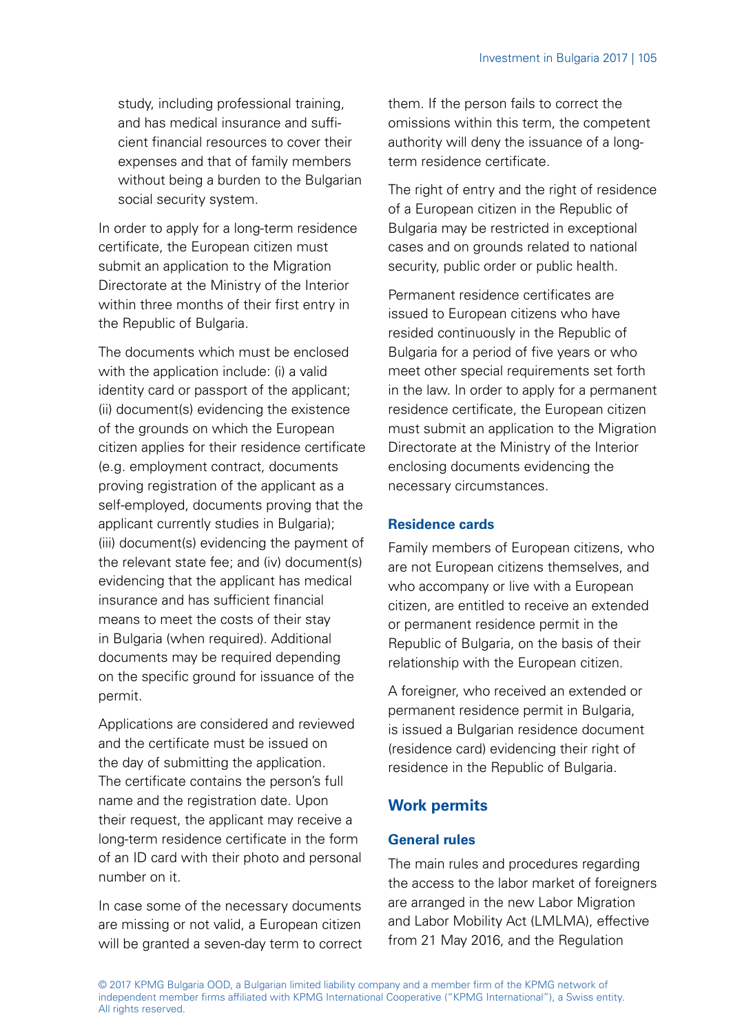study, including professional training, and has medical insurance and sufficient financial resources to cover their expenses and that of family members without being a burden to the Bulgarian social security system.

In order to apply for a long-term residence certificate, the European citizen must submit an application to the Migration Directorate at the Ministry of the Interior within three months of their first entry in the Republic of Bulgaria.

The documents which must be enclosed with the application include: (i) a valid identity card or passport of the applicant; (ii) document(s) evidencing the existence of the grounds on which the European citizen applies for their residence certificate (e.g. employment contract, documents proving registration of the applicant as a self-employed, documents proving that the applicant currently studies in Bulgaria); (iii) document(s) evidencing the payment of the relevant state fee; and (iv) document(s) evidencing that the applicant has medical insurance and has sufficient financial means to meet the costs of their stay in Bulgaria (when required). Additional documents may be required depending on the specific ground for issuance of the permit.

Applications are considered and reviewed and the certificate must be issued on the day of submitting the application. The certificate contains the person's full name and the registration date. Upon their request, the applicant may receive a long-term residence certificate in the form of an ID card with their photo and personal number on it.

In case some of the necessary documents are missing or not valid, a European citizen will be granted a seven-day term to correct them. If the person fails to correct the omissions within this term, the competent authority will deny the issuance of a long-term residence certificate.

The right of entry and the right of residence of a European citizen in the Republic of Bulgaria may be restricted in exceptional cases and on grounds related to national security, public order or public health.

Permanent residence certificates are issued to European citizens who have resided continuously in the Republic of Bulgaria for a period of five years or who meet other special requirements set forth in the law. In order to apply for a permanent residence certificate, the European citizen must submit an application to the Migration Directorate at the Ministry of the Interior enclosing documents evidencing the necessary circumstances.

### Residence cards

Family members of European citizens, who are not European citizens themselves, and who accompany or live with a European citizen, are entitled to receive an extended or permanent residence permit in the Republic of Bulgaria, on the basis of their relationship with the European citizen.

A foreigner, who received an extended or permanent residence permit in Bulgaria, is issued a Bulgarian residence document (residence card) evidencing their right of residence in the Republic of Bulgaria.

## Work permits

### General rules

The main rules and procedures regarding the access to the labor market of foreigners are arranged in the new Labor Migration and Labor Mobility Act (LMLMA), effective from 21 May 2016, and the Regulation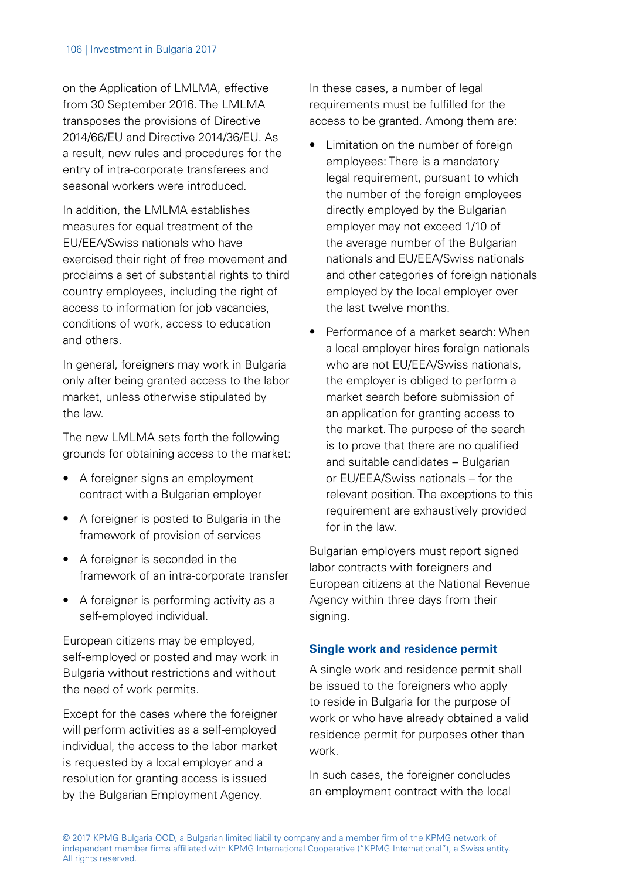on the Application of LMLMA, effective from 30 September 2016. The LMLMA transposes the provisions of Directive 2014/66/EU and Directive 2014/36/EU. As a result, new rules and procedures for the entry of intra-corporate transferees and seasonal workers were introduced.

In addition, the LMLMA establishes measures for equal treatment of the EU/EEA/Swiss nationals who have exercised their right of free movement and proclaims a set of substantial rights to third country employees, including the right of access to information for job vacancies, conditions of work, access to education and others.

In general, foreigners may work in Bulgaria only after being granted access to the labor market, unless otherwise stipulated by the law.

The new LMLMA sets forth the following grounds for obtaining access to the market:

- A foreigner signs an employment contract with a Bulgarian employer
- A foreigner is posted to Bulgaria in the framework of provision of services
- A foreigner is seconded in the framework of an intra-corporate transfer
- A foreigner is performing activity as a self-employed individual.

European citizens may be employed, self-employed or posted and may work in Bulgaria without restrictions and without the need of work permits.

Except for the cases where the foreigner will perform activities as a self-employed individual, the access to the labor market is requested by a local employer and a resolution for granting access is issued by the Bulgarian Employment Agency.

In these cases, a number of legal requirements must be fulfilled for the access to be granted. Among them are:

- Limitation on the number of foreign employees: There is a mandatory legal requirement, pursuant to which the number of the foreign employees directly employed by the Bulgarian employer may not exceed 1/10 of the average number of the Bulgarian nationals and EU/EEA/Swiss nationals and other categories of foreign nationals employed by the local employer over the last twelve months.
- Performance of a market search: When a local employer hires foreign nationals who are not EU/EEA/Swiss nationals, the employer is obliged to perform a market search before submission of an application for granting access to the market. The purpose of the search is to prove that there are no qualified and suitable candidates – Bulgarian or EU/EEA/Swiss nationals – for the relevant position. The exceptions to this requirement are exhaustively provided for in the law.

Bulgarian employers must report signed labor contracts with foreigners and European citizens at the National Revenue Agency within three days from their signing.

### Single work and residence permit

A single work and residence permit shall be issued to the foreigners who apply to reside in Bulgaria for the purpose of work or who have already obtained a valid residence permit for purposes other than work.

In such cases, the foreigner concludes an employment contract with the local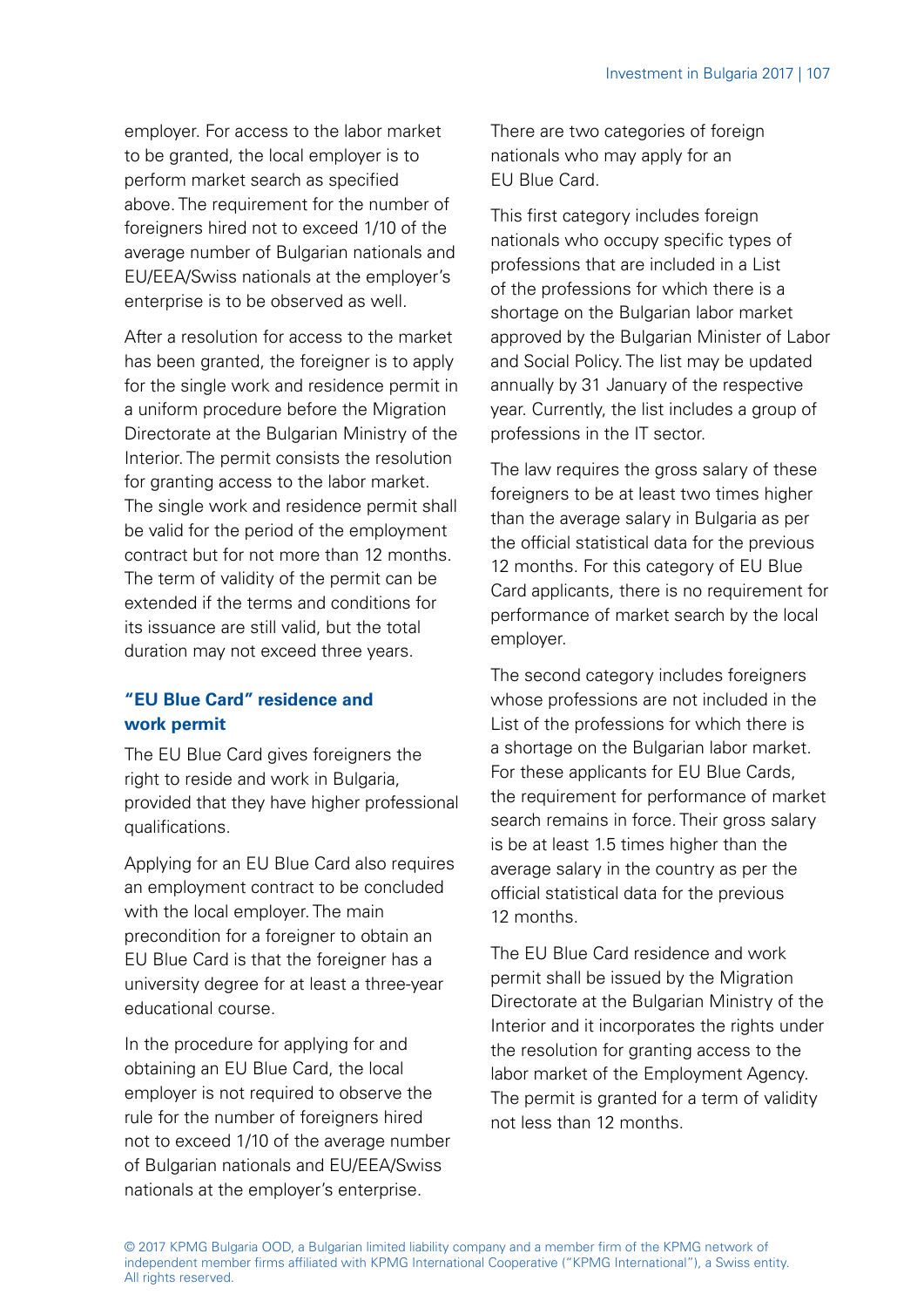employer. For access to the labor market to be granted, the local employer is to perform market search as specified above. The requirement for the number of foreigners hired not to exceed 1/10 of the average number of Bulgarian nationals and EU/EEA/Swiss nationals at the employer's enterprise is to be observed as well.

After a resolution for access to the market has been granted, the foreigner is to apply for the single work and residence permit in a uniform procedure before the Migration Directorate at the Bulgarian Ministry of the Interior. The permit consists the resolution for granting access to the labor market. The single work and residence permit shall be valid for the period of the employment contract but for not more than 12 months. The term of validity of the permit can be extended if the terms and conditions for its issuance are still valid, but the total duration may not exceed three years.

### "EU Blue Card" residence and work permit

The EU Blue Card gives foreigners the right to reside and work in Bulgaria, provided that they have higher professional qualifications.

Applying for an EU Blue Card also requires an employment contract to be concluded with the local employer. The main precondition for a foreigner to obtain an EU Blue Card is that the foreigner has a university degree for at least a three-year educational course.

In the procedure for applying for and obtaining an EU Blue Card, the local employer is not required to observe the rule for the number of foreigners hired not to exceed 1/10 of the average number of Bulgarian nationals and EU/EEA/Swiss nationals at the employer's enterprise.

There are two categories of foreign nationals who may apply for an EU Blue Card.

This first category includes foreign nationals who occupy specific types of professions that are included in a List of the professions for which there is a shortage on the Bulgarian labor market approved by the Bulgarian Minister of Labor and Social Policy. The list may be updated annually by 31 January of the respective year. Currently, the list includes a group of professions in the IT sector.

The law requires the gross salary of these foreigners to be at least two times higher than the average salary in Bulgaria as per the official statistical data for the previous 12 months. For this category of EU Blue Card applicants, there is no requirement for performance of market search by the local employer.

The second category includes foreigners whose professions are not included in the List of the professions for which there is a shortage on the Bulgarian labor market. For these applicants for EU Blue Cards, the requirement for performance of market search remains in force. Their gross salary is be at least 1.5 times higher than the average salary in the country as per the official statistical data for the previous 12 months.

The EU Blue Card residence and work permit shall be issued by the Migration Directorate at the Bulgarian Ministry of the Interior and it incorporates the rights under the resolution for granting access to the labor market of the Employment Agency. The permit is granted for a term of validity not less than 12 months.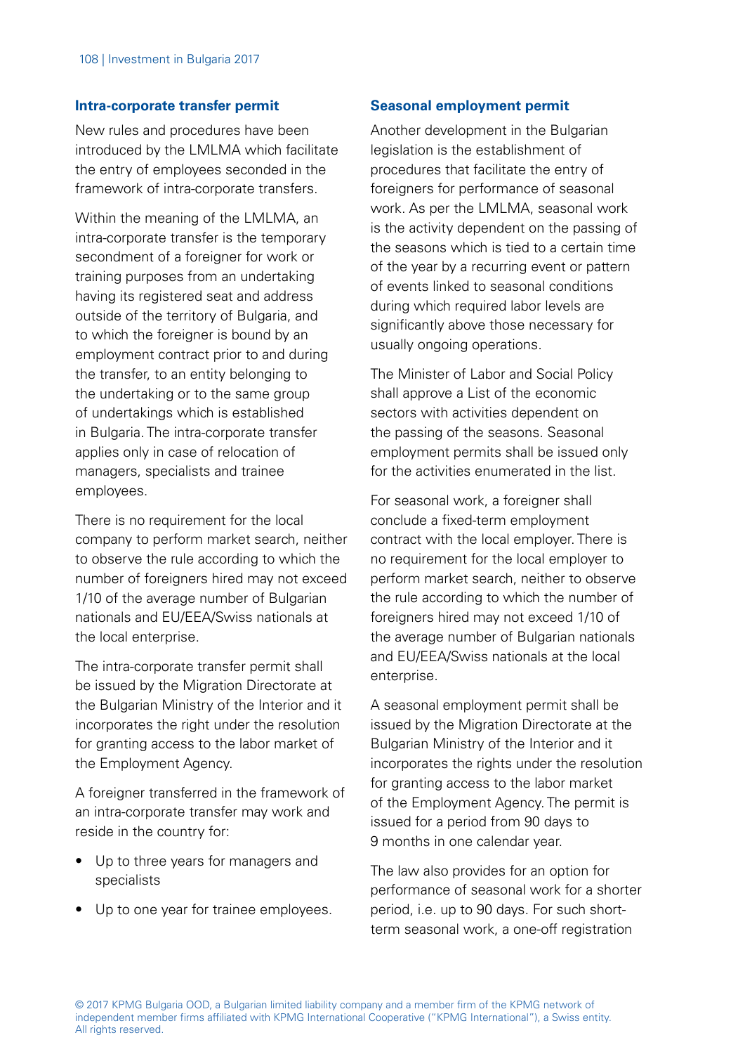### Intra-corporate transfer permit

New rules and procedures have been introduced by the LMLMA which facilitate the entry of employees seconded in the framework of intra-corporate transfers.

Within the meaning of the LMLMA, an intra-corporate transfer is the temporary secondment of a foreigner for work or training purposes from an undertaking having its registered seat and address outside of the territory of Bulgaria, and to which the foreigner is bound by an employment contract prior to and during the transfer, to an entity belonging to the undertaking or to the same group of undertakings which is established in Bulgaria. The intra-corporate transfer applies only in case of relocation of managers, specialists and trainee employees.

There is no requirement for the local company to perform market search, neither to observe the rule according to which the number of foreigners hired may not exceed 1/10 of the average number of Bulgarian nationals and EU/EEA/Swiss nationals at the local enterprise.

The intra-corporate transfer permit shall be issued by the Migration Directorate at the Bulgarian Ministry of the Interior and it incorporates the right under the resolution for granting access to the labor market of the Employment Agency.

A foreigner transferred in the framework of an intra-corporate transfer may work and reside in the country for:

- Up to three years for managers and specialists
- Up to one year for trainee employees.

### Seasonal employment permit

Another development in the Bulgarian legislation is the establishment of procedures that facilitate the entry of foreigners for performance of seasonal work. As per the LMLMA, seasonal work is the activity dependent on the passing of the seasons which is tied to a certain time of the year by a recurring event or pattern of events linked to seasonal conditions during which required labor levels are significantly above those necessary for usually ongoing operations.

The Minister of Labor and Social Policy shall approve a List of the economic sectors with activities dependent on the passing of the seasons. Seasonal employment permits shall be issued only for the activities enumerated in the list.

For seasonal work, a foreigner shall conclude a fixed-term employment contract with the local employer. There is no requirement for the local employer to perform market search, neither to observe the rule according to which the number of foreigners hired may not exceed 1/10 of the average number of Bulgarian nationals and EU/EEA/Swiss nationals at the local enterprise.

A seasonal employment permit shall be issued by the Migration Directorate at the Bulgarian Ministry of the Interior and it incorporates the rights under the resolution for granting access to the labor market of the Employment Agency. The permit is issued for a period from 90 days to 9 months in one calendar year.

The law also provides for an option for performance of seasonal work for a shorter period, i.e. up to 90 days. For such short-term seasonal work, a one-off registration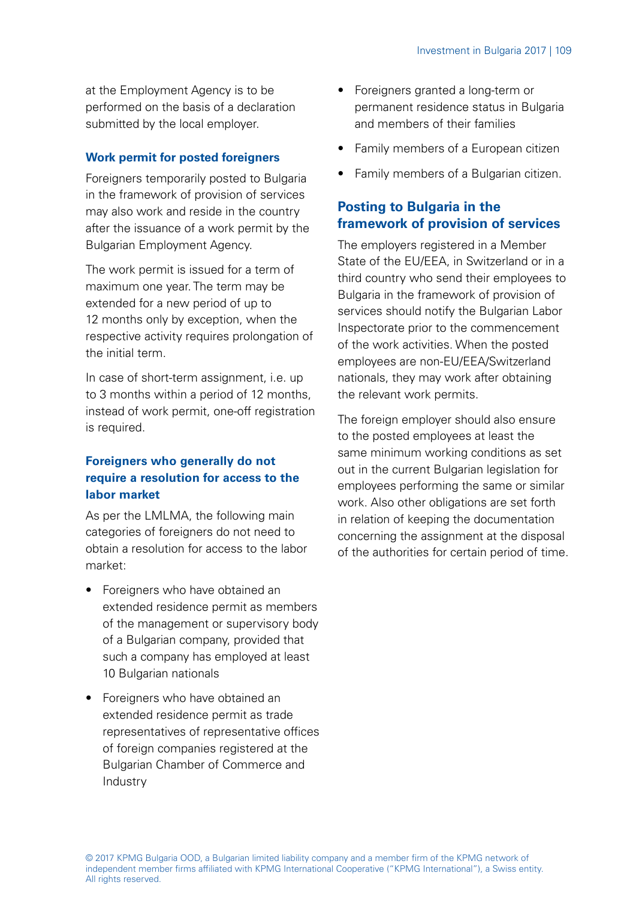at the Employment Agency is to be performed on the basis of a declaration submitted by the local employer.

### Work permit for posted foreigners

Foreigners temporarily posted to Bulgaria in the framework of provision of services may also work and reside in the country after the issuance of a work permit by the Bulgarian Employment Agency.

The work permit is issued for a term of maximum one year. The term may be extended for a new period of up to 12 months only by exception, when the respective activity requires prolongation of the initial term.

In case of short-term assignment, i.e. up to 3 months within a period of 12 months, instead of work permit, one-off registration is required.

### Foreigners who generally do not require a resolution for access to the labor market

As per the LMLMA, the following main categories of foreigners do not need to obtain a resolution for access to the labor market:

- Foreigners who have obtained an extended residence permit as members of the management or supervisory body of a Bulgarian company, provided that such a company has employed at least 10 Bulgarian nationals
- Foreigners who have obtained an extended residence permit as trade representatives of representative offices of foreign companies registered at the Bulgarian Chamber of Commerce and Industry
- Foreigners granted a long-term or permanent residence status in Bulgaria and members of their families
- Family members of a European citizen
- Family members of a Bulgarian citizen.

## Posting to Bulgaria in the framework of provision of services

The employers registered in a Member State of the EU/EEA, in Switzerland or in a third country who send their employees to Bulgaria in the framework of provision of services should notify the Bulgarian Labor Inspectorate prior to the commencement of the work activities. When the posted employees are non-EU/EEA/Switzerland nationals, they may work after obtaining the relevant work permits.

The foreign employer should also ensure to the posted employees at least the same minimum working conditions as set out in the current Bulgarian legislation for employees performing the same or similar work. Also other obligations are set forth in relation of keeping the documentation concerning the assignment at the disposal of the authorities for certain period of time.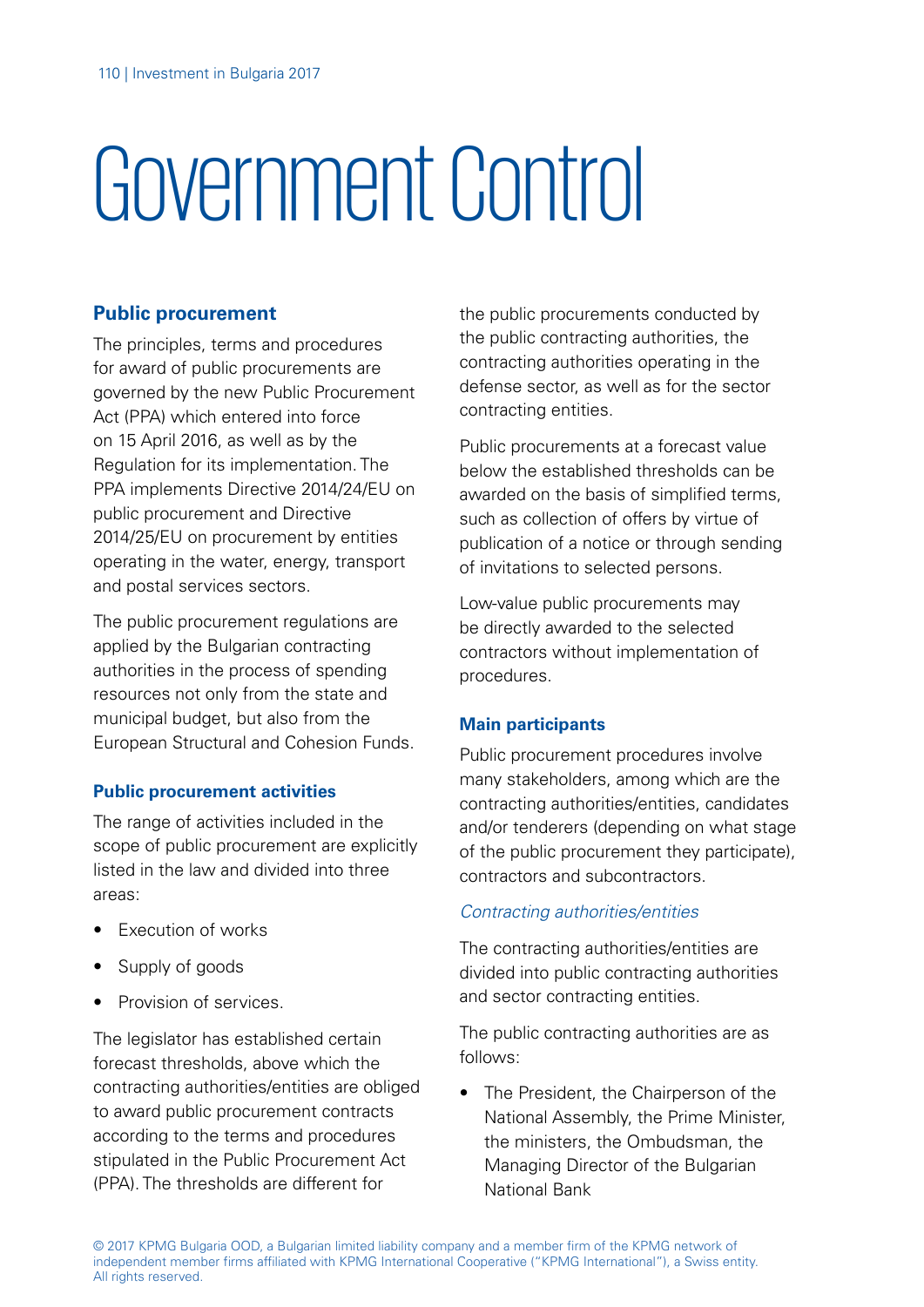# Government Control

## Public procurement

The principles, terms and procedures for award of public procurements are governed by the new Public Procurement Act (PPA) which entered into force on 15 April 2016, as well as by the Regulation for its implementation. The PPA implements Directive 2014/24/EU on public procurement and Directive 2014/25/EU on procurement by entities operating in the water, energy, transport and postal services sectors.

The public procurement regulations are applied by the Bulgarian contracting authorities in the process of spending resources not only from the state and municipal budget, but also from the European Structural and Cohesion Funds.

### Public procurement activities

The range of activities included in the scope of public procurement are explicitly listed in the law and divided into three areas:

- Execution of works
- Supply of goods
- Provision of services.

The legislator has established certain forecast thresholds, above which the contracting authorities/entities are obliged to award public procurement contracts according to the terms and procedures stipulated in the Public Procurement Act (PPA). The thresholds are different for the public procurements conducted by the public contracting authorities, the contracting authorities operating in the defense sector, as well as for the sector contracting entities.

Public procurements at a forecast value below the established thresholds can be awarded on the basis of simplified terms, such as collection of offers by virtue of publication of a notice or through sending of invitations to selected persons.

Low-value public procurements may be directly awarded to the selected contractors without implementation of procedures.

### Main participants

Public procurement procedures involve many stakeholders, among which are the contracting authorities/entities, candidates and/or tenderers (depending on what stage of the public procurement they participate), contractors and subcontractors.

*Contracting authorities/entities*

The contracting authorities/entities are divided into public contracting authorities and sector contracting entities.

The public contracting authorities are as follows:

- The President, the Chairperson of the National Assembly, the Prime Minister, the ministers, the Ombudsman, the Managing Director of the Bulgarian National Bank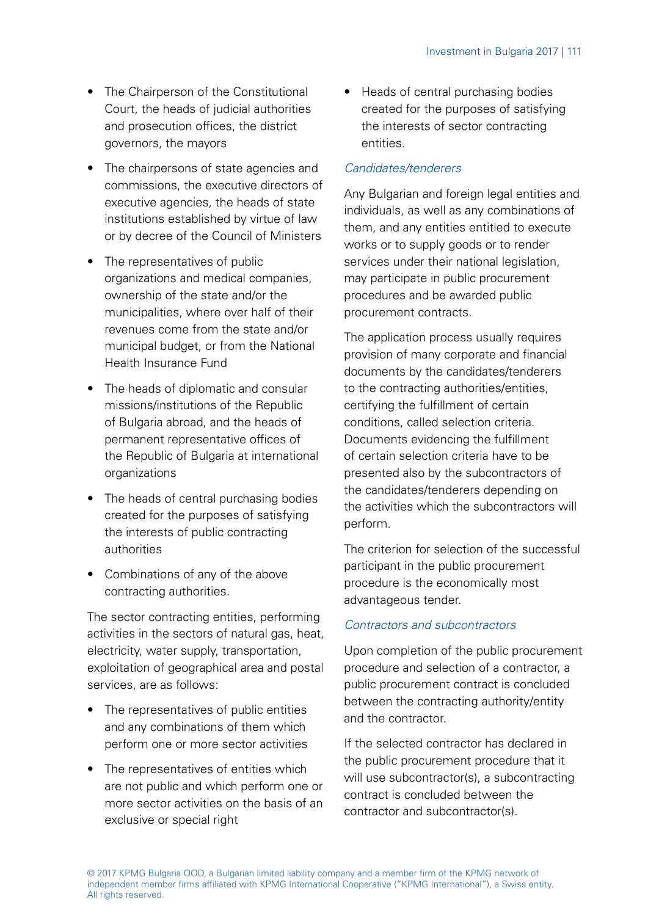- The Chairperson of the Constitutional Court, the heads of judicial authorities and prosecution offices, the district governors, the mayors
- The chairpersons of state agencies and commissions, the executive directors of executive agencies, the heads of state institutions established by virtue of law or by decree of the Council of Ministers
- The representatives of public organizations and medical companies, ownership of the state and/or the municipalities, where over half of their revenues come from the state and/or municipal budget, or from the National Health Insurance Fund
- The heads of diplomatic and consular missions/institutions of the Republic of Bulgaria abroad, and the heads of permanent representative offices of the Republic of Bulgaria at international organizations
- The heads of central purchasing bodies created for the purposes of satisfying the interests of public contracting authorities
- Combinations of any of the above contracting authorities.

The sector contracting entities, performing activities in the sectors of natural gas, heat, electricity, water supply, transportation, exploitation of geographical area and postal services, are as follows:

- The representatives of public entities and any combinations of them which perform one or more sector activities
- The representatives of entities which are not public and which perform one or more sector activities on the basis of an exclusive or special right
- Heads of central purchasing bodies created for the purposes of satisfying the interests of sector contracting entities.

### *Candidates/tenderers*

Any Bulgarian and foreign legal entities and individuals, as well as any combinations of them, and any entities entitled to execute works or to supply goods or to render services under their national legislation, may participate in public procurement procedures and be awarded public procurement contracts.

The application process usually requires provision of many corporate and financial documents by the candidates/tenderers to the contracting authorities/entities, certifying the fulfillment of certain conditions, called selection criteria. Documents evidencing the fulfillment of certain selection criteria have to be presented also by the subcontractors of the candidates/tenderers depending on the activities which the subcontractors will perform.

The criterion for selection of the successful participant in the public procurement procedure is the economically most advantageous tender.

### *Contractors and subcontractors*

Upon completion of the public procurement procedure and selection of a contractor, a public procurement contract is concluded between the contracting authority/entity and the contractor.

If the selected contractor has declared in the public procurement procedure that it will use subcontractor(s), a subcontracting contract is concluded between the contractor and subcontractor(s).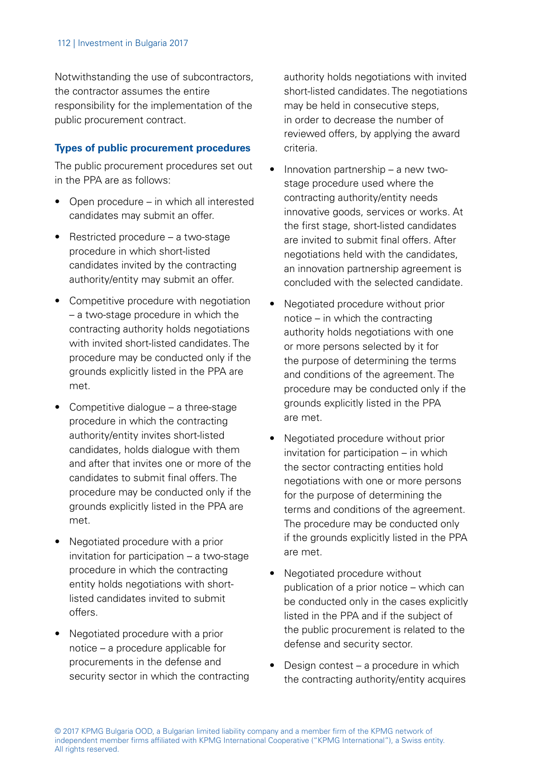Notwithstanding the use of subcontractors, the contractor assumes the entire responsibility for the implementation of the public procurement contract.

### Types of public procurement procedures

The public procurement procedures set out in the PPA are as follows:

- Open procedure – in which all interested candidates may submit an offer.
- Restricted procedure – a two-stage procedure in which short-listed candidates invited by the contracting authority/entity may submit an offer.
- Competitive procedure with negotiation – a two-stage procedure in which the contracting authority holds negotiations with invited short-listed candidates. The procedure may be conducted only if the grounds explicitly listed in the PPA are met.
- Competitive dialogue – a three-stage procedure in which the contracting authority/entity invites short-listed candidates, holds dialogue with them and after that invites one or more of the candidates to submit final offers. The procedure may be conducted only if the grounds explicitly listed in the PPA are met.
- Negotiated procedure with a prior invitation for participation – a two-stage procedure in which the contracting entity holds negotiations with short-listed candidates invited to submit offers.
- Negotiated procedure with a prior notice – a procedure applicable for procurements in the defense and security sector in which the contracting authority holds negotiations with invited short-listed candidates. The negotiations may be held in consecutive steps, in order to decrease the number of reviewed offers, by applying the award criteria.
- Innovation partnership – a new two-stage procedure used where the contracting authority/entity needs innovative goods, services or works. At the first stage, short-listed candidates are invited to submit final offers. After negotiations held with the candidates, an innovation partnership agreement is concluded with the selected candidate.
- Negotiated procedure without prior notice – in which the contracting authority holds negotiations with one or more persons selected by it for the purpose of determining the terms and conditions of the agreement. The procedure may be conducted only if the grounds explicitly listed in the PPA are met.
- Negotiated procedure without prior invitation for participation – in which the sector contracting entities hold negotiations with one or more persons for the purpose of determining the terms and conditions of the agreement. The procedure may be conducted only if the grounds explicitly listed in the PPA are met.
- Negotiated procedure without publication of a prior notice – which can be conducted only in the cases explicitly listed in the PPA and if the subject of the public procurement is related to the defense and security sector.
- Design contest – a procedure in which the contracting authority/entity acquires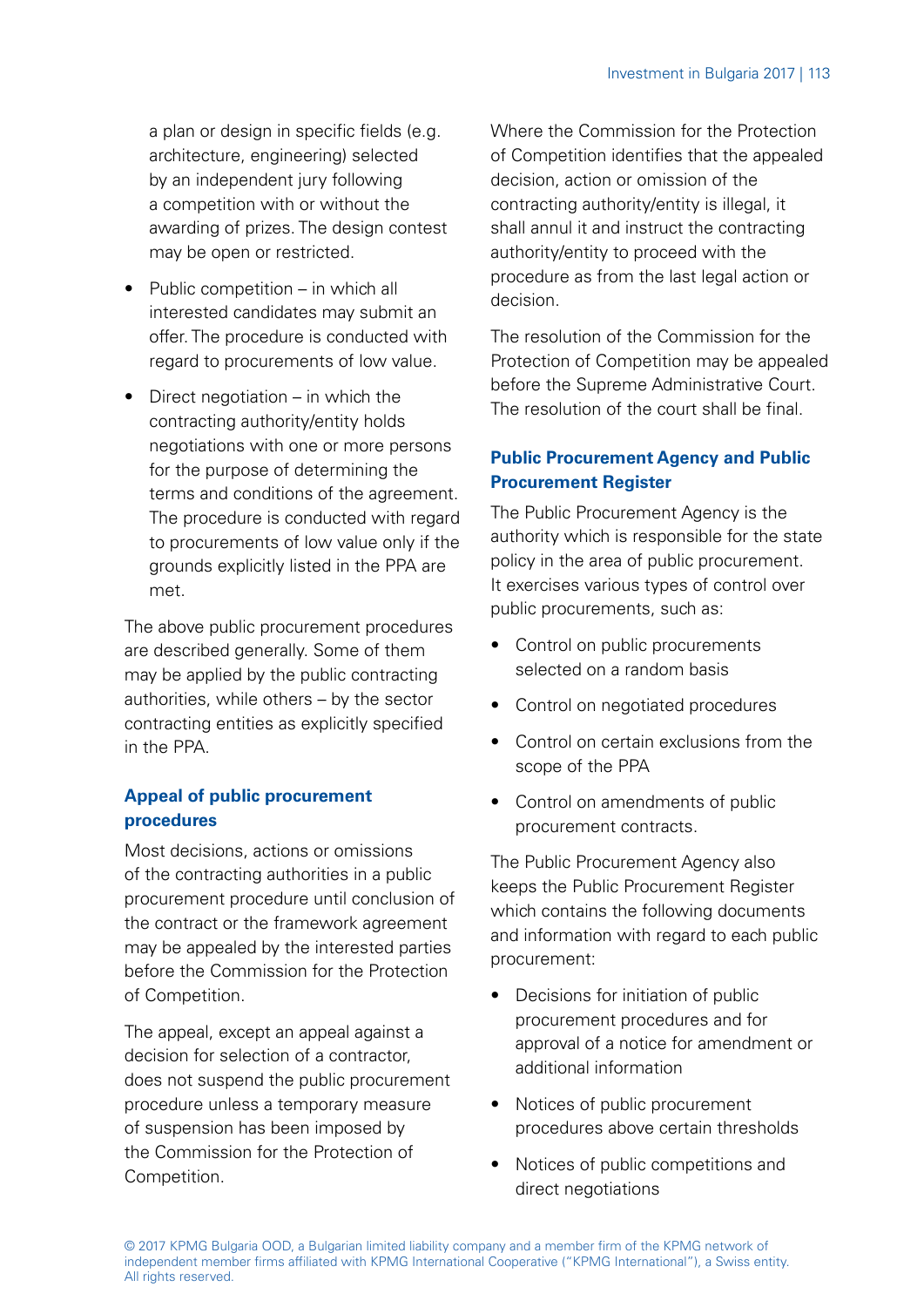a plan or design in specific fields (e.g. architecture, engineering) selected by an independent jury following a competition with or without the awarding of prizes. The design contest may be open or restricted.

- Public competition – in which all interested candidates may submit an offer. The procedure is conducted with regard to procurements of low value.
- Direct negotiation – in which the contracting authority/entity holds negotiations with one or more persons for the purpose of determining the terms and conditions of the agreement. The procedure is conducted with regard to procurements of low value only if the grounds explicitly listed in the PPA are met.

The above public procurement procedures are described generally. Some of them may be applied by the public contracting authorities, while others – by the sector contracting entities as explicitly specified in the PPA.

### Appeal of public procurement procedures

Most decisions, actions or omissions of the contracting authorities in a public procurement procedure until conclusion of the contract or the framework agreement may be appealed by the interested parties before the Commission for the Protection of Competition.

The appeal, except an appeal against a decision for selection of a contractor, does not suspend the public procurement procedure unless a temporary measure of suspension has been imposed by the Commission for the Protection of Competition.

Where the Commission for the Protection of Competition identifies that the appealed decision, action or omission of the contracting authority/entity is illegal, it shall annul it and instruct the contracting authority/entity to proceed with the procedure as from the last legal action or decision.

The resolution of the Commission for the Protection of Competition may be appealed before the Supreme Administrative Court. The resolution of the court shall be final.

### Public Procurement Agency and Public Procurement Register

The Public Procurement Agency is the authority which is responsible for the state policy in the area of public procurement. It exercises various types of control over public procurements, such as:

- Control on public procurements selected on a random basis
- Control on negotiated procedures
- Control on certain exclusions from the scope of the PPA
- Control on amendments of public procurement contracts.

The Public Procurement Agency also keeps the Public Procurement Register which contains the following documents and information with regard to each public procurement:

- Decisions for initiation of public procurement procedures and for approval of a notice for amendment or additional information
- Notices of public procurement procedures above certain thresholds
- Notices of public competitions and direct negotiations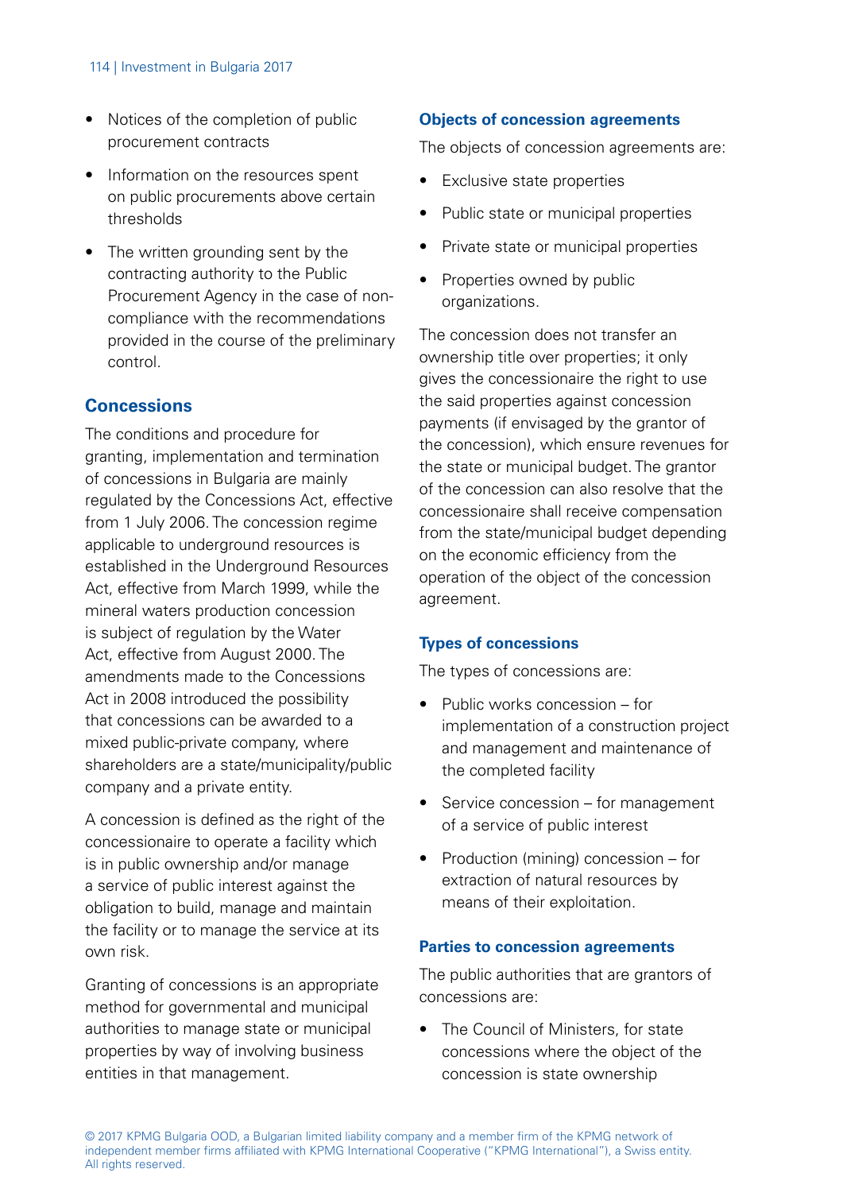- Notices of the completion of public procurement contracts
- Information on the resources spent on public procurements above certain thresholds
- The written grounding sent by the contracting authority to the Public Procurement Agency in the case of non-compliance with the recommendations provided in the course of the preliminary control.

## Concessions

The conditions and procedure for granting, implementation and termination of concessions in Bulgaria are mainly regulated by the Concessions Act, effective from 1 July 2006. The concession regime applicable to underground resources is established in the Underground Resources Act, effective from March 1999, while the mineral waters production concession is subject of regulation by the Water Act, effective from August 2000. The amendments made to the Concessions Act in 2008 introduced the possibility that concessions can be awarded to a mixed public-private company, where shareholders are a state/municipality/public company and a private entity.

A concession is defined as the right of the concessionaire to operate a facility which is in public ownership and/or manage a service of public interest against the obligation to build, manage and maintain the facility or to manage the service at its own risk.

Granting of concessions is an appropriate method for governmental and municipal authorities to manage state or municipal properties by way of involving business entities in that management.

### Objects of concession agreements

The objects of concession agreements are:

- Exclusive state properties
- Public state or municipal properties
- Private state or municipal properties
- Properties owned by public organizations.

The concession does not transfer an ownership title over properties; it only gives the concessionaire the right to use the said properties against concession payments (if envisaged by the grantor of the concession), which ensure revenues for the state or municipal budget. The grantor of the concession can also resolve that the concessionaire shall receive compensation from the state/municipal budget depending on the economic efficiency from the operation of the object of the concession agreement.

### Types of concessions

The types of concessions are:

- Public works concession – for implementation of a construction project and management and maintenance of the completed facility
- Service concession – for management of a service of public interest
- Production (mining) concession – for extraction of natural resources by means of their exploitation.

### Parties to concession agreements

The public authorities that are grantors of concessions are:

- The Council of Ministers, for state concessions where the object of the concession is state ownership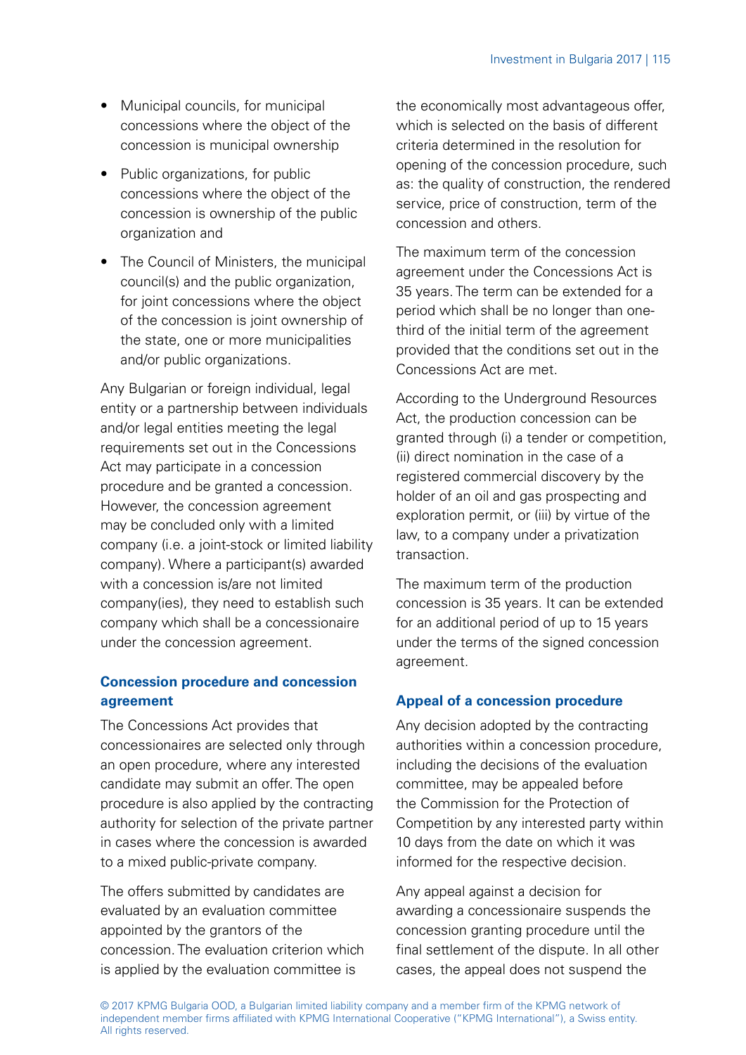- Municipal councils, for municipal concessions where the object of the concession is municipal ownership
- Public organizations, for public concessions where the object of the concession is ownership of the public organization and
- The Council of Ministers, the municipal council(s) and the public organization, for joint concessions where the object of the concession is joint ownership of the state, one or more municipalities and/or public organizations.

Any Bulgarian or foreign individual, legal entity or a partnership between individuals and/or legal entities meeting the legal requirements set out in the Concessions Act may participate in a concession procedure and be granted a concession. However, the concession agreement may be concluded only with a limited company (i.e. a joint-stock or limited liability company). Where a participant(s) awarded with a concession is/are not limited company(ies), they need to establish such company which shall be a concessionaire under the concession agreement.

### Concession procedure and concession agreement

The Concessions Act provides that concessionaires are selected only through an open procedure, where any interested candidate may submit an offer. The open procedure is also applied by the contracting authority for selection of the private partner in cases where the concession is awarded to a mixed public-private company.

The offers submitted by candidates are evaluated by an evaluation committee appointed by the grantors of the concession. The evaluation criterion which is applied by the evaluation committee is the economically most advantageous offer, which is selected on the basis of different criteria determined in the resolution for opening of the concession procedure, such as: the quality of construction, the rendered service, price of construction, term of the concession and others.

The maximum term of the concession agreement under the Concessions Act is 35 years. The term can be extended for a period which shall be no longer than one-third of the initial term of the agreement provided that the conditions set out in the Concessions Act are met.

According to the Underground Resources Act, the production concession can be granted through (i) a tender or competition, (ii) direct nomination in the case of a registered commercial discovery by the holder of an oil and gas prospecting and exploration permit, or (iii) by virtue of the law, to a company under a privatization transaction.

The maximum term of the production concession is 35 years. It can be extended for an additional period of up to 15 years under the terms of the signed concession agreement.

### Appeal of a concession procedure

Any decision adopted by the contracting authorities within a concession procedure, including the decisions of the evaluation committee, may be appealed before the Commission for the Protection of Competition by any interested party within 10 days from the date on which it was informed for the respective decision.

Any appeal against a decision for awarding a concessionaire suspends the concession granting procedure until the final settlement of the dispute. In all other cases, the appeal does not suspend the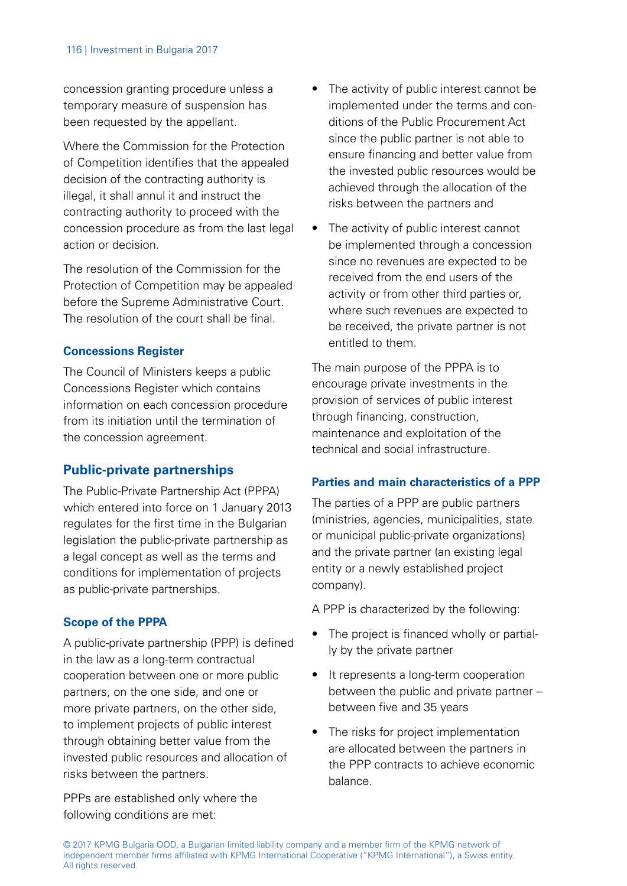concession granting procedure unless a temporary measure of suspension has been requested by the appellant.

Where the Commission for the Protection of Competition identifies that the appealed decision of the contracting authority is illegal, it shall annul it and instruct the contracting authority to proceed with the concession procedure as from the last legal action or decision.

The resolution of the Commission for the Protection of Competition may be appealed before the Supreme Administrative Court. The resolution of the court shall be final.

### Concessions Register

The Council of Ministers keeps a public Concessions Register which contains information on each concession procedure from its initiation until the termination of the concession agreement.

## Public-private partnerships

The Public-Private Partnership Act (PPPA) which entered into force on 1 January 2013 regulates for the first time in the Bulgarian legislation the public-private partnership as a legal concept as well as the terms and conditions for implementation of projects as public-private partnerships.

### Scope of the PPPA

A public-private partnership (PPP) is defined in the law as a long-term contractual cooperation between one or more public partners, on the one side, and one or more private partners, on the other side, to implement projects of public interest through obtaining better value from the invested public resources and allocation of risks between the partners.

PPPs are established only where the following conditions are met:

- The activity of public interest cannot be implemented under the terms and conditions of the Public Procurement Act since the public partner is not able to ensure financing and better value from the invested public resources would be achieved through the allocation of the risks between the partners and
- The activity of public interest cannot be implemented through a concession since no revenues are expected to be received from the end users of the activity or from other third parties or, where such revenues are expected to be received, the private partner is not entitled to them.

The main purpose of the PPPA is to encourage private investments in the provision of services of public interest through financing, construction, maintenance and exploitation of the technical and social infrastructure.

### Parties and main characteristics of a PPP

The parties of a PPP are public partners (ministries, agencies, municipalities, state or municipal public-private organizations) and the private partner (an existing legal entity or a newly established project company).

A PPP is characterized by the following:

- The project is financed wholly or partially by the private partner
- It represents a long-term cooperation between the public and private partner – between five and 35 years
- The risks for project implementation are allocated between the partners in the PPP contracts to achieve economic balance.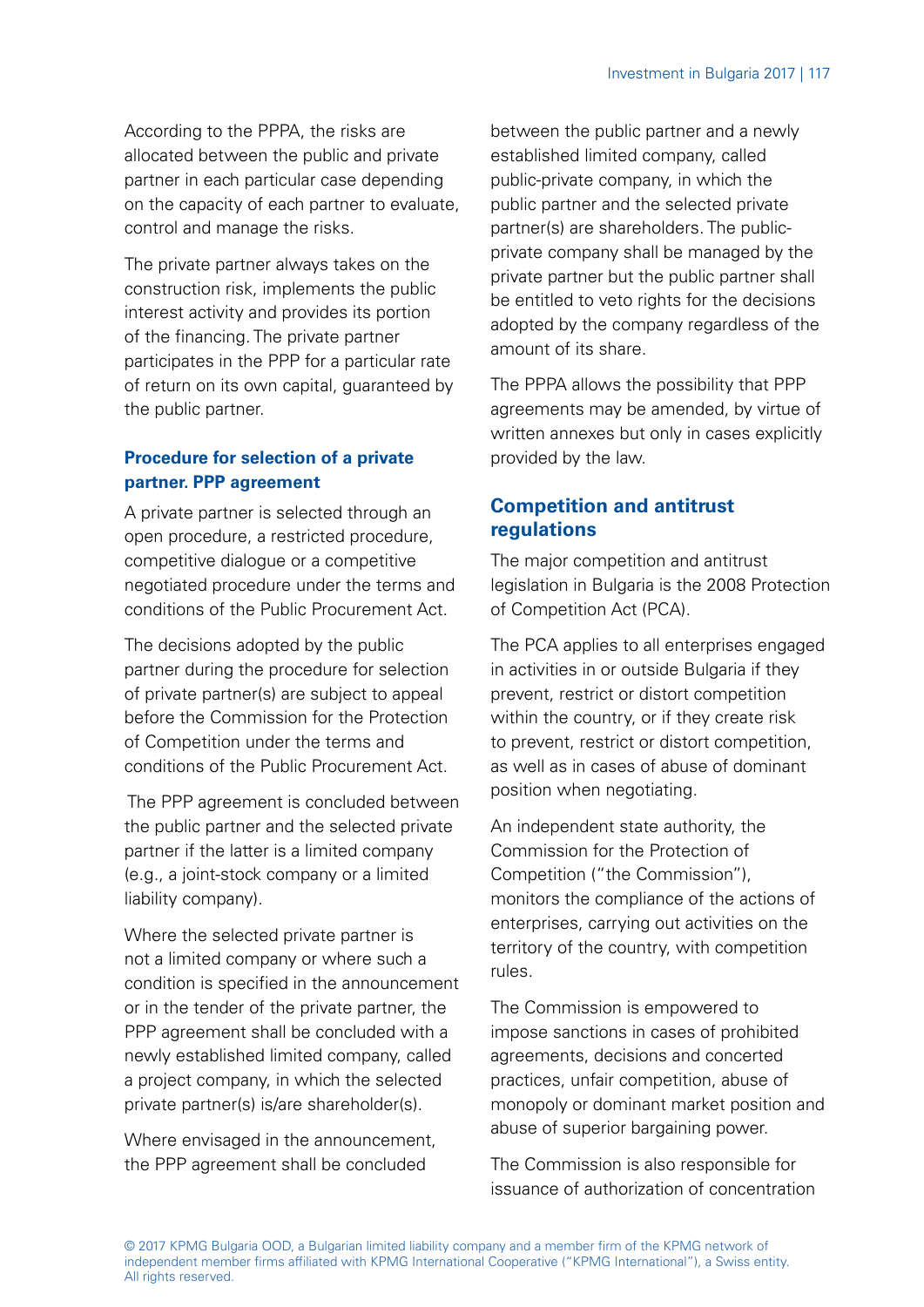According to the PPPA, the risks are allocated between the public and private partner in each particular case depending on the capacity of each partner to evaluate, control and manage the risks.

The private partner always takes on the construction risk, implements the public interest activity and provides its portion of the financing. The private partner participates in the PPP for a particular rate of return on its own capital, guaranteed by the public partner.

### Procedure for selection of a private partner. PPP agreement

A private partner is selected through an open procedure, a restricted procedure, competitive dialogue or a competitive negotiated procedure under the terms and conditions of the Public Procurement Act.

The decisions adopted by the public partner during the procedure for selection of private partner(s) are subject to appeal before the Commission for the Protection of Competition under the terms and conditions of the Public Procurement Act.

The PPP agreement is concluded between the public partner and the selected private partner if the latter is a limited company (e.g., a joint-stock company or a limited liability company).

Where the selected private partner is not a limited company or where such a condition is specified in the announcement or in the tender of the private partner, the PPP agreement shall be concluded with a newly established limited company, called a project company, in which the selected private partner(s) is/are shareholder(s).

Where envisaged in the announcement, the PPP agreement shall be concluded between the public partner and a newly established limited company, called public-private company, in which the public partner and the selected private partner(s) are shareholders. The public-private company shall be managed by the private partner but the public partner shall be entitled to veto rights for the decisions adopted by the company regardless of the amount of its share.

The PPPA allows the possibility that PPP agreements may be amended, by virtue of written annexes but only in cases explicitly provided by the law.

## Competition and antitrust regulations

The major competition and antitrust legislation in Bulgaria is the 2008 Protection of Competition Act (PCA).

The PCA applies to all enterprises engaged in activities in or outside Bulgaria if they prevent, restrict or distort competition within the country, or if they create risk to prevent, restrict or distort competition, as well as in cases of abuse of dominant position when negotiating.

An independent state authority, the Commission for the Protection of Competition ("the Commission"), monitors the compliance of the actions of enterprises, carrying out activities on the territory of the country, with competition rules.

The Commission is empowered to impose sanctions in cases of prohibited agreements, decisions and concerted practices, unfair competition, abuse of monopoly or dominant market position and abuse of superior bargaining power.

The Commission is also responsible for issuance of authorization of concentration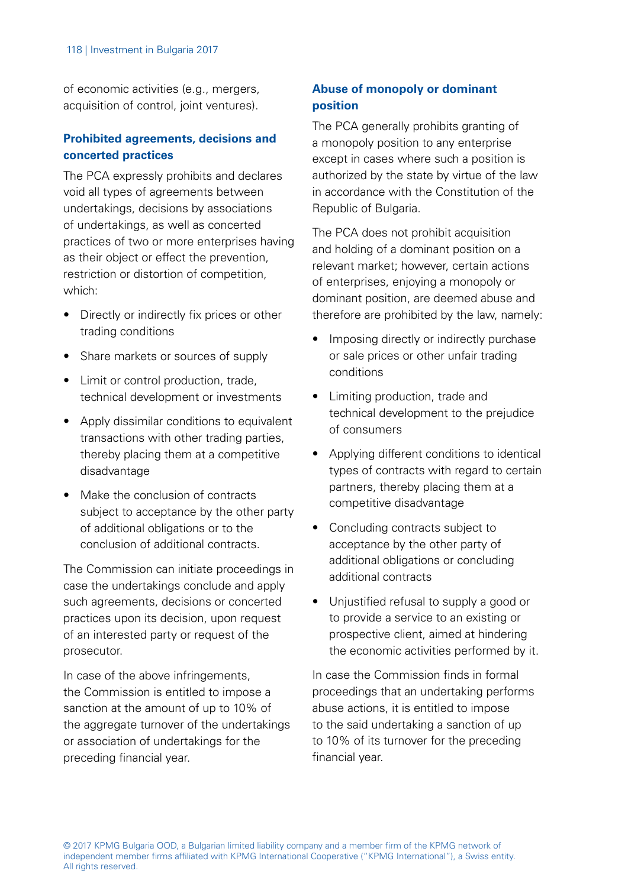of economic activities (e.g., mergers, acquisition of control, joint ventures).

### Prohibited agreements, decisions and concerted practices

The PCA expressly prohibits and declares void all types of agreements between undertakings, decisions by associations of undertakings, as well as concerted practices of two or more enterprises having as their object or effect the prevention, restriction or distortion of competition, which:

- Directly or indirectly fix prices or other trading conditions
- Share markets or sources of supply
- Limit or control production, trade, technical development or investments
- Apply dissimilar conditions to equivalent transactions with other trading parties, thereby placing them at a competitive disadvantage
- Make the conclusion of contracts subject to acceptance by the other party of additional obligations or to the conclusion of additional contracts.

The Commission can initiate proceedings in case the undertakings conclude and apply such agreements, decisions or concerted practices upon its decision, upon request of an interested party or request of the prosecutor.

In case of the above infringements, the Commission is entitled to impose a sanction at the amount of up to 10% of the aggregate turnover of the undertakings or association of undertakings for the preceding financial year.

### Abuse of monopoly or dominant position

The PCA generally prohibits granting of a monopoly position to any enterprise except in cases where such a position is authorized by the state by virtue of the law in accordance with the Constitution of the Republic of Bulgaria.

The PCA does not prohibit acquisition and holding of a dominant position on a relevant market; however, certain actions of enterprises, enjoying a monopoly or dominant position, are deemed abuse and therefore are prohibited by the law, namely:

- Imposing directly or indirectly purchase or sale prices or other unfair trading conditions
- Limiting production, trade and technical development to the prejudice of consumers
- Applying different conditions to identical types of contracts with regard to certain partners, thereby placing them at a competitive disadvantage
- Concluding contracts subject to acceptance by the other party of additional obligations or concluding additional contracts
- Unjustified refusal to supply a good or to provide a service to an existing or prospective client, aimed at hindering the economic activities performed by it.

In case the Commission finds in formal proceedings that an undertaking performs abuse actions, it is entitled to impose to the said undertaking a sanction of up to 10% of its turnover for the preceding financial year.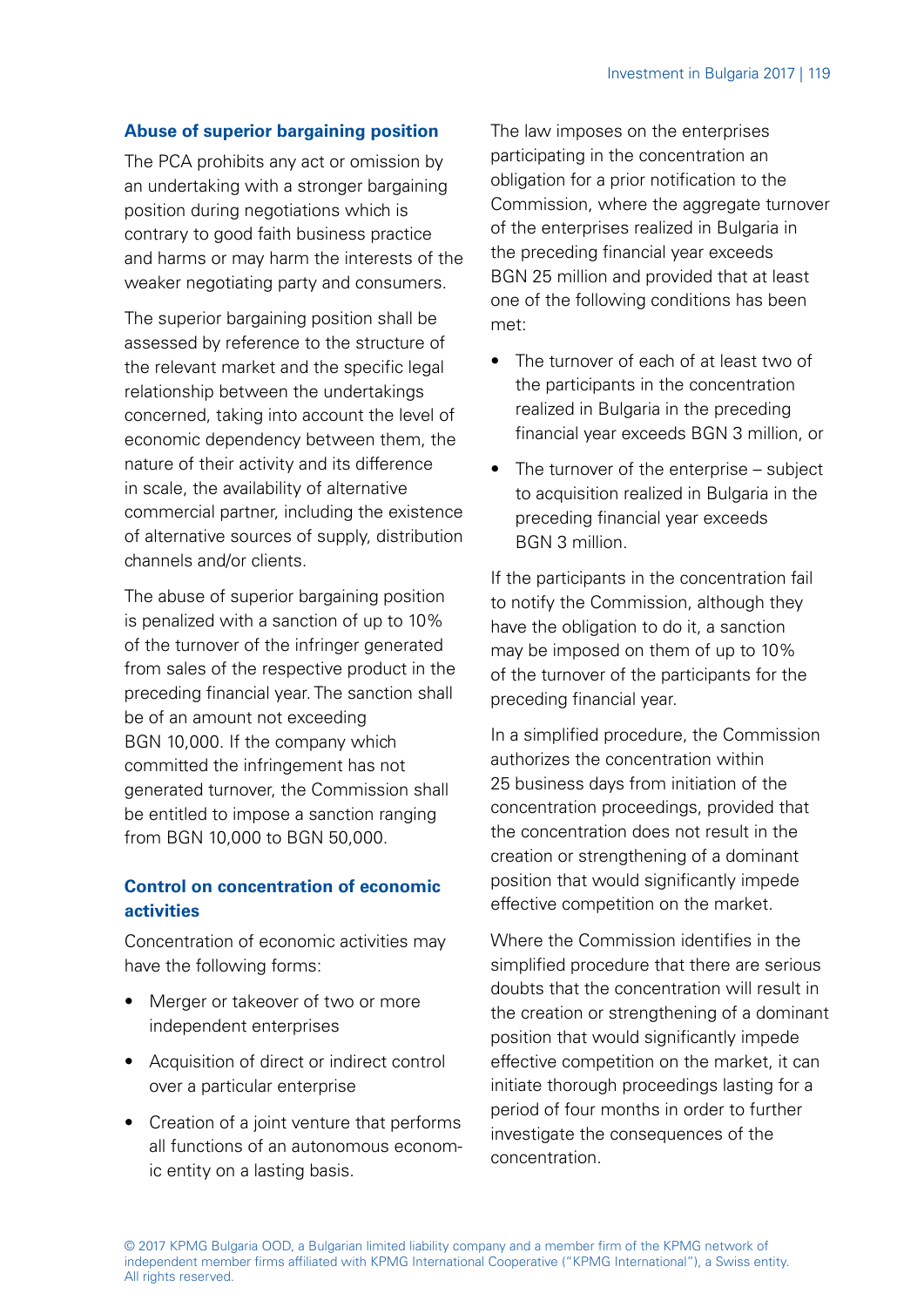### Abuse of superior bargaining position

The PCA prohibits any act or omission by an undertaking with a stronger bargaining position during negotiations which is contrary to good faith business practice and harms or may harm the interests of the weaker negotiating party and consumers.

The superior bargaining position shall be assessed by reference to the structure of the relevant market and the specific legal relationship between the undertakings concerned, taking into account the level of economic dependency between them, the nature of their activity and its difference in scale, the availability of alternative commercial partner, including the existence of alternative sources of supply, distribution channels and/or clients.

The abuse of superior bargaining position is penalized with a sanction of up to 10% of the turnover of the infringer generated from sales of the respective product in the preceding financial year. The sanction shall be of an amount not exceeding BGN 10,000. If the company which committed the infringement has not generated turnover, the Commission shall be entitled to impose a sanction ranging from BGN 10,000 to BGN 50,000.

### Control on concentration of economic activities

Concentration of economic activities may have the following forms:

- Merger or takeover of two or more independent enterprises
- Acquisition of direct or indirect control over a particular enterprise
- Creation of a joint venture that performs all functions of an autonomous economic entity on a lasting basis.

The law imposes on the enterprises participating in the concentration an obligation for a prior notification to the Commission, where the aggregate turnover of the enterprises realized in Bulgaria in the preceding financial year exceeds BGN 25 million and provided that at least one of the following conditions has been met:

- The turnover of each of at least two of the participants in the concentration realized in Bulgaria in the preceding financial year exceeds BGN 3 million, or
- The turnover of the enterprise – subject to acquisition realized in Bulgaria in the preceding financial year exceeds BGN 3 million.

If the participants in the concentration fail to notify the Commission, although they have the obligation to do it, a sanction may be imposed on them of up to 10% of the turnover of the participants for the preceding financial year.

In a simplified procedure, the Commission authorizes the concentration within 25 business days from initiation of the concentration proceedings, provided that the concentration does not result in the creation or strengthening of a dominant position that would significantly impede effective competition on the market.

Where the Commission identifies in the simplified procedure that there are serious doubts that the concentration will result in the creation or strengthening of a dominant position that would significantly impede effective competition on the market, it can initiate thorough proceedings lasting for a period of four months in order to further investigate the consequences of the concentration.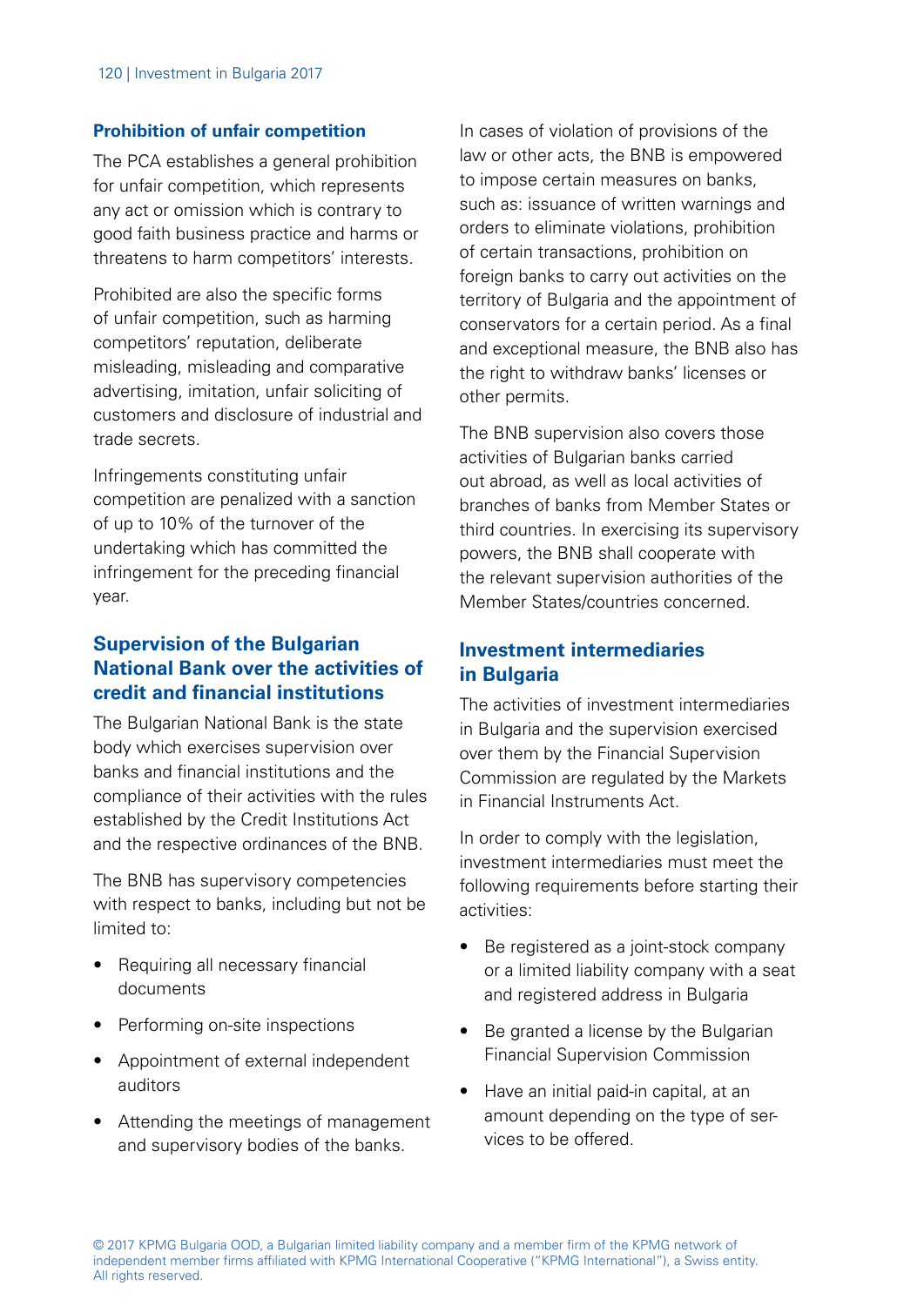### Prohibition of unfair competition

The PCA establishes a general prohibition for unfair competition, which represents any act or omission which is contrary to good faith business practice and harms or threatens to harm competitors' interests.

Prohibited are also the specific forms of unfair competition, such as harming competitors' reputation, deliberate misleading, misleading and comparative advertising, imitation, unfair soliciting of customers and disclosure of industrial and trade secrets.

Infringements constituting unfair competition are penalized with a sanction of up to 10% of the turnover of the undertaking which has committed the infringement for the preceding financial year.

## Supervision of the Bulgarian National Bank over the activities of credit and financial institutions

The Bulgarian National Bank is the state body which exercises supervision over banks and financial institutions and the compliance of their activities with the rules established by the Credit Institutions Act and the respective ordinances of the BNB.

The BNB has supervisory competencies with respect to banks, including but not be limited to:

- Requiring all necessary financial documents
- Performing on-site inspections
- Appointment of external independent auditors
- Attending the meetings of management and supervisory bodies of the banks.

In cases of violation of provisions of the law or other acts, the BNB is empowered to impose certain measures on banks, such as: issuance of written warnings and orders to eliminate violations, prohibition of certain transactions, prohibition on foreign banks to carry out activities on the territory of Bulgaria and the appointment of conservators for a certain period. As a final and exceptional measure, the BNB also has the right to withdraw banks' licenses or other permits.

The BNB supervision also covers those activities of Bulgarian banks carried out abroad, as well as local activities of branches of banks from Member States or third countries. In exercising its supervisory powers, the BNB shall cooperate with the relevant supervision authorities of the Member States/countries concerned.

## Investment intermediaries in Bulgaria

The activities of investment intermediaries in Bulgaria and the supervision exercised over them by the Financial Supervision Commission are regulated by the Markets in Financial Instruments Act.

In order to comply with the legislation, investment intermediaries must meet the following requirements before starting their activities:

- Be registered as a joint-stock company or a limited liability company with a seat and registered address in Bulgaria
- Be granted a license by the Bulgarian Financial Supervision Commission
- Have an initial paid-in capital, at an amount depending on the type of services to be offered.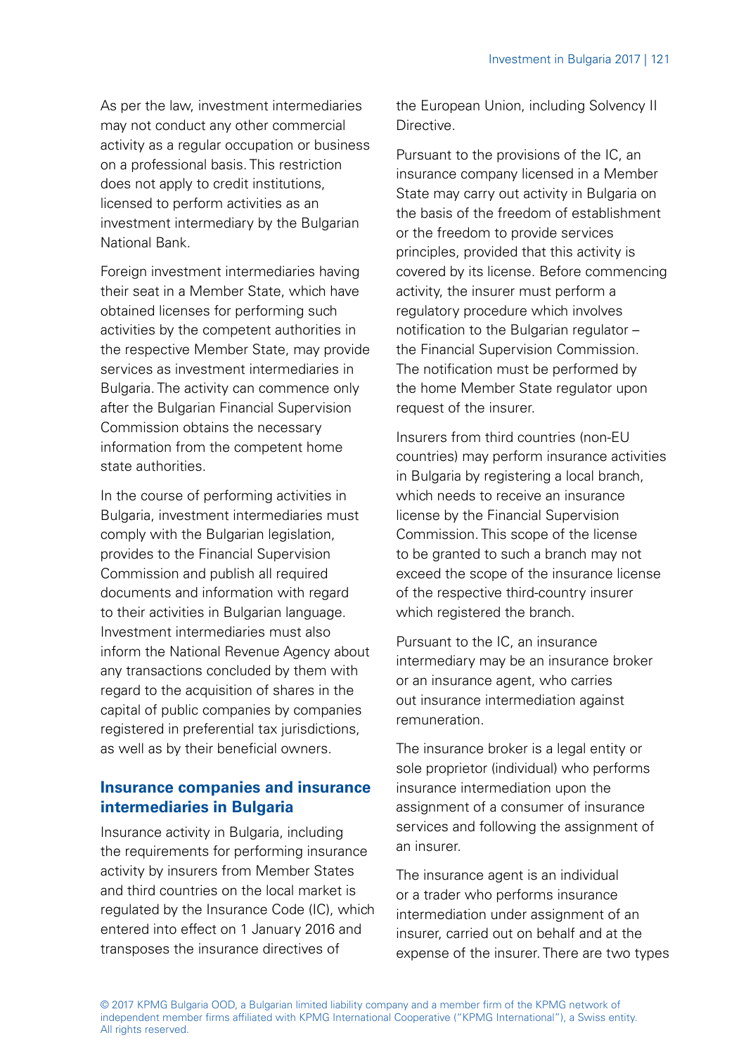As per the law, investment intermediaries may not conduct any other commercial activity as a regular occupation or business on a professional basis. This restriction does not apply to credit institutions, licensed to perform activities as an investment intermediary by the Bulgarian National Bank.

Foreign investment intermediaries having their seat in a Member State, which have obtained licenses for performing such activities by the competent authorities in the respective Member State, may provide services as investment intermediaries in Bulgaria. The activity can commence only after the Bulgarian Financial Supervision Commission obtains the necessary information from the competent home state authorities.

In the course of performing activities in Bulgaria, investment intermediaries must comply with the Bulgarian legislation, provides to the Financial Supervision Commission and publish all required documents and information with regard to their activities in Bulgarian language. Investment intermediaries must also inform the National Revenue Agency about any transactions concluded by them with regard to the acquisition of shares in the capital of public companies by companies registered in preferential tax jurisdictions, as well as by their beneficial owners.

## Insurance companies and insurance intermediaries in Bulgaria

Insurance activity in Bulgaria, including the requirements for performing insurance activity by insurers from Member States and third countries on the local market is regulated by the Insurance Code (IC), which entered into effect on 1 January 2016 and transposes the insurance directives of the European Union, including Solvency II Directive.

Pursuant to the provisions of the IC, an insurance company licensed in a Member State may carry out activity in Bulgaria on the basis of the freedom of establishment or the freedom to provide services principles, provided that this activity is covered by its license. Before commencing activity, the insurer must perform a regulatory procedure which involves notification to the Bulgarian regulator – the Financial Supervision Commission. The notification must be performed by the home Member State regulator upon request of the insurer.

Insurers from third countries (non-EU countries) may perform insurance activities in Bulgaria by registering a local branch, which needs to receive an insurance license by the Financial Supervision Commission. This scope of the license to be granted to such a branch may not exceed the scope of the insurance license of the respective third-country insurer which registered the branch.

Pursuant to the IC, an insurance intermediary may be an insurance broker or an insurance agent, who carries out insurance intermediation against remuneration.

The insurance broker is a legal entity or sole proprietor (individual) who performs insurance intermediation upon the assignment of a consumer of insurance services and following the assignment of an insurer.

The insurance agent is an individual or a trader who performs insurance intermediation under assignment of an insurer, carried out on behalf and at the expense of the insurer. There are two types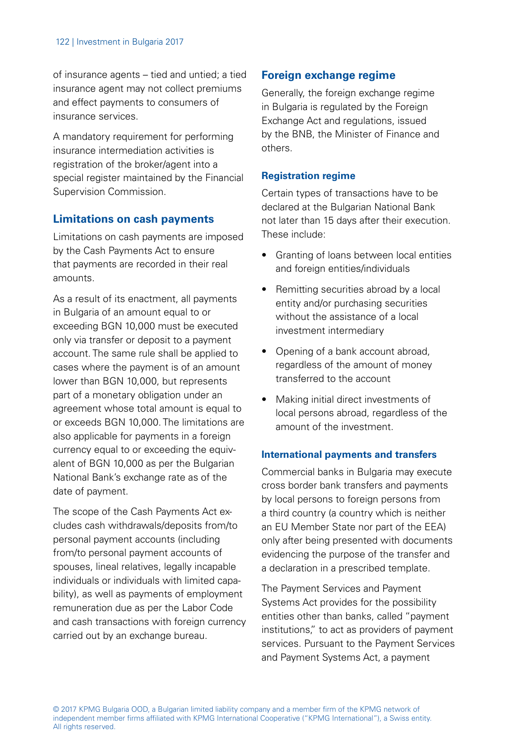of insurance agents – tied and untied; a tied insurance agent may not collect premiums and effect payments to consumers of insurance services.

A mandatory requirement for performing insurance intermediation activities is registration of the broker/agent into a special register maintained by the Financial Supervision Commission.

## Limitations on cash payments

Limitations on cash payments are imposed by the Cash Payments Act to ensure that payments are recorded in their real amounts.

As a result of its enactment, all payments in Bulgaria of an amount equal to or exceeding BGN 10,000 must be executed only via transfer or deposit to a payment account. The same rule shall be applied to cases where the payment is of an amount lower than BGN 10,000, but represents part of a monetary obligation under an agreement whose total amount is equal to or exceeds BGN 10,000. The limitations are also applicable for payments in a foreign currency equal to or exceeding the equivalent of BGN 10,000 as per the Bulgarian National Bank's exchange rate as of the date of payment.

The scope of the Cash Payments Act excludes cash withdrawals/deposits from/to personal payment accounts (including from/to personal payment accounts of spouses, lineal relatives, legally incapable individuals or individuals with limited capability), as well as payments of employment remuneration due as per the Labor Code and cash transactions with foreign currency carried out by an exchange bureau.

## Foreign exchange regime

Generally, the foreign exchange regime in Bulgaria is regulated by the Foreign Exchange Act and regulations, issued by the BNB, the Minister of Finance and others.

### Registration regime

Certain types of transactions have to be declared at the Bulgarian National Bank not later than 15 days after their execution. These include:

- Granting of loans between local entities and foreign entities/individuals
- Remitting securities abroad by a local entity and/or purchasing securities without the assistance of a local investment intermediary
- Opening of a bank account abroad, regardless of the amount of money transferred to the account
- Making initial direct investments of local persons abroad, regardless of the amount of the investment.

### International payments and transfers

Commercial banks in Bulgaria may execute cross border bank transfers and payments by local persons to foreign persons from a third country (a country which is neither an EU Member State nor part of the EEA) only after being presented with documents evidencing the purpose of the transfer and a declaration in a prescribed template.

The Payment Services and Payment Systems Act provides for the possibility entities other than banks, called "payment institutions," to act as providers of payment services. Pursuant to the Payment Services and Payment Systems Act, a payment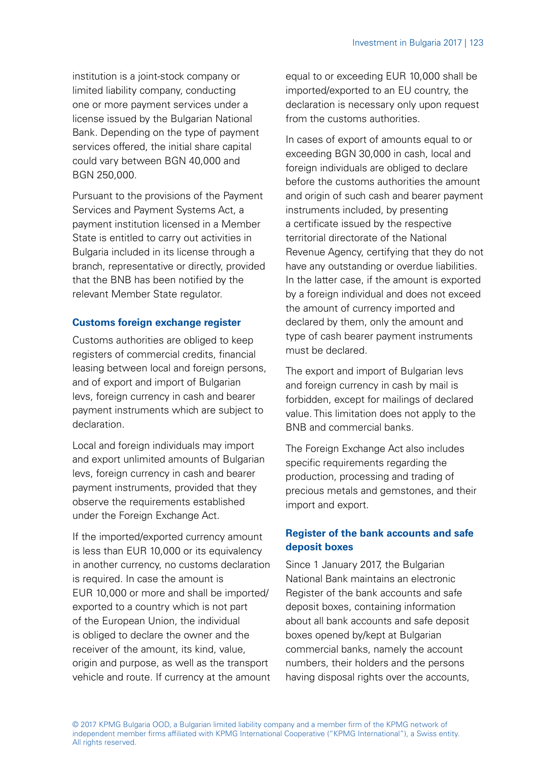institution is a joint-stock company or limited liability company, conducting one or more payment services under a license issued by the Bulgarian National Bank. Depending on the type of payment services offered, the initial share capital could vary between BGN 40,000 and BGN 250,000.

Pursuant to the provisions of the Payment Services and Payment Systems Act, a payment institution licensed in a Member State is entitled to carry out activities in Bulgaria included in its license through a branch, representative or directly, provided that the BNB has been notified by the relevant Member State regulator.

### Customs foreign exchange register

Customs authorities are obliged to keep registers of commercial credits, financial leasing between local and foreign persons, and of export and import of Bulgarian levs, foreign currency in cash and bearer payment instruments which are subject to declaration.

Local and foreign individuals may import and export unlimited amounts of Bulgarian levs, foreign currency in cash and bearer payment instruments, provided that they observe the requirements established under the Foreign Exchange Act.

If the imported/exported currency amount is less than EUR 10,000 or its equivalency in another currency, no customs declaration is required. In case the amount is EUR 10,000 or more and shall be imported/exported to a country which is not part of the European Union, the individual is obliged to declare the owner and the receiver of the amount, its kind, value, origin and purpose, as well as the transport vehicle and route. If currency at the amount equal to or exceeding EUR 10,000 shall be imported/exported to an EU country, the declaration is necessary only upon request from the customs authorities.

In cases of export of amounts equal to or exceeding BGN 30,000 in cash, local and foreign individuals are obliged to declare before the customs authorities the amount and origin of such cash and bearer payment instruments included, by presenting a certificate issued by the respective territorial directorate of the National Revenue Agency, certifying that they do not have any outstanding or overdue liabilities. In the latter case, if the amount is exported by a foreign individual and does not exceed the amount of currency imported and declared by them, only the amount and type of cash bearer payment instruments must be declared.

The export and import of Bulgarian levs and foreign currency in cash by mail is forbidden, except for mailings of declared value. This limitation does not apply to the BNB and commercial banks.

The Foreign Exchange Act also includes specific requirements regarding the production, processing and trading of precious metals and gemstones, and their import and export.

### Register of the bank accounts and safe deposit boxes

Since 1 January 2017, the Bulgarian National Bank maintains an electronic Register of the bank accounts and safe deposit boxes, containing information about all bank accounts and safe deposit boxes opened by/kept at Bulgarian commercial banks, namely the account numbers, their holders and the persons having disposal rights over the accounts,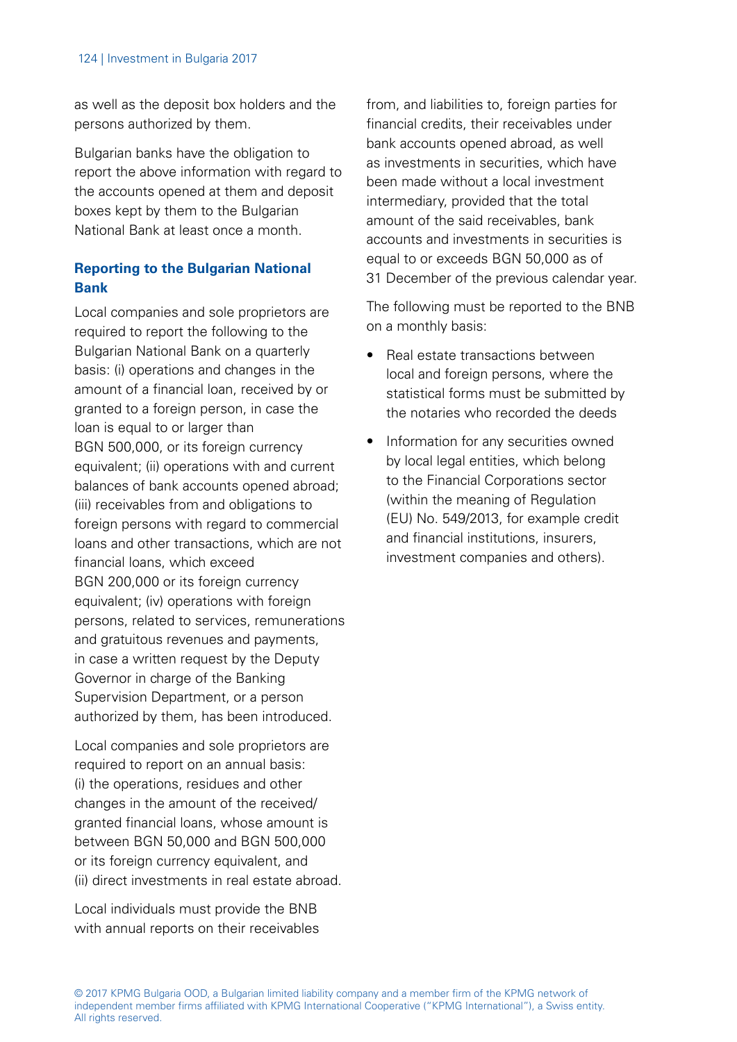as well as the deposit box holders and the persons authorized by them.

Bulgarian banks have the obligation to report the above information with regard to the accounts opened at them and deposit boxes kept by them to the Bulgarian National Bank at least once a month.

### Reporting to the Bulgarian National Bank

Local companies and sole proprietors are required to report the following to the Bulgarian National Bank on a quarterly basis: (i) operations and changes in the amount of a financial loan, received by or granted to a foreign person, in case the loan is equal to or larger than BGN 500,000, or its foreign currency equivalent; (ii) operations with and current balances of bank accounts opened abroad; (iii) receivables from and obligations to foreign persons with regard to commercial loans and other transactions, which are not financial loans, which exceed BGN 200,000 or its foreign currency equivalent; (iv) operations with foreign persons, related to services, remunerations and gratuitous revenues and payments, in case a written request by the Deputy Governor in charge of the Banking Supervision Department, or a person authorized by them, has been introduced.

Local companies and sole proprietors are required to report on an annual basis: (i) the operations, residues and other changes in the amount of the received/granted financial loans, whose amount is between BGN 50,000 and BGN 500,000 or its foreign currency equivalent, and (ii) direct investments in real estate abroad.

Local individuals must provide the BNB with annual reports on their receivables from, and liabilities to, foreign parties for financial credits, their receivables under bank accounts opened abroad, as well as investments in securities, which have been made without a local investment intermediary, provided that the total amount of the said receivables, bank accounts and investments in securities is equal to or exceeds BGN 50,000 as of 31 December of the previous calendar year.

The following must be reported to the BNB on a monthly basis:

- Real estate transactions between local and foreign persons, where the statistical forms must be submitted by the notaries who recorded the deeds
- Information for any securities owned by local legal entities, which belong to the Financial Corporations sector (within the meaning of Regulation (EU) No. 549/2013, for example credit and financial institutions, insurers, investment companies and others).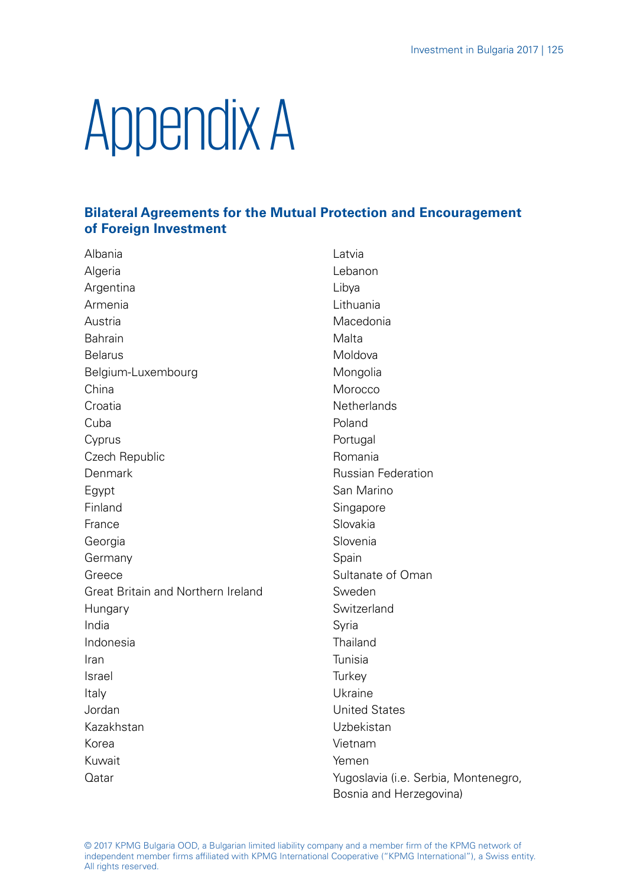# Appendix A

## Bilateral Agreements for the Mutual Protection and Encouragement of Foreign Investment

Albania
Algeria
Argentina
Armenia
Austria
Bahrain
Belarus
Belgium-Luxembourg
China
Croatia
Cuba
Cyprus
Czech Republic
Denmark
Egypt
Finland
France
Georgia
Germany
Greece
Great Britain and Northern Ireland
Hungary
India
Indonesia
Iran
Israel
Italy
Jordan
Kazakhstan
Korea
Kuwait
Qatar
Latvia
Lebanon
Libya
Lithuania
Macedonia
Malta
Moldova
Mongolia
Morocco
Netherlands
Poland
Portugal
Romania
Russian Federation
San Marino
Singapore
Slovakia
Slovenia
Spain
Sultanate of Oman
Sweden
Switzerland
Syria
Thailand
Tunisia
Turkey
Ukraine
United States
Uzbekistan
Vietnam
Yemen
Yugoslavia (i.e. Serbia, Montenegro, Bosnia and Herzegovina)

© 2017 KPMG Bulgaria OOD, a Bulgarian limited liability company and a member firm of the KPMG network of independent member firms affiliated with KPMG International Cooperative ("KPMG International"), a Swiss entity. All rights reserved.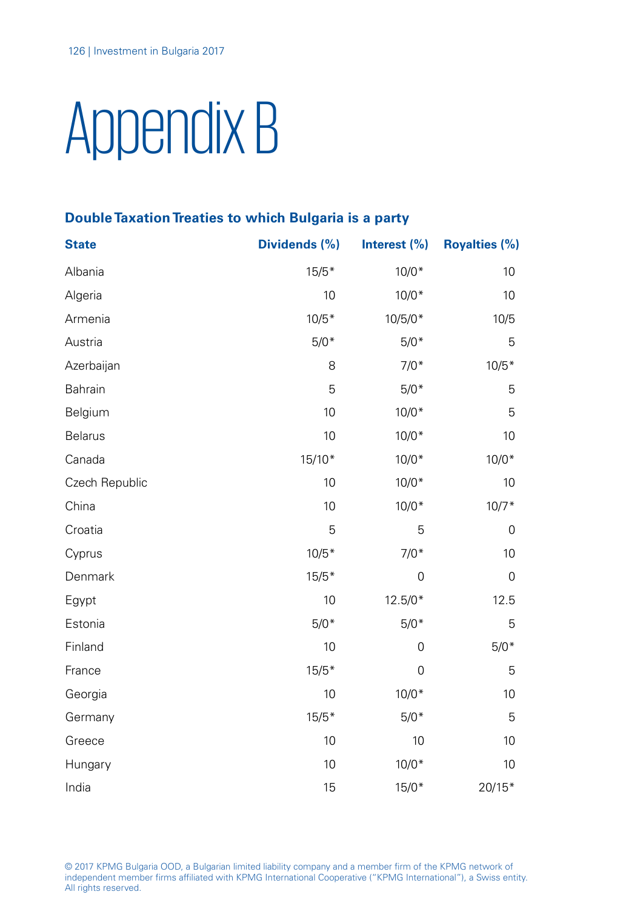# Appendix B

## Double Taxation Treaties to which Bulgaria is a party

| State | Dividends (%) | Interest (%) | Royalties (%) |
|---|---|---|---|
| Albania | 15/5* | 10/0* | 10 |
| Algeria | 10 | 10/0* | 10 |
| Armenia | 10/5* | 10/5/0* | 10/5 |
| Austria | 5/0* | 5/0* | 5 |
| Azerbaijan | 8 | 7/0* | 10/5* |
| Bahrain | 5 | 5/0* | 5 |
| Belgium | 10 | 10/0* | 5 |
| Belarus | 10 | 10/0* | 10 |
| Canada | 15/10* | 10/0* | 10/0* |
| Czech Republic | 10 | 10/0* | 10 |
| China | 10 | 10/0* | 10/7* |
| Croatia | 5 | 5 | 0 |
| Cyprus | 10/5* | 7/0* | 10 |
| Denmark | 15/5* | 0 | 0 |
| Egypt | 10 | 12.5/0* | 12.5 |
| Estonia | 5/0* | 5/0* | 5 |
| Finland | 10 | 0 | 5/0* |
| France | 15/5* | 0 | 5 |
| Georgia | 10 | 10/0* | 10 |
| Germany | 15/5* | 5/0* | 5 |
| Greece | 10 | 10 | 10 |
| Hungary | 10 | 10/0* | 10 |
| India | 15 | 15/0* | 20/15* |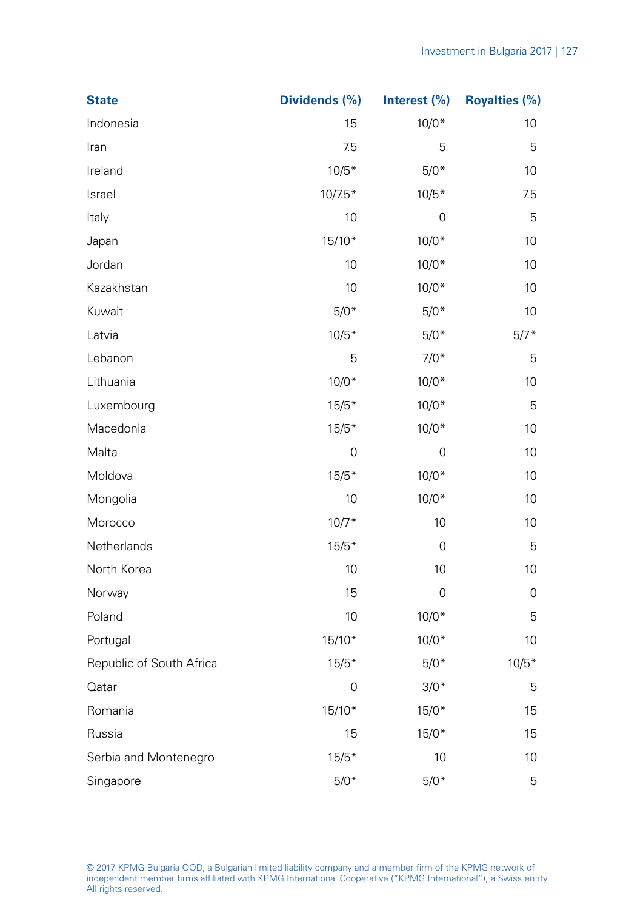| State | Dividends (%) | Interest (%) | Royalties (%) |
|---|---|---|---|
| Indonesia | 15 | 10/0* | 10 |
| Iran | 7.5 | 5 | 5 |
| Ireland | 10/5* | 5/0* | 10 |
| Israel | 10/7.5* | 10/5* | 7.5 |
| Italy | 10 | 0 | 5 |
| Japan | 15/10* | 10/0* | 10 |
| Jordan | 10 | 10/0* | 10 |
| Kazakhstan | 10 | 10/0* | 10 |
| Kuwait | 5/0* | 5/0* | 10 |
| Latvia | 10/5* | 5/0* | 5/7* |
| Lebanon | 5 | 7/0* | 5 |
| Lithuania | 10/0* | 10/0* | 10 |
| Luxembourg | 15/5* | 10/0* | 5 |
| Macedonia | 15/5* | 10/0* | 10 |
| Malta | 0 | 0 | 10 |
| Moldova | 15/5* | 10/0* | 10 |
| Mongolia | 10 | 10/0* | 10 |
| Morocco | 10/7* | 10 | 10 |
| Netherlands | 15/5* | 0 | 5 |
| North Korea | 10 | 10 | 10 |
| Norway | 15 | 0 | 0 |
| Poland | 10 | 10/0* | 5 |
| Portugal | 15/10* | 10/0* | 10 |
| Republic of South Africa | 15/5* | 5/0* | 10/5* |
| Qatar | 0 | 3/0* | 5 |
| Romania | 15/10* | 15/0* | 15 |
| Russia | 15 | 15/0* | 15 |
| Serbia and Montenegro | 15/5* | 10 | 10 |
| Singapore | 5/0* | 5/0* | 5 |

© 2017 KPMG Bulgaria OOD, a Bulgarian limited liability company and a member firm of the KPMG network of independent member firms affiliated with KPMG International Cooperative ("KPMG International"), a Swiss entity. All rights reserved.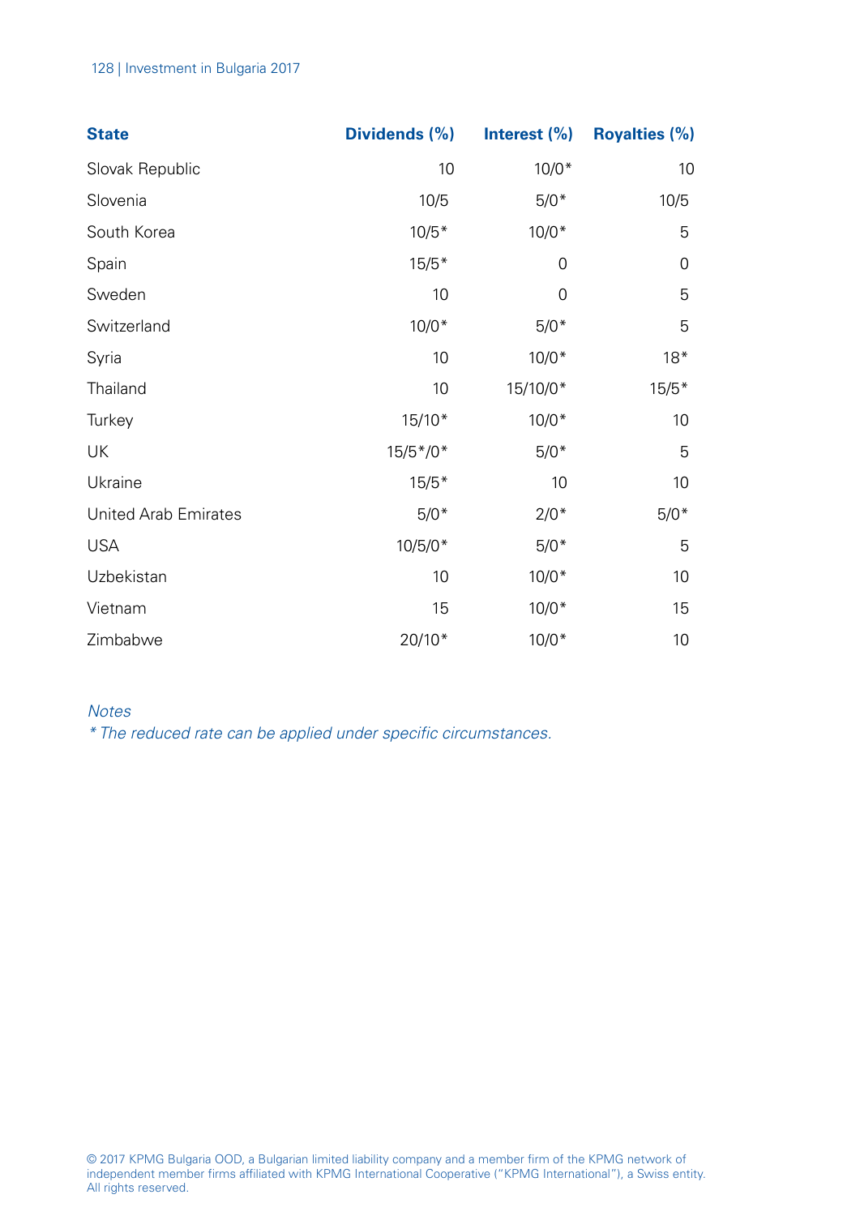| State | Dividends (%) | Interest (%) | Royalties (%) |
|---|---|---|---|
| Slovak Republic | 10 | 10/0* | 10 |
| Slovenia | 10/5 | 5/0* | 10/5 |
| South Korea | 10/5* | 10/0* | 5 |
| Spain | 15/5* | 0 | 0 |
| Sweden | 10 | 0 | 5 |
| Switzerland | 10/0* | 5/0* | 5 |
| Syria | 10 | 10/0* | 18* |
| Thailand | 10 | 15/10/0* | 15/5* |
| Turkey | 15/10* | 10/0* | 10 |
| UK | 15/5*/0* | 5/0* | 5 |
| Ukraine | 15/5* | 10 | 10 |
| United Arab Emirates | 5/0* | 2/0* | 5/0* |
| USA | 10/5/0* | 5/0* | 5 |
| Uzbekistan | 10 | 10/0* | 10 |
| Vietnam | 15 | 10/0* | 15 |
| Zimbabwe | 20/10* | 10/0* | 10 |

*Notes*

*\* The reduced rate can be applied under specific circumstances.*

© 2017 KPMG Bulgaria OOD, a Bulgarian limited liability company and a member firm of the KPMG network of independent member firms affiliated with KPMG International Cooperative ("KPMG International"), a Swiss entity. All rights reserved.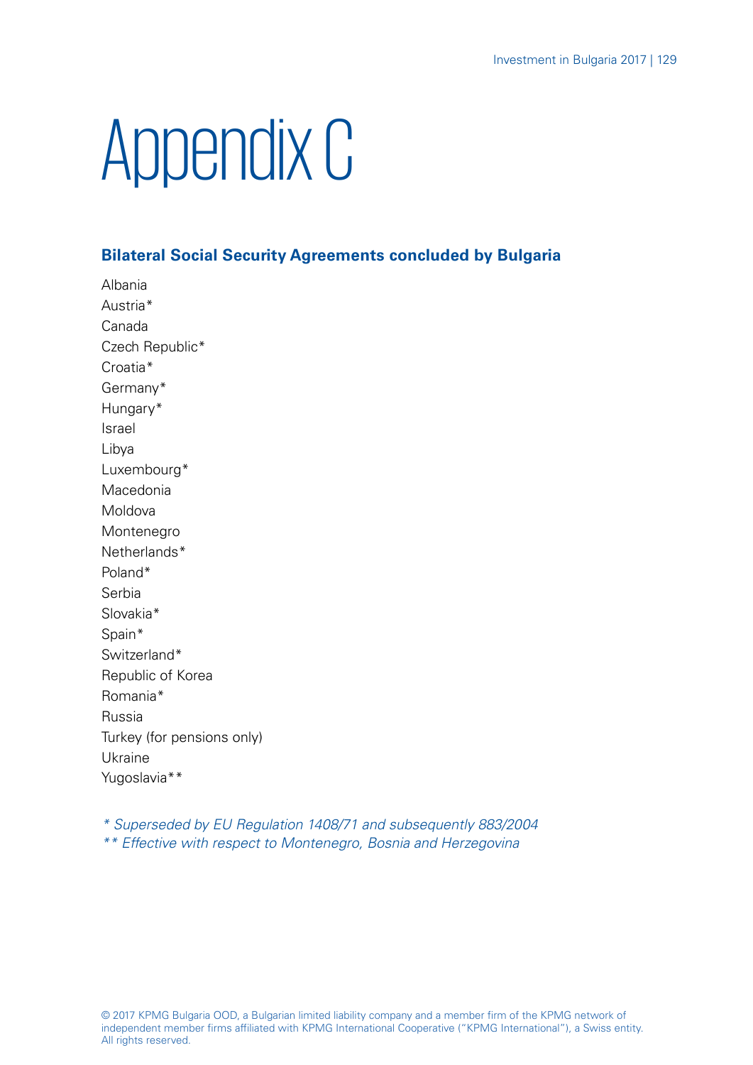# Appendix C

## Bilateral Social Security Agreements concluded by Bulgaria

Albania
Austria*
Canada
Czech Republic*
Croatia*
Germany*
Hungary*
Israel
Libya
Luxembourg*
Macedonia
Moldova
Montenegro
Netherlands*
Poland*
Serbia
Slovakia*
Spain*
Switzerland*
Republic of Korea
Romania*
Russia
Turkey (for pensions only)
Ukraine
Yugoslavia**

*\* Superseded by EU Regulation 1408/71 and subsequently 883/2004*
*\*\* Effective with respect to Montenegro, Bosnia and Herzegovina*

© 2017 KPMG Bulgaria OOD, a Bulgarian limited liability company and a member firm of the KPMG network of independent member firms affiliated with KPMG International Cooperative ("KPMG International"), a Swiss entity. All rights reserved.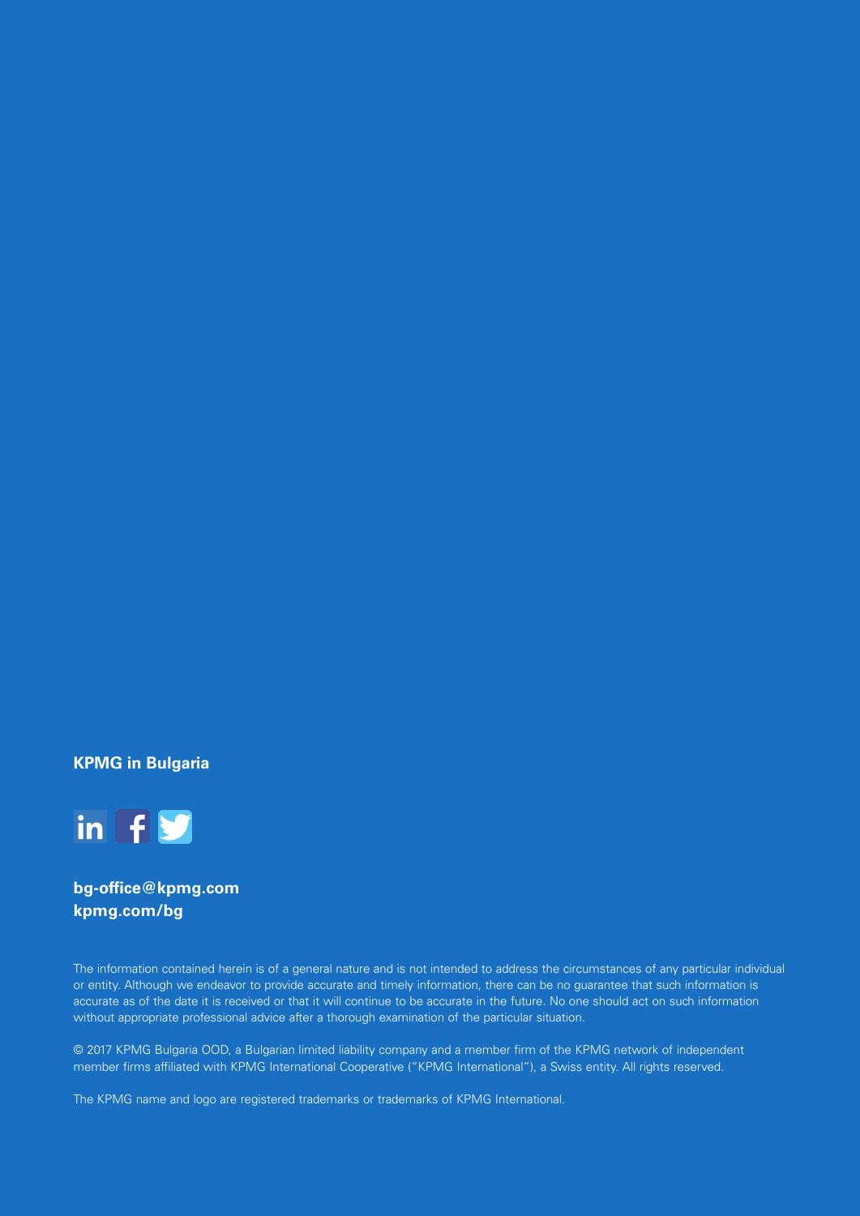**KPMG in Bulgaria**

**bg-office@kpmg.com**
**kpmg.com/bg**

The information contained herein is of a general nature and is not intended to address the circumstances of any particular individual or entity. Although we endeavor to provide accurate and timely information, there can be no guarantee that such information is accurate as of the date it is received or that it will continue to be accurate in the future. No one should act on such information without appropriate professional advice after a thorough examination of the particular situation.

© 2017 KPMG Bulgaria OOD, a Bulgarian limited liability company and a member firm of the KPMG network of independent member firms affiliated with KPMG International Cooperative ("KPMG International"), a Swiss entity. All rights reserved.

The KPMG name and logo are registered trademarks or trademarks of KPMG International.